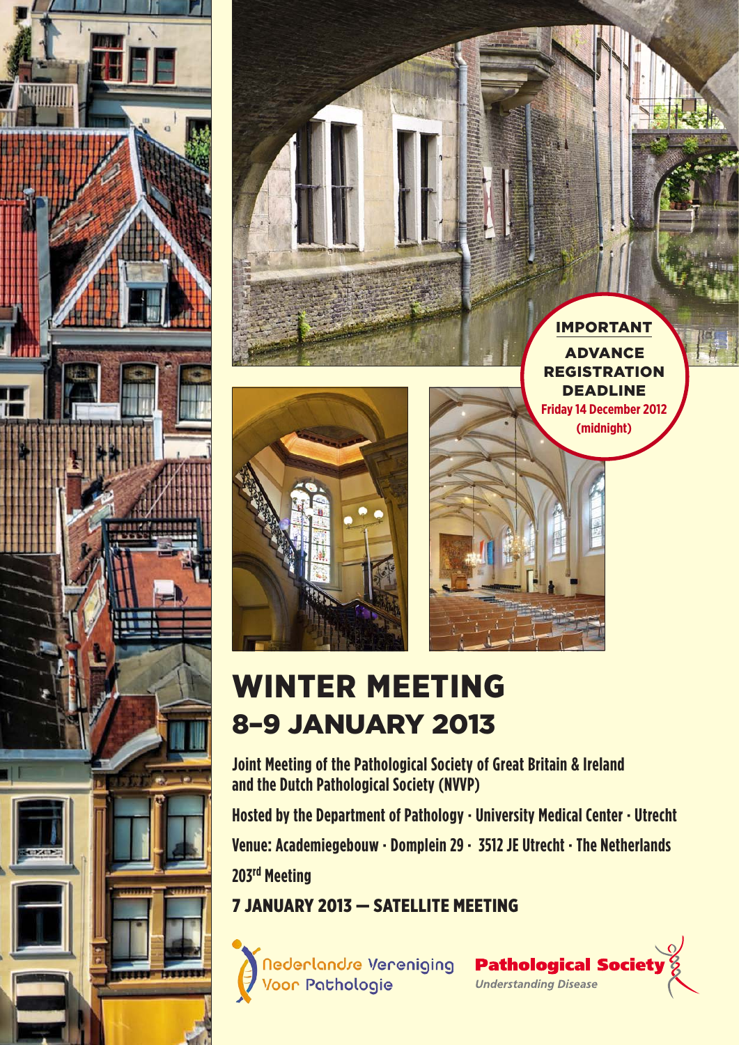**IMPORTANT**

**ADVANCE REGISTRATION DEADLINE**

**Friday 14 December 2012 (midnight)**

# WINTER MEETING
## 8–9 JANUARY 2013

**Joint Meeting of the Pathological Society of Great Britain & Ireland and the Dutch Pathological Society (NVVP)**

**Hosted by the Department of Pathology · University Medical Center · Utrecht**

**Venue: Academiegebouw · Domplein 29 · 3512 JE Utrecht · The Netherlands**

**203rd Meeting**

**7 JANUARY 2013 — SATELLITE MEETING**

Nederlandse Vereniging Voor Pathologie

**Pathological Society**
*Understanding Disease*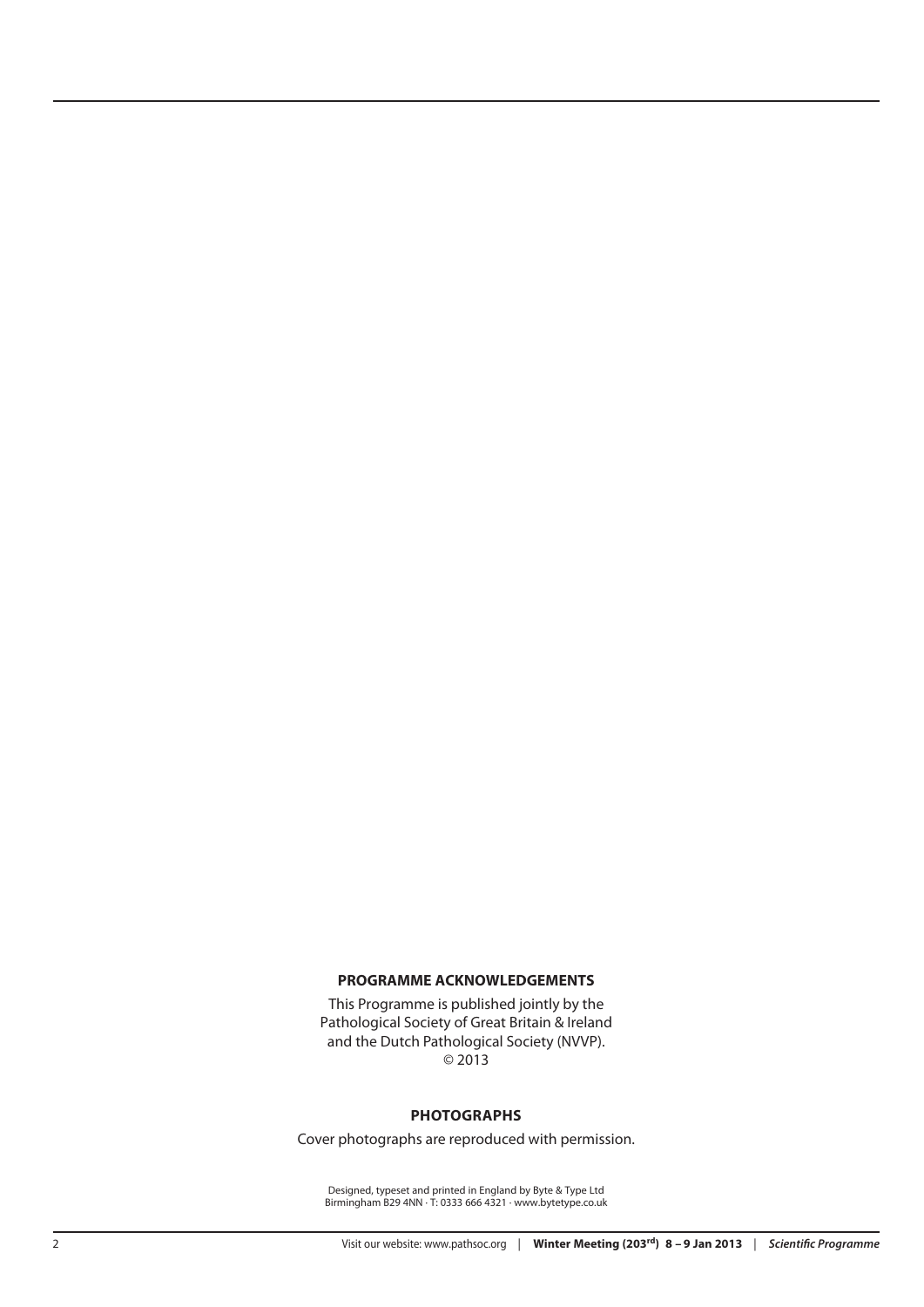## PROGRAMME ACKNOWLEDGEMENTS

This Programme is published jointly by the Pathological Society of Great Britain & Ireland and the Dutch Pathological Society (NVVP).
© 2013

## PHOTOGRAPHS

Cover photographs are reproduced with permission.

Designed, typeset and printed in England by Byte & Type Ltd
Birmingham B29 4NN · T: 0333 666 4321 · www.bytetype.co.uk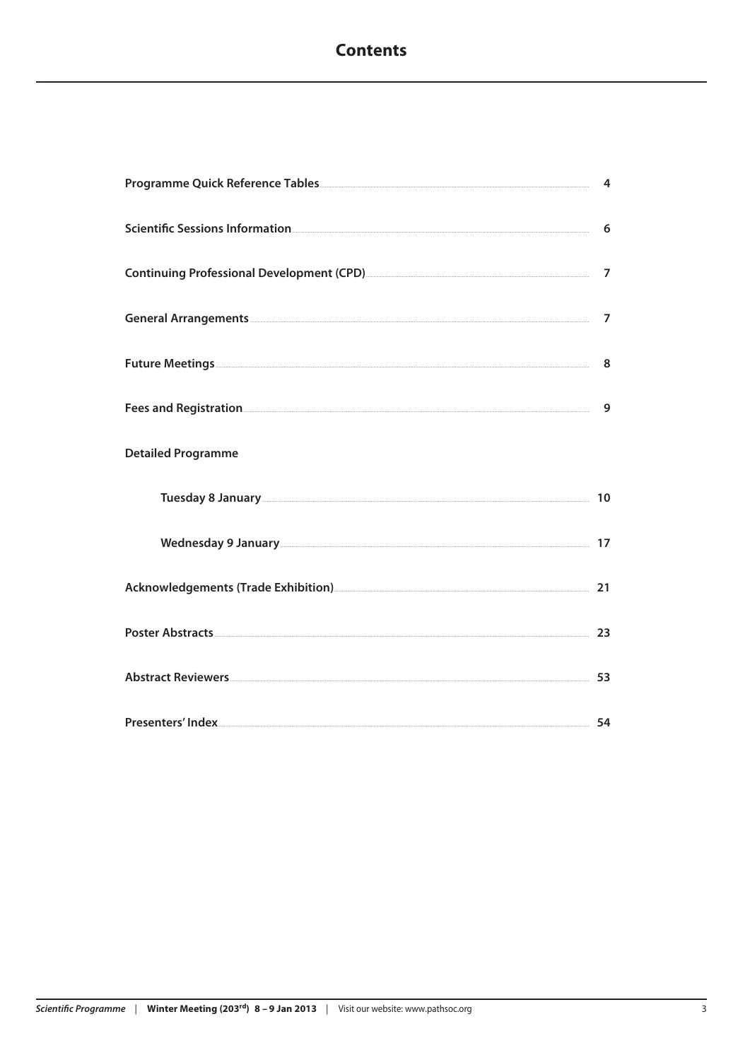# Contents

| | |
|---|---|
| **Programme Quick Reference Tables** | 4 |
| **Scientific Sessions Information** | 6 |
| **Continuing Professional Development (CPD)** | 7 |
| **General Arrangements** | 7 |
| **Future Meetings** | 8 |
| **Fees and Registration** | 9 |
| **Detailed Programme** | |
| **Tuesday 8 January** | 10 |
| **Wednesday 9 January** | 17 |
| **Acknowledgements (Trade Exhibition)** | 21 |
| **Poster Abstracts** | 23 |
| **Abstract Reviewers** | 53 |
| **Presenters' Index** | 54 |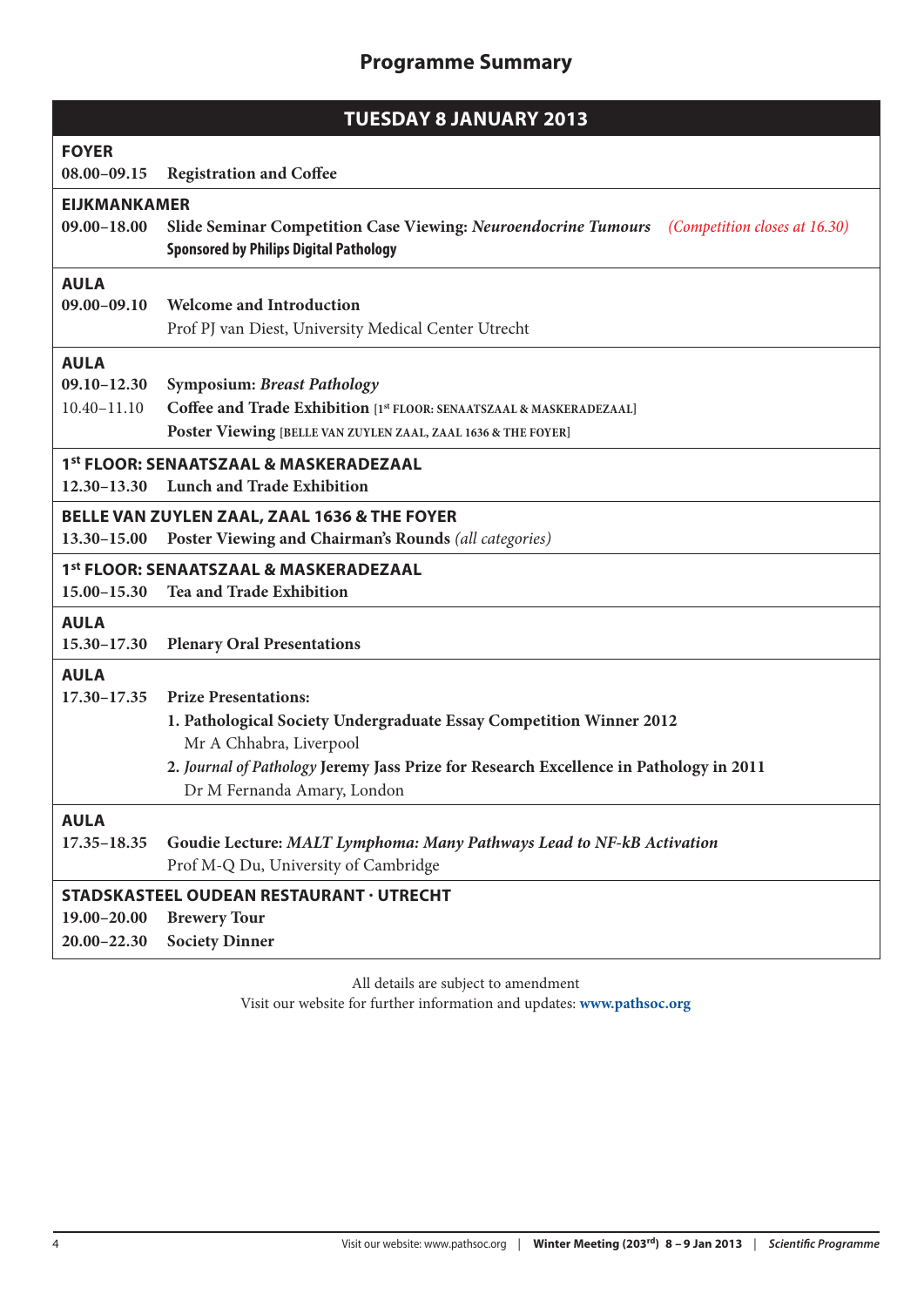# Programme Summary

## TUESDAY 8 JANUARY 2013

**FOYER**

**08.00–09.15** **Registration and Coffee**

**EIJKMANKAMER**

**09.00–18.00** **Slide Seminar Competition Case Viewing:** ***Neuroendocrine Tumours*** *(Competition closes at 16.30)*
**Sponsored by Philips Digital Pathology**

**AULA**

**09.00–09.10** **Welcome and Introduction**
Prof PJ van Diest, University Medical Center Utrecht

**AULA**

**09.10–12.30** **Symposium:** ***Breast Pathology***

10.40–11.10 **Coffee and Trade Exhibition** [1st FLOOR: SENAATSZAAL & MASKERADEZAAL]
**Poster Viewing** [BELLE VAN ZUYLEN ZAAL, ZAAL 1636 & THE FOYER]

**1st FLOOR: SENAATSZAAL & MASKERADEZAAL**

**12.30–13.30** **Lunch and Trade Exhibition**

**BELLE VAN ZUYLEN ZAAL, ZAAL 1636 & THE FOYER**

**13.30–15.00** **Poster Viewing and Chairman's Rounds** *(all categories)*

**1st FLOOR: SENAATSZAAL & MASKERADEZAAL**

**15.00–15.30** **Tea and Trade Exhibition**

**AULA**

**15.30–17.30** **Plenary Oral Presentations**

**AULA**

**17.30–17.35** **Prize Presentations:**

1. **Pathological Society Undergraduate Essay Competition Winner 2012**
   Mr A Chhabra, Liverpool
2. ***Journal of Pathology*** **Jeremy Jass Prize for Research Excellence in Pathology in 2011**
   Dr M Fernanda Amary, London

**AULA**

**17.35–18.35** **Goudie Lecture:** ***MALT Lymphoma: Many Pathways Lead to NF-kB Activation***
Prof M-Q Du, University of Cambridge

**STADSKASTEEL OUDEAN RESTAURANT · UTRECHT**

**19.00–20.00** **Brewery Tour**

**20.00–22.30** **Society Dinner**

All details are subject to amendment
Visit our website for further information and updates: **www.pathsoc.org**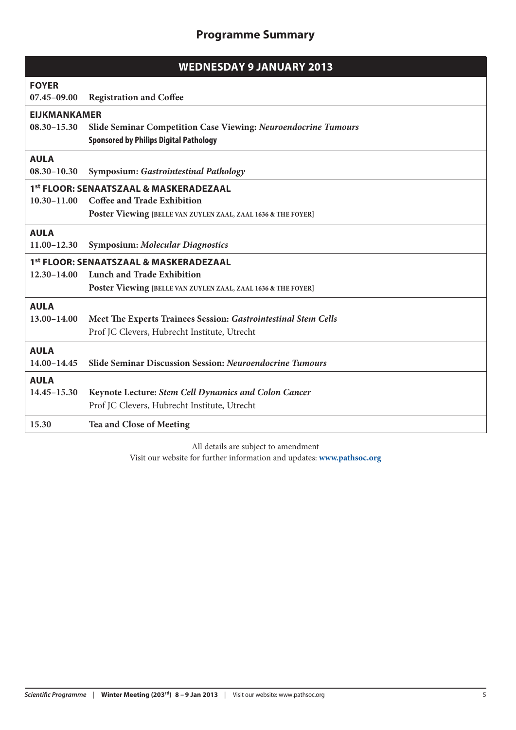# Programme Summary

## WEDNESDAY 9 JANUARY 2013

**FOYER**

**07.45–09.00** **Registration and Coffee**

**EIJKMANKAMER**

**08.30–15.30** **Slide Seminar Competition Case Viewing: *Neuroendocrine Tumours***
**Sponsored by Philips Digital Pathology**

**AULA**

**08.30–10.30** **Symposium: *Gastrointestinal Pathology***

**1st FLOOR: SENAATSZAAL & MASKERADEZAAL**

**10.30–11.00** **Coffee and Trade Exhibition**
**Poster Viewing** [BELLE VAN ZUYLEN ZAAL, ZAAL 1636 & THE FOYER]

**AULA**

**11.00–12.30** **Symposium: *Molecular Diagnostics***

**1st FLOOR: SENAATSZAAL & MASKERADEZAAL**

**12.30–14.00** **Lunch and Trade Exhibition**
**Poster Viewing** [BELLE VAN ZUYLEN ZAAL, ZAAL 1636 & THE FOYER]

**AULA**

**13.00–14.00** **Meet The Experts Trainees Session: *Gastrointestinal Stem Cells***
Prof JC Clevers, Hubrecht Institute, Utrecht

**AULA**

**14.00–14.45** **Slide Seminar Discussion Session: *Neuroendocrine Tumours***

**AULA**

**14.45–15.30** **Keynote Lecture: *Stem Cell Dynamics and Colon Cancer***
Prof JC Clevers, Hubrecht Institute, Utrecht

**15.30** **Tea and Close of Meeting**

All details are subject to amendment
Visit our website for further information and updates: **www.pathsoc.org**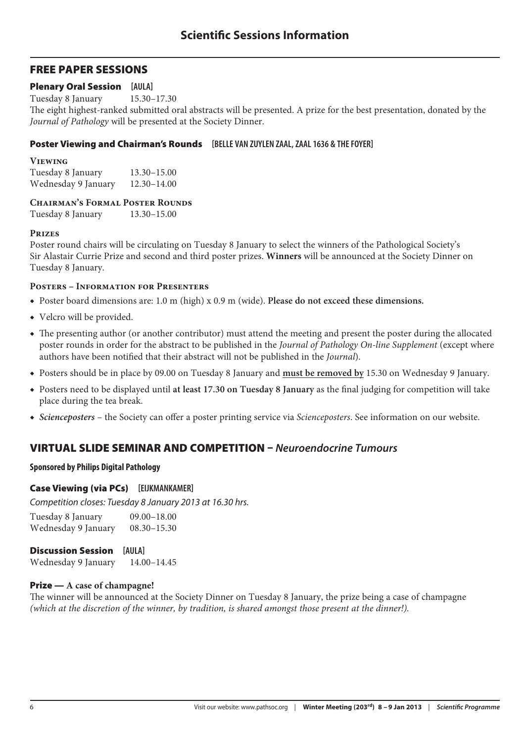# Scientific Sessions Information

## FREE PAPER SESSIONS

### Plenary Oral Session [AULA]

Tuesday 8 January 15.30–17.30

The eight highest-ranked submitted oral abstracts will be presented. A prize for the best presentation, donated by the *Journal of Pathology* will be presented at the Society Dinner.

### Poster Viewing and Chairman's Rounds [BELLE VAN ZUYLEN ZAAL, ZAAL 1636 & THE FOYER]

#### Viewing

Tuesday 8 January 13.30–15.00
Wednesday 9 January 12.30–14.00

#### Chairman's Formal Poster Rounds

Tuesday 8 January 13.30–15.00

#### Prizes

Poster round chairs will be circulating on Tuesday 8 January to select the winners of the Pathological Society's Sir Alastair Currie Prize and second and third poster prizes. **Winners** will be announced at the Society Dinner on Tuesday 8 January.

#### Posters – Information for Presenters

- Poster board dimensions are: 1.0 m (high) x 0.9 m (wide). **Please do not exceed these dimensions.**
- Velcro will be provided.
- The presenting author (or another contributor) must attend the meeting and present the poster during the allocated poster rounds in order for the abstract to be published in the *Journal of Pathology On-line Supplement* (except where authors have been notified that their abstract will not be published in the *Journal*).
- Posters should be in place by 09.00 on Tuesday 8 January and **must be removed by** 15.30 on Wednesday 9 January.
- Posters need to be displayed until **at least 17.30 on Tuesday 8 January** as the final judging for competition will take place during the tea break.
- ***Scienceposters*** – the Society can offer a poster printing service via *Scienceposters*. See information on our website.

## VIRTUAL SLIDE SEMINAR AND COMPETITION – *Neuroendocrine Tumours*

**Sponsored by Philips Digital Pathology**

### Case Viewing (via PCs) [EIJKMANKAMER]

*Competition closes: Tuesday 8 January 2013 at 16.30 hrs.*

Tuesday 8 January 09.00–18.00
Wednesday 9 January 08.30–15.30

### Discussion Session [AULA]

Wednesday 9 January 14.00–14.45

### Prize — A case of champagne!

The winner will be announced at the Society Dinner on Tuesday 8 January, the prize being a case of champagne *(which at the discretion of the winner, by tradition, is shared amongst those present at the dinner!).*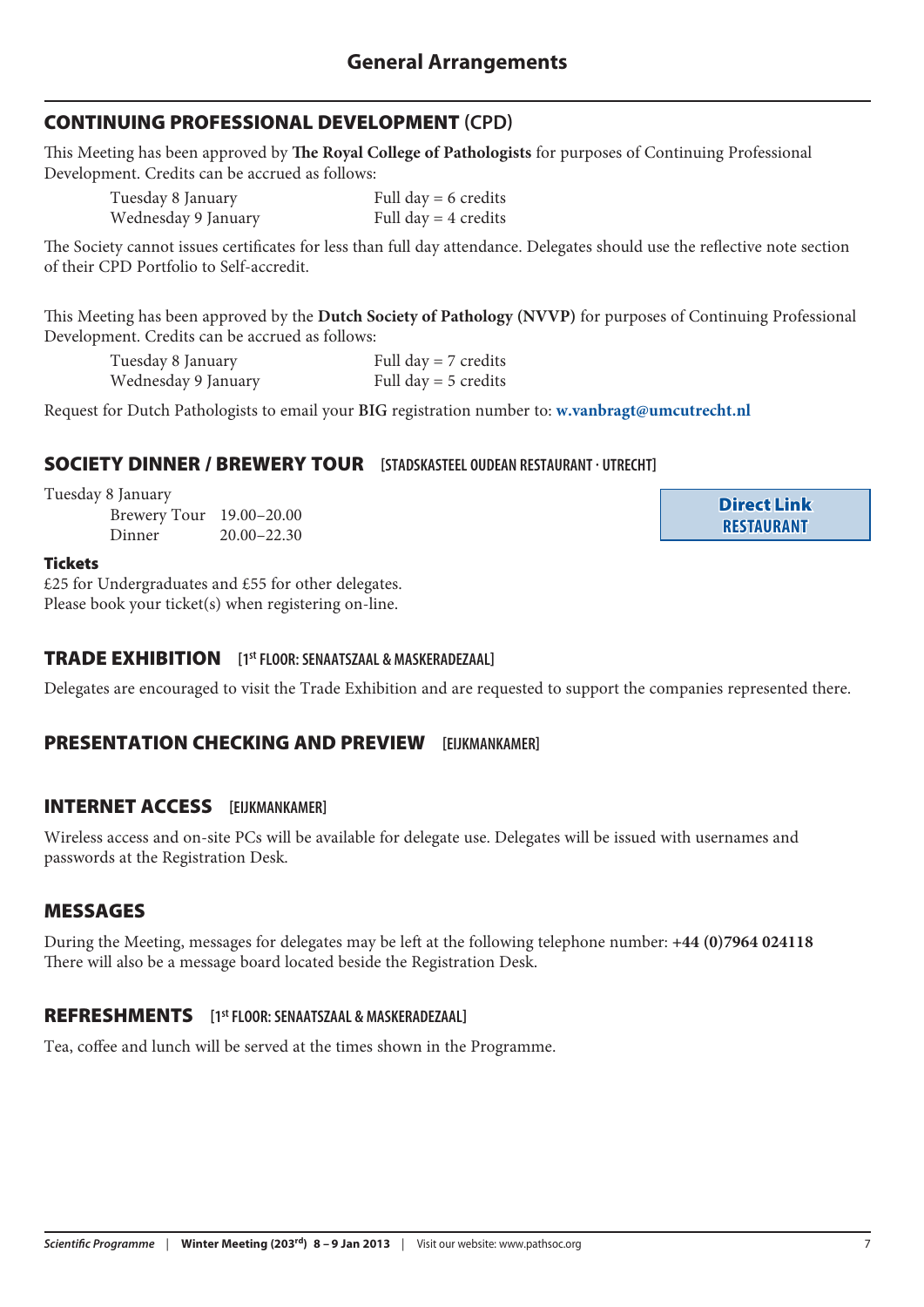# General Arrangements

## CONTINUING PROFESSIONAL DEVELOPMENT (CPD)

This Meeting has been approved by **The Royal College of Pathologists** for purposes of Continuing Professional Development. Credits can be accrued as follows:

| | |
|---|---|
| Tuesday 8 January | Full day = 6 credits |
| Wednesday 9 January | Full day = 4 credits |

The Society cannot issues certificates for less than full day attendance. Delegates should use the reflective note section of their CPD Portfolio to Self-accredit.

This Meeting has been approved by the **Dutch Society of Pathology (NVVP)** for purposes of Continuing Professional Development. Credits can be accrued as follows:

| | |
|---|---|
| Tuesday 8 January | Full day = 7 credits |
| Wednesday 9 January | Full day = 5 credits |

Request for Dutch Pathologists to email your **BIG** registration number to: **w.vanbragt@umcutrecht.nl**

## SOCIETY DINNER / BREWERY TOUR [STADSKASTEEL OUDEAN RESTAURANT · UTRECHT]

Tuesday 8 January

| | |
|---|---|
| Brewery Tour | 19.00–20.00 |
| Dinner | 20.00–22.30 |

**Direct Link RESTAURANT**

**Tickets**

£25 for Undergraduates and £55 for other delegates.
Please book your ticket(s) when registering on-line.

## TRADE EXHIBITION [1st FLOOR: SENAATSZAAL & MASKERADEZAAL]

Delegates are encouraged to visit the Trade Exhibition and are requested to support the companies represented there.

## PRESENTATION CHECKING AND PREVIEW [EIJKMANKAMER]

## INTERNET ACCESS [EIJKMANKAMER]

Wireless access and on-site PCs will be available for delegate use. Delegates will be issued with usernames and passwords at the Registration Desk.

## MESSAGES

During the Meeting, messages for delegates may be left at the following telephone number: **+44 (0)7964 024118**
There will also be a message board located beside the Registration Desk.

## REFRESHMENTS [1st FLOOR: SENAATSZAAL & MASKERADEZAAL]

Tea, coffee and lunch will be served at the times shown in the Programme.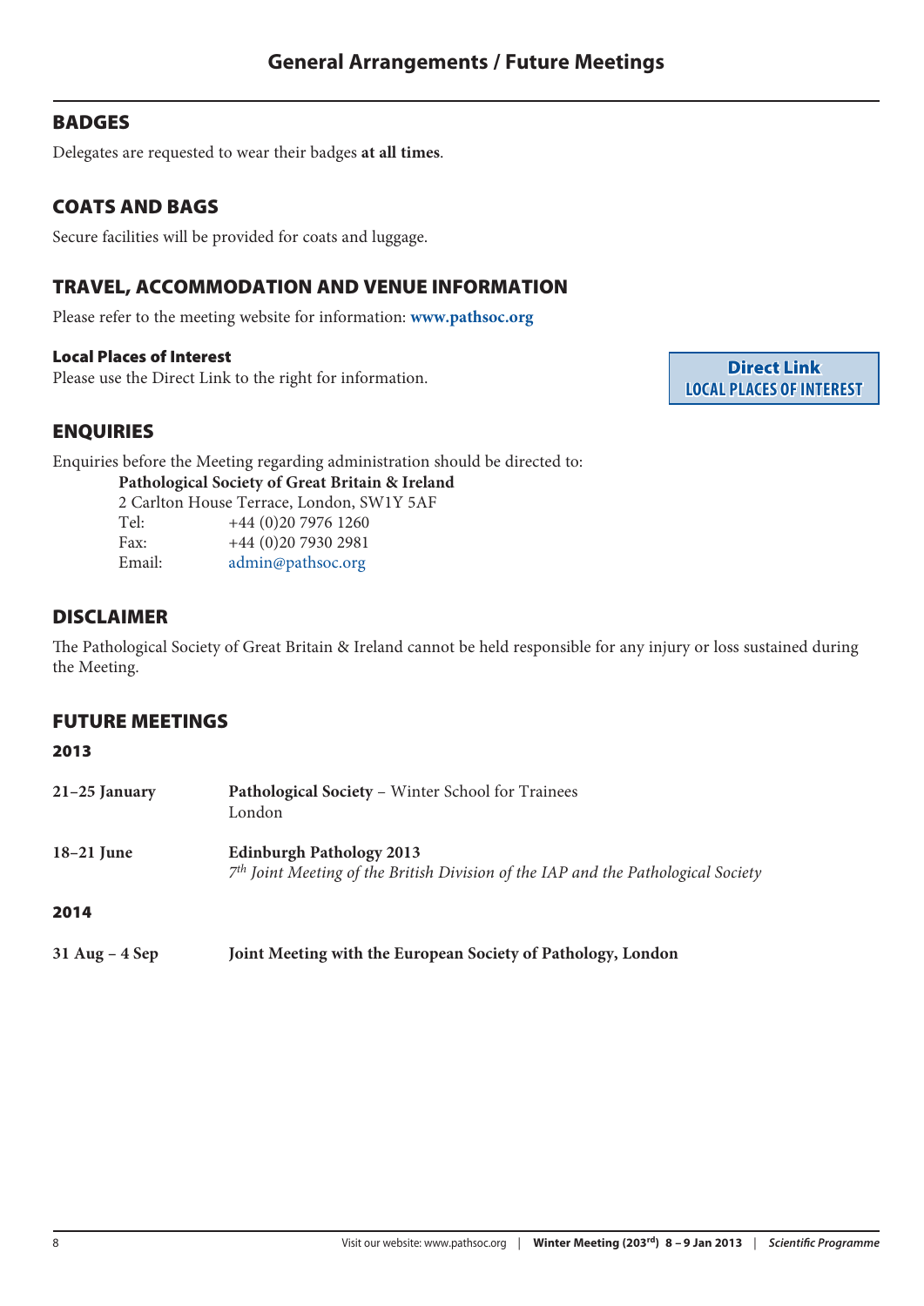# General Arrangements / Future Meetings

## BADGES

Delegates are requested to wear their badges **at all times**.

## COATS AND BAGS

Secure facilities will be provided for coats and luggage.

## TRAVEL, ACCOMMODATION AND VENUE INFORMATION

Please refer to the meeting website for information: **www.pathsoc.org**

### Local Places of Interest

Please use the Direct Link to the right for information.

**Direct Link**
**LOCAL PLACES OF INTEREST**

## ENQUIRIES

Enquiries before the Meeting regarding administration should be directed to:

**Pathological Society of Great Britain & Ireland**
2 Carlton House Terrace, London, SW1Y 5AF
Tel: +44 (0)20 7976 1260
Fax: +44 (0)20 7930 2981
Email: admin@pathsoc.org

## DISCLAIMER

The Pathological Society of Great Britain & Ireland cannot be held responsible for any injury or loss sustained during the Meeting.

## FUTURE MEETINGS

### 2013

**21–25 January** — **Pathological Society** – Winter School for Trainees
London

**18–21 June** — **Edinburgh Pathology 2013**
*7th Joint Meeting of the British Division of the IAP and the Pathological Society*

### 2014

**31 Aug – 4 Sep** — **Joint Meeting with the European Society of Pathology, London**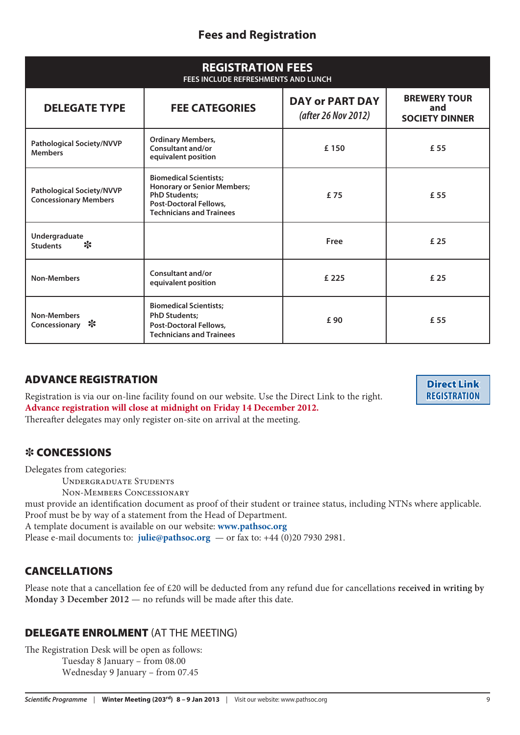## Fees and Registration

| REGISTRATION FEES<br>FEES INCLUDE REFRESHMENTS AND LUNCH | | | |
|---|---|---|---|
| **DELEGATE TYPE** | **FEE CATEGORIES** | **DAY or PART DAY** *(after 26 Nov 2012)* | **BREWERY TOUR and SOCIETY DINNER** |
| Pathological Society/NVVP Members | Ordinary Members, Consultant and/or equivalent position | £ 150 | £ 55 |
| Pathological Society/NVVP Concessionary Members | Biomedical Scientists; Honorary or Senior Members; PhD Students; Post-Doctoral Fellows, Technicians and Trainees | £ 75 | £ 55 |
| Undergraduate Students ✻ | | Free | £ 25 |
| Non-Members | Consultant and/or equivalent position | £ 225 | £ 25 |
| Non-Members Concessionary ✻ | Biomedical Scientists; PhD Students; Post-Doctoral Fellows, Technicians and Trainees | £ 90 | £ 55 |

### ADVANCE REGISTRATION

**Direct Link REGISTRATION**

Registration is via our on-line facility found on our website. Use the Direct Link to the right.
**Advance registration will close at midnight on Friday 14 December 2012.**
Thereafter delegates may only register on-site on arrival at the meeting.

### ✻ CONCESSIONS

Delegates from categories:

Undergraduate Students
Non-Members Concessionary

must provide an identification document as proof of their student or trainee status, including NTNs where applicable.
Proof must be by way of a statement from the Head of Department.
A template document is available on our website: **www.pathsoc.org**
Please e-mail documents to: **julie@pathsoc.org** — or fax to: +44 (0)20 7930 2981.

### CANCELLATIONS

Please note that a cancellation fee of £20 will be deducted from any refund due for cancellations **received in writing by Monday 3 December 2012** — no refunds will be made after this date.

### DELEGATE ENROLMENT (AT THE MEETING)

The Registration Desk will be open as follows:

Tuesday 8 January – from 08.00
Wednesday 9 January – from 07.45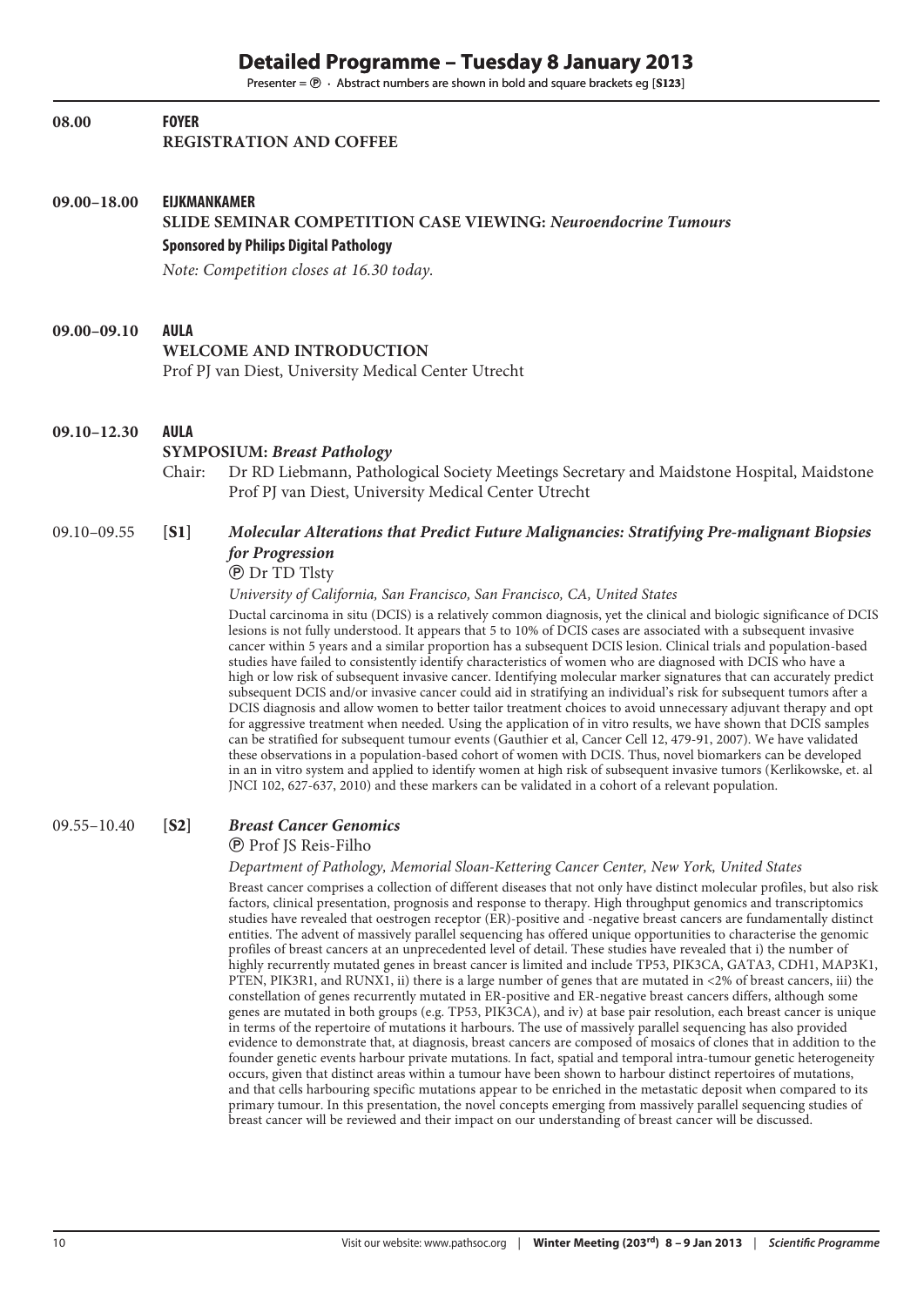# Detailed Programme – Tuesday 8 January 2013

Presenter = Ⓟ · Abstract numbers are shown in bold and square brackets eg [**S123**]

**08.00** **FOYER**
**REGISTRATION AND COFFEE**

**09.00–18.00** **EIJKMANKAMER**
**SLIDE SEMINAR COMPETITION CASE VIEWING: *Neuroendocrine Tumours***
**Sponsored by Philips Digital Pathology**
*Note: Competition closes at 16.30 today.*

**09.00–09.10** **AULA**
**WELCOME AND INTRODUCTION**
Prof PJ van Diest, University Medical Center Utrecht

**09.10–12.30** **AULA**
**SYMPOSIUM: *Breast Pathology***
Chair: Dr RD Liebmann, Pathological Society Meetings Secretary and Maidstone Hospital, Maidstone
Prof PJ van Diest, University Medical Center Utrecht

09.10–09.55 [**S1**] ***Molecular Alterations that Predict Future Malignancies: Stratifying Pre-malignant Biopsies for Progression***

Ⓟ Dr TD Tlsty

*University of California, San Francisco, San Francisco, CA, United States*

Ductal carcinoma in situ (DCIS) is a relatively common diagnosis, yet the clinical and biologic significance of DCIS lesions is not fully understood. It appears that 5 to 10% of DCIS cases are associated with a subsequent invasive cancer within 5 years and a similar proportion has a subsequent DCIS lesion. Clinical trials and population-based studies have failed to consistently identify characteristics of women who are diagnosed with DCIS who have a high or low risk of subsequent invasive cancer. Identifying molecular marker signatures that can accurately predict subsequent DCIS and/or invasive cancer could aid in stratifying an individual's risk for subsequent tumors after a DCIS diagnosis and allow women to better tailor treatment choices to avoid unnecessary adjuvant therapy and opt for aggressive treatment when needed. Using the application of in vitro results, we have shown that DCIS samples can be stratified for subsequent tumour events (Gauthier et al, Cancer Cell 12, 479-91, 2007). We have validated these observations in a population-based cohort of women with DCIS. Thus, novel biomarkers can be developed in an in vitro system and applied to identify women at high risk of subsequent invasive tumors (Kerlikowske, et. al JNCI 102, 627-637, 2010) and these markers can be validated in a cohort of a relevant population.

09.55–10.40 [**S2**] ***Breast Cancer Genomics***

Ⓟ Prof JS Reis-Filho

*Department of Pathology, Memorial Sloan-Kettering Cancer Center, New York, United States*

Breast cancer comprises a collection of different diseases that not only have distinct molecular profiles, but also risk factors, clinical presentation, prognosis and response to therapy. High throughput genomics and transcriptomics studies have revealed that oestrogen receptor (ER)-positive and -negative breast cancers are fundamentally distinct entities. The advent of massively parallel sequencing has offered unique opportunities to characterise the genomic profiles of breast cancers at an unprecedented level of detail. These studies have revealed that i) the number of highly recurrently mutated genes in breast cancer is limited and include TP53, PIK3CA, GATA3, CDH1, MAP3K1, PTEN, PIK3R1, and RUNX1, ii) there is a large number of genes that are mutated in <2% of breast cancers, iii) the constellation of genes recurrently mutated in ER-positive and ER-negative breast cancers differs, although some genes are mutated in both groups (e.g. TP53, PIK3CA), and iv) at base pair resolution, each breast cancer is unique in terms of the repertoire of mutations it harbours. The use of massively parallel sequencing has also provided evidence to demonstrate that, at diagnosis, breast cancers are composed of mosaics of clones that in addition to the founder genetic events harbour private mutations. In fact, spatial and temporal intra-tumour genetic heterogeneity occurs, given that distinct areas within a tumour have been shown to harbour distinct repertoires of mutations, and that cells harbouring specific mutations appear to be enriched in the metastatic deposit when compared to its primary tumour. In this presentation, the novel concepts emerging from massively parallel sequencing studies of breast cancer will be reviewed and their impact on our understanding of breast cancer will be discussed.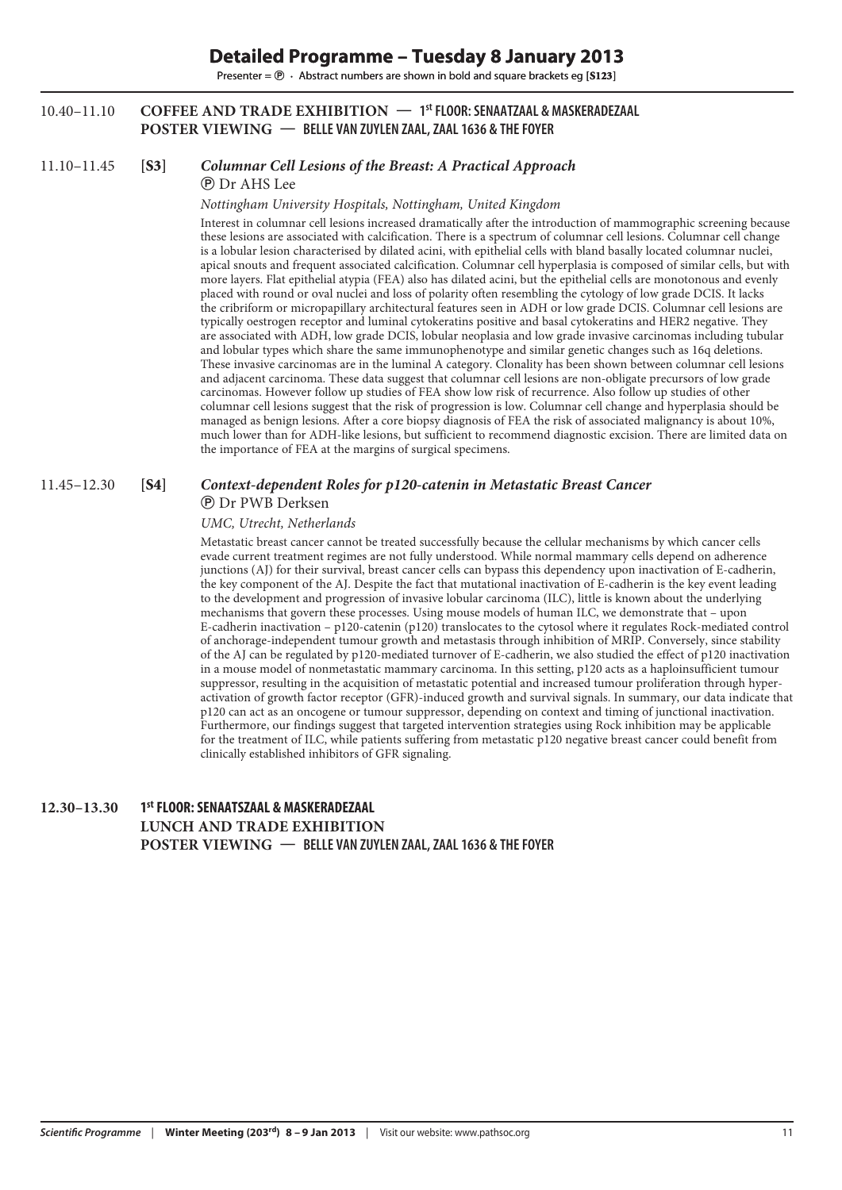# Detailed Programme – Tuesday 8 January 2013

Presenter = Ⓟ · Abstract numbers are shown in bold and square brackets eg [**S123**]

10.40–11.10 **COFFEE AND TRADE EXHIBITION — 1st FLOOR: SENAATZAAL & MASKERADEZAAL**
**POSTER VIEWING — BELLE VAN ZUYLEN ZAAL, ZAAL 1636 & THE FOYER**

11.10–11.45 [**S3**] ***Columnar Cell Lesions of the Breast: A Practical Approach***

Ⓟ Dr AHS Lee

*Nottingham University Hospitals, Nottingham, United Kingdom*

Interest in columnar cell lesions increased dramatically after the introduction of mammographic screening because these lesions are associated with calcification. There is a spectrum of columnar cell lesions. Columnar cell change is a lobular lesion characterised by dilated acini, with epithelial cells with bland basally located columnar nuclei, apical snouts and frequent associated calcification. Columnar cell hyperplasia is composed of similar cells, but with more layers. Flat epithelial atypia (FEA) also has dilated acini, but the epithelial cells are monotonous and evenly placed with round or oval nuclei and loss of polarity often resembling the cytology of low grade DCIS. It lacks the cribriform or micropapillary architectural features seen in ADH or low grade DCIS. Columnar cell lesions are typically oestrogen receptor and luminal cytokeratins positive and basal cytokeratins and HER2 negative. They are associated with ADH, low grade DCIS, lobular neoplasia and low grade invasive carcinomas including tubular and lobular types which share the same immunophenotype and similar genetic changes such as 16q deletions. These invasive carcinomas are in the luminal A category. Clonality has been shown between columnar cell lesions and adjacent carcinoma. These data suggest that columnar cell lesions are non-obligate precursors of low grade carcinomas. However follow up studies of FEA show low risk of recurrence. Also follow up studies of other columnar cell lesions suggest that the risk of progression is low. Columnar cell change and hyperplasia should be managed as benign lesions. After a core biopsy diagnosis of FEA the risk of associated malignancy is about 10%, much lower than for ADH-like lesions, but sufficient to recommend diagnostic excision. There are limited data on the importance of FEA at the margins of surgical specimens.

11.45–12.30 [**S4**] ***Context-dependent Roles for p120-catenin in Metastatic Breast Cancer***

Ⓟ Dr PWB Derksen

*UMC, Utrecht, Netherlands*

Metastatic breast cancer cannot be treated successfully because the cellular mechanisms by which cancer cells evade current treatment regimes are not fully understood. While normal mammary cells depend on adherence junctions (AJ) for their survival, breast cancer cells can bypass this dependency upon inactivation of E-cadherin, the key component of the AJ. Despite the fact that mutational inactivation of E-cadherin is the key event leading to the development and progression of invasive lobular carcinoma (ILC), little is known about the underlying mechanisms that govern these processes. Using mouse models of human ILC, we demonstrate that – upon E-cadherin inactivation – p120-catenin (p120) translocates to the cytosol where it regulates Rock-mediated control of anchorage-independent tumour growth and metastasis through inhibition of MRIP. Conversely, since stability of the AJ can be regulated by p120-mediated turnover of E-cadherin, we also studied the effect of p120 inactivation in a mouse model of nonmetastatic mammary carcinoma. In this setting, p120 acts as a haploinsufficient tumour suppressor, resulting in the acquisition of metastatic potential and increased tumour proliferation through hyper-activation of growth factor receptor (GFR)-induced growth and survival signals. In summary, our data indicate that p120 can act as an oncogene or tumour suppressor, depending on context and timing of junctional inactivation. Furthermore, our findings suggest that targeted intervention strategies using Rock inhibition may be applicable for the treatment of ILC, while patients suffering from metastatic p120 negative breast cancer could benefit from clinically established inhibitors of GFR signaling.

**12.30–13.30 1st FLOOR: SENAATSZAAL & MASKERADEZAAL**
**LUNCH AND TRADE EXHIBITION**
**POSTER VIEWING — BELLE VAN ZUYLEN ZAAL, ZAAL 1636 & THE FOYER**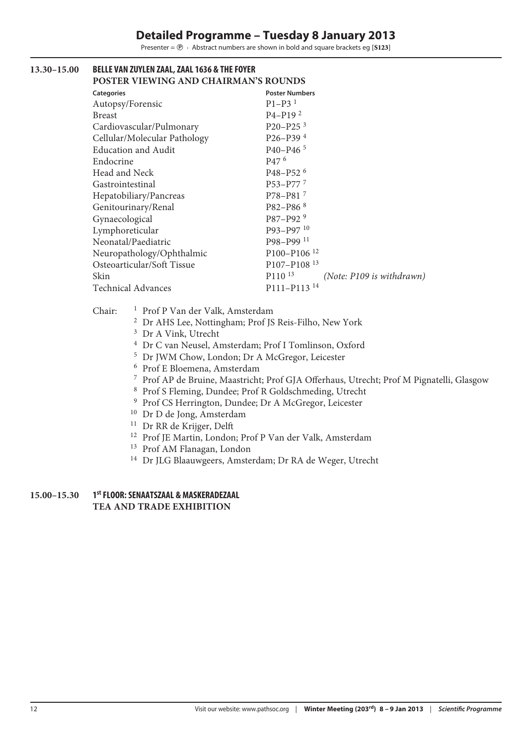# Detailed Programme – Tuesday 8 January 2013

Presenter = ℗ · Abstract numbers are shown in bold and square brackets eg [**S123**]

**13.30–15.00** **BELLE VAN ZUYLEN ZAAL, ZAAL 1636 & THE FOYER**
**POSTER VIEWING AND CHAIRMAN'S ROUNDS**

| Categories | Poster Numbers | |
|---|---|---|
| Autopsy/Forensic | P1–P3 [1] | |
| Breast | P4–P19 [2] | |
| Cardiovascular/Pulmonary | P20–P25 [3] | |
| Cellular/Molecular Pathology | P26–P39 [4] | |
| Education and Audit | P40–P46 [5] | |
| Endocrine | P47 [6] | |
| Head and Neck | P48–P52 [6] | |
| Gastrointestinal | P53–P77 [7] | |
| Hepatobiliary/Pancreas | P78–P81 [7] | |
| Genitourinary/Renal | P82–P86 [8] | |
| Gynaecological | P87–P92 [9] | |
| Lymphoreticular | P93–P97 [10] | |
| Neonatal/Paediatric | P98–P99 [11] | |
| Neuropathology/Ophthalmic | P100–P106 [12] | |
| Osteoarticular/Soft Tissue | P107–P108 [13] | |
| Skin | P110 [13] | *(Note: P109 is withdrawn)* |
| Technical Advances | P111–P113 [14] | |

Chair:
[1] Prof P Van der Valk, Amsterdam
[2] Dr AHS Lee, Nottingham; Prof JS Reis-Filho, New York
[3] Dr A Vink, Utrecht
[4] Dr C van Neusel, Amsterdam; Prof I Tomlinson, Oxford
[5] Dr JWM Chow, London; Dr A McGregor, Leicester
[6] Prof E Bloemena, Amsterdam
[7] Prof AP de Bruine, Maastricht; Prof GJA Offerhaus, Utrecht; Prof M Pignatelli, Glasgow
[8] Prof S Fleming, Dundee; Prof R Goldschmeding, Utrecht
[9] Prof CS Herrington, Dundee; Dr A McGregor, Leicester
[10] Dr D de Jong, Amsterdam
[11] Dr RR de Krijger, Delft
[12] Prof JE Martin, London; Prof P Van der Valk, Amsterdam
[13] Prof AM Flanagan, London
[14] Dr JLG Blaauwgeers, Amsterdam; Dr RA de Weger, Utrecht

**15.00–15.30** **1st FLOOR: SENAATSZAAL & MASKERADEZAAL**
**TEA AND TRADE EXHIBITION**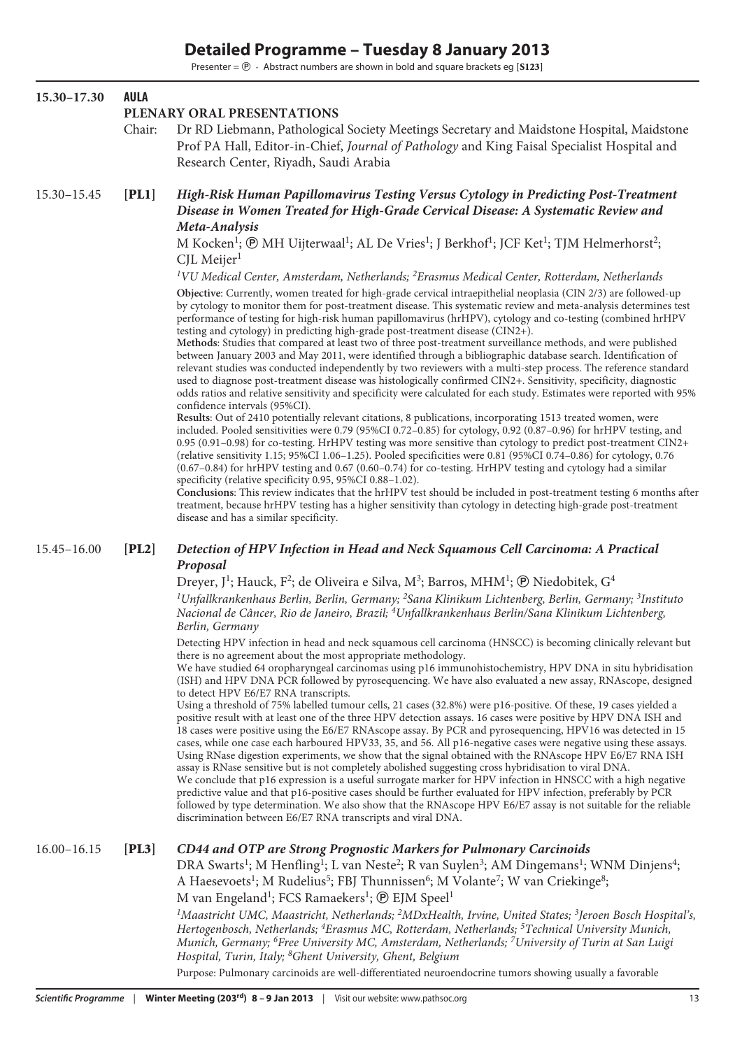# Detailed Programme – Tuesday 8 January 2013

Presenter = ⓟ · Abstract numbers are shown in bold and square brackets eg [**S123**]

## 15.30–17.30 AULA

### PLENARY ORAL PRESENTATIONS

Chair: Dr RD Liebmann, Pathological Society Meetings Secretary and Maidstone Hospital, Maidstone
Prof PA Hall, Editor-in-Chief, *Journal of Pathology* and King Faisal Specialist Hospital and Research Center, Riyadh, Saudi Arabia

### 15.30–15.45 [**PL1**] *High-Risk Human Papillomavirus Testing Versus Cytology in Predicting Post-Treatment Disease in Women Treated for High-Grade Cervical Disease: A Systematic Review and Meta-Analysis*

M Kocken[1]; ⓟ MH Uijterwaal[1]; AL De Vries[1]; J Berkhof[1]; JCF Ket[1]; TJM Helmerhorst[2]; CJL Meijer[1]

*[1]VU Medical Center, Amsterdam, Netherlands; [2]Erasmus Medical Center, Rotterdam, Netherlands*

**Objective**: Currently, women treated for high-grade cervical intraepithelial neoplasia (CIN 2/3) are followed-up by cytology to monitor them for post-treatment disease. This systematic review and meta-analysis determines test performance of testing for high-risk human papillomavirus (hrHPV), cytology and co-testing (combined hrHPV testing and cytology) in predicting high-grade post-treatment disease (CIN2+).

**Methods**: Studies that compared at least two of three post-treatment surveillance methods, and were published between January 2003 and May 2011, were identified through a bibliographic database search. Identification of relevant studies was conducted independently by two reviewers with a multi-step process. The reference standard used to diagnose post-treatment disease was histologically confirmed CIN2+. Sensitivity, specificity, diagnostic odds ratios and relative sensitivity and specificity were calculated for each study. Estimates were reported with 95% confidence intervals (95%CI).

**Results**: Out of 2410 potentially relevant citations, 8 publications, incorporating 1513 treated women, were included. Pooled sensitivities were 0.79 (95%CI 0.72–0.85) for cytology, 0.92 (0.87–0.96) for hrHPV testing, and 0.95 (0.91–0.98) for co-testing. HrHPV testing was more sensitive than cytology to predict post-treatment CIN2+ (relative sensitivity 1.15; 95%CI 1.06–1.25). Pooled specificities were 0.81 (95%CI 0.74–0.86) for cytology, 0.76 (0.67–0.84) for hrHPV testing and 0.67 (0.60–0.74) for co-testing. HrHPV testing and cytology had a similar specificity (relative specificity 0.95, 95%CI 0.88–1.02).

**Conclusions**: This review indicates that the hrHPV test should be included in post-treatment testing 6 months after treatment, because hrHPV testing has a higher sensitivity than cytology in detecting high-grade post-treatment disease and has a similar specificity.

### 15.45–16.00 [**PL2**] *Detection of HPV Infection in Head and Neck Squamous Cell Carcinoma: A Practical Proposal*

Dreyer, J[1]; Hauck, F[2]; de Oliveira e Silva, M[3]; Barros, MHM[1]; ⓟ Niedobitek, G[4]

*[1]Unfallkrankenhaus Berlin, Berlin, Germany; [2]Sana Klinikum Lichtenberg, Berlin, Germany; [3]Instituto Nacional de Câncer, Rio de Janeiro, Brazil; [4]Unfallkrankenhaus Berlin/Sana Klinikum Lichtenberg, Berlin, Germany*

Detecting HPV infection in head and neck squamous cell carcinoma (HNSCC) is becoming clinically relevant but there is no agreement about the most appropriate methodology.

We have studied 64 oropharyngeal carcinomas using p16 immunohistochemistry, HPV DNA in situ hybridisation (ISH) and HPV DNA PCR followed by pyrosequencing. We have also evaluated a new assay, RNAscope, designed to detect HPV E6/E7 RNA transcripts.

Using a threshold of 75% labelled tumour cells, 21 cases (32.8%) were p16-positive. Of these, 19 cases yielded a positive result with at least one of the three HPV detection assays. 16 cases were positive by HPV DNA ISH and 18 cases were positive using the E6/E7 RNAscope assay. By PCR and pyrosequencing, HPV16 was detected in 15 cases, while one case each harboured HPV33, 35, and 56. All p16-negative cases were negative using these assays. Using RNase digestion experiments, we show that the signal obtained with the RNAscope HPV E6/E7 RNA ISH assay is RNase sensitive but is not completely abolished suggesting cross hybridisation to viral DNA.

We conclude that p16 expression is a useful surrogate marker for HPV infection in HNSCC with a high negative predictive value and that p16-positive cases should be further evaluated for HPV infection, preferably by PCR followed by type determination. We also show that the RNAscope HPV E6/E7 assay is not suitable for the reliable discrimination between E6/E7 RNA transcripts and viral DNA.

### 16.00–16.15 [**PL3**] *CD44 and OTP are Strong Prognostic Markers for Pulmonary Carcinoids*

DRA Swarts[1]; M Henfling[1]; L van Neste[2]; R van Suylen[3]; AM Dingemans[1]; WNM Dinjens[4]; A Haesevoets[1]; M Rudelius[5]; FBJ Thunnissen[6]; M Volante[7]; W van Criekinge[8]; M van Engeland[1]; FCS Ramaekers[1]; ⓟ EJM Speel[1]

*[1]Maastricht UMC, Maastricht, Netherlands; [2]MDxHealth, Irvine, United States; [3]Jeroen Bosch Hospital's, Hertogenbosch, Netherlands; [4]Erasmus MC, Rotterdam, Netherlands; [5]Technical University Munich, Munich, Germany; [6]Free University MC, Amsterdam, Netherlands; [7]University of Turin at San Luigi Hospital, Turin, Italy; [8]Ghent University, Ghent, Belgium*

Purpose: Pulmonary carcinoids are well-differentiated neuroendocrine tumors showing usually a favorable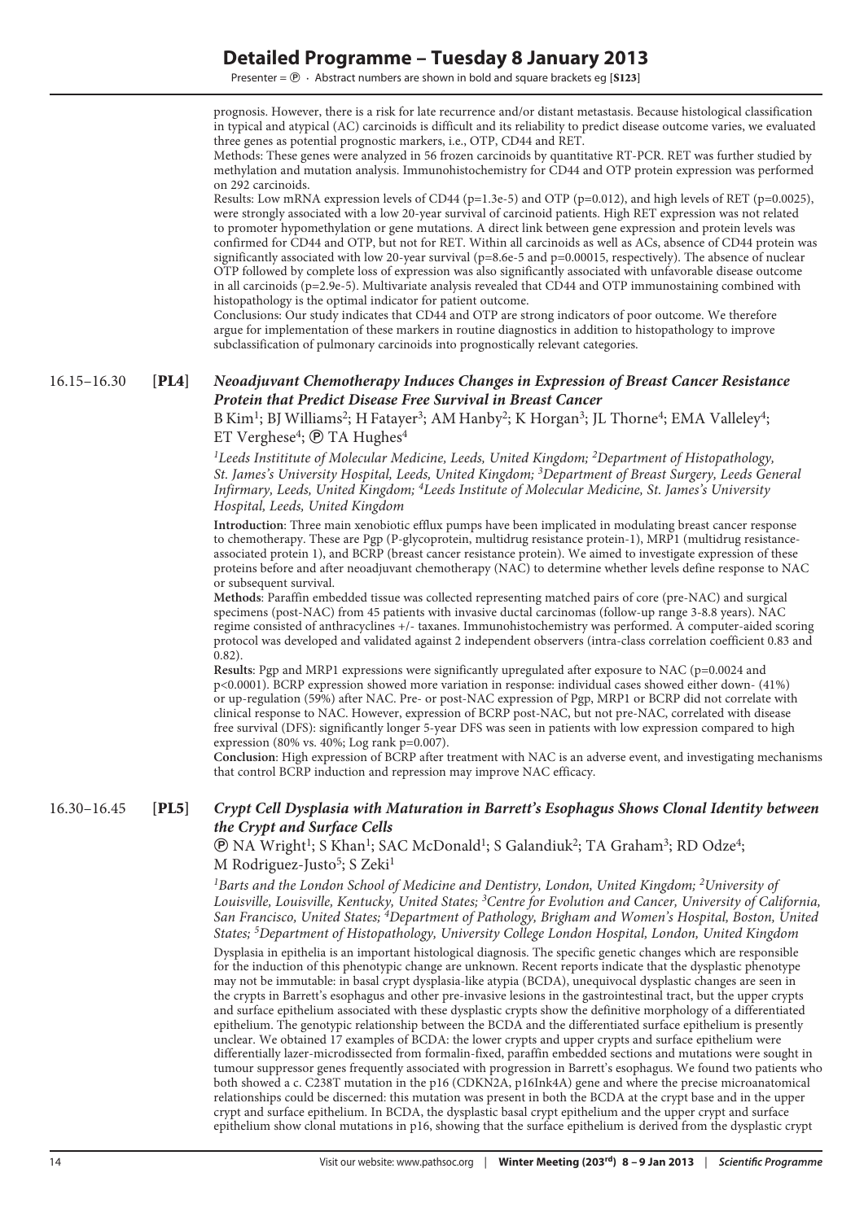prognosis. However, there is a risk for late recurrence and/or distant metastasis. Because histological classification in typical and atypical (AC) carcinoids is difficult and its reliability to predict disease outcome varies, we evaluated three genes as potential prognostic markers, i.e., OTP, CD44 and RET.

Methods: These genes were analyzed in 56 frozen carcinoids by quantitative RT-PCR. RET was further studied by methylation and mutation analysis. Immunohistochemistry for CD44 and OTP protein expression was performed on 292 carcinoids.

Results: Low mRNA expression levels of CD44 (p=1.3e-5) and OTP (p=0.012), and high levels of RET (p=0.0025), were strongly associated with a low 20-year survival of carcinoid patients. High RET expression was not related to promoter hypomethylation or gene mutations. A direct link between gene expression and protein levels was confirmed for CD44 and OTP, but not for RET. Within all carcinoids as well as ACs, absence of CD44 protein was significantly associated with low 20-year survival (p=8.6e-5 and p=0.00015, respectively). The absence of nuclear OTP followed by complete loss of expression was also significantly associated with unfavorable disease outcome in all carcinoids (p=2.9e-5). Multivariate analysis revealed that CD44 and OTP immunostaining combined with histopathology is the optimal indicator for patient outcome.

Conclusions: Our study indicates that CD44 and OTP are strong indicators of poor outcome. We therefore argue for implementation of these markers in routine diagnostics in addition to histopathology to improve subclassification of pulmonary carcinoids into prognostically relevant categories.

## 16.15–16.30 [**PL4**] *Neoadjuvant Chemotherapy Induces Changes in Expression of Breast Cancer Resistance Protein that Predict Disease Free Survival in Breast Cancer*

B Kim[1]; BJ Williams[2]; H Fatayer[3]; AM Hanby[2]; K Horgan[3]; JL Thorne[4]; EMA Valleley[4]; ET Verghese[4]; Ⓟ TA Hughes[4]

*[1]Leeds Instititute of Molecular Medicine, Leeds, United Kingdom; [2]Department of Histopathology, St. James's University Hospital, Leeds, United Kingdom; [3]Department of Breast Surgery, Leeds General Infirmary, Leeds, United Kingdom; [4]Leeds Institute of Molecular Medicine, St. James's University Hospital, Leeds, United Kingdom*

**Introduction**: Three main xenobiotic efflux pumps have been implicated in modulating breast cancer response to chemotherapy. These are Pgp (P-glycoprotein, multidrug resistance protein-1), MRP1 (multidrug resistance-associated protein 1), and BCRP (breast cancer resistance protein). We aimed to investigate expression of these proteins before and after neoadjuvant chemotherapy (NAC) to determine whether levels define response to NAC or subsequent survival.

**Methods**: Paraffin embedded tissue was collected representing matched pairs of core (pre-NAC) and surgical specimens (post-NAC) from 45 patients with invasive ductal carcinomas (follow-up range 3-8.8 years). NAC regime consisted of anthracyclines +/- taxanes. Immunohistochemistry was performed. A computer-aided scoring protocol was developed and validated against 2 independent observers (intra-class correlation coefficient 0.83 and 0.82).

**Results**: Pgp and MRP1 expressions were significantly upregulated after exposure to NAC (p=0.0024 and p<0.0001). BCRP expression showed more variation in response: individual cases showed either down- (41%) or up-regulation (59%) after NAC. Pre- or post-NAC expression of Pgp, MRP1 or BCRP did not correlate with clinical response to NAC. However, expression of BCRP post-NAC, but not pre-NAC, correlated with disease free survival (DFS): significantly longer 5-year DFS was seen in patients with low expression compared to high expression (80% vs. 40%; Log rank p=0.007).

**Conclusion**: High expression of BCRP after treatment with NAC is an adverse event, and investigating mechanisms that control BCRP induction and repression may improve NAC efficacy.

## 16.30–16.45 [**PL5**] *Crypt Cell Dysplasia with Maturation in Barrett's Esophagus Shows Clonal Identity between the Crypt and Surface Cells*

Ⓟ NA Wright[1]; S Khan[1]; SAC McDonald[1]; S Galandiuk[2]; TA Graham[3]; RD Odze[4]; M Rodriguez-Justo[5]; S Zeki[1]

*[1]Barts and the London School of Medicine and Dentistry, London, United Kingdom; [2]University of Louisville, Louisville, Kentucky, United States; [3]Centre for Evolution and Cancer, University of California, San Francisco, United States; [4]Department of Pathology, Brigham and Women's Hospital, Boston, United States; [5]Department of Histopathology, University College London Hospital, London, United Kingdom*

Dysplasia in epithelia is an important histological diagnosis. The specific genetic changes which are responsible for the induction of this phenotypic change are unknown. Recent reports indicate that the dysplastic phenotype may not be immutable: in basal crypt dysplasia-like atypia (BCDA), unequivocal dysplastic changes are seen in the crypts in Barrett's esophagus and other pre-invasive lesions in the gastrointestinal tract, but the upper crypts and surface epithelium associated with these dysplastic crypts show the definitive morphology of a differentiated epithelium. The genotypic relationship between the BCDA and the differentiated surface epithelium is presently unclear. We obtained 17 examples of BCDA: the lower crypts and upper crypts and surface epithelium were differentially lazer-microdissected from formalin-fixed, paraffin embedded sections and mutations were sought in tumour suppressor genes frequently associated with progression in Barrett's esophagus. We found two patients who both showed a c. C238T mutation in the p16 (CDKN2A, p16Ink4A) gene and where the precise microanatomical relationships could be discerned: this mutation was present in both the BCDA at the crypt base and in the upper crypt and surface epithelium. In BCDA, the dysplastic basal crypt epithelium and the upper crypt and surface epithelium show clonal mutations in p16, showing that the surface epithelium is derived from the dysplastic crypt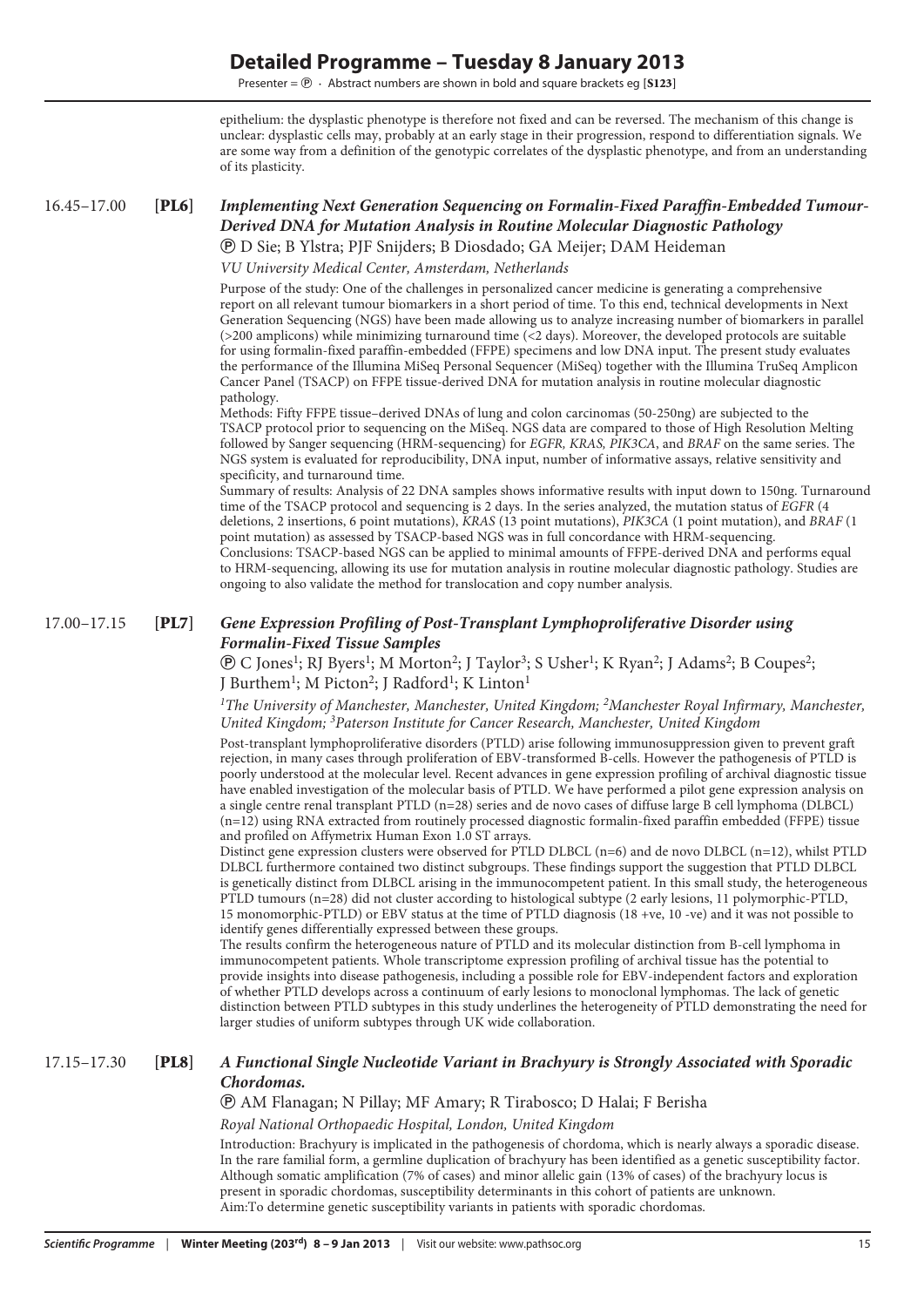epithelium: the dysplastic phenotype is therefore not fixed and can be reversed. The mechanism of this change is unclear: dysplastic cells may, probably at an early stage in their progression, respond to differentiation signals. We are some way from a definition of the genotypic correlates of the dysplastic phenotype, and from an understanding of its plasticity.

16.45–17.00 **[PL6]** ***Implementing Next Generation Sequencing on Formalin-Fixed Paraffin-Embedded Tumour-Derived DNA for Mutation Analysis in Routine Molecular Diagnostic Pathology***

Ⓟ D Sie; B Ylstra; PJF Snijders; B Diosdado; GA Meijer; DAM Heideman

*VU University Medical Center, Amsterdam, Netherlands*

Purpose of the study: One of the challenges in personalized cancer medicine is generating a comprehensive report on all relevant tumour biomarkers in a short period of time. To this end, technical developments in Next Generation Sequencing (NGS) have been made allowing us to analyze increasing number of biomarkers in parallel (>200 amplicons) while minimizing turnaround time (<2 days). Moreover, the developed protocols are suitable for using formalin-fixed paraffin-embedded (FFPE) specimens and low DNA input. The present study evaluates the performance of the Illumina MiSeq Personal Sequencer (MiSeq) together with the Illumina TruSeq Amplicon Cancer Panel (TSACP) on FFPE tissue-derived DNA for mutation analysis in routine molecular diagnostic pathology.

Methods: Fifty FFPE tissue–derived DNAs of lung and colon carcinomas (50-250ng) are subjected to the TSACP protocol prior to sequencing on the MiSeq. NGS data are compared to those of High Resolution Melting followed by Sanger sequencing (HRM-sequencing) for *EGFR, KRAS, PIK3CA*, and *BRAF* on the same series. The NGS system is evaluated for reproducibility, DNA input, number of informative assays, relative sensitivity and specificity, and turnaround time.

Summary of results: Analysis of 22 DNA samples shows informative results with input down to 150ng. Turnaround time of the TSACP protocol and sequencing is 2 days. In the series analyzed, the mutation status of *EGFR* (4 deletions, 2 insertions, 6 point mutations), *KRAS* (13 point mutations), *PIK3CA* (1 point mutation), and *BRAF* (1 point mutation) as assessed by TSACP-based NGS was in full concordance with HRM-sequencing.

Conclusions: TSACP-based NGS can be applied to minimal amounts of FFPE-derived DNA and performs equal to HRM-sequencing, allowing its use for mutation analysis in routine molecular diagnostic pathology. Studies are ongoing to also validate the method for translocation and copy number analysis.

17.00–17.15 **[PL7]** ***Gene Expression Profiling of Post-Transplant Lymphoproliferative Disorder using Formalin-Fixed Tissue Samples***

Ⓟ C Jones[1]; RJ Byers[1]; M Morton[2]; J Taylor[3]; S Usher[1]; K Ryan[2]; J Adams[2]; B Coupes[2]; J Burthem[1]; M Picton[2]; J Radford[1]; K Linton[1]

*[1]The University of Manchester, Manchester, United Kingdom; [2]Manchester Royal Infirmary, Manchester, United Kingdom; [3]Paterson Institute for Cancer Research, Manchester, United Kingdom*

Post-transplant lymphoproliferative disorders (PTLD) arise following immunosuppression given to prevent graft rejection, in many cases through proliferation of EBV-transformed B-cells. However the pathogenesis of PTLD is poorly understood at the molecular level. Recent advances in gene expression profiling of archival diagnostic tissue have enabled investigation of the molecular basis of PTLD. We have performed a pilot gene expression analysis on a single centre renal transplant PTLD (n=28) series and de novo cases of diffuse large B cell lymphoma (DLBCL) (n=12) using RNA extracted from routinely processed diagnostic formalin-fixed paraffin embedded (FFPE) tissue and profiled on Affymetrix Human Exon 1.0 ST arrays.

Distinct gene expression clusters were observed for PTLD DLBCL (n=6) and de novo DLBCL (n=12), whilst PTLD DLBCL furthermore contained two distinct subgroups. These findings support the suggestion that PTLD DLBCL is genetically distinct from DLBCL arising in the immunocompetent patient. In this small study, the heterogeneous PTLD tumours (n=28) did not cluster according to histological subtype (2 early lesions, 11 polymorphic-PTLD, 15 monomorphic-PTLD) or EBV status at the time of PTLD diagnosis (18 +ve, 10 -ve) and it was not possible to identify genes differentially expressed between these groups.

The results confirm the heterogeneous nature of PTLD and its molecular distinction from B-cell lymphoma in immunocompetent patients. Whole transcriptome expression profiling of archival tissue has the potential to provide insights into disease pathogenesis, including a possible role for EBV-independent factors and exploration of whether PTLD develops across a continuum of early lesions to monoclonal lymphomas. The lack of genetic distinction between PTLD subtypes in this study underlines the heterogeneity of PTLD demonstrating the need for larger studies of uniform subtypes through UK wide collaboration.

17.15–17.30 **[PL8]** ***A Functional Single Nucleotide Variant in Brachyury is Strongly Associated with Sporadic Chordomas.***

Ⓟ AM Flanagan; N Pillay; MF Amary; R Tirabosco; D Halai; F Berisha

*Royal National Orthopaedic Hospital, London, United Kingdom*

Introduction: Brachyury is implicated in the pathogenesis of chordoma, which is nearly always a sporadic disease. In the rare familial form, a germline duplication of brachyury has been identified as a genetic susceptibility factor. Although somatic amplification (7% of cases) and minor allelic gain (13% of cases) of the brachyury locus is present in sporadic chordomas, susceptibility determinants in this cohort of patients are unknown.

Aim:To determine genetic susceptibility variants in patients with sporadic chordomas.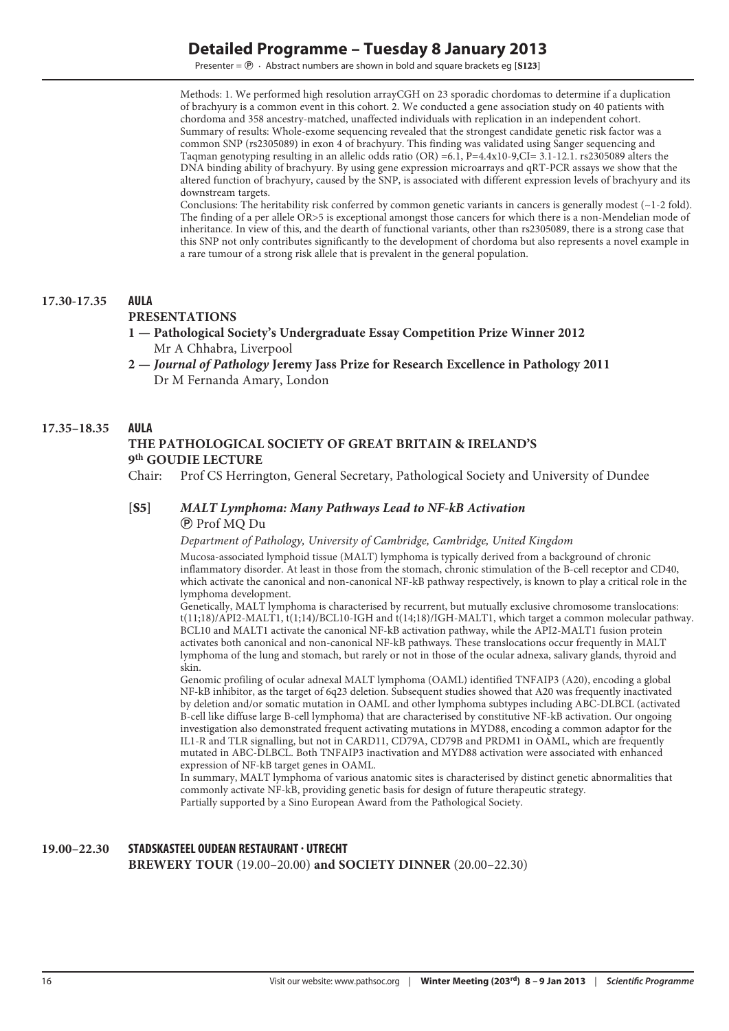Methods: 1. We performed high resolution arrayCGH on 23 sporadic chordomas to determine if a duplication of brachyury is a common event in this cohort. 2. We conducted a gene association study on 40 patients with chordoma and 358 ancestry-matched, unaffected individuals with replication in an independent cohort.
Summary of results: Whole-exome sequencing revealed that the strongest candidate genetic risk factor was a common SNP (rs2305089) in exon 4 of brachyury. This finding was validated using Sanger sequencing and Taqman genotyping resulting in an allelic odds ratio (OR) =6.1, P=4.4x10-9,CI= 3.1-12.1. rs2305089 alters the DNA binding ability of brachyury. By using gene expression microarrays and qRT-PCR assays we show that the altered function of brachyury, caused by the SNP, is associated with different expression levels of brachyury and its downstream targets.
Conclusions: The heritability risk conferred by common genetic variants in cancers is generally modest (~1-2 fold). The finding of a per allele OR>5 is exceptional amongst those cancers for which there is a non-Mendelian mode of inheritance. In view of this, and the dearth of functional variants, other than rs2305089, there is a strong case that this SNP not only contributes significantly to the development of chordoma but also represents a novel example in a rare tumour of a strong risk allele that is prevalent in the general population.

## 17.30-17.35 AULA

**PRESENTATIONS**

**1 — Pathological Society's Undergraduate Essay Competition Prize Winner 2012**
Mr A Chhabra, Liverpool

**2 — *Journal of Pathology* Jeremy Jass Prize for Research Excellence in Pathology 2011**
Dr M Fernanda Amary, London

## 17.35–18.35 AULA

**THE PATHOLOGICAL SOCIETY OF GREAT BRITAIN & IRELAND'S 9th GOUDIE LECTURE**

Chair: Prof CS Herrington, General Secretary, Pathological Society and University of Dundee

**[S5]** ***MALT Lymphoma: Many Pathways Lead to NF-kB Activation***

Ⓟ Prof MQ Du

*Department of Pathology, University of Cambridge, Cambridge, United Kingdom*

Mucosa-associated lymphoid tissue (MALT) lymphoma is typically derived from a background of chronic inflammatory disorder. At least in those from the stomach, chronic stimulation of the B-cell receptor and CD40, which activate the canonical and non-canonical NF-kB pathway respectively, is known to play a critical role in the lymphoma development.

Genetically, MALT lymphoma is characterised by recurrent, but mutually exclusive chromosome translocations: t(11;18)/API2-MALT1, t(1;14)/BCL10-IGH and t(14;18)/IGH-MALT1, which target a common molecular pathway. BCL10 and MALT1 activate the canonical NF-kB activation pathway, while the API2-MALT1 fusion protein activates both canonical and non-canonical NF-kB pathways. These translocations occur frequently in MALT lymphoma of the lung and stomach, but rarely or not in those of the ocular adnexa, salivary glands, thyroid and skin.

Genomic profiling of ocular adnexal MALT lymphoma (OAML) identified TNFAIP3 (A20), encoding a global NF-kB inhibitor, as the target of 6q23 deletion. Subsequent studies showed that A20 was frequently inactivated by deletion and/or somatic mutation in OAML and other lymphoma subtypes including ABC-DLBCL (activated B-cell like diffuse large B-cell lymphoma) that are characterised by constitutive NF-kB activation. Our ongoing investigation also demonstrated frequent activating mutations in MYD88, encoding a common adaptor for the IL1-R and TLR signalling, but not in CARD11, CD79A, CD79B and PRDM1 in OAML, which are frequently mutated in ABC-DLBCL. Both TNFAIP3 inactivation and MYD88 activation were associated with enhanced expression of NF-kB target genes in OAML.

In summary, MALT lymphoma of various anatomic sites is characterised by distinct genetic abnormalities that commonly activate NF-kB, providing genetic basis for design of future therapeutic strategy.

Partially supported by a Sino European Award from the Pathological Society.

## 19.00–22.30 STADSKASTEEL OUDEAN RESTAURANT · UTRECHT

**BREWERY TOUR** (19.00–20.00) **and SOCIETY DINNER** (20.00–22.30)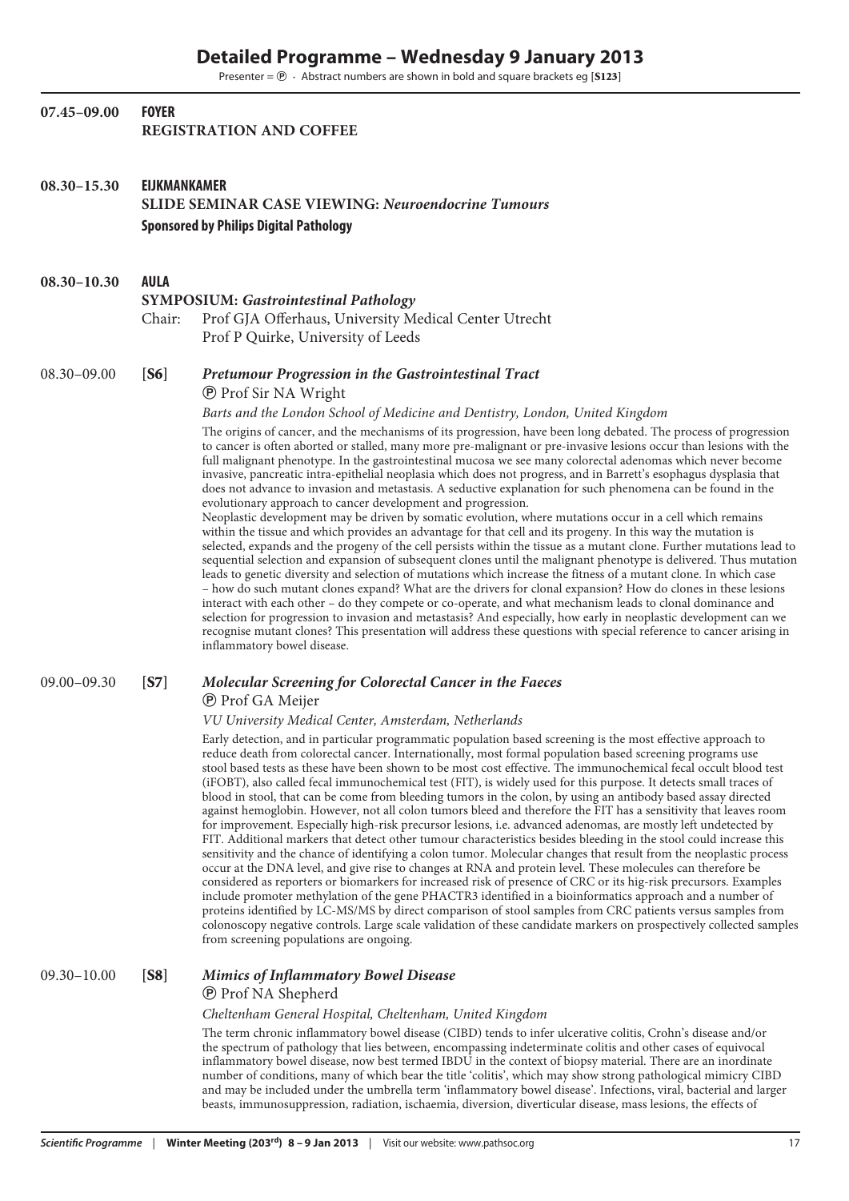# Detailed Programme – Wednesday 9 January 2013

Presenter = ℗ · Abstract numbers are shown in bold and square brackets eg [**S123**]

**07.45–09.00** **FOYER**
**REGISTRATION AND COFFEE**

**08.30–15.30** **EIJKMANKAMER**
**SLIDE SEMINAR CASE VIEWING: *Neuroendocrine Tumours***
**Sponsored by Philips Digital Pathology**

**08.30–10.30** **AULA**
**SYMPOSIUM: *Gastrointestinal Pathology***
Chair: Prof GJA Offerhaus, University Medical Center Utrecht
Prof P Quirke, University of Leeds

08.30–09.00 [**S6**] ***Pretumour Progression in the Gastrointestinal Tract***
℗ Prof Sir NA Wright
*Barts and the London School of Medicine and Dentistry, London, United Kingdom*

The origins of cancer, and the mechanisms of its progression, have been long debated. The process of progression to cancer is often aborted or stalled, many more pre-malignant or pre-invasive lesions occur than lesions with the full malignant phenotype. In the gastrointestinal mucosa we see many colorectal adenomas which never become invasive, pancreatic intra-epithelial neoplasia which does not progress, and in Barrett's esophagus dysplasia that does not advance to invasion and metastasis. A seductive explanation for such phenomena can be found in the evolutionary approach to cancer development and progression.
Neoplastic development may be driven by somatic evolution, where mutations occur in a cell which remains within the tissue and which provides an advantage for that cell and its progeny. In this way the mutation is selected, expands and the progeny of the cell persists within the tissue as a mutant clone. Further mutations lead to sequential selection and expansion of subsequent clones until the malignant phenotype is delivered. Thus mutation leads to genetic diversity and selection of mutations which increase the fitness of a mutant clone. In which case – how do such mutant clones expand? What are the drivers for clonal expansion? How do clones in these lesions interact with each other – do they compete or co-operate, and what mechanism leads to clonal dominance and selection for progression to invasion and metastasis? And especially, how early in neoplastic development can we recognise mutant clones? This presentation will address these questions with special reference to cancer arising in inflammatory bowel disease.

09.00–09.30 [**S7**] ***Molecular Screening for Colorectal Cancer in the Faeces***
℗ Prof GA Meijer
*VU University Medical Center, Amsterdam, Netherlands*

Early detection, and in particular programmatic population based screening is the most effective approach to reduce death from colorectal cancer. Internationally, most formal population based screening programs use stool based tests as these have been shown to be most cost effective. The immunochemical fecal occult blood test (iFOBT), also called fecal immunochemical test (FIT), is widely used for this purpose. It detects small traces of blood in stool, that can be come from bleeding tumors in the colon, by using an antibody based assay directed against hemoglobin. However, not all colon tumors bleed and therefore the FIT has a sensitivity that leaves room for improvement. Especially high-risk precursor lesions, i.e. advanced adenomas, are mostly left undetected by FIT. Additional markers that detect other tumour characteristics besides bleeding in the stool could increase this sensitivity and the chance of identifying a colon tumor. Molecular changes that result from the neoplastic process occur at the DNA level, and give rise to changes at RNA and protein level. These molecules can therefore be considered as reporters or biomarkers for increased risk of presence of CRC or its hig-risk precursors. Examples include promoter methylation of the gene PHACTR3 identified in a bioinformatics approach and a number of proteins identified by LC-MS/MS by direct comparison of stool samples from CRC patients versus samples from colonoscopy negative controls. Large scale validation of these candidate markers on prospectively collected samples from screening populations are ongoing.

09.30–10.00 [**S8**] ***Mimics of Inflammatory Bowel Disease***
℗ Prof NA Shepherd
*Cheltenham General Hospital, Cheltenham, United Kingdom*

The term chronic inflammatory bowel disease (CIBD) tends to infer ulcerative colitis, Crohn's disease and/or the spectrum of pathology that lies between, encompassing indeterminate colitis and other cases of equivocal inflammatory bowel disease, now best termed IBDU in the context of biopsy material. There are an inordinate number of conditions, many of which bear the title 'colitis', which may show strong pathological mimicry CIBD and may be included under the umbrella term 'inflammatory bowel disease'. Infections, viral, bacterial and larger beasts, immunosuppression, radiation, ischaemia, diversion, diverticular disease, mass lesions, the effects of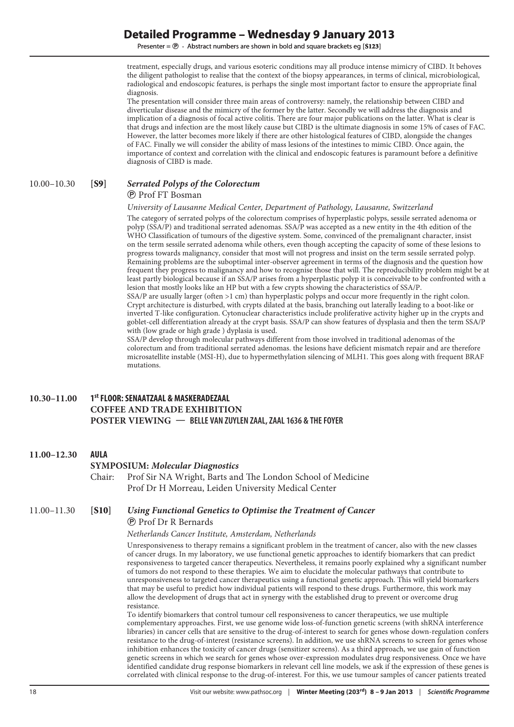treatment, especially drugs, and various esoteric conditions may all produce intense mimicry of CIBD. It behoves the diligent pathologist to realise that the context of the biopsy appearances, in terms of clinical, microbiological, radiological and endoscopic features, is perhaps the single most important factor to ensure the appropriate final diagnosis.

The presentation will consider three main areas of controversy: namely, the relationship between CIBD and diverticular disease and the mimicry of the former by the latter. Secondly we will address the diagnosis and implication of a diagnosis of focal active colitis. There are four major publications on the latter. What is clear is that drugs and infection are the most likely cause but CIBD is the ultimate diagnosis in some 15% of cases of FAC. However, the latter becomes more likely if there are other histological features of CIBD, alongside the changes of FAC. Finally we will consider the ability of mass lesions of the intestines to mimic CIBD. Once again, the importance of context and correlation with the clinical and endoscopic features is paramount before a definitive diagnosis of CIBD is made.

10.00–10.30 **[S9]** ***Serrated Polyps of the Colorectum***

Ⓟ Prof FT Bosman

*University of Lausanne Medical Center, Department of Pathology, Lausanne, Switzerland*

The category of serrated polyps of the colorectum comprises of hyperplastic polyps, sessile serrated adenoma or polyp (SSA/P) and traditional serrated adenomas. SSA/P was accepted as a new entity in the 4th edition of the WHO Classification of tumours of the digestive system. Some, convinced of the premalignant character, insist on the term sessile serrated adenoma while others, even though accepting the capacity of some of these lesions to progress towards malignancy, consider that most will not progress and insist on the term sessile serrated polyp. Remaining problems are the suboptimal inter-observer agreement in terms of the diagnosis and the question how frequent they progress to malignancy and how to recognise those that will. The reproducibility problem might be at least partly biological because if an SSA/P arises from a hyperplastic polyp it is conceivable to be confronted with a lesion that mostly looks like an HP but with a few crypts showing the characteristics of SSA/P.

SSA/P are usually larger (often >1 cm) than hyperplastic polyps and occur more frequently in the right colon. Crypt architecture is disturbed, with crypts dilated at the basis, branching out laterally leading to a boot-like or inverted T-like configuration. Cytonuclear characteristics include proliferative activity higher up in the crypts and goblet-cell differentiation already at the crypt basis. SSA/P can show features of dysplasia and then the term SSA/P with (low grade or high grade ) dyplasia is used.

SSA/P develop through molecular pathways different from those involved in traditional adenomas of the colorectum and from traditional serrated adenomas. the lesions have deficient mismatch repair and are therefore microsatellite instable (MSI-H), due to hypermethylation silencing of MLH1. This goes along with frequent BRAF mutations.

## 10.30–11.00 1st FLOOR: SENAATZAAL & MASKERADEZAAL

**COFFEE AND TRADE EXHIBITION**

**POSTER VIEWING — BELLE VAN ZUYLEN ZAAL, ZAAL 1636 & THE FOYER**

## 11.00–12.30 AULA

**SYMPOSIUM:** ***Molecular Diagnostics***

Chair: Prof Sir NA Wright, Barts and The London School of Medicine
Prof Dr H Morreau, Leiden University Medical Center

11.00–11.30 **[S10]** ***Using Functional Genetics to Optimise the Treatment of Cancer***

Ⓟ Prof Dr R Bernards

*Netherlands Cancer Institute, Amsterdam, Netherlands*

Unresponsiveness to therapy remains a significant problem in the treatment of cancer, also with the new classes of cancer drugs. In my laboratory, we use functional genetic approaches to identify biomarkers that can predict responsiveness to targeted cancer therapeutics. Nevertheless, it remains poorly explained why a significant number of tumors do not respond to these therapies. We aim to elucidate the molecular pathways that contribute to unresponsiveness to targeted cancer therapeutics using a functional genetic approach. This will yield biomarkers that may be useful to predict how individual patients will respond to these drugs. Furthermore, this work may allow the development of drugs that act in synergy with the established drug to prevent or overcome drug resistance.

To identify biomarkers that control tumour cell responsiveness to cancer therapeutics, we use multiple complementary approaches. First, we use genome wide loss-of-function genetic screens (with shRNA interference libraries) in cancer cells that are sensitive to the drug-of-interest to search for genes whose down-regulation confers resistance to the drug-of-interest (resistance screens). In addition, we use shRNA screens to screen for genes whose inhibition enhances the toxicity of cancer drugs (sensitizer screens). As a third approach, we use gain of function genetic screens in which we search for genes whose over-expression modulates drug responsiveness. Once we have identified candidate drug response biomarkers in relevant cell line models, we ask if the expression of these genes is correlated with clinical response to the drug-of-interest. For this, we use tumour samples of cancer patients treated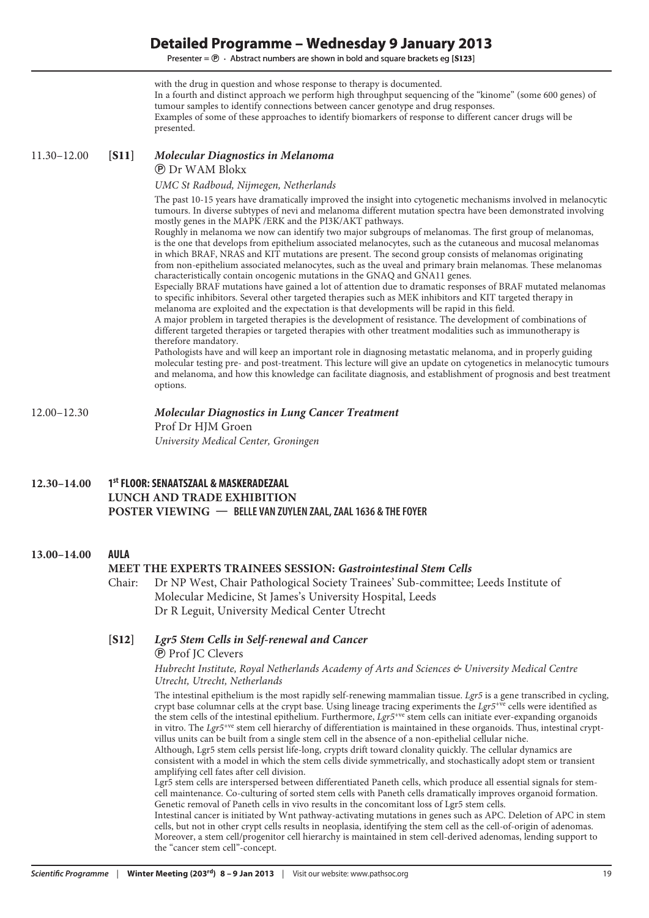with the drug in question and whose response to therapy is documented.

In a fourth and distinct approach we perform high throughput sequencing of the "kinome" (some 600 genes) of tumour samples to identify connections between cancer genotype and drug responses.

Examples of some of these approaches to identify biomarkers of response to different cancer drugs will be presented.

**11.30–12.00** **[S11]** ***Molecular Diagnostics in Melanoma***

Ⓟ Dr WAM Blokx

*UMC St Radboud, Nijmegen, Netherlands*

The past 10-15 years have dramatically improved the insight into cytogenetic mechanisms involved in melanocytic tumours. In diverse subtypes of nevi and melanoma different mutation spectra have been demonstrated involving mostly genes in the MAPK /ERK and the PI3K/AKT pathways.

Roughly in melanoma we now can identify two major subgroups of melanomas. The first group of melanomas, is the one that develops from epithelium associated melanocytes, such as the cutaneous and mucosal melanomas in which BRAF, NRAS and KIT mutations are present. The second group consists of melanomas originating from non-epithelium associated melanocytes, such as the uveal and primary brain melanomas. These melanomas characteristically contain oncogenic mutations in the GNAQ and GNA11 genes.

Especially BRAF mutations have gained a lot of attention due to dramatic responses of BRAF mutated melanomas to specific inhibitors. Several other targeted therapies such as MEK inhibitors and KIT targeted therapy in melanoma are exploited and the expectation is that developments will be rapid in this field.

A major problem in targeted therapies is the development of resistance. The development of combinations of different targeted therapies or targeted therapies with other treatment modalities such as immunotherapy is therefore mandatory.

Pathologists have and will keep an important role in diagnosing metastatic melanoma, and in properly guiding molecular testing pre- and post-treatment. This lecture will give an update on cytogenetics in melanocytic tumours and melanoma, and how this knowledge can facilitate diagnosis, and establishment of prognosis and best treatment options.

**12.00–12.30** ***Molecular Diagnostics in Lung Cancer Treatment***

Prof Dr HJM Groen

*University Medical Center, Groningen*

**12.30–14.00** **1st FLOOR: SENAATSZAAL & MASKERADEZAAL**
**LUNCH AND TRADE EXHIBITION**
**POSTER VIEWING — BELLE VAN ZUYLEN ZAAL, ZAAL 1636 & THE FOYER**

**13.00–14.00** **AULA**

**MEET THE EXPERTS TRAINEES SESSION: *Gastrointestinal Stem Cells***

Chair: Dr NP West, Chair Pathological Society Trainees' Sub-committee; Leeds Institute of Molecular Medicine, St James's University Hospital, Leeds
Dr R Leguit, University Medical Center Utrecht

**[S12]** ***Lgr5 Stem Cells in Self-renewal and Cancer***

Ⓟ Prof JC Clevers

*Hubrecht Institute, Royal Netherlands Academy of Arts and Sciences & University Medical Centre Utrecht, Utrecht, Netherlands*

The intestinal epithelium is the most rapidly self-renewing mammalian tissue. *Lgr5* is a gene transcribed in cycling, crypt base columnar cells at the crypt base. Using lineage tracing experiments the *Lgr5*$^{+ve}$ cells were identified as the stem cells of the intestinal epithelium. Furthermore, *Lgr5*$^{+ve}$ stem cells can initiate ever-expanding organoids in vitro. The *Lgr5*$^{+ve}$ stem cell hierarchy of differentiation is maintained in these organoids. Thus, intestinal crypt-villus units can be built from a single stem cell in the absence of a non-epithelial cellular niche.

Although, Lgr5 stem cells persist life-long, crypts drift toward clonality quickly. The cellular dynamics are consistent with a model in which the stem cells divide symmetrically, and stochastically adopt stem or transient amplifying cell fates after cell division.

Lgr5 stem cells are interspersed between differentiated Paneth cells, which produce all essential signals for stem-cell maintenance. Co-culturing of sorted stem cells with Paneth cells dramatically improves organoid formation. Genetic removal of Paneth cells in vivo results in the concomitant loss of Lgr5 stem cells.

Intestinal cancer is initiated by Wnt pathway-activating mutations in genes such as APC. Deletion of APC in stem cells, but not in other crypt cells results in neoplasia, identifying the stem cell as the cell-of-origin of adenomas. Moreover, a stem cell/progenitor cell hierarchy is maintained in stem cell-derived adenomas, lending support to the "cancer stem cell"-concept.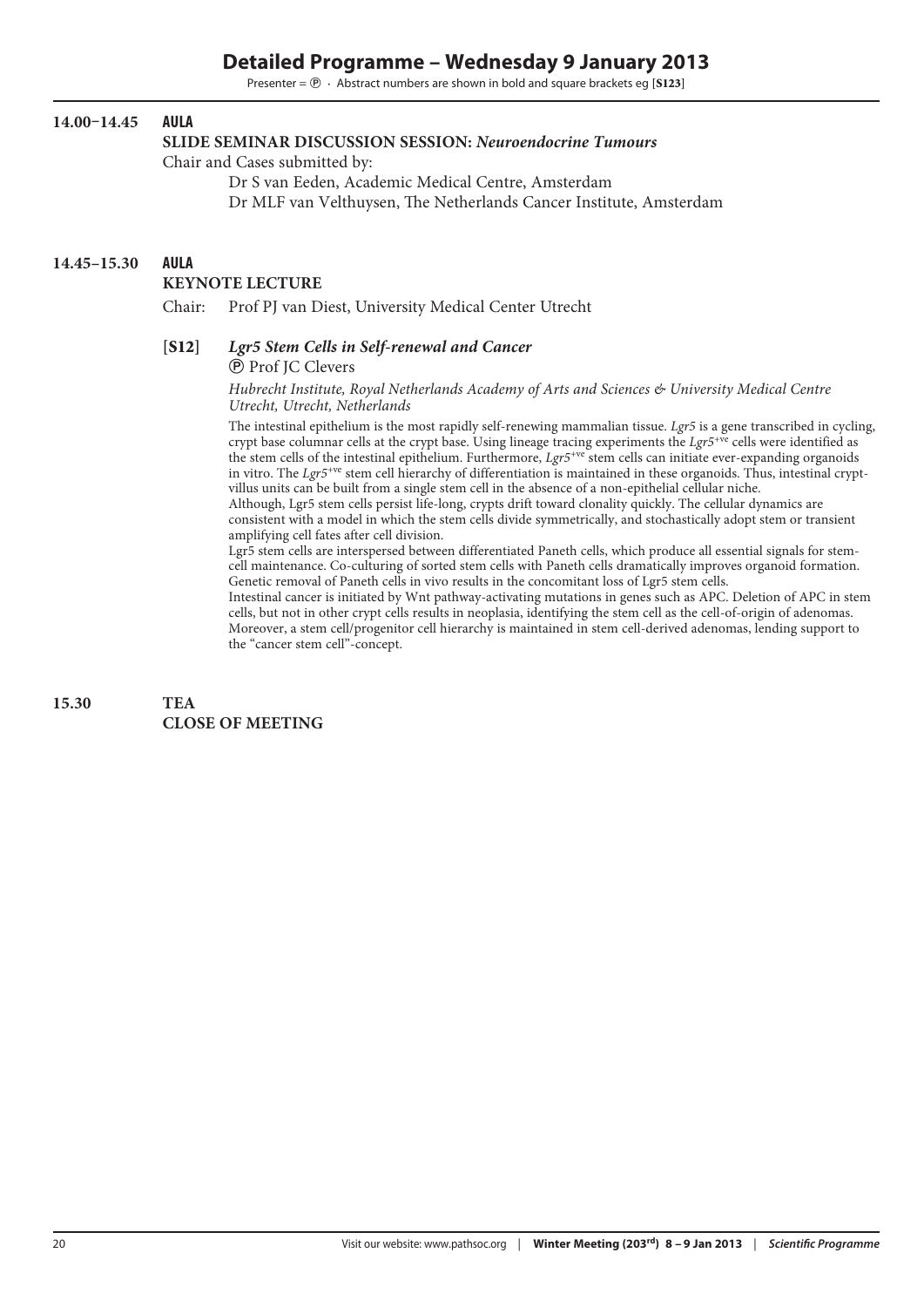# Detailed Programme – Wednesday 9 January 2013

Presenter = Ⓟ · Abstract numbers are shown in bold and square brackets eg [**S123**]

**14.00–14.45** **AULA**

**SLIDE SEMINAR DISCUSSION SESSION:** ***Neuroendocrine Tumours***

Chair and Cases submitted by:

Dr S van Eeden, Academic Medical Centre, Amsterdam

Dr MLF van Velthuysen, The Netherlands Cancer Institute, Amsterdam

**14.45–15.30** **AULA**

**KEYNOTE LECTURE**

Chair: Prof PJ van Diest, University Medical Center Utrecht

[**S12**] ***Lgr5 Stem Cells in Self-renewal and Cancer***

Ⓟ Prof JC Clevers

*Hubrecht Institute, Royal Netherlands Academy of Arts and Sciences & University Medical Centre Utrecht, Utrecht, Netherlands*

The intestinal epithelium is the most rapidly self-renewing mammalian tissue. *Lgr5* is a gene transcribed in cycling, crypt base columnar cells at the crypt base. Using lineage tracing experiments the *Lgr5*$^{+ve}$ cells were identified as the stem cells of the intestinal epithelium. Furthermore, *Lgr5*$^{+ve}$ stem cells can initiate ever-expanding organoids in vitro. The *Lgr5*$^{+ve}$ stem cell hierarchy of differentiation is maintained in these organoids. Thus, intestinal crypt-villus units can be built from a single stem cell in the absence of a non-epithelial cellular niche.

Although, Lgr5 stem cells persist life-long, crypts drift toward clonality quickly. The cellular dynamics are consistent with a model in which the stem cells divide symmetrically, and stochastically adopt stem or transient amplifying cell fates after cell division.

Lgr5 stem cells are interspersed between differentiated Paneth cells, which produce all essential signals for stem-cell maintenance. Co-culturing of sorted stem cells with Paneth cells dramatically improves organoid formation. Genetic removal of Paneth cells in vivo results in the concomitant loss of Lgr5 stem cells.

Intestinal cancer is initiated by Wnt pathway-activating mutations in genes such as APC. Deletion of APC in stem cells, but not in other crypt cells results in neoplasia, identifying the stem cell as the cell-of-origin of adenomas. Moreover, a stem cell/progenitor cell hierarchy is maintained in stem cell-derived adenomas, lending support to the "cancer stem cell"-concept.

**15.30** **TEA**

**CLOSE OF MEETING**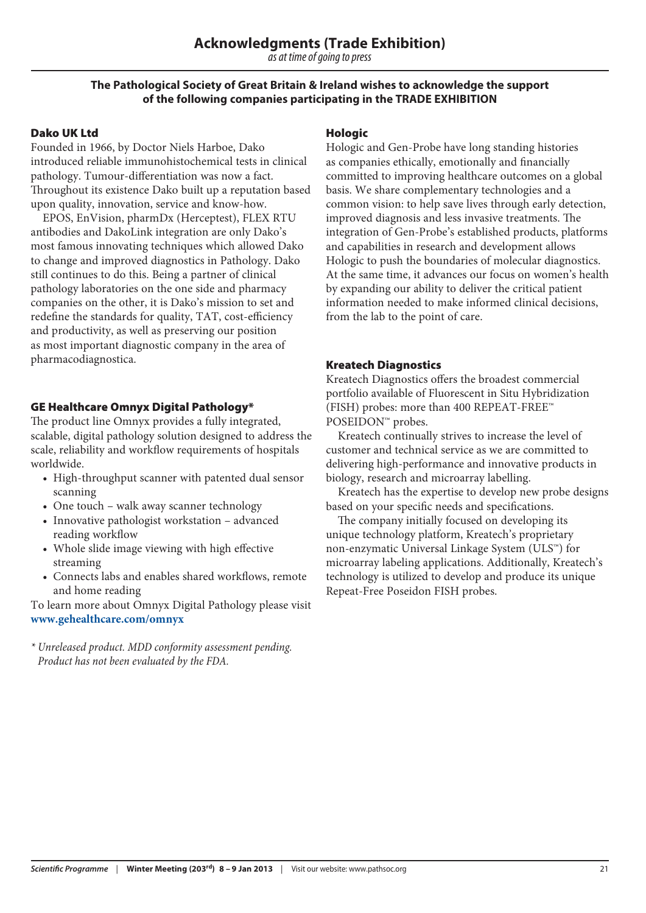# Acknowledgments (Trade Exhibition)

*as at time of going to press*

**The Pathological Society of Great Britain & Ireland wishes to acknowledge the support of the following companies participating in the TRADE EXHIBITION**

## Dako UK Ltd

Founded in 1966, by Doctor Niels Harboe, Dako introduced reliable immunohistochemical tests in clinical pathology. Tumour-differentiation was now a fact. Throughout its existence Dako built up a reputation based upon quality, innovation, service and know-how.

EPOS, EnVision, pharmDx (Herceptest), FLEX RTU antibodies and DakoLink integration are only Dako's most famous innovating techniques which allowed Dako to change and improved diagnostics in Pathology. Dako still continues to do this. Being a partner of clinical pathology laboratories on the one side and pharmacy companies on the other, it is Dako's mission to set and redefine the standards for quality, TAT, cost-efficiency and productivity, as well as preserving our position as most important diagnostic company in the area of pharmacodiagnostica.

## GE Healthcare Omnyx Digital Pathology*

The product line Omnyx provides a fully integrated, scalable, digital pathology solution designed to address the scale, reliability and workflow requirements of hospitals worldwide.

- High-throughput scanner with patented dual sensor scanning
- One touch – walk away scanner technology
- Innovative pathologist workstation – advanced reading workflow
- Whole slide image viewing with high effective streaming
- Connects labs and enables shared workflows, remote and home reading

To learn more about Omnyx Digital Pathology please visit **www.gehealthcare.com/omnyx**

*\* Unreleased product. MDD conformity assessment pending. Product has not been evaluated by the FDA.*

## Hologic

Hologic and Gen-Probe have long standing histories as companies ethically, emotionally and financially committed to improving healthcare outcomes on a global basis. We share complementary technologies and a common vision: to help save lives through early detection, improved diagnosis and less invasive treatments. The integration of Gen-Probe's established products, platforms and capabilities in research and development allows Hologic to push the boundaries of molecular diagnostics. At the same time, it advances our focus on women's health by expanding our ability to deliver the critical patient information needed to make informed clinical decisions, from the lab to the point of care.

## Kreatech Diagnostics

Kreatech Diagnostics offers the broadest commercial portfolio available of Fluorescent in Situ Hybridization (FISH) probes: more than 400 REPEAT-FREE™ POSEIDON™ probes.

Kreatech continually strives to increase the level of customer and technical service as we are committed to delivering high-performance and innovative products in biology, research and microarray labelling.

Kreatech has the expertise to develop new probe designs based on your specific needs and specifications.

The company initially focused on developing its unique technology platform, Kreatech's proprietary non-enzymatic Universal Linkage System (ULS™) for microarray labeling applications. Additionally, Kreatech's technology is utilized to develop and produce its unique Repeat-Free Poseidon FISH probes.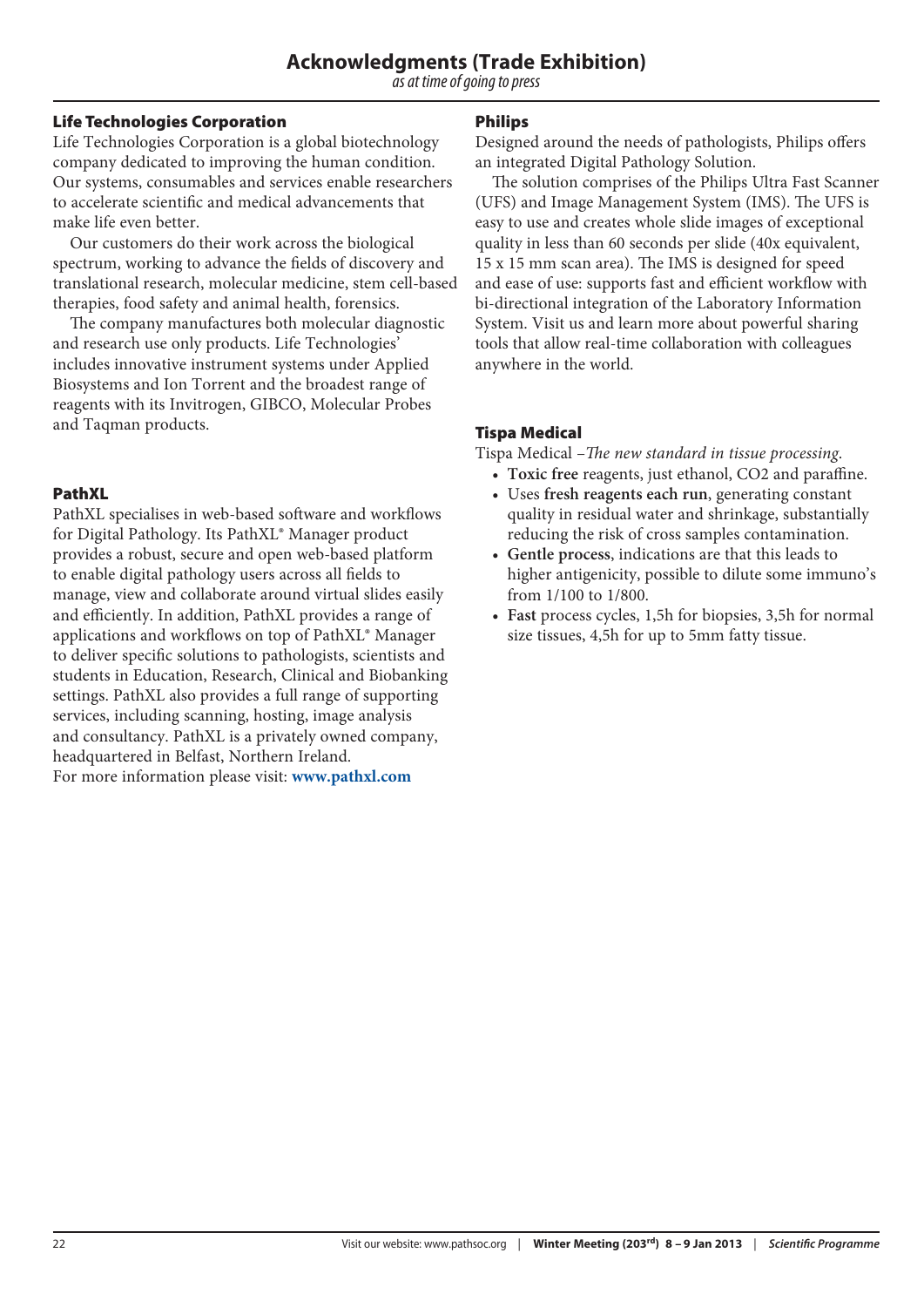# Acknowledgments (Trade Exhibition)

*as at time of going to press*

### Life Technologies Corporation

Life Technologies Corporation is a global biotechnology company dedicated to improving the human condition. Our systems, consumables and services enable researchers to accelerate scientific and medical advancements that make life even better.

Our customers do their work across the biological spectrum, working to advance the fields of discovery and translational research, molecular medicine, stem cell-based therapies, food safety and animal health, forensics.

The company manufactures both molecular diagnostic and research use only products. Life Technologies' includes innovative instrument systems under Applied Biosystems and Ion Torrent and the broadest range of reagents with its Invitrogen, GIBCO, Molecular Probes and Taqman products.

### PathXL

PathXL specialises in web-based software and workflows for Digital Pathology. Its PathXL® Manager product provides a robust, secure and open web-based platform to enable digital pathology users across all fields to manage, view and collaborate around virtual slides easily and efficiently. In addition, PathXL provides a range of applications and workflows on top of PathXL® Manager to deliver specific solutions to pathologists, scientists and students in Education, Research, Clinical and Biobanking settings. PathXL also provides a full range of supporting services, including scanning, hosting, image analysis and consultancy. PathXL is a privately owned company, headquartered in Belfast, Northern Ireland.
For more information please visit: **www.pathxl.com**

### Philips

Designed around the needs of pathologists, Philips offers an integrated Digital Pathology Solution.

The solution comprises of the Philips Ultra Fast Scanner (UFS) and Image Management System (IMS). The UFS is easy to use and creates whole slide images of exceptional quality in less than 60 seconds per slide (40x equivalent, 15 x 15 mm scan area). The IMS is designed for speed and ease of use: supports fast and efficient workflow with bi-directional integration of the Laboratory Information System. Visit us and learn more about powerful sharing tools that allow real-time collaboration with colleagues anywhere in the world.

### Tispa Medical

Tispa Medical –*The new standard in tissue processing.*

- **Toxic free** reagents, just ethanol, CO2 and paraffine.
- Uses **fresh reagents each run**, generating constant quality in residual water and shrinkage, substantially reducing the risk of cross samples contamination.
- **Gentle process**, indications are that this leads to higher antigenicity, possible to dilute some immuno's from 1/100 to 1/800.
- **Fast** process cycles, 1,5h for biopsies, 3,5h for normal size tissues, 4,5h for up to 5mm fatty tissue.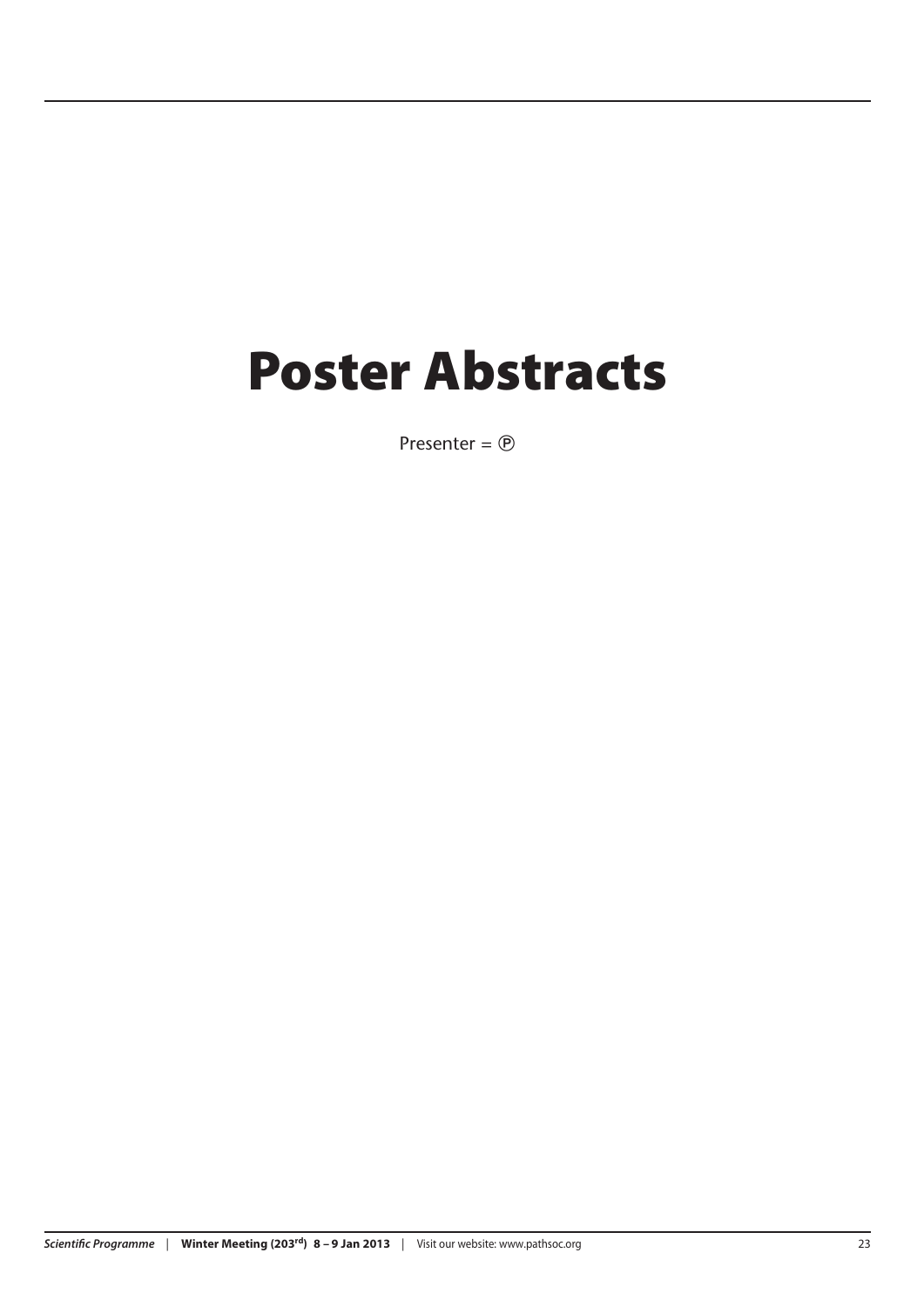# Poster Abstracts

Presenter = Ⓟ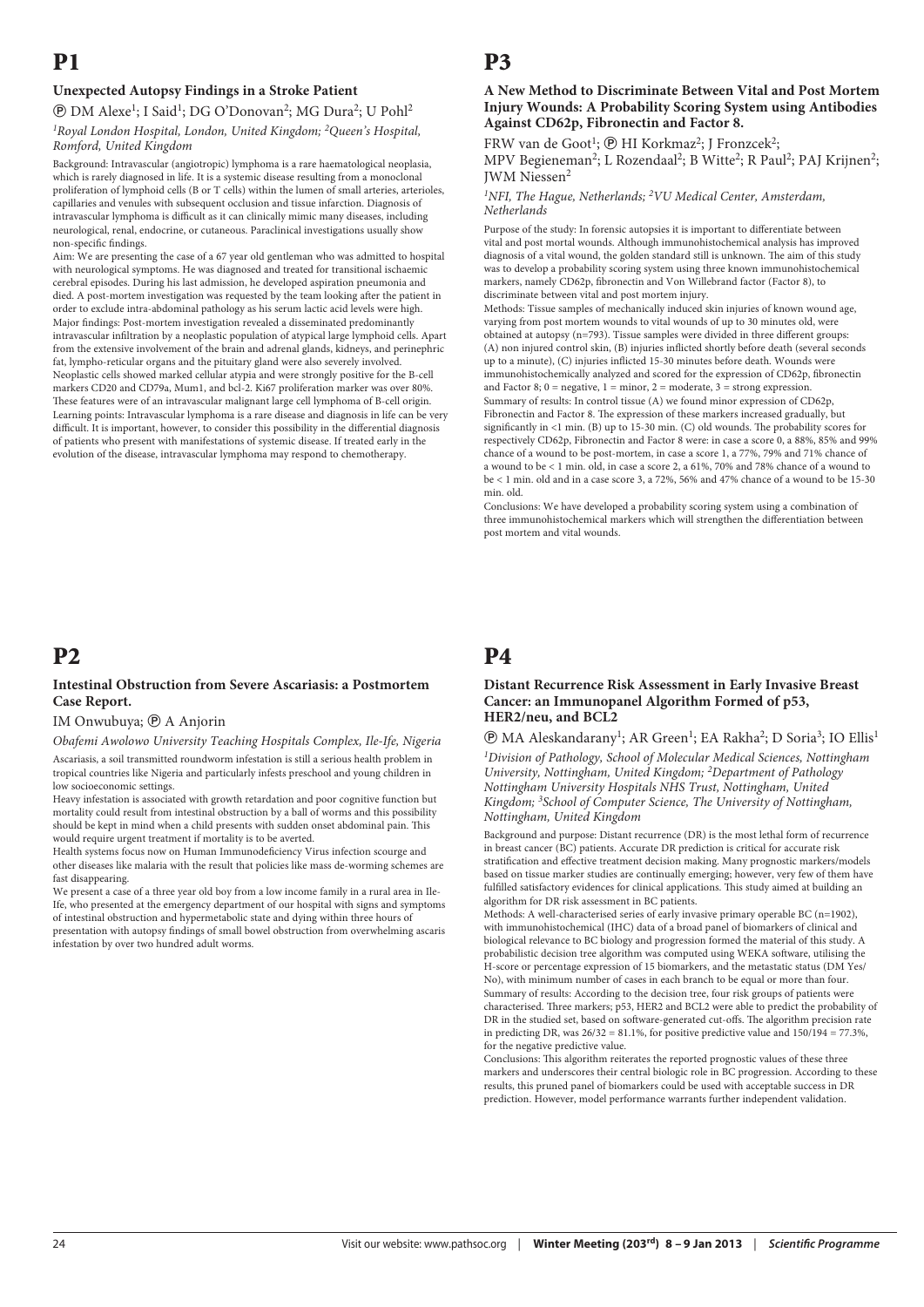# P1

### Unexpected Autopsy Findings in a Stroke Patient

Ⓟ DM Alexe[1]; I Said[1]; DG O'Donovan[2]; MG Dura[2]; U Pohl[2]

*[1]Royal London Hospital, London, United Kingdom; [2]Queen's Hospital, Romford, United Kingdom*

Background: Intravascular (angiotropic) lymphoma is a rare haematological neoplasia, which is rarely diagnosed in life. It is a systemic disease resulting from a monoclonal proliferation of lymphoid cells (B or T cells) within the lumen of small arteries, arterioles, capillaries and venules with subsequent occlusion and tissue infarction. Diagnosis of intravascular lymphoma is difficult as it can clinically mimic many diseases, including neurological, renal, endocrine, or cutaneous. Paraclinical investigations usually show non-specific findings.

Aim: We are presenting the case of a 67 year old gentleman who was admitted to hospital with neurological symptoms. He was diagnosed and treated for transitional ischaemic cerebral episodes. During his last admission, he developed aspiration pneumonia and died. A post-mortem investigation was requested by the team looking after the patient in order to exclude intra-abdominal pathology as his serum lactic acid levels were high.

Major findings: Post-mortem investigation revealed a disseminated predominantly intravascular infiltration by a neoplastic population of atypical large lymphoid cells. Apart from the extensive involvement of the brain and adrenal glands, kidneys, and perinephric fat, lympho-reticular organs and the pituitary gland were also severely involved. Neoplastic cells showed marked cellular atypia and were strongly positive for the B-cell markers CD20 and CD79a, Mum1, and bcl-2. Ki67 proliferation marker was over 80%. These features were of an intravascular malignant large cell lymphoma of B-cell origin.

Learning points: Intravascular lymphoma is a rare disease and diagnosis in life can be very difficult. It is important, however, to consider this possibility in the differential diagnosis of patients who present with manifestations of systemic disease. If treated early in the evolution of the disease, intravascular lymphoma may respond to chemotherapy.

# P2

### Intestinal Obstruction from Severe Ascariasis: a Postmortem Case Report.

IM Onwubuya; Ⓟ A Anjorin

*Obafemi Awolowo University Teaching Hospitals Complex, Ile-Ife, Nigeria*

Ascariasis, a soil transmitted roundworm infestation is still a serious health problem in tropical countries like Nigeria and particularly infests preschool and young children in low socioeconomic settings.

Heavy infestation is associated with growth retardation and poor cognitive function but mortality could result from intestinal obstruction by a ball of worms and this possibility should be kept in mind when a child presents with sudden onset abdominal pain. This would require urgent treatment if mortality is to be averted.

Health systems focus now on Human Immunodeficiency Virus infection scourge and other diseases like malaria with the result that policies like mass de-worming schemes are fast disappearing.

We present a case of a three year old boy from a low income family in a rural area in Ile-Ife, who presented at the emergency department of our hospital with signs and symptoms of intestinal obstruction and hypermetabolic state and dying within three hours of presentation with autopsy findings of small bowel obstruction from overwhelming ascaris infestation by over two hundred adult worms.

# P3

### A New Method to Discriminate Between Vital and Post Mortem Injury Wounds: A Probability Scoring System using Antibodies Against CD62p, Fibronectin and Factor 8.

FRW van de Goot[1]; Ⓟ HI Korkmaz[2]; J Fronzcek[2]; MPV Begieneman[2]; L Rozendaal[2]; B Witte[2]; R Paul[2]; PAJ Krijnen[2]; JWM Niessen[2]

*[1]NFI, The Hague, Netherlands; [2]VU Medical Center, Amsterdam, Netherlands*

Purpose of the study: In forensic autopsies it is important to differentiate between vital and post mortal wounds. Although immunohistochemical analysis has improved diagnosis of a vital wound, the golden standard still is unknown. The aim of this study was to develop a probability scoring system using three known immunohistochemical markers, namely CD62p, fibronectin and Von Willebrand factor (Factor 8), to discriminate between vital and post mortem injury.

Methods: Tissue samples of mechanically induced skin injuries of known wound age, varying from post mortem wounds to vital wounds of up to 30 minutes old, were obtained at autopsy (n=793). Tissue samples were divided in three different groups: (A) non injured control skin, (B) injuries inflicted shortly before death (several seconds up to a minute), (C) injuries inflicted 15-30 minutes before death. Wounds were immunohistochemically analyzed and scored for the expression of CD62p, fibronectin and Factor 8; 0 = negative, 1 = minor, 2 = moderate, 3 = strong expression.

Summary of results: In control tissue (A) we found minor expression of CD62p, Fibronectin and Factor 8. The expression of these markers increased gradually, but significantly in <1 min. (B) up to 15-30 min. (C) old wounds. The probability scores for respectively CD62p, Fibronectin and Factor 8 were: in case a score 0, a 88%, 85% and 99% chance of a wound to be post-mortem, in case score 1, a 77%, 79% and 71% chance of a wound to be < 1 min. old, in case a score 2, a 61%, 70% and 78% chance of a wound to be < 1 min. old and in a case score 3, a 72%, 56% and 47% chance of a wound to be 15-30 min. old.

Conclusions: We have developed a probability scoring system using a combination of three immunohistochemical markers which will strengthen the differentiation between post mortem and vital wounds.

# P4

### Distant Recurrence Risk Assessment in Early Invasive Breast Cancer: an Immunopanel Algorithm Formed of p53, HER2/neu, and BCL2

Ⓟ MA Aleskandarany[1]; AR Green[1]; EA Rakha[2]; D Soria[3]; IO Ellis[1]

*[1]Division of Pathology, School of Molecular Medical Sciences, Nottingham University, Nottingham, United Kingdom; [2]Department of Pathology Nottingham University Hospitals NHS Trust, Nottingham, United Kingdom; [3]School of Computer Science, The University of Nottingham, Nottingham, United Kingdom*

Background and purpose: Distant recurrence (DR) is the most lethal form of recurrence in breast cancer (BC) patients. Accurate DR prediction is critical for accurate risk stratification and effective treatment decision making. Many prognostic markers/models based on tissue marker studies are continually emerging; however, very few of them have fulfilled satisfactory evidences for clinical applications. This study aimed at building an algorithm for DR risk assessment in BC patients.

Methods: A well-characterised series of early invasive primary operable BC (n=1902), with immunohistochemical (IHC) data of a broad panel of biomarkers of clinical and biological relevance to BC biology and progression formed the material of this study. A probabilistic decision tree algorithm was computed using WEKA software, utilising the H-score or percentage expression of 15 biomarkers, and the metastatic status (DM Yes/No), with minimum number of cases in each branch to be equal or more than four.

Summary of results: According to the decision tree, four risk groups of patients were characterised. Three markers; p53, HER2 and BCL2 were able to predict the probability of DR in the studied set, based on software-generated cut-offs. The algorithm precision rate in predicting DR, was 26/32 = 81.1%, for positive predictive value and 150/194 = 77.3%, for the negative predictive value.

Conclusions: This algorithm reiterates the reported prognostic values of these three markers and underscores their central biologic role in BC progression. According to these results, this pruned panel of biomarkers could be used with acceptable success in DR prediction. However, model performance warrants further independent validation.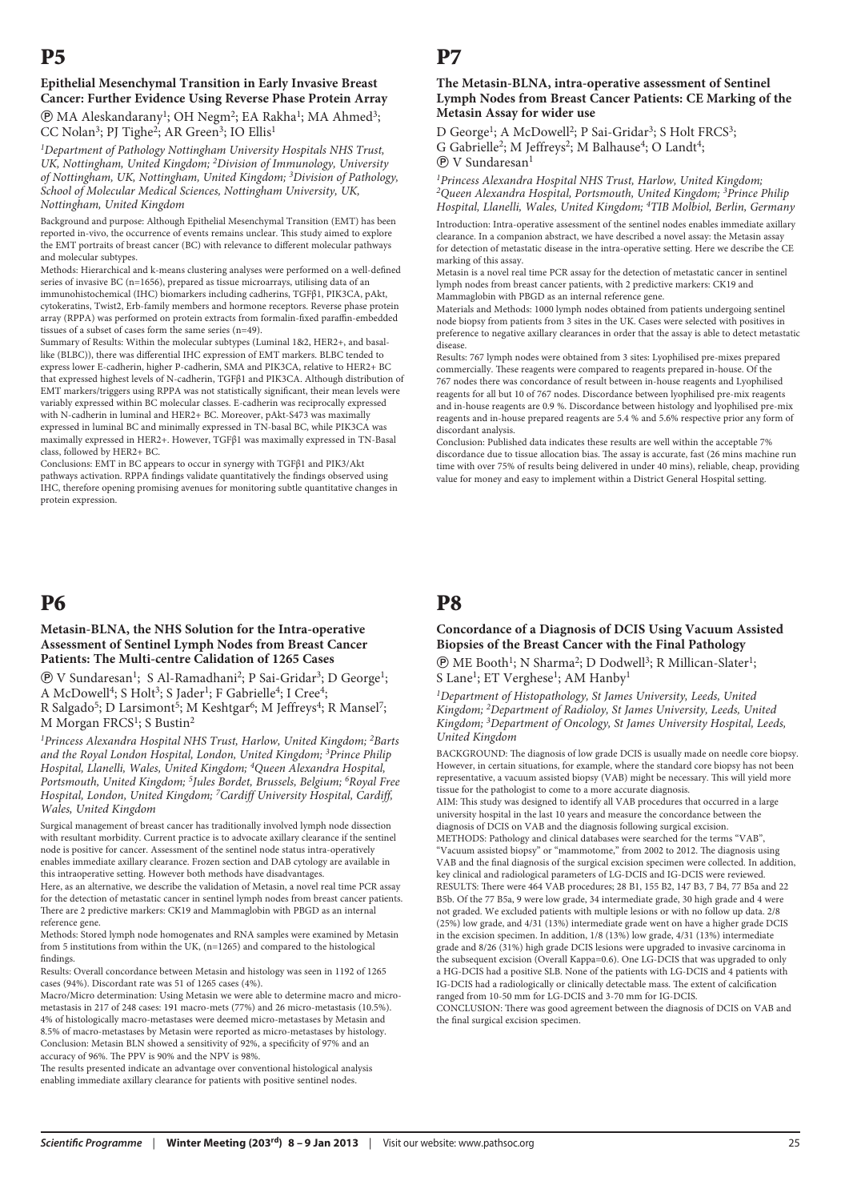# P5

### Epithelial Mesenchymal Transition in Early Invasive Breast Cancer: Further Evidence Using Reverse Phase Protein Array

Ⓟ MA Aleskandarany[1]; OH Negm[2]; EA Rakha[1]; MA Ahmed[3]; CC Nolan[3]; PJ Tighe[2]; AR Green[3]; IO Ellis[1]

*[1]Department of Pathology Nottingham University Hospitals NHS Trust, UK, Nottingham, United Kingdom; [2]Division of Immunology, University of Nottingham, UK, Nottingham, United Kingdom; [3]Division of Pathology, School of Molecular Medical Sciences, Nottingham University, UK, Nottingham, United Kingdom*

Background and purpose: Although Epithelial Mesenchymal Transition (EMT) has been reported in-vivo, the occurrence of events remains unclear. This study aimed to explore the EMT portraits of breast cancer (BC) with relevance to different molecular pathways and molecular subtypes.

Methods: Hierarchical and k-means clustering analyses were performed on a well-defined series of invasive BC (n=1656), prepared as tissue microarrays, utilising data of an immunohistochemical (IHC) biomarkers including cadherins, TGFβ1, PIK3CA, pAkt, cytokeratins, Twist2, Erb-family members and hormone receptors. Reverse phase protein array (RPPA) was performed on protein extracts from formalin-fixed paraffin-embedded tissues of a subset of cases form the same series (n=49).

Summary of Results: Within the molecular subtypes (Luminal 1&2, HER2+, and basal-like (BLBC)), there was differential IHC expression of EMT markers. BLBC tended to express lower E-cadherin, higher P-cadherin, SMA and PIK3CA, relative to HER2+ BC that expressed highest levels of N-cadherin, TGFβ1 and PIK3CA. Although distribution of EMT markers/triggers using RPPA was not statistically significant, their mean levels were variably expressed within BC molecular classes. E-cadherin was reciprocally expressed with N-cadherin in luminal and HER2+ BC. Moreover, pAkt-S473 was maximally expressed in luminal BC and minimally expressed in TN-basal BC, while PIK3CA was maximally expressed in HER2+. However, TGFβ1 was maximally expressed in TN-Basal class, followed by HER2+ BC.

Conclusions: EMT in BC appears to occur in synergy with TGFβ1 and PIK3/Akt pathways activation. RPPA findings validate quantitatively the findings observed using IHC, therefore opening promising avenues for monitoring subtle quantitative changes in protein expression.

# P6

### Metasin-BLNA, the NHS Solution for the Intra-operative Assessment of Sentinel Lymph Nodes from Breast Cancer Patients: The Multi-centre Calidation of 1265 Cases

Ⓟ V Sundaresan[1]; S Al-Ramadhani[2]; P Sai-Gridar[3]; D George[1]; A McDowell[4]; S Holt[3]; S Jader[1]; F Gabrielle[4]; I Cree[4]; R Salgado[5]; D Larsimont[5]; M Keshtgar[6]; M Jeffreys[4]; R Mansel[7]; M Morgan FRCS[1]; S Bustin[2]

*[1]Princess Alexandra Hospital NHS Trust, Harlow, United Kingdom; [2]Barts and the Royal London Hospital, London, United Kingdom; [3]Prince Philip Hospital, Llanelli, Wales, United Kingdom; [4]Queen Alexandra Hospital, Portsmouth, United Kingdom; [5]Jules Bordet, Brussels, Belgium; [6]Royal Free Hospital, London, United Kingdom; [7]Cardiff University Hospital, Cardiff, Wales, United Kingdom*

Surgical management of breast cancer has traditionally involved lymph node dissection with resultant morbidity. Current practice is to advocate axillary clearance if the sentinel node is positive for cancer. Assessment of the sentinel node status intra-operatively enables immediate axillary clearance. Frozen section and DAB cytology are available in this intraoperative setting. However both methods have disadvantages.

Here, as an alternative, we describe the validation of Metasin, a novel real time PCR assay for the detection of metastatic cancer in sentinel lymph nodes from breast cancer patients. There are 2 predictive markers: CK19 and Mammaglobin with PBGD as an internal reference gene.

Methods: Stored lymph node homogenates and RNA samples were examined by Metasin from 5 institutions from within the UK, (n=1265) and compared to the histological findings.

Results: Overall concordance between Metasin and histology was seen in 1192 of 1265 cases (94%). Discordant rate was 51 of 1265 cases (4%).

Macro/Micro determination: Using Metasin we were able to determine macro and micro-metastasis in 217 of 248 cases: 191 macro-mets (77%) and 26 micro-metastasis (10.5%). 4% of histologically macro-metastases were deemed micro-metastases by Metasin and 8.5% of macro-metastases by Metasin were reported as micro-metastases by histology.

Conclusion: Metasin BLN showed a sensitivity of 92%, a specificity of 97% and an accuracy of 96%. The PPV is 90% and the NPV is 98%.

The results presented indicate an advantage over conventional histological analysis enabling immediate axillary clearance for patients with positive sentinel nodes.

# P7

### The Metasin-BLNA, intra-operative assessment of Sentinel Lymph Nodes from Breast Cancer Patients: CE Marking of the Metasin Assay for wider use

D George[1]; A McDowell[2]; P Sai-Gridar[3]; S Holt FRCS[3]; G Gabrielle[2]; M Jeffreys[2]; M Balhause[4]; O Landt[4]; Ⓟ V Sundaresan[1]

*[1]Princess Alexandra Hospital NHS Trust, Harlow, United Kingdom; [2]Queen Alexandra Hospital, Portsmouth, United Kingdom; [3]Prince Philip Hospital, Llanelli, Wales, United Kingdom; [4]TIB Molbiol, Berlin, Germany*

Introduction: Intra-operative assessment of the sentinel nodes enables immediate axillary clearance. In a companion abstract, we have described a novel assay: the Metasin assay for detection of metastatic disease in the intra-operative setting. Here we describe the CE marking of this assay.

Metasin is a novel real time PCR assay for the detection of metastatic cancer in sentinel lymph nodes from breast cancer patients, with 2 predictive markers: CK19 and Mammaglobin with PBGD as an internal reference gene.

Materials and Methods: 1000 lymph nodes obtained from patients undergoing sentinel node biopsy from patients from 3 sites in the UK. Cases were selected with positives in preference to negative axillary clearances in order that the assay is able to detect metastatic disease.

Results: 767 lymph nodes were obtained from 3 sites: Lyophilised pre-mixes prepared commercially. These reagents were compared to reagents prepared in-house. Of the 767 nodes there was concordance of result between in-house reagents and Lyophilised reagents for all but 10 of 767 nodes. Discordance between lyophilised pre-mix reagents and in-house reagents are 0.9 %. Discordance between histology and lyophilised pre-mix reagents and in-house prepared reagents are 5.4 % and 5.6% respective prior any form of discordant analysis.

Conclusion: Published data indicates these results are well within the acceptable 7% discordance due to tissue allocation bias. The assay is accurate, fast (26 mins machine run time with over 75% of results being delivered in under 40 mins), reliable, cheap, providing value for money and easy to implement within a District General Hospital setting.

# P8

### Concordance of a Diagnosis of DCIS Using Vacuum Assisted Biopsies of the Breast Cancer with the Final Pathology

Ⓟ ME Booth[1]; N Sharma[2]; D Dodwell[3]; R Millican-Slater[1]; S Lane[1]; ET Verghese[1]; AM Hanby[1]

*[1]Department of Histopathology, St James University, Leeds, United Kingdom; [2]Department of Radioloy, St James University, Leeds, United Kingdom; [3]Department of Oncology, St James University Hospital, Leeds, United Kingdom*

BACKGROUND: The diagnosis of low grade DCIS is usually made on needle core biopsy. However, in certain situations, for example, where the standard core biopsy has not been representative, a vacuum assisted biopsy (VAB) might be necessary. This will yield more tissue for the pathologist to come to a more accurate diagnosis.

AIM: This study was designed to identify all VAB procedures that occurred in a large university hospital in the last 10 years and measure the concordance between the diagnosis of DCIS on VAB and the diagnosis following surgical excision.

METHODS: Pathology and clinical databases were searched for the terms "VAB", "Vacuum assisted biopsy" or "mammotome," from 2002 to 2012. The diagnosis using VAB and the final diagnosis of the surgical excision specimen were collected. In addition, key clinical and radiological parameters of LG-DCIS and IG-DCIS were reviewed.

RESULTS: There were 464 VAB procedures; 28 B1, 155 B2, 147 B3, 7 B4, 77 B5a and 22 B5b. Of the 77 B5as, 9 were low grade, 34 intermediate grade, 30 high grade and 4 were not graded. We excluded patients with multiple lesions or with no follow up data. 2/8 (25%) low grade, and 4/31 (13%) intermediate grade went on have a higher grade DCIS in the excision specimen. In addition, 1/8 (13%) low grade, 4/31 (13%) intermediate grade and 8/26 (31%) high grade DCIS lesions were upgraded to invasive carcinoma in the subsequent excision (Overall Kappa=0.6). One LG-DCIS that was upgraded to only a HG-DCIS had a positive SLB. None of the patients with LG-DCIS and 4 patients with IG-DCIS had a radiologically or clinically detectable mass. The extent of calcification ranged from 10-50 mm for LG-DCIS and 3-70 mm for IG-DCIS.

CONCLUSION: There was good agreement between the diagnosis of DCIS on VAB and the final surgical excision specimen.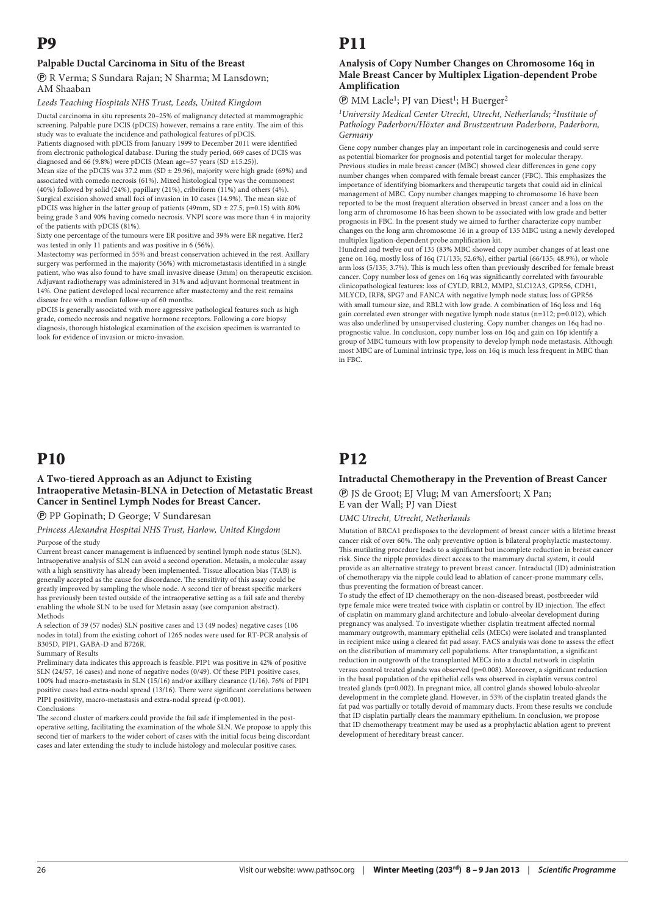# P9

### Palpable Ductal Carcinoma in Situ of the Breast

Ⓟ R Verma; S Sundara Rajan; N Sharma; M Lansdown; AM Shaaban

*Leeds Teaching Hospitals NHS Trust, Leeds, United Kingdom*

Ductal carcinoma in situ represents 20–25% of malignancy detected at mammographic screening. Palpable pure DCIS (pDCIS) however, remains a rare entity. The aim of this study was to evaluate the incidence and pathological features of pDCIS.

Patients diagnosed with pDCIS from January 1999 to December 2011 were identified from electronic pathological database. During the study period, 669 cases of DCIS was diagnosed and 66 (9.8%) were pDCIS (Mean age=57 years (SD ±15.25)).

Mean size of the pDCIS was 37.2 mm (SD ± 29.96), majority were high grade (69%) and associated with comedo necrosis (61%). Mixed histological type was the commonest (40%) followed by solid (24%), papillary (21%), cribriform (11%) and others (4%). Surgical excision showed small foci of invasion in 10 cases (14.9%). The mean size of pDCIS was higher in the latter group of patients (49mm, SD ± 27.5, p=0.15) with 80% being grade 3 and 90% having comedo necrosis. VNPI score was more than 4 in majority of the patients with pDCIS (81%).

Sixty one percentage of the tumours were ER positive and 39% were ER negative. Her2 was tested in only 11 patients and was positive in 6 (56%).

Mastectomy was performed in 55% and breast conservation achieved in the rest. Axillary surgery was performed in the majority (56%) with micrometastasis identified in a single patient, who was also found to have small invasive disease (3mm) on therapeutic excision. Adjuvant radiotherapy was administered in 31% and adjuvant hormonal treatment in 14%. One patient developed local recurrence after mastectomy and the rest remains disease free with a median follow-up of 60 months.

pDCIS is generally associated with more aggressive pathological features such as high grade, comedo necrosis and negative hormone receptors. Following a core biopsy diagnosis, thorough histological examination of the excision specimen is warranted to look for evidence of invasion or micro-invasion.

# P10

### A Two-tiered Approach as an Adjunct to Existing Intraoperative Metasin-BLNA in Detection of Metastatic Breast Cancer in Sentinel Lymph Nodes for Breast Cancer.

Ⓟ PP Gopinath; D George; V Sundaresan

*Princess Alexandra Hospital NHS Trust, Harlow, United Kingdom*

Purpose of the study

Current breast cancer management is influenced by sentinel lymph node status (SLN). Intraoperative analysis of SLN can avoid a second operation. Metasin, a molecular assay with a high sensitivity has already been implemented. Tissue allocation bias (TAB) is generally accepted as the cause for discordance. The sensitivity of this assay could be greatly improved by sampling the whole node. A second tier of breast specific markers has previously been tested outside of the intraoperative setting as a fail safe and thereby enabling the whole SLN to be used for Metasin assay (see companion abstract).

Methods

A selection of 39 (57 nodes) SLN positive cases and 13 (49 nodes) negative cases (106 nodes in total) from the existing cohort of 1265 nodes were used for RT-PCR analysis of B305D, PIP1, GABA-D and B726R.

Summary of Results

Preliminary data indicates this approach is feasible. PIP1 was positive in 42% of positive SLN (24/57, 16 cases) and none of negative nodes (0/49). Of these PIP1 positive cases, 100% had macro-metastasis in SLN (15/16) and/or axillary clearance (1/16). 76% of PIP1 positive cases had extra-nodal spread (13/16). There were significant correlations between PIP1 positivity, macro-metastasis and extra-nodal spread ($p<0.001$).

Conclusions

The second cluster of markers could provide the fail safe if implemented in the post-operative setting, facilitating the examination of the whole SLN. We propose to apply this second tier of markers to the wider cohort of cases with the initial focus being discordant cases and later extending the study to include histology and molecular positive cases.

# P11

### Analysis of Copy Number Changes on Chromosome 16q in Male Breast Cancer by Multiplex Ligation-dependent Probe Amplification

Ⓟ MM Lacle[1]; PJ van Diest[1]; H Buerger[2]

*[1]University Medical Center Utrecht, Utrecht, Netherlands; [2]Institute of Pathology Paderborn/Höxter and Brustzentrum Paderborn, Paderborn, Germany*

Gene copy number changes play an important role in carcinogenesis and could serve as potential biomarker for prognosis and potential target for molecular therapy. Previous studies in male breast cancer (MBC) showed clear differences in gene copy number changes when compared with female breast cancer (FBC). This emphasizes the importance of identifying biomarkers and therapeutic targets that could aid in clinical management of MBC. Copy number changes mapping to chromosome 16 have been reported to be the most frequent alteration observed in breast cancer and a loss on the long arm of chromosome 16 has been shown to be associated with low grade and better prognosis in FBC. In the present study we aimed to further characterize copy number changes on the long arm chromosome 16 in a group of 135 MBC using a newly developed multiplex ligation-dependent probe amplification kit.

Hundred and twelve out of 135 (83% MBC showed copy number changes of at least one gene on 16q, mostly loss of 16q (71/135; 52.6%), either partial (66/135; 48.9%), or whole arm loss (5/135; 3.7%). This is much less often than previously described for female breast cancer. Copy number loss of genes on 16q was significantly correlated with favourable clinicopathological features: loss of CYLD, RBL2, MMP2, SLC12A3, GPR56, CDH1, MLYCD, IRF8, SPG7 and FANCA with negative lymph node status; loss of GPR56 with small tumour size, and RBL2 with low grade. A combination of 16q loss and 16q gain correlated even stronger with negative lymph node status (n=112; p=0.012), which was also underlined by unsupervised clustering. Copy number changes on 16q had no prognostic value. In conclusion, copy number loss on 16q and gain on 16p identify a group of MBC tumours with low propensity to develop lymph node metastasis. Although most MBC are of Luminal intrinsic type, loss on 16q is much less frequent in MBC than in FBC.

# P12

### Intraductal Chemotherapy in the Prevention of Breast Cancer

Ⓟ JS de Groot; EJ Vlug; M van Amersfoort; X Pan; E van der Wall; PJ van Diest

*UMC Utrecht, Utrecht, Netherlands*

Mutation of BRCA1 predisposes to the development of breast cancer with a lifetime breast cancer risk of over 60%. The only preventive option is bilateral prophylactic mastectomy. This mutilating procedure leads to a significant but incomplete reduction in breast cancer risk. Since the nipple provides direct access to the mammary ductal system, it could provide as an alternative strategy to prevent breast cancer. Intraductal (ID) administration of chemotherapy via the nipple could lead to ablation of cancer-prone mammary cells, thus preventing the formation of breast cancer.

To study the effect of ID chemotherapy on the non-diseased breast, postbreeder wild type female mice were treated twice with cisplatin or control by ID injection. The effect of cisplatin on mammary gland architecture and lobulo-alveolar development during pregnancy was analysed. To investigate whether cisplatin treatment affected normal mammary outgrowth, mammary epithelial cells (MECs) were isolated and transplanted in recipient mice using a cleared fat pad assay. FACS analysis was done to assess the effect on the distribution of mammary cell populations. After transplantation, a significant reduction in outgrowth of the transplanted MECs into a ductal network in cisplatin versus control treated glands was observed (p=0.008). Moreover, a significant reduction in the basal population of the epithelial cells was observed in cisplatin versus control treated glands (p=0.002). In pregnant mice, all control glands showed lobulo-alveolar development in the complete gland. However, in 53% of the cisplatin treated glands the fat pad was partially or totally devoid of mammary ducts. From these results we conclude that ID cisplatin partially clears the mammary epithelium. In conclusion, we propose that ID chemotherapy treatment may be used as a prophylactic ablation agent to prevent development of hereditary breast cancer.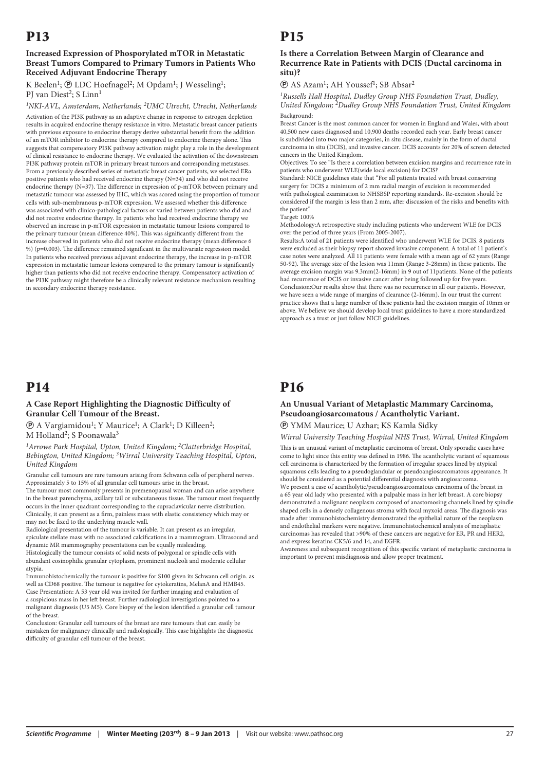# P13

### Increased Expression of Phosporylated mTOR in Metastatic Breast Tumors Compared to Primary Tumors in Patients Who Received Adjuvant Endocrine Therapy

K Beelen[1]; Ⓟ LDC Hoefnagel[2]; M Opdam[1]; J Wesseling[1]; PJ van Diest[2]; S Linn[1]

*[1]NKI-AVL, Amsterdam, Netherlands; [2]UMC Utrecht, Utrecht, Netherlands*

Activation of the PI3K pathway as an adaptive change in response to estrogen depletion results in acquired endocrine therapy resistance in vitro. Metastatic breast cancer patients with previous exposure to endocrine therapy derive substantial benefit from the addition of an mTOR inhibitor to endocrine therapy compared to endocrine therapy alone. This suggests that compensatory PI3K pathway activation might play a role in the development of clinical resistance to endocrine therapy. We evaluated the activation of the downstream PI3K pathway protein mTOR in primary breast tumors and corresponding metastases. From a previously described series of metastatic breast cancer patients, we selected ERα positive patients who had received endocrine therapy (N=34) and who did not receive endocrine therapy (N=37). The difference in expression of p-mTOR between primary and metastatic tumour was assessed by IHC, which was scored using the proportion of tumour cells with sub-membranous p-mTOR expression. We assessed whether this difference was associated with clinico-pathological factors or varied between patients who did and did not receive endocrine therapy. In patients who had received endocrine therapy we observed an increase in p-mTOR expression in metastatic tumour lesions compared to the primary tumour (mean difference 40%). This was significantly different from the increase observed in patients who did not receive endocrine therapy (mean difference 6 %) (p=0.003). The difference remained significant in the multivariate regression model. In patients who received previous adjuvant endocrine therapy, the increase in p-mTOR expression in metastatic tumour lesions compared to the primary tumour is significantly higher than patients who did not receive endocrine therapy. Compensatory activation of the PI3K pathway might therefore be a clinically relevant resistance mechanism resulting in secondary endocrine therapy resistance.

# P15

### Is there a Correlation Between Margin of Clearance and Recurrence Rate in Patients with DCIS (Ductal carcinoma in situ)?

Ⓟ AS Azam[1]; AH Youssef[1]; SB Absar[2]

*[1]Russells Hall Hospital, Dudley Group NHS Foundation Trust, Dudley, United Kingdom; [2]Dudley Group NHS Foundation Trust, United Kingdom*

Background:

Breast Cancer is the most common cancer for women in England and Wales, with about 40,500 new cases diagnosed and 10,900 deaths recorded each year. Early breast cancer is subdivided into two major categories, in situ disease, mainly in the form of ductal carcinoma in situ (DCIS), and invasive cancer. DCIS accounts for 20% of screen detected cancers in the United Kingdom.

Objectives: To see "Is there a correlation between excision margins and recurrence rate in patients who underwent WLE(wide local excision) for DCIS?

Standard: NICE guidelines state that "For all patients treated with breast conserving surgery for DCIS a minimum of 2 mm radial margin of excision is recommended with pathological examination to NHSBSP reporting standards. Re-excision should be considered if the margin is less than 2 mm, after discussion of the risks and benefits with the patient"

Target: 100%

Methodology:A retrospective study including patients who underwent WLE for DCIS over the period of three years (From 2005-2007).

Results:A total of 21 patients were identified who underwent WLE for DCIS. 8 patients were excluded as their biopsy report showed invasive component. A total of 11 patient's case notes were analyzed. All 11 patients were female with a mean age of 62 years (Range 50-92). The average size of the lesion was 11mm (Range 3-28mm) in these patients. The average excision margin was 9.3mm(2-16mm) in 9 out of 11patients. None of the patients had recurrence of DCIS or invasive cancer after being followed up for five years.

Conclusion:Our results show that there was no recurrence in all our patients. However, we have seen a wide range of margins of clearance (2-16mm). In our trust the current practice shows that a large number of these patients had the excision margin of 10mm or above. We believe we should develop local trust guidelines to have a more standardized approach as a trust or just follow NICE guidelines.

# P14

### A Case Report Highlighting the Diagnostic Difficulty of Granular Cell Tumour of the Breast.

Ⓟ A Vargiamidou[1]; Y Maurice[1]; A Clark[1]; D Killeen[2]; M Holland[2]; S Poonawala[3]

*[1]Arrowe Park Hospital, Upton, United Kingdom; [2]Clatterbridge Hospital, Bebington, United Kingdom; [3]Wirral University Teaching Hospital, Upton, United Kingdom*

Granular cell tumours are rare tumours arising from Schwann cells of peripheral nerves. Approximately 5 to 15% of all granular cell tumours arise in the breast.

The tumour most commonly presents in premenopausal woman and can arise anywhere in the breast parenchyma, axillary tail or subcutaneous tissue. The tumour most frequently occurs in the inner quadrant corresponding to the supraclavicular nerve distribution. Clinically, it can present as a firm, painless mass with elastic consistency which may or may not be fixed to the underlying muscle wall.

Radiological presentation of the tumour is variable. It can present as an irregular, spiculate stellate mass with no associated calcifications in a mammogram. Ultrasound and dynamic MR mammography presentations can be equally misleading.

Histologically the tumour consists of solid nests of polygonal or spindle cells with abundant eosinophilic granular cytoplasm, prominent nucleoli and moderate cellular atypia.

Immunohistochemically the tumour is positive for S100 given its Schwann cell origin. as well as CD68 positive. The tumour is negative for cytokeratins, MelanA and HMB45.

Case Presentation: A 53 year old was invited for further imaging and evaluation of a suspicious mass in her left breast. Further radiological investigations pointed to a malignant diagnosis (U5 M5). Core biopsy of the lesion identified a granular cell tumour of the breast.

Conclusion: Granular cell tumours of the breast are rare tumours that can easily be mistaken for malignancy clinically and radiologically. This case highlights the diagnostic difficulty of granular cell tumour of the breast.

# P16

### An Unusual Variant of Metaplastic Mammary Carcinoma, Pseudoangiosarcomatous / Acantholytic Variant.

Ⓟ YMM Maurice; U Azhar; KS Kamla Sidky

*Wirral University Teaching Hospital NHS Trust, Wirral, United Kingdom*

This is an unusual variant of metaplastic carcinoma of breast. Only sporadic cases have come to light since this entity was defined in 1986. The acantholytic variant of squamous cell carcinoma is characterized by the formation of irregular spaces lined by atypical squamous cells leading to a pseudoglandular or pseudoangiosarcomatous appearance. It should be considered as a potential differential diagnosis with angiosarcoma.

We present a case of acantholytic/pseudoangiosarcomatous carcinoma of the breast in a 65 year old lady who presented with a palpable mass in her left breast. A core biopsy demonstrated a malignant neoplasm composed of anastomosing channels lined by spindle shaped cells in a densely collagenous stroma with focal myxoid areas. The diagnosis was made after immunohistochemistry demonstrated the epithelial nature of the neoplasm and endothelial markers were negative. Immunohistochemical analysis of metaplastic carcinomas has revealed that >90% of these cancers are negative for ER, PR and HER2, and express keratins CK5/6 and 14, and EGFR.

Awareness and subsequent recognition of this specific variant of metaplastic carcinoma is important to prevent misdiagnosis and allow proper treatment.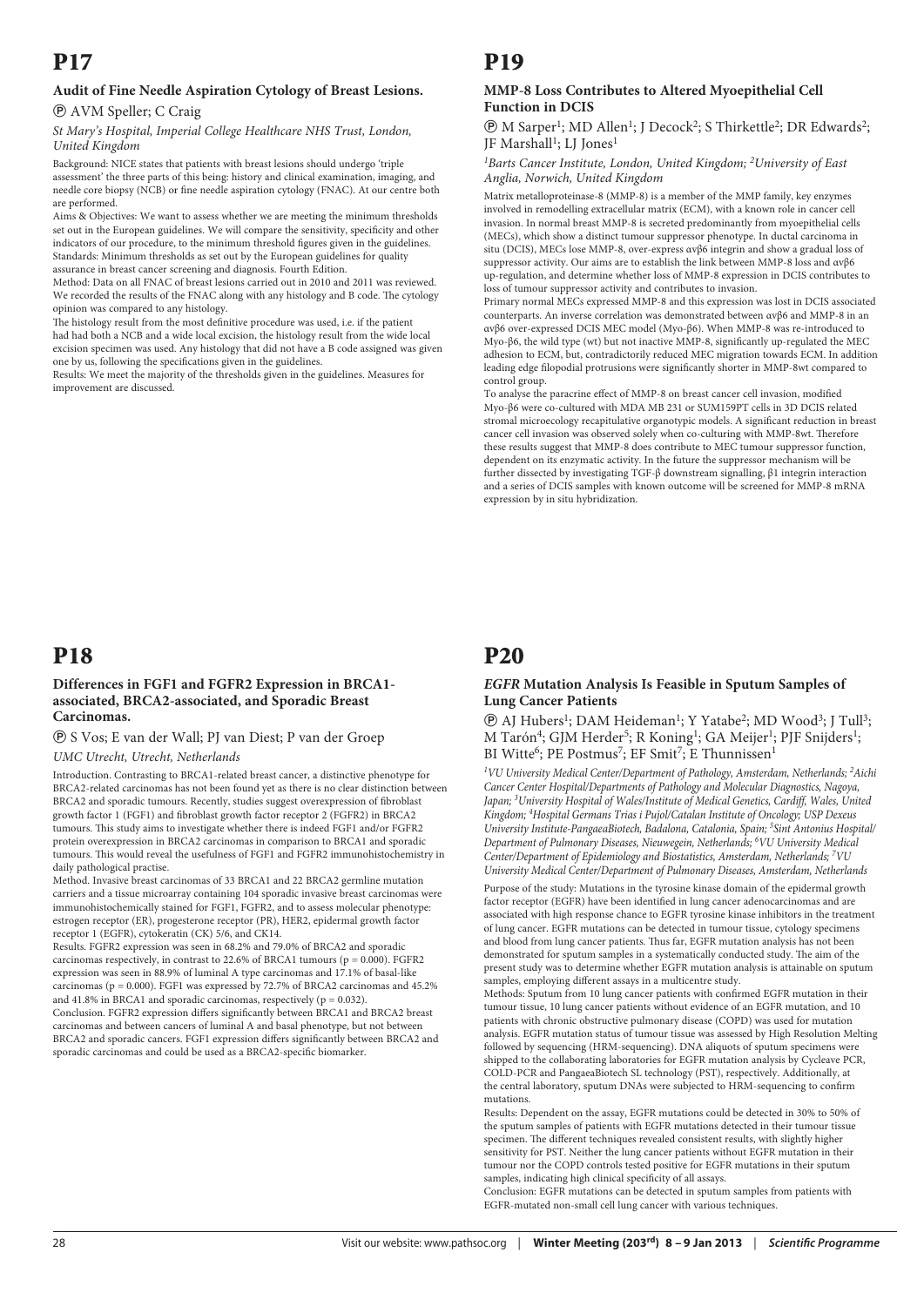# P17

### Audit of Fine Needle Aspiration Cytology of Breast Lesions.

Ⓟ AVM Speller; C Craig

*St Mary's Hospital, Imperial College Healthcare NHS Trust, London, United Kingdom*

Background: NICE states that patients with breast lesions should undergo 'triple assessment' the three parts of this being: history and clinical examination, imaging, and needle core biopsy (NCB) or fine needle aspiration cytology (FNAC). At our centre both are performed.

Aims & Objectives: We want to assess whether we are meeting the minimum thresholds set out in the European guidelines. We will compare the sensitivity, specificity and other indicators of our procedure, to the minimum threshold figures given in the guidelines.

Standards: Minimum thresholds as set out by the European guidelines for quality assurance in breast cancer screening and diagnosis. Fourth Edition.

Method: Data on all FNAC of breast lesions carried out in 2010 and 2011 was reviewed. We recorded the results of the FNAC along with any histology and B code. The cytology opinion was compared to any histology.

The histology result from the most definitive procedure was used, i.e. if the patient had had both a NCB and a wide local excision, the histology result from the wide local excision specimen was used. Any histology that did not have a B code assigned was given one by us, following the specifications given in the guidelines.

Results: We meet the majority of the thresholds given in the guidelines. Measures for improvement are discussed.

# P18

### Differences in FGF1 and FGFR2 Expression in BRCA1-associated, BRCA2-associated, and Sporadic Breast Carcinomas.

Ⓟ S Vos; E van der Wall; PJ van Diest; P van der Groep

*UMC Utrecht, Utrecht, Netherlands*

Introduction. Contrasting to BRCA1-related breast cancer, a distinctive phenotype for BRCA2-related carcinomas has not been found yet as there is no clear distinction between BRCA2 and sporadic tumours. Recently, studies suggest overexpression of fibroblast growth factor 1 (FGF1) and fibroblast growth factor receptor 2 (FGFR2) in BRCA2 tumours. This study aims to investigate whether there is indeed FGF1 and/or FGFR2 protein overexpression in BRCA2 carcinomas in comparison to BRCA1 and sporadic tumours. This would reveal the usefulness of FGF1 and FGFR2 immunohistochemistry in daily pathological practise.

Method. Invasive breast carcinomas of 33 BRCA1 and 22 BRCA2 germline mutation carriers and a tissue microarray containing 104 sporadic invasive breast carcinomas were immunohistochemically stained for FGF1, FGFR2, and to assess molecular phenotype: estrogen receptor (ER), progesterone receptor (PR), HER2, epidermal growth factor receptor 1 (EGFR), cytokeratin (CK) 5/6, and CK14.

Results. FGFR2 expression was seen in 68.2% and 79.0% of BRCA2 and sporadic carcinomas respectively, in contrast to 22.6% of BRCA1 tumours ($p = 0.000$). FGFR2 expression was seen in 88.9% of luminal A type carcinomas and 17.1% of basal-like carcinomas ($p = 0.000$). FGF1 was expressed by 72.7% of BRCA2 carcinomas and 45.2% and 41.8% in BRCA1 and sporadic carcinomas, respectively ($p = 0.032$).

Conclusion. FGFR2 expression differs significantly between BRCA1 and BRCA2 breast carcinomas and between cancers of luminal A and basal phenotype, but not between BRCA2 and sporadic cancers. FGF1 expression differs significantly between BRCA2 and sporadic carcinomas and could be used as a BRCA2-specific biomarker.

# P19

### MMP-8 Loss Contributes to Altered Myoepithelial Cell Function in DCIS

Ⓟ M Sarper[1]; MD Allen[1]; J Decock[2]; S Thirkettle[2]; DR Edwards[2]; JF Marshall[1]; LJ Jones[1]

*[1]Barts Cancer Institute, London, United Kingdom; [2]University of East Anglia, Norwich, United Kingdom*

Matrix metalloproteinase-8 (MMP-8) is a member of the MMP family, key enzymes involved in remodelling extracellular matrix (ECM), with a known role in cancer cell invasion. In normal breast MMP-8 is secreted predominantly from myoepithelial cells (MECs), which show a distinct tumour suppressor phenotype. In ductal carcinoma in situ (DCIS), MECs lose MMP-8, over-express αvβ6 integrin and show a gradual loss of suppressor activity. Our aims are to establish the link between MMP-8 loss and αvβ6 up-regulation, and determine whether loss of MMP-8 expression in DCIS contributes to loss of tumour suppressor activity and contributes to invasion.

Primary normal MECs expressed MMP-8 and this expression was lost in DCIS associated counterparts. An inverse correlation was demonstrated between αvβ6 and MMP-8 in an αvβ6 over-expressed DCIS MEC model (Myo-β6). When MMP-8 was re-introduced to Myo-β6, the wild type (wt) but not inactive MMP-8, significantly up-regulated the MEC adhesion to ECM, but, contradictorily reduced MEC migration towards ECM. In addition leading edge filopodial protrusions were significantly shorter in MMP-8wt compared to control group.

To analyse the paracrine effect of MMP-8 on breast cancer cell invasion, modified Myo-β6 were co-cultured with MDA MB 231 or SUM159PT cells in 3D DCIS related stromal microecology recapitulative organotypic models. A significant reduction in breast cancer cell invasion was observed solely when co-culturing with MMP-8wt. Therefore these results suggest that MMP-8 does contribute to MEC tumour suppressor function, dependent on its enzymatic activity. In the future the suppressor mechanism will be further dissected by investigating TGF-β downstream signalling, β1 integrin interaction and a series of DCIS samples with known outcome will be screened for MMP-8 mRNA expression by in situ hybridization.

# P20

### *EGFR* Mutation Analysis Is Feasible in Sputum Samples of Lung Cancer Patients

Ⓟ AJ Hubers[1]; DAM Heideman[1]; Y Yatabe[2]; MD Wood[3]; J Tull[3]; M Tarón[4]; GJM Herder[5]; R Koning[1]; GA Meijer[1]; PJF Snijders[1]; BI Witte[6]; PE Postmus[7]; EF Smit[7]; E Thunnissen[1]

*[1]VU University Medical Center/Department of Pathology, Amsterdam, Netherlands; [2]Aichi Cancer Center Hospital/Departments of Pathology and Molecular Diagnostics, Nagoya, Japan; [3]University Hospital of Wales/Institute of Medical Genetics, Cardiff, Wales, United Kingdom; [4]Hospital Germans Trias i Pujol/Catalan Institute of Oncology; USP Dexeus University Institute-PangaeaBiotech, Badalona, Catalonia, Spain; [5]Sint Antonius Hospital/Department of Pulmonary Diseases, Nieuwegein, Netherlands; [6]VU University Medical Center/Department of Epidemiology and Biostatistics, Amsterdam, Netherlands; [7]VU University Medical Center/Department of Pulmonary Diseases, Amsterdam, Netherlands*

Purpose of the study: Mutations in the tyrosine kinase domain of the epidermal growth factor receptor (EGFR) have been identified in lung cancer adenocarcinomas and are associated with high response chance to EGFR tyrosine kinase inhibitors in the treatment of lung cancer. EGFR mutations can be detected in tumour tissue, cytology specimens and blood from lung cancer patients. Thus far, EGFR mutation analysis has not been demonstrated for sputum samples in a systematically conducted study. The aim of the present study was to determine whether EGFR mutation analysis is attainable on sputum samples, employing different assays in a multicentre study.

Methods: Sputum from 10 lung cancer patients with confirmed EGFR mutation in their tumour tissue, 10 lung cancer patients without evidence of an EGFR mutation, and 10 patients with chronic obstructive pulmonary disease (COPD) was used for mutation analysis. EGFR mutation status of tumour tissue was assessed by High Resolution Melting followed by sequencing (HRM-sequencing). DNA aliquots of sputum specimens were shipped to the collaborating laboratories for EGFR mutation analysis by Cycleave PCR, COLD-PCR and PangaeaBiotech SL technology (PST), respectively. Additionally, at the central laboratory, sputum DNAs were subjected to HRM-sequencing to confirm mutations.

Results: Dependent on the assay, EGFR mutations could be detected in 30% to 50% of the sputum samples of patients with EGFR mutations detected in their tumour tissue specimen. The different techniques revealed consistent results, with slightly higher sensitivity for PST. Neither the lung cancer patients without EGFR mutation in their tumour nor the COPD controls tested positive for EGFR mutations in their sputum samples, indicating high clinical specificity of all assays.

Conclusion: EGFR mutations can be detected in sputum samples from patients with EGFR-mutated non-small cell lung cancer with various techniques.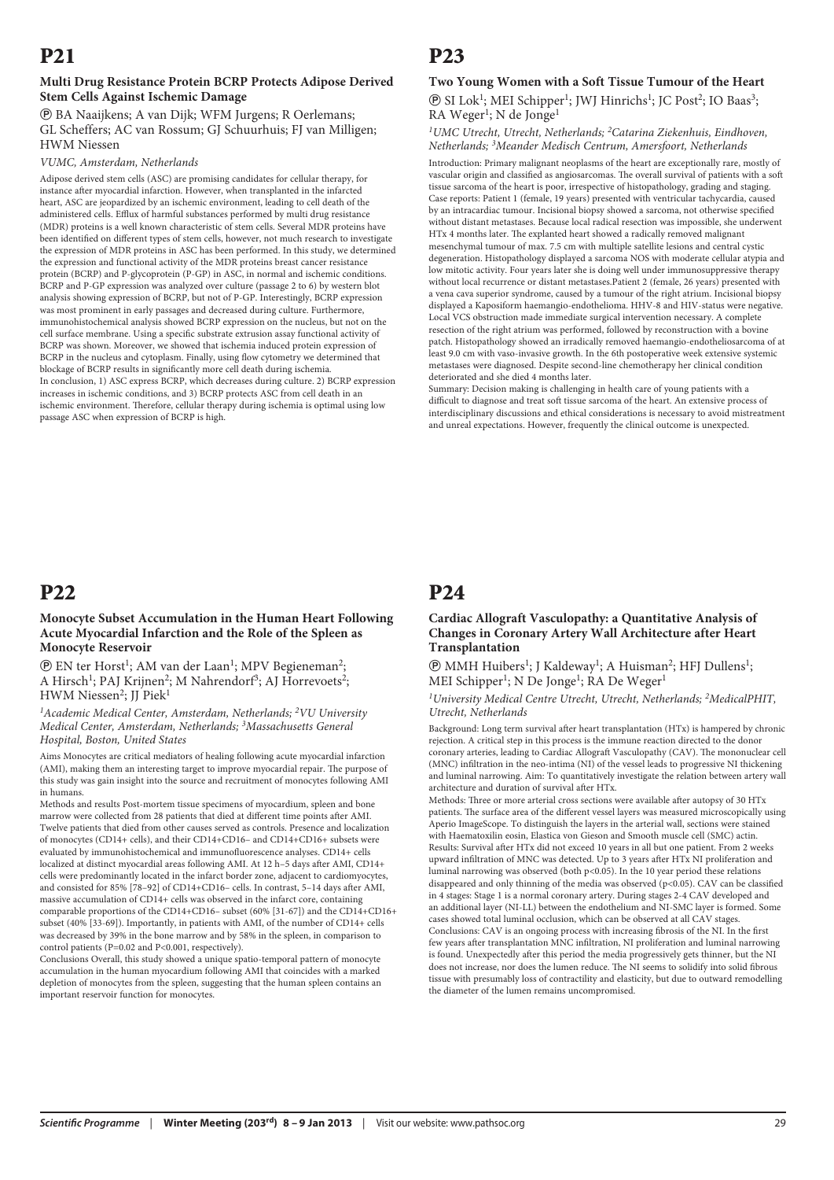# P21

### Multi Drug Resistance Protein BCRP Protects Adipose Derived Stem Cells Against Ischemic Damage

Ⓟ BA Naaijkens; A van Dijk; WFM Jurgens; R Oerlemans; GL Scheffers; AC van Rossum; GJ Schuurhuis; FJ van Milligen; HWM Niessen

*VUMC, Amsterdam, Netherlands*

Adipose derived stem cells (ASC) are promising candidates for cellular therapy, for instance after myocardial infarction. However, when transplanted in the infarcted heart, ASC are jeopardized by an ischemic environment, leading to cell death of the administered cells. Efflux of harmful substances performed by multi drug resistance (MDR) proteins is a well known characteristic of stem cells. Several MDR proteins have been identified on different types of stem cells, however, not much research to investigate the expression of MDR proteins in ASC has been performed. In this study, we determined the expression and functional activity of the MDR proteins breast cancer resistance protein (BCRP) and P-glycoprotein (P-GP) in ASC, in normal and ischemic conditions. BCRP and P-GP expression was analyzed over culture (passage 2 to 6) by western blot analysis showing expression of BCRP, but not of P-GP. Interestingly, BCRP expression was most prominent in early passages and decreased during culture. Furthermore, immunohistochemical analysis showed BCRP expression on the nucleus, but not on the cell surface membrane. Using a specific substrate extrusion assay functional activity of BCRP was shown. Moreover, we showed that ischemia induced protein expression of BCRP in the nucleus and cytoplasm. Finally, using flow cytometry we determined that blockage of BCRP results in significantly more cell death during ischemia.
In conclusion, 1) ASC express BCRP, which decreases during culture. 2) BCRP expression increases in ischemic conditions, and 3) BCRP protects ASC from cell death in an ischemic environment. Therefore, cellular therapy during ischemia is optimal using low passage ASC when expression of BCRP is high.

# P22

### Monocyte Subset Accumulation in the Human Heart Following Acute Myocardial Infarction and the Role of the Spleen as Monocyte Reservoir

Ⓟ EN ter Horst[1]; AM van der Laan[1]; MPV Begieneman[2]; A Hirsch[1]; PAJ Krijnen[2]; M Nahrendorf[3]; AJ Horrevoets[2]; HWM Niessen[2]; JJ Piek[1]

*[1]Academic Medical Center, Amsterdam, Netherlands; [2]VU University Medical Center, Amsterdam, Netherlands; [3]Massachusetts General Hospital, Boston, United States*

Aims Monocytes are critical mediators of healing following acute myocardial infarction (AMI), making them an interesting target to improve myocardial repair. The purpose of this study was gain insight into the source and recruitment of monocytes following AMI in humans.
Methods and results Post-mortem tissue specimens of myocardium, spleen and bone marrow were collected from 28 patients that died at different time points after AMI. Twelve patients that died from other causes served as controls. Presence and localization of monocytes (CD14+ cells), and their CD14+CD16– and CD14+CD16+ subsets were evaluated by immunohistochemical and immunofluorescence analyses. CD14+ cells localized at distinct myocardial areas following AMI. At 12 h–5 days after AMI, CD14+ cells were predominantly located in the infarct border zone, adjacent to cardiomyocytes, and consisted for 85% [78–92] of CD14+CD16– cells. In contrast, 5–14 days after AMI, massive accumulation of CD14+ cells was observed in the infarct core, containing comparable proportions of the CD14+CD16– subset (60% [31-67]) and the CD14+CD16+ subset (40% [33-69]). Importantly, in patients with AMI, of the number of CD14+ cells was decreased by 39% in the bone marrow and by 58% in the spleen, in comparison to control patients (P=0.02 and P<0.001, respectively).
Conclusions Overall, this study showed a unique spatio-temporal pattern of monocyte accumulation in the human myocardium following AMI that coincides with a marked depletion of monocytes from the spleen, suggesting that the human spleen contains an important reservoir function for monocytes.

# P23

### Two Young Women with a Soft Tissue Tumour of the Heart

Ⓟ SI Lok[1]; MEI Schipper[1]; JWJ Hinrichs[1]; JC Post[2]; IO Baas[3]; RA Weger[1]; N de Jonge[1]

*[1]UMC Utrecht, Utrecht, Netherlands; [2]Catarina Ziekenhuis, Eindhoven, Netherlands; [3]Meander Medisch Centrum, Amersfoort, Netherlands*

Introduction: Primary malignant neoplasms of the heart are exceptionally rare, mostly of vascular origin and classified as angiosarcomas. The overall survival of patients with a soft tissue sarcoma of the heart is poor, irrespective of histopathology, grading and staging.
Case reports: Patient 1 (female, 19 years) presented with ventricular tachycardia, caused by an intracardiac tumour. Incisional biopsy showed a sarcoma, not otherwise specified without distant metastases. Because local radical resection was impossible, she underwent HTx 4 months later. The explanted heart showed a radically removed malignant mesenchymal tumour of max. 7.5 cm with multiple satellite lesions and central cystic degeneration. Histopathology displayed a sarcoma NOS with moderate cellular atypia and low mitotic activity. Four years later she is doing well under immunosuppressive therapy without local recurrence or distant metastases.Patient 2 (female, 26 years) presented with a vena cava superior syndrome, caused by a tumour of the right atrium. Incisional biopsy displayed a Kaposiform haemangio-endothelioma. HHV-8 and HIV-status were negative. Local VCS obstruction made immediate surgical intervention necessary. A complete resection of the right atrium was performed, followed by reconstruction with a bovine patch. Histopathology showed an irradically removed haemangio-endotheliosarcoma of at least 9.0 cm with vaso-invasive growth. In the 6th postoperative week extensive systemic metastases were diagnosed. Despite second-line chemotherapy her clinical condition deteriorated and she died 4 months later.
Summary: Decision making is challenging in health care of young patients with a difficult to diagnose and treat soft tissue sarcoma of the heart. An extensive process of interdisciplinary discussions and ethical considerations is necessary to avoid mistreatment and unreal expectations. However, frequently the clinical outcome is unexpected.

# P24

### Cardiac Allograft Vasculopathy: a Quantitative Analysis of Changes in Coronary Artery Wall Architecture after Heart Transplantation

Ⓟ MMH Huibers[1]; J Kaldeway[1]; A Huisman[2]; HFJ Dullens[1]; MEI Schipper[1]; N De Jonge[1]; RA De Weger[1]

*[1]University Medical Centre Utrecht, Utrecht, Netherlands; [2]MedicalPHIT, Utrecht, Netherlands*

Background: Long term survival after heart transplantation (HTx) is hampered by chronic rejection. A critical step in this process is the immune reaction directed to the donor coronary arteries, leading to Cardiac Allograft Vasculopathy (CAV). The mononuclear cell (MNC) infiltration in the neo-intima (NI) of the vessel leads to progressive NI thickening and luminal narrowing. Aim: To quantitatively investigate the relation between artery wall architecture and duration of survival after HTx.
Methods: Three or more arterial cross sections were available after autopsy of 30 HTx patients. The surface area of the different vessel layers was measured microscopically using Aperio ImageScope. To distinguish the layers in the arterial wall, sections were stained with Haematoxilin eosin, Elastica von Gieson and Smooth muscle cell (SMC) actin.
Results: Survival after HTx did not exceed 10 years in all but one patient. From 2 weeks upward infiltration of MNC was detected. Up to 3 years after HTx NI proliferation and luminal narrowing was observed (both $p<0.05$). In the 10 year period these relations disappeared and only thinning of the media was observed ($p<0.05$). CAV can be classified in 4 stages: Stage 1 is a normal coronary artery. During stages 2-4 CAV developed and an additional layer (NI-LL) between the endothelium and NI-SMC layer is formed. Some cases showed total luminal occlusion, which can be observed at all CAV stages.
Conclusions: CAV is an ongoing process with increasing fibrosis of the NI. In the first few years after transplantation MNC infiltration, NI proliferation and luminal narrowing is found. Unexpectedly after this period the media progressively gets thinner, but the NI does not increase, nor does the lumen reduce. The NI seems to solidify into solid fibrous tissue with presumably loss of contractility and elasticity, but due to outward remodelling the diameter of the lumen remains uncompromised.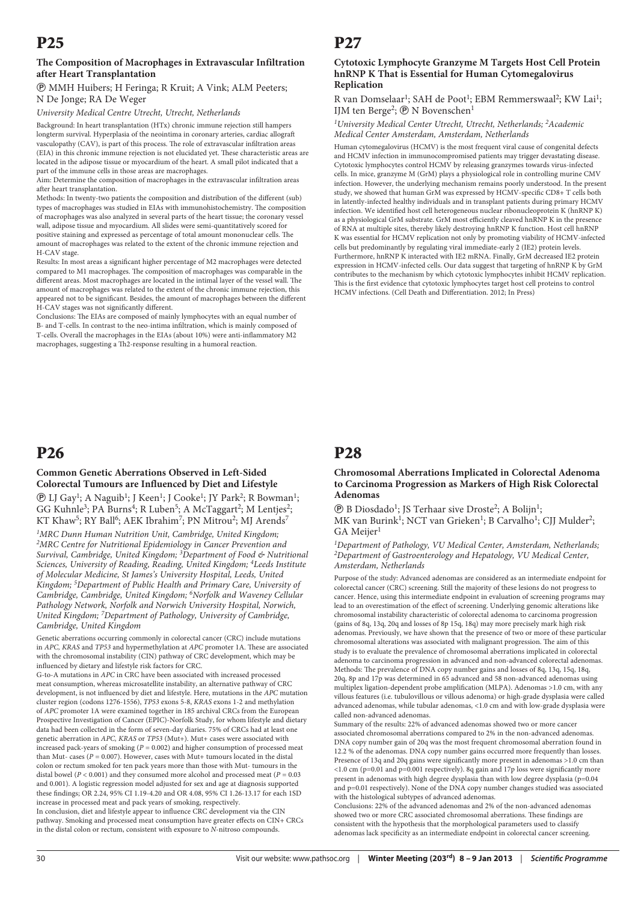# P25

### The Composition of Macrophages in Extravascular Infiltration after Heart Transplantation

Ⓟ MMH Huibers; H Feringa; R Kruit; A Vink; ALM Peeters; N De Jonge; RA De Weger

*University Medical Centre Utrecht, Utrecht, Netherlands*

Background: In heart transplantation (HTx) chronic immune rejection still hampers longterm survival. Hyperplasia of the neointima in coronary arteries, cardiac allograft vasculopathy (CAV), is part of this process. The role of extravascular infiltration areas (EIA) in this chronic immune rejection is not elucidated yet. These characteristic areas are located in the adipose tissue or myocardium of the heart. A small pilot indicated that a part of the immune cells in those areas are macrophages.

Aim: Determine the composition of macrophages in the extravascular infiltration areas after heart transplantation.

Methods: In twenty-two patients the composition and distribution of the different (sub) types of macrophages was studied in EIAs with immunohistochemistry. The composition of macrophages was also analyzed in several parts of the heart tissue; the coronary vessel wall, adipose tissue and myocardium. All slides were semi-quantitatively scored for positive staining and expressed as percentage of total amount mononuclear cells. The amount of macrophages was related to the extent of the chronic immune rejection and H-CAV stage.

Results: In most areas a significant higher percentage of M2 macrophages were detected compared to M1 macrophages. The composition of macrophages was comparable in the different areas. Most macrophages are located in the intimal layer of the vessel wall. The amount of macrophages was related to the extent of the chronic immune rejection, this appeared not to be significant. Besides, the amount of macrophages between the different H-CAV stages was not significantly different.

Conclusions: The EIAs are composed of mainly lymphocytes with an equal number of B- and T-cells. In contrast to the neo-intima infiltration, which is mainly composed of T-cells. Overall the macrophages in the EIAs (about 10%) were anti-inflammatory M2 macrophages, suggesting a Th2-response resulting in a humoral reaction.

# P26

### Common Genetic Aberrations Observed in Left-Sided Colorectal Tumours are Influenced by Diet and Lifestyle

Ⓟ LJ Gay[1]; A Naguib[1]; J Keen[1]; J Cooke[1]; JY Park[2]; R Bowman[1]; GG Kuhnle[3]; PA Burns[4]; R Luben[5]; A McTaggart[2]; M Lentjes[2]; KT Khaw[5]; RY Ball[6]; AEK Ibrahim[7]; PN Mitrou[2]; MJ Arends[7]

*[1]MRC Dunn Human Nutrition Unit, Cambridge, United Kingdom; [2]MRC Centre for Nutritional Epidemiology in Cancer Prevention and Survival, Cambridge, United Kingdom; [3]Department of Food & Nutritional Sciences, University of Reading, Reading, United Kingdom; [4]Leeds Institute of Molecular Medicine, St James's University Hospital, Leeds, United Kingdom; [5]Department of Public Health and Primary Care, University of Cambridge, Cambridge, United Kingdom; [6]Norfolk and Waveney Cellular Pathology Network, Norfolk and Norwich University Hospital, Norwich, United Kingdom; [7]Department of Pathology, University of Cambridge, Cambridge, United Kingdom*

Genetic aberrations occurring commonly in colorectal cancer (CRC) include mutations in *APC*, *KRAS* and *TP53* and hypermethylation at *APC* promoter 1A. These are associated with the chromosomal instability (CIN) pathway of CRC development, which may be influenced by dietary and lifestyle risk factors for CRC.

G-to-A mutations in *APC* in CRC have been associated with increased processed meat consumption, whereas microsatellite instability, an alternative pathway of CRC development, is not influenced by diet and lifestyle. Here, mutations in the *APC* mutation cluster region (codons 1276-1556), *TP53* exons 5-8, *KRAS* exons 1-2 and methylation of *APC* promoter 1A were examined together in 185 archival CRCs from the European Prospective Investigation of Cancer (EPIC)-Norfolk Study, for whom lifestyle and dietary data had been collected in the form of seven-day diaries. 75% of CRCs had at least one genetic aberration in *APC*, *KRAS* or *TP53* (Mut+). Mut+ cases were associated with increased pack-years of smoking ($P = 0.002$) and higher consumption of processed meat than Mut- cases ($P = 0.007$). However, cases with Mut+ tumours located in the distal colon or rectum smoked for ten pack years more than those with Mut- tumours in the distal bowel ($P < 0.001$) and they consumed more alcohol and processed meat ($P = 0.03$ and 0.001). A logistic regression model adjusted for sex and age at diagnosis supported these findings; OR 2.24, 95% CI 1.19-4.20 and OR 4.08, 95% CI 1.26-13.17 for each 1SD increase in processed meat and pack years of smoking, respectively.

In conclusion, diet and lifestyle appear to influence CRC development via the CIN pathway. Smoking and processed meat consumption have greater effects on CIN+ CRCs in the distal colon or rectum, consistent with exposure to *N*-nitroso compounds.

# P27

### Cytotoxic Lymphocyte Granzyme M Targets Host Cell Protein hnRNP K That is Essential for Human Cytomegalovirus Replication

R van Domselaar[1]; SAH de Poot[1]; EBM Remmerswaal[2]; KW Lai[1]; IJM ten Berge[2]; Ⓟ N Bovenschen[1]

*[1]University Medical Center Utrecht, Utrecht, Netherlands; [2]Academic Medical Center Amsterdam, Amsterdam, Netherlands*

Human cytomegalovirus (HCMV) is the most frequent viral cause of congenital defects and HCMV infection in immunocompromised patients may trigger devastating disease. Cytotoxic lymphocytes control HCMV by releasing granzymes towards virus-infected cells. In mice, granzyme M (GrM) plays a physiological role in controlling murine CMV infection. However, the underlying mechanism remains poorly understood. In the present study, we showed that human GrM was expressed by HCMV-specific CD8+ T cells both in latently-infected healthy individuals and in transplant patients during primary HCMV infection. We identified host cell heterogeneous nuclear ribonucleoprotein K (hnRNP K) as a physiological GrM substrate. GrM most efficiently cleaved hnRNP K in the presence of RNA at multiple sites, thereby likely destroying hnRNP K function. Host cell hnRNP K was essential for HCMV replication not only by promoting viability of HCMV-infected cells but predominantly by regulating viral immediate-early 2 (IE2) protein levels. Furthermore, hnRNP K interacted with IE2 mRNA. Finally, GrM decreased IE2 protein expression in HCMV-infected cells. Our data suggest that targeting of hnRNP K by GrM contributes to the mechanism by which cytotoxic lymphocytes inhibit HCMV replication. This is the first evidence that cytotoxic lymphocytes target host cell proteins to control HCMV infections. (Cell Death and Differentiation. 2012; In Press)

# P28

### Chromosomal Aberrations Implicated in Colorectal Adenoma to Carcinoma Progression as Markers of High Risk Colorectal Adenomas

Ⓟ B Diosdado[1]; JS Terhaar sive Droste[2]; A Bolijn[1]; MK van Burink[1]; NCT van Grieken[1]; B Carvalho[1]; CJJ Mulder[2]; GA Meijer[1]

*[1]Department of Pathology, VU Medical Center, Amsterdam, Netherlands; [2]Department of Gastroenterology and Hepatology, VU Medical Center, Amsterdam, Netherlands*

Purpose of the study: Advanced adenomas are considered as an intermediate endpoint for colorectal cancer (CRC) screening. Still the majority of these lesions do not progress to cancer. Hence, using this intermediate endpoint in evaluation of screening programs may lead to an overestimation of the effect of screening. Underlying genomic alterations like chromosomal instability characteristic of colorectal adenoma to carcinoma progression (gains of 8q, 13q, 20q and losses of 8p 15q, 18q) may more precisely mark high risk adenomas. Previously, we have shown that the presence of two or more of these particular chromosomal alterations was associated with malignant progression. The aim of this study is to evaluate the prevalence of chromosomal aberrations implicated in colorectal adenoma to carcinoma progression in advanced and non-advanced colorectal adenomas.

Methods: The prevalence of DNA copy number gains and losses of 8q, 13q, 15q, 18q, 20q, 8p and 17p was determined in 65 advanced and 58 non-advanced adenomas using multiplex ligation-dependent probe amplification (MLPA). Adenomas >1.0 cm, with any villous features (i.e. tubulovillous or villous adenoma) or high-grade dysplasia were called advanced adenomas, while tubular adenomas, <1.0 cm and with low-grade dysplasia were called non-advanced adenomas.

Summary of the results: 22% of advanced adenomas showed two or more cancer associated chromosomal aberrations compared to 2% in the non-advanced adenomas. DNA copy number gain of 20q was the most frequent chromosomal aberration found in 12.2 % of the adenomas. DNA copy number gains occurred more frequently than losses. Presence of 13q and 20q gains were significantly more present in adenomas >1.0 cm than <1.0 cm (p=0.01 and p=0.001 respectively). 8q gain and 17p loss were significantly more present in adenomas with high degree dysplasia than with low degree dysplasia (p=0.04 and p=0.01 respectively). None of the DNA copy number changes studied was associated with the histological subtypes of advanced adenomas.

Conclusions: 22% of the advanced adenomas and 2% of the non-advanced adenomas showed two or more CRC associated chromosomal aberrations. These findings are consistent with the hypothesis that the morphological parameters used to classify adenomas lack specificity as an intermediate endpoint in colorectal cancer screening.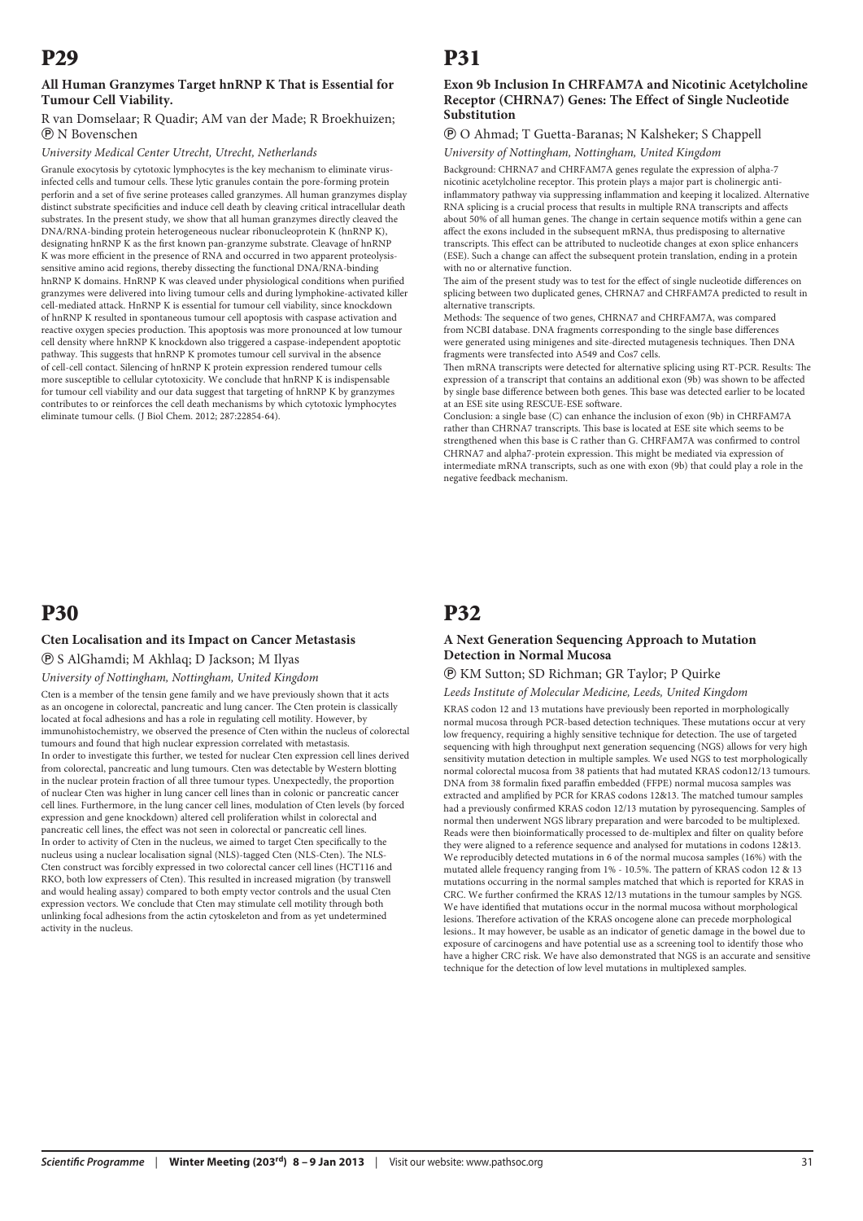# P29

### All Human Granzymes Target hnRNP K That is Essential for Tumour Cell Viability.

R van Domselaar; R Quadir; AM van der Made; R Broekhuizen; Ⓟ N Bovenschen

*University Medical Center Utrecht, Utrecht, Netherlands*

Granule exocytosis by cytotoxic lymphocytes is the key mechanism to eliminate virus-infected cells and tumour cells. These lytic granules contain the pore-forming protein perforin and a set of five serine proteases called granzymes. All human granzymes display distinct substrate specificities and induce cell death by cleaving critical intracellular death substrates. In the present study, we show that all human granzymes directly cleaved the DNA/RNA-binding protein heterogeneous nuclear ribonucleoprotein K (hnRNP K), designating hnRNP K as the first known pan-granzyme substrate. Cleavage of hnRNP K was more efficient in the presence of RNA and occurred in two apparent proteolysis-sensitive amino acid regions, thereby dissecting the functional DNA/RNA-binding hnRNP K domains. HnRNP K was cleaved under physiological conditions when purified granzymes were delivered into living tumour cells and during lymphokine-activated killer cell-mediated attack. HnRNP K is essential for tumour cell viability, since knockdown of hnRNP K resulted in spontaneous tumour cell apoptosis with caspase activation and reactive oxygen species production. This apoptosis was more pronounced at low tumour cell density where hnRNP K knockdown also triggered a caspase-independent apoptotic pathway. This suggests that hnRNP K promotes tumour cell survival in the absence of cell-cell contact. Silencing of hnRNP K protein expression rendered tumour cells more susceptible to cellular cytotoxicity. We conclude that hnRNP K is indispensable for tumour cell viability and our data suggest that targeting of hnRNP K by granzymes contributes to or reinforces the cell death mechanisms by which cytotoxic lymphocytes eliminate tumour cells. (J Biol Chem. 2012; 287:22854-64).

# P30

### Cten Localisation and its Impact on Cancer Metastasis

Ⓟ S AlGhamdi; M Akhlaq; D Jackson; M Ilyas

*University of Nottingham, Nottingham, United Kingdom*

Cten is a member of the tensin gene family and we have previously shown that it acts as an oncogene in colorectal, pancreatic and lung cancer. The Cten protein is classically located at focal adhesions and has a role in regulating cell motility. However, by immunohistochemistry, we observed the presence of Cten within the nucleus of colorectal tumours and found that high nuclear expression correlated with metastasis.

In order to investigate this further, we tested for nuclear Cten expression cell lines derived from colorectal, pancreatic and lung tumours. Cten was detectable by Western blotting in the nuclear protein fraction of all three tumour types. Unexpectedly, the proportion of nuclear Cten was higher in lung cancer cell lines than in colonic or pancreatic cancer cell lines. Furthermore, in the lung cancer cell lines, modulation of Cten levels (by forced expression and gene knockdown) altered cell proliferation whilst in colorectal and pancreatic cell lines, the effect was not seen in colorectal or pancreatic cell lines.

In order to activity of Cten in the nucleus, we aimed to target Cten specifically to the nucleus using a nuclear localisation signal (NLS)-tagged Cten (NLS-Cten). The NLS-Cten construct was forcibly expressed in two colorectal cancer cell lines (HCT116 and RKO, both low expressers of Cten). This resulted in increased migration (by transwell and would healing assay) compared to both empty vector controls and the usual Cten expression vectors. We conclude that Cten may stimulate cell motility through both unlinking focal adhesions from the actin cytoskeleton and from as yet undetermined activity in the nucleus.

# P31

### Exon 9b Inclusion In CHRFAM7A and Nicotinic Acetylcholine Receptor (CHRNA7) Genes: The Effect of Single Nucleotide Substitution

Ⓟ O Ahmad; T Guetta-Baranas; N Kalsheker; S Chappell

*University of Nottingham, Nottingham, United Kingdom*

Background: CHRNA7 and CHRFAM7A genes regulate the expression of alpha-7 nicotinic acetylcholine receptor. This protein plays a major part is cholinergic anti-inflammatory pathway via suppressing inflammation and keeping it localized. Alternative RNA splicing is a crucial process that results in multiple RNA transcripts and affects about 50% of all human genes. The change in certain sequence motifs within a gene can affect the exons included in the subsequent mRNA, thus predisposing to alternative transcripts. This effect can be attributed to nucleotide changes at exon splice enhancers (ESE). Such a change can affect the subsequent protein translation, ending in a protein with no or alternative function.

The aim of the present study was to test for the effect of single nucleotide differences on splicing between two duplicated genes, CHRNA7 and CHRFAM7A predicted to result in alternative transcripts.

Methods: The sequence of two genes, CHRNA7 and CHRFAM7A, was compared from NCBI database. DNA fragments corresponding to the single base differences were generated using minigenes and site-directed mutagenesis techniques. Then DNA fragments were transfected into A549 and Cos7 cells.

Then mRNA transcripts were detected for alternative splicing using RT-PCR. Results: The expression of a transcript that contains an additional exon (9b) was shown to be affected by single base difference between both genes. This base was detected earlier to be located at an ESE site using RESCUE-ESE software.

Conclusion: a single base (C) can enhance the inclusion of exon (9b) in CHRFAM7A rather than CHRNA7 transcripts. This base is located at ESE site which seems to be strengthened when this base is C rather than G. CHRFAM7A was confirmed to control CHRNA7 and alpha7-protein expression. This might be mediated via expression of intermediate mRNA transcripts, such as one with exon (9b) that could play a role in the negative feedback mechanism.

# P32

### A Next Generation Sequencing Approach to Mutation Detection in Normal Mucosa

Ⓟ KM Sutton; SD Richman; GR Taylor; P Quirke

*Leeds Institute of Molecular Medicine, Leeds, United Kingdom*

KRAS codon 12 and 13 mutations have previously been reported in morphologically normal mucosa through PCR-based detection techniques. These mutations occur at very low frequency, requiring a highly sensitive technique for detection. The use of targeted sequencing with high throughput next generation sequencing (NGS) allows for very high sensitivity mutation detection in multiple samples. We used NGS to test morphologically normal colorectal mucosa from 38 patients that had mutated KRAS codon12/13 tumours. DNA from 38 formalin fixed paraffin embedded (FFPE) normal mucosa samples was extracted and amplified by PCR for KRAS codons 12&13. The matched tumour samples had a previously confirmed KRAS codon 12/13 mutation by pyrosequencing. Samples of normal then underwent NGS library preparation and were barcoded to be multiplexed. Reads were then bioinformatically processed to de-multiplex and filter on quality before they were aligned to a reference sequence and analysed for mutations in codons 12&13. We reproducibly detected mutations in 6 of the normal mucosa samples (16%) with the mutated allele frequency ranging from 1% - 10.5%. The pattern of KRAS codon 12 & 13 mutations occurring in the normal samples matched that which is reported for KRAS in CRC. We further confirmed the KRAS 12/13 mutations in the tumour samples by NGS. We have identified that mutations occur in the normal mucosa without morphological lesions. Therefore activation of the KRAS oncogene alone can precede morphological lesions.. It may however, be usable as an indicator of genetic damage in the bowel due to exposure of carcinogens and have potential use as a screening tool to identify those who have a higher CRC risk. We have also demonstrated that NGS is an accurate and sensitive technique for the detection of low level mutations in multiplexed samples.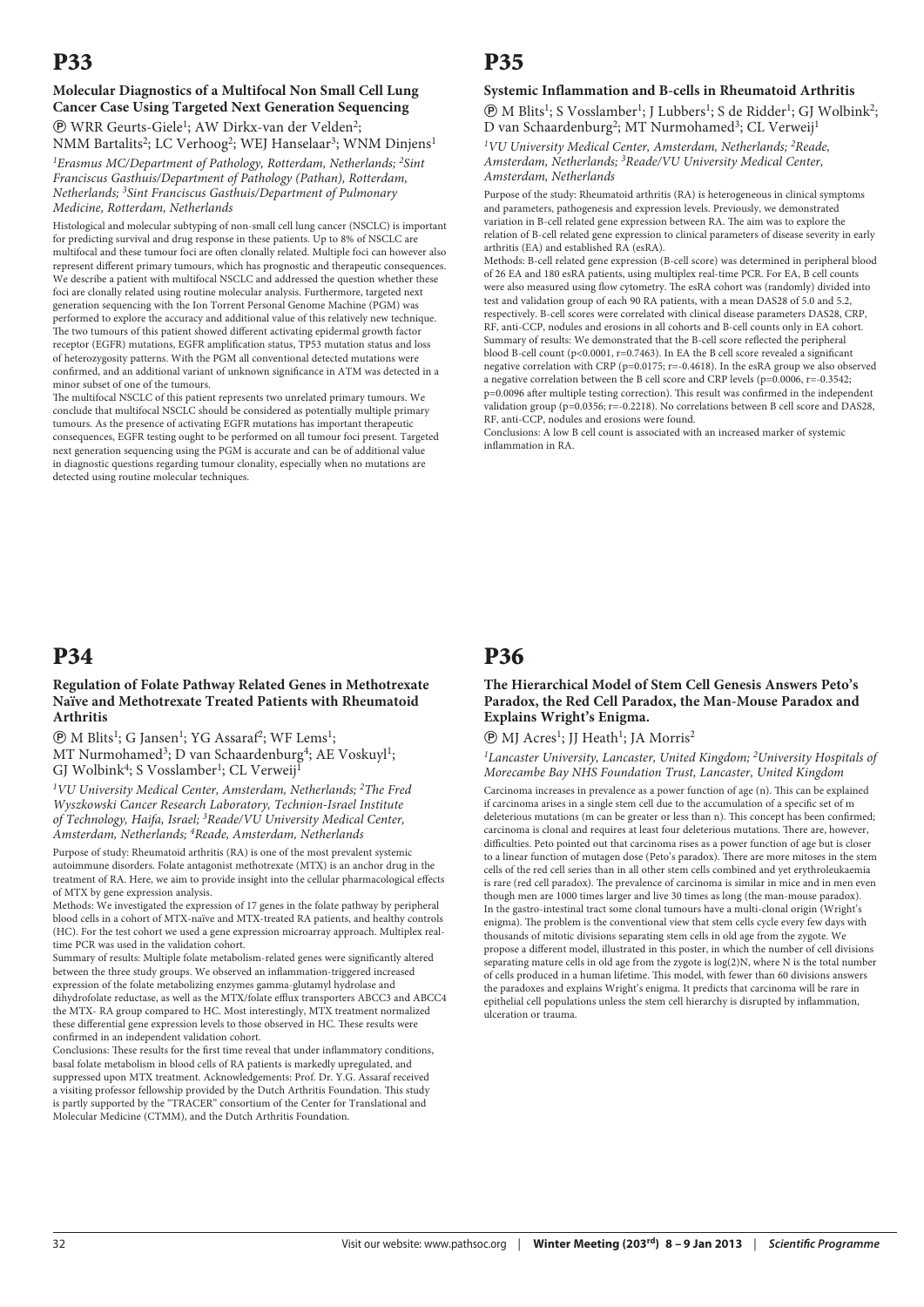# P33

### Molecular Diagnostics of a Multifocal Non Small Cell Lung Cancer Case Using Targeted Next Generation Sequencing

Ⓟ WRR Geurts-Giele[1]; AW Dirkx-van der Velden[2]; NMM Bartalits[2]; LC Verhoog[2]; WEJ Hanselaar[3]; WNM Dinjens[1]

*[1]Erasmus MC/Department of Pathology, Rotterdam, Netherlands; [2]Sint Franciscus Gasthuis/Department of Pathology (Pathan), Rotterdam, Netherlands; [3]Sint Franciscus Gasthuis/Department of Pulmonary Medicine, Rotterdam, Netherlands*

Histological and molecular subtyping of non-small cell lung cancer (NSCLC) is important for predicting survival and drug response in these patients. Up to 8% of NSCLC are multifocal and these tumour foci are often clonally related. Multiple foci can however also represent different primary tumours, which has prognostic and therapeutic consequences. We describe a patient with multifocal NSCLC and addressed the question whether these foci are clonally related using routine molecular analysis. Furthermore, targeted next generation sequencing with the Ion Torrent Personal Genome Machine (PGM) was performed to explore the accuracy and additional value of this relatively new technique. The two tumours of this patient showed different activating epidermal growth factor receptor (EGFR) mutations, EGFR amplification status, TP53 mutation status and loss of heterozygosity patterns. With the PGM all conventional detected mutations were confirmed, and an additional variant of unknown significance in ATM was detected in a minor subset of one of the tumours.

The multifocal NSCLC of this patient represents two unrelated primary tumours. We conclude that multifocal NSCLC should be considered as potentially multiple primary tumours. As the presence of activating EGFR mutations has important therapeutic consequences, EGFR testing ought to be performed on all tumour foci present. Targeted next generation sequencing using the PGM is accurate and can be of additional value in diagnostic questions regarding tumour clonality, especially when no mutations are detected using routine molecular techniques.

# P34

### Regulation of Folate Pathway Related Genes in Methotrexate Naïve and Methotrexate Treated Patients with Rheumatoid Arthritis

Ⓟ M Blits[1]; G Jansen[1]; YG Assaraf[2]; WF Lems[1]; MT Nurmohamed[3]; D van Schaardenburg[4]; AE Voskuyl[1]; GJ Wolbink[4]; S Vosslamber[1]; CL Verweij[1]

*[1]VU University Medical Center, Amsterdam, Netherlands; [2]The Fred Wyszkowski Cancer Research Laboratory, Technion-Israel Institute of Technology, Haifa, Israel; [3]Reade/VU University Medical Center, Amsterdam, Netherlands; [4]Reade, Amsterdam, Netherlands*

Purpose of study: Rheumatoid arthritis (RA) is one of the most prevalent systemic autoimmune disorders. Folate antagonist methotrexate (MTX) is an anchor drug in the treatment of RA. Here, we aim to provide insight into the cellular pharmacological effects of MTX by gene expression analysis.

Methods: We investigated the expression of 17 genes in the folate pathway by peripheral blood cells in a cohort of MTX-naïve and MTX-treated RA patients, and healthy controls (HC). For the test cohort we used a gene expression microarray approach. Multiplex real-time PCR was used in the validation cohort.

Summary of results: Multiple folate metabolism-related genes were significantly altered between the three study groups. We observed an inflammation-triggered increased expression of the folate metabolizing enzymes gamma-glutamyl hydrolase and dihydrofolate reductase, as well as the MTX/folate efflux transporters ABCC3 and ABCC4 the MTX- RA group compared to HC. Most interestingly, MTX treatment normalized these differential gene expression levels to those observed in HC. These results were confirmed in an independent validation cohort.

Conclusions: These results for the first time reveal that under inflammatory conditions, basal folate metabolism in blood cells of RA patients is markedly upregulated, and suppressed upon MTX treatment. Acknowledgements: Prof. Dr. Y.G. Assaraf received a visiting professor fellowship provided by the Dutch Arthritis Foundation. This study is partly supported by the "TRACER" consortium of the Center for Translational and Molecular Medicine (CTMM), and the Dutch Arthritis Foundation.

# P35

### Systemic Inflammation and B-cells in Rheumatoid Arthritis

Ⓟ M Blits[1]; S Vosslamber[1]; J Lubbers[1]; S de Ridder[1]; GJ Wolbink[2]; D van Schaardenburg[2]; MT Nurmohamed[3]; CL Verweij[1]

*[1]VU University Medical Center, Amsterdam, Netherlands; [2]Reade, Amsterdam, Netherlands; [3]Reade/VU University Medical Center, Amsterdam, Netherlands*

Purpose of the study: Rheumatoid arthritis (RA) is heterogeneous in clinical symptoms and parameters, pathogenesis and expression levels. Previously, we demonstrated variation in B-cell related gene expression between RA. The aim was to explore the relation of B-cell related gene expression to clinical parameters of disease severity in early arthritis (EA) and established RA (esRA).

Methods: B-cell related gene expression (B-cell score) was determined in peripheral blood of 26 EA and 180 esRA patients, using multiplex real-time PCR. For EA, B cell counts were also measured using flow cytometry. The esRA cohort was (randomly) divided into test and validation group of each 90 RA patients, with a mean DAS28 of 5.0 and 5.2, respectively. B-cell scores were correlated with clinical disease parameters DAS28, CRP, RF, anti-CCP, nodules and erosions in all cohorts and B-cell counts only in EA cohort.

Summary of results: We demonstrated that the B-cell score reflected the peripheral blood B-cell count ($p<0.0001$, $r=0.7463$). In EA the B cell score revealed a significant negative correlation with CRP ($p=0.0175$; $r=-0.4618$). In the esRA group we also observed a negative correlation between the B cell score and CRP levels ($p=0.0006$, $r=-0.3542$; $p=0.0096$ after multiple testing correction). This result was confirmed in the independent validation group ($p=0.0356$; $r=-0.2218$). No correlations between B cell score and DAS28, RF, anti-CCP, nodules and erosions were found.

Conclusions: A low B cell count is associated with an increased marker of systemic inflammation in RA.

# P36

### The Hierarchical Model of Stem Cell Genesis Answers Peto's Paradox, the Red Cell Paradox, the Man-Mouse Paradox and Explains Wright's Enigma.

Ⓟ MJ Acres[1]; JJ Heath[1]; JA Morris[2]

*[1]Lancaster University, Lancaster, United Kingdom; [2]University Hospitals of Morecambe Bay NHS Foundation Trust, Lancaster, United Kingdom*

Carcinoma increases in prevalence as a power function of age (n). This can be explained if carcinoma arises in a single stem cell due to the accumulation of a specific set of m deleterious mutations (m can be greater or less than n). This concept has been confirmed; carcinoma is clonal and requires at least four deleterious mutations. There are, however, difficulties. Peto pointed out that carcinoma rises as a power function of age but is closer to a linear function of mutagen dose (Peto's paradox). There are more mitoses in the stem cells of the red cell series than in all other stem cells combined and yet erythroleukaemia is rare (red cell paradox). The prevalence of carcinoma is similar in mice and in men even though men are 1000 times larger and live 30 times as long (the man-mouse paradox). In the gastro-intestinal tract some clonal tumours have a multi-clonal origin (Wright's enigma). The problem is the conventional view that stem cells cycle every few days with thousands of mitotic divisions separating stem cells in old age from the zygote. We propose a different model, illustrated in this poster, in which the number of cell divisions separating mature cells in old age from the zygote is $\log(2)N$, where N is the total number of cells produced in a human lifetime. This model, with fewer than 60 divisions answers the paradoxes and explains Wright's enigma. It predicts that carcinoma will be rare in epithelial cell populations unless the stem cell hierarchy is disrupted by inflammation, ulceration or trauma.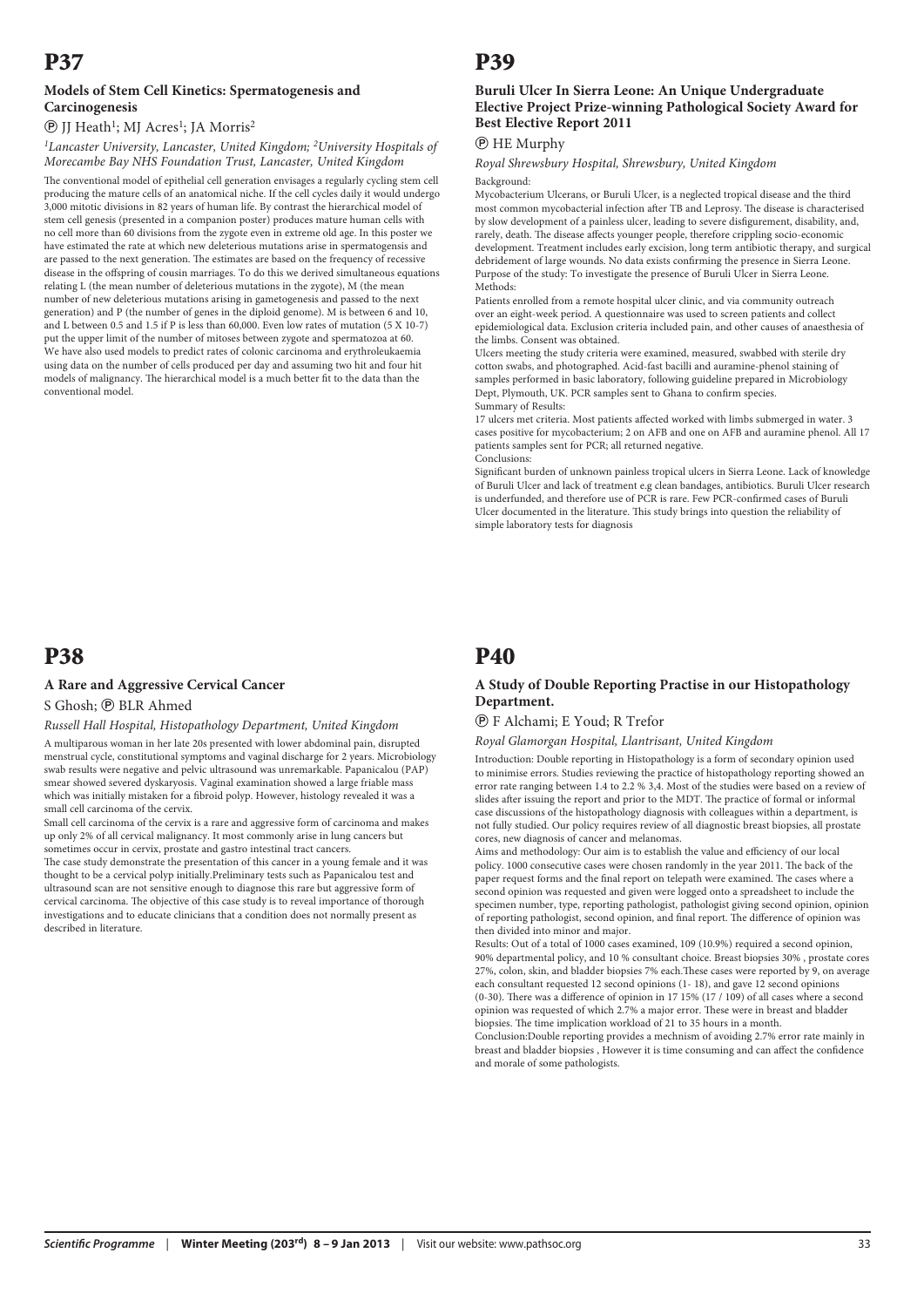# P37

### Models of Stem Cell Kinetics: Spermatogenesis and Carcinogenesis

Ⓟ JJ Heath[1]; MJ Acres[1]; JA Morris[2]

*[1]Lancaster University, Lancaster, United Kingdom; [2]University Hospitals of Morecambe Bay NHS Foundation Trust, Lancaster, United Kingdom*

The conventional model of epithelial cell generation envisages a regularly cycling stem cell producing the mature cells of an anatomical niche. If the cell cycles daily it would undergo 3,000 mitotic divisions in 82 years of human life. By contrast the hierarchical model of stem cell genesis (presented in a companion poster) produces mature human cells with no cell more than 60 divisions from the zygote even in extreme old age. In this poster we have estimated the rate at which new deleterious mutations arise in spermatogensis and are passed to the next generation. The estimates are based on the frequency of recessive disease in the offspring of cousin marriages. To do this we derived simultaneous equations relating L (the mean number of deleterious mutations in the zygote), M (the mean number of new deleterious mutations arising in gametogenesis and passed to the next generation) and P (the number of genes in the diploid genome). M is between 6 and 10, and L between 0.5 and 1.5 if P is less than 60,000. Even low rates of mutation (5 X 10-7) put the upper limit of the number of mitoses between zygote and spermatozoa at 60. We have also used models to predict rates of colonic carcinoma and erythroleukaemia using data on the number of cells produced per day and assuming two hit and four hit models of malignancy. The hierarchical model is a much better fit to the data than the conventional model.

# P38

### A Rare and Aggressive Cervical Cancer

S Ghosh; Ⓟ BLR Ahmed

*Russell Hall Hospital, Histopathology Department, United Kingdom*

A multiparous woman in her late 20s presented with lower abdominal pain, disrupted menstrual cycle, constitutional symptoms and vaginal discharge for 2 years. Microbiology swab results were negative and pelvic ultrasound was unremarkable. Papanicalou (PAP) smear showed severed dyskaryosis. Vaginal examination showed a large friable mass which was initially mistaken for a fibroid polyp. However, histology revealed it was a small cell carcinoma of the cervix.

Small cell carcinoma of the cervix is a rare and aggressive form of carcinoma and makes up only 2% of all cervical malignancy. It most commonly arise in lung cancers but sometimes occur in cervix, prostate and gastro intestinal tract cancers.

The case study demonstrate the presentation of this cancer in a young female and it was thought to be a cervical polyp initially.Preliminary tests such as Papanicalou test and ultrasound scan are not sensitive enough to diagnose this rare but aggressive form of cervical carcinoma. The objective of this case study is to reveal importance of thorough investigations and to educate clinicians that a condition does not normally present as described in literature.

# P39

### Buruli Ulcer In Sierra Leone: An Unique Undergraduate Elective Project Prize-winning Pathological Society Award for Best Elective Report 2011

Ⓟ HE Murphy

*Royal Shrewsbury Hospital, Shrewsbury, United Kingdom*

Background:

Mycobacterium Ulcerans, or Buruli Ulcer, is a neglected tropical disease and the third most common mycobacterial infection after TB and Leprosy. The disease is characterised by slow development of a painless ulcer, leading to severe disfigurement, disability, and, rarely, death. The disease affects younger people, therefore crippling socio-economic development. Treatment includes early excision, long term antibiotic therapy, and surgical debridement of large wounds. No data exists confirming the presence in Sierra Leone.

Purpose of the study: To investigate the presence of Buruli Ulcer in Sierra Leone.

Methods:

Patients enrolled from a remote hospital ulcer clinic, and via community outreach over an eight-week period. A questionnaire was used to screen patients and collect epidemiological data. Exclusion criteria included pain, and other causes of anaesthesia of the limbs. Consent was obtained.

Ulcers meeting the study criteria were examined, measured, swabbed with sterile dry cotton swabs, and photographed. Acid-fast bacilli and auramine-phenol staining of samples performed in basic laboratory, following guideline prepared in Microbiology Dept, Plymouth, UK. PCR samples sent to Ghana to confirm species.

Summary of Results:

17 ulcers met criteria. Most patients affected worked with limbs submerged in water. 3 cases positive for mycobacterium; 2 on AFB and one on AFB and auramine phenol. All 17 patients samples sent for PCR; all returned negative.

Conclusions:

Significant burden of unknown painless tropical ulcers in Sierra Leone. Lack of knowledge of Buruli Ulcer and lack of treatment e.g clean bandages, antibiotics. Buruli Ulcer research is underfunded, and therefore use of PCR is rare. Few PCR-confirmed cases of Buruli Ulcer documented in the literature. This study brings into question the reliability of simple laboratory tests for diagnosis

# P40

### A Study of Double Reporting Practise in our Histopathology Department.

Ⓟ F Alchami; E Youd; R Trefor

*Royal Glamorgan Hospital, Llantrisant, United Kingdom*

Introduction: Double reporting in Histopathology is a form of secondary opinion used to minimise errors. Studies reviewing the practice of histopathology reporting showed an error rate ranging between 1.4 to 2.2 % 3,4. Most of the studies were based on a review of slides after issuing the report and prior to the MDT. The practice of formal or informal case discussions of the histopathology diagnosis with colleagues within a department, is not fully studied. Our policy requires review of all diagnostic breast biopsies, all prostate cores, new diagnosis of cancer and melanomas.

Aims and methodology: Our aim is to establish the value and efficiency of our local policy. 1000 consecutive cases were chosen randomly in the year 2011. The back of the paper request forms and the final report on telepath were examined. The cases where a second opinion was requested and given were logged onto a spreadsheet to include the specimen number, type, reporting pathologist, pathologist giving second opinion, opinion of reporting pathologist, second opinion, and final report. The difference of opinion was then divided into minor and major.

Results: Out of a total of 1000 cases examined, 109 (10.9%) required a second opinion, 90% departmental policy, and 10 % consultant choice. Breast biopsies 30% , prostate cores 27%, colon, skin, and bladder biopsies 7% each.These cases were reported by 9, on average each consultant requested 12 second opinions (1- 18), and gave 12 second opinions (0-30). There was a difference of opinion in 17 15% (17 / 109) of all cases where a second opinion was requested of which 2.7% a major error. These were in breast and bladder biopsies. The time implication workload of 21 to 35 hours in a month.

Conclusion:Double reporting provides a mechnism of avoiding 2.7% error rate mainly in breast and bladder biopsies , However it is time consuming and can affect the confidence and morale of some pathologists.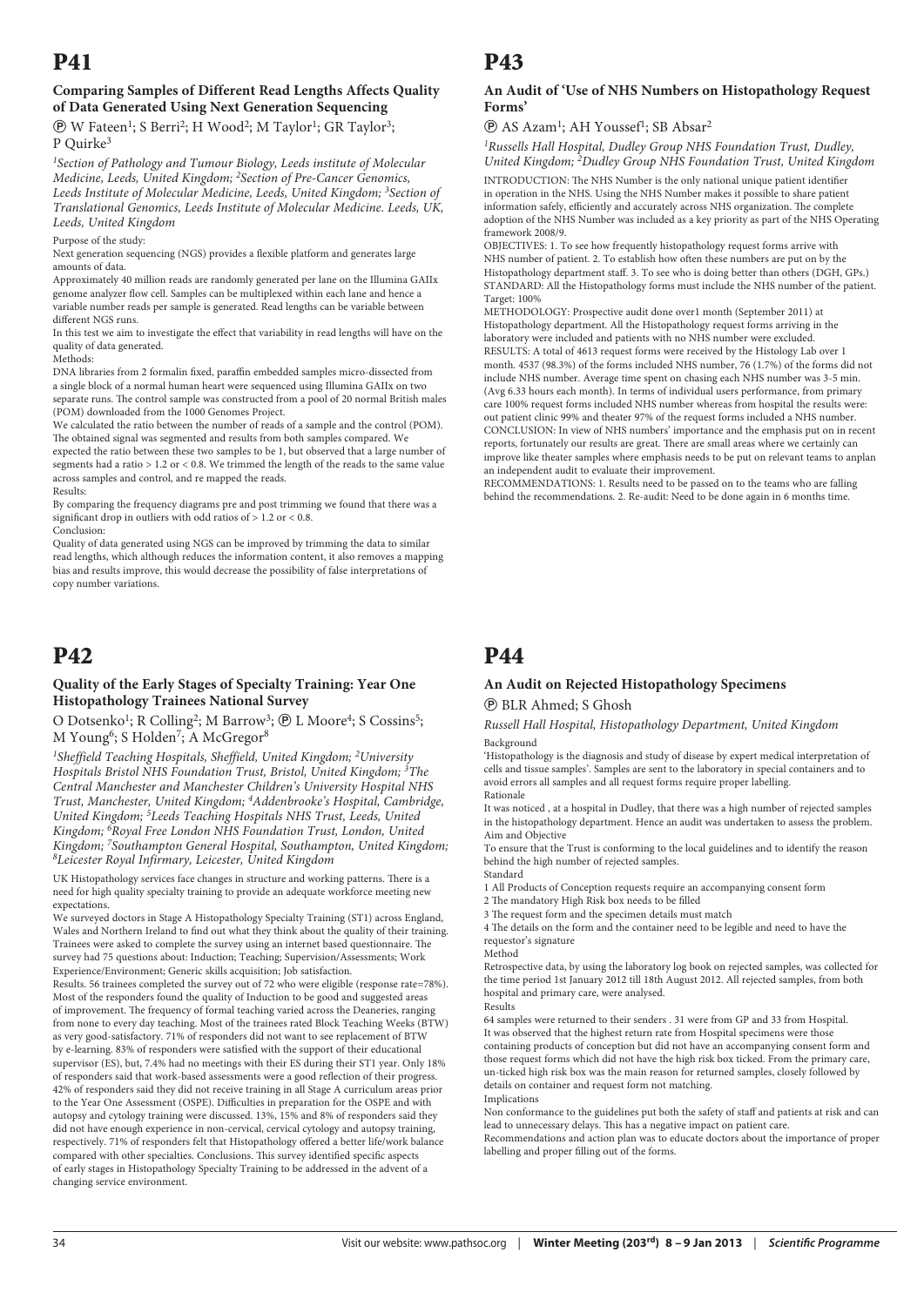# P41

### Comparing Samples of Different Read Lengths Affects Quality of Data Generated Using Next Generation Sequencing

Ⓟ W Fateen[1]; S Berri[2]; H Wood[2]; M Taylor[1]; GR Taylor[3]; P Quirke[3]

*[1]Section of Pathology and Tumour Biology, Leeds institute of Molecular Medicine, Leeds, United Kingdom; [2]Section of Pre-Cancer Genomics, Leeds Institute of Molecular Medicine, Leeds, United Kingdom; [3]Section of Translational Genomics, Leeds Institute of Molecular Medicine. Leeds, UK, Leeds, United Kingdom*

Purpose of the study:

Next generation sequencing (NGS) provides a flexible platform and generates large amounts of data.

Approximately 40 million reads are randomly generated per lane on the Illumina GAIIx genome analyzer flow cell. Samples can be multiplexed within each lane and hence a variable number reads per sample is generated. Read lengths can be variable between different NGS runs.

In this test we aim to investigate the effect that variability in read lengths will have on the quality of data generated.

Methods:

DNA libraries from 2 formalin fixed, paraffin embedded samples micro-dissected from a single block of a normal human heart were sequenced using Illumina GAIIx on two separate runs. The control sample was constructed from a pool of 20 normal British males (POM) downloaded from the 1000 Genomes Project.

We calculated the ratio between the number of reads of a sample and the control (POM). The obtained signal was segmented and results from both samples compared. We expected the ratio between these two samples to be 1, but observed that a large number of segments had a ratio > 1.2 or < 0.8. We trimmed the length of the reads to the same value across samples and control, and re mapped the reads.

Results:

By comparing the frequency diagrams pre and post trimming we found that there was a significant drop in outliers with odd ratios of > 1.2 or < 0.8.

Conclusion:

Quality of data generated using NGS can be improved by trimming the data to similar read lengths, which although reduces the information content, it also removes a mapping bias and results improve, this would decrease the possibility of false interpretations of copy number variations.

# P42

### Quality of the Early Stages of Specialty Training: Year One Histopathology Trainees National Survey

O Dotsenko[1]; R Colling[2]; M Barrow[3]; Ⓟ L Moore[4]; S Cossins[5]; M Young[6]; S Holden[7]; A McGregor[8]

*[1]Sheffield Teaching Hospitals, Sheffield, United Kingdom; [2]University Hospitals Bristol NHS Foundation Trust, Bristol, United Kingdom; [3]The Central Manchester and Manchester Children's University Hospital NHS Trust, Manchester, United Kingdom; [4]Addenbrooke's Hospital, Cambridge, United Kingdom; [5]Leeds Teaching Hospitals NHS Trust, Leeds, United Kingdom; [6]Royal Free London NHS Foundation Trust, London, United Kingdom; [7]Southampton General Hospital, Southampton, United Kingdom; [8]Leicester Royal Infirmary, Leicester, United Kingdom*

UK Histopathology services face changes in structure and working patterns. There is a need for high quality specialty training to provide an adequate workforce meeting new expectations.

We surveyed doctors in Stage A Histopathology Specialty Training (ST1) across England, Wales and Northern Ireland to find out what they think about the quality of their training. Trainees were asked to complete the survey using an internet based questionnaire. The survey had 75 questions about: Induction; Teaching; Supervision/Assessments; Work Experience/Environment; Generic skills acquisition; Job satisfaction.

Results. 56 trainees completed the survey out of 72 who were eligible (response rate=78%). Most of the responders found the quality of Induction to be good and suggested areas of improvement. The frequency of formal teaching varied across the Deaneries, ranging from none to every day teaching. Most of the trainees rated Block Teaching Weeks (BTW) as very good-satisfactory. 71% of responders did not want to see replacement of BTW by e-learning. 83% of responders were satisfied with the support of their educational supervisor (ES), but, 7.4% had no meetings with their ES during their ST1 year. Only 18% of responders said that work-based assessments were a good reflection of their progress. 42% of responders said they did not receive training in all Stage A curriculum areas prior to the Year One Assessment (OSPE). Difficulties in preparation for the OSPE and with autopsy and cytology training were discussed. 13%, 15% and 8% of responders said they did not have enough experience in non-cervical, cervical cytology and autopsy training, respectively. 71% of responders felt that Histopathology offered a better life/work balance compared with other specialties. Conclusions. This survey identified specific aspects of early stages in Histopathology Specialty Training to be addressed in the advent of a changing service environment.

# P43

### An Audit of 'Use of NHS Numbers on Histopathology Request Forms'

Ⓟ AS Azam[1]; AH Youssef[1]; SB Absar[2]

*[1]Russells Hall Hospital, Dudley Group NHS Foundation Trust, Dudley, United Kingdom; [2]Dudley Group NHS Foundation Trust, United Kingdom*

INTRODUCTION: The NHS Number is the only national unique patient identifier in operation in the NHS. Using the NHS Number makes it possible to share patient information safely, efficiently and accurately across NHS organization. The complete adoption of the NHS Number was included as a key priority as part of the NHS Operating framework 2008/9.

OBJECTIVES: 1. To see how frequently histopathology request forms arrive with NHS number of patient. 2. To establish how often these numbers are put on by the Histopathology department staff. 3. To see who is doing better than others (DGH, GPs.)

STANDARD: All the Histopathology forms must include the NHS number of the patient. Target: 100%

METHODOLOGY: Prospective audit done over1 month (September 2011) at Histopathology department. All the Histopathology request forms arriving in the laboratory were included and patients with no NHS number were excluded.

RESULTS: A total of 4613 request forms were received by the Histology Lab over 1 month. 4537 (98.3%) of the forms included NHS number, 76 (1.7%) of the forms did not include NHS number. Average time spent on chasing each NHS number was 3-5 min. (Avg 6.33 hours each month). In terms of individual users performance, from primary care 100% request forms included NHS number whereas from hospital the results were: out patient clinic 99% and theater 97% of the request forms included a NHS number.

CONCLUSION: In view of NHS numbers' importance and the emphasis put on in recent reports, fortunately our results are great. There are small areas where we certainly can improve like theater samples where emphasis needs to be put on relevant teams to anplan an independent audit to evaluate their improvement.

RECOMMENDATIONS: 1. Results need to be passed on to the teams who are falling behind the recommendations. 2. Re-audit: Need to be done again in 6 months time.

# P44

### An Audit on Rejected Histopathology Specimens

Ⓟ BLR Ahmed; S Ghosh

*Russell Hall Hospital, Histopathology Department, United Kingdom*

Background

'Histopathology is the diagnosis and study of disease by expert medical interpretation of cells and tissue samples'. Samples are sent to the laboratory in special containers and to avoid errors all samples and all request forms require proper labelling.

Rationale

It was noticed , at a hospital in Dudley, that there was a high number of rejected samples in the histopathology department. Hence an audit was undertaken to assess the problem.

Aim and Objective

To ensure that the Trust is conforming to the local guidelines and to identify the reason behind the high number of rejected samples.

Standard

1 All Products of Conception requests require an accompanying consent form

2 The mandatory High Risk box needs to be filled

3 The request form and the specimen details must match

4 The details on the form and the container need to be legible and need to have the requestor's signature

Method

Retrospective data, by using the laboratory log book on rejected samples, was collected for the time period 1st January 2012 till 18th August 2012. All rejected samples, from both hospital and primary care, were analysed.

Results

64 samples were returned to their senders . 31 were from GP and 33 from Hospital. It was observed that the highest return rate from Hospital specimens were those containing products of conception but did not have an accompanying consent form and those request forms which did not have the high risk box ticked. From the primary care, un-ticked high risk box was the main reason for returned samples, closely followed by details on container and request form not matching.

Implications

Non conformance to the guidelines put both the safety of staff and patients at risk and can lead to unnecessary delays. This has a negative impact on patient care.

Recommendations and action plan was to educate doctors about the importance of proper labelling and proper filling out of the forms.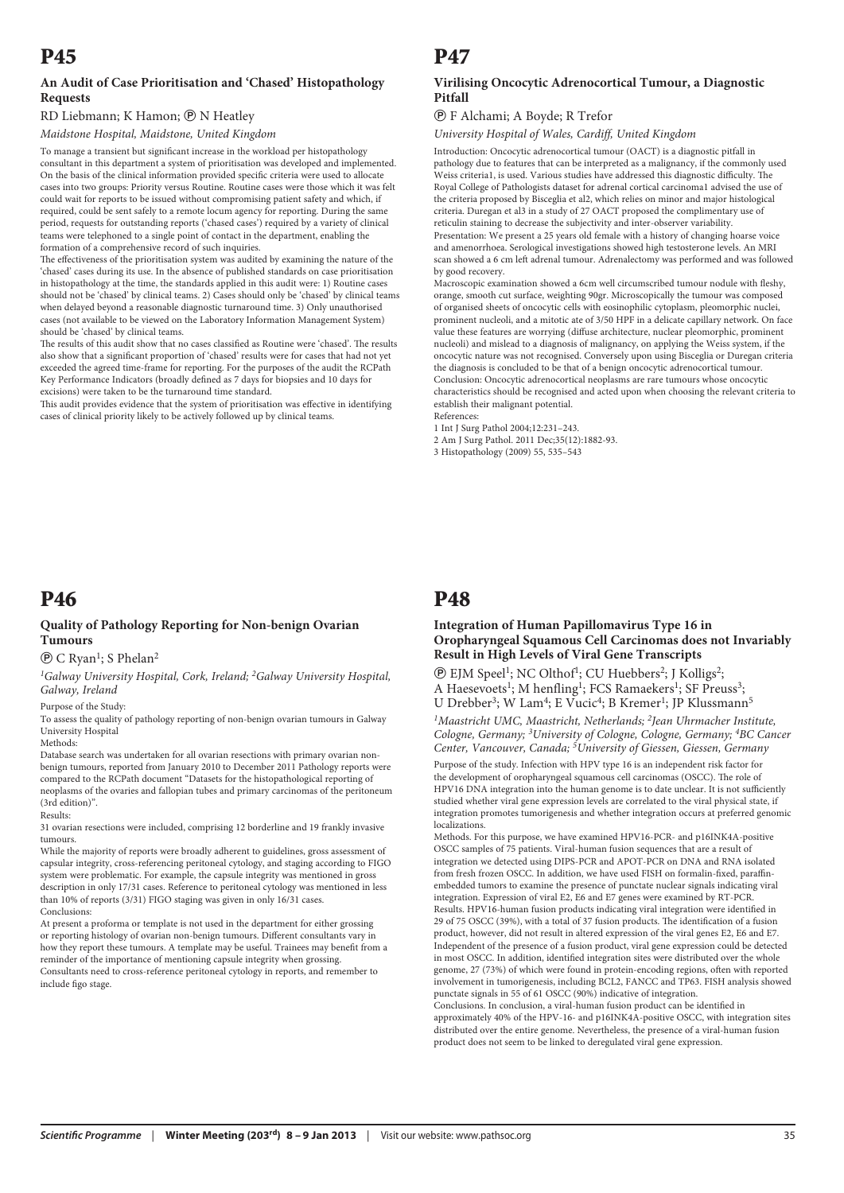# P45

### An Audit of Case Prioritisation and 'Chased' Histopathology Requests

RD Liebmann; K Hamon; Ⓟ N Heatley

*Maidstone Hospital, Maidstone, United Kingdom*

To manage a transient but significant increase in the workload per histopathology consultant in this department a system of prioritisation was developed and implemented. On the basis of the clinical information provided specific criteria were used to allocate cases into two groups: Priority versus Routine. Routine cases were those which it was felt could wait for reports to be issued without compromising patient safety and which, if required, could be sent safely to a remote locum agency for reporting. During the same period, requests for outstanding reports ('chased cases') required by a variety of clinical teams were telephoned to a single point of contact in the department, enabling the formation of a comprehensive record of such inquiries.

The effectiveness of the prioritisation system was audited by examining the nature of the 'chased' cases during its use. In the absence of published standards on case prioritisation in histopathology at the time, the standards applied in this audit were: 1) Routine cases should not be 'chased' by clinical teams. 2) Cases should only be 'chased' by clinical teams when delayed beyond a reasonable diagnostic turnaround time. 3) Only unauthorised cases (not available to be viewed on the Laboratory Information Management System) should be 'chased' by clinical teams.

The results of this audit show that no cases classified as Routine were 'chased'. The results also show that a significant proportion of 'chased' results were for cases that had not yet exceeded the agreed time-frame for reporting. For the purposes of the audit the RCPath Key Performance Indicators (broadly defined as 7 days for biopsies and 10 days for excisions) were taken to be the turnaround time standard.

This audit provides evidence that the system of prioritisation was effective in identifying cases of clinical priority likely to be actively followed up by clinical teams.

# P46

### Quality of Pathology Reporting for Non-benign Ovarian Tumours

Ⓟ C Ryan[1]; S Phelan[2]

*[1]Galway University Hospital, Cork, Ireland; [2]Galway University Hospital, Galway, Ireland*

Purpose of the Study:

To assess the quality of pathology reporting of non-benign ovarian tumours in Galway University Hospital

Methods:

Database search was undertaken for all ovarian resections with primary ovarian non-benign tumours, reported from January 2010 to December 2011 Pathology reports were compared to the RCPath document "Datasets for the histopathological reporting of neoplasms of the ovaries and fallopian tubes and primary carcinomas of the peritoneum (3rd edition)".

Results:

31 ovarian resections were included, comprising 12 borderline and 19 frankly invasive tumours.

While the majority of reports were broadly adherent to guidelines, gross assessment of capsular integrity, cross-referencing peritoneal cytology, and staging according to FIGO system were problematic. For example, the capsule integrity was mentioned in gross description in only 17/31 cases. Reference to peritoneal cytology was mentioned in less than 10% of reports (3/31) FIGO staging was given in only 16/31 cases.

Conclusions:

At present a proforma or template is not used in the department for either grossing or reporting histology of ovarian non-benign tumours. Different consultants vary in how they report these tumours. A template may be useful. Trainees may benefit from a reminder of the importance of mentioning capsule integrity when grossing. Consultants need to cross-reference peritoneal cytology in reports, and remember to include figo stage.

# P47

### Virilising Oncocytic Adrenocortical Tumour, a Diagnostic Pitfall

Ⓟ F Alchami; A Boyde; R Trefor

*University Hospital of Wales, Cardiff, United Kingdom*

Introduction: Oncocytic adrenocortical tumour (OACT) is a diagnostic pitfall in pathology due to features that can be interpreted as a malignancy, if the commonly used Weiss criteria1, is used. Various studies have addressed this diagnostic difficulty. The Royal College of Pathologists dataset for adrenal cortical carcinoma1 advised the use of the criteria proposed by Bisceglia et al2, which relies on minor and major histological criteria. Duregan et al3 in a study of 27 OACT proposed the complimentary use of reticulin staining to decrease the subjectivity and inter-observer variability.

Presentation: We present a 25 years old female with a history of changing hoarse voice and amenorrhoea. Serological investigations showed high testosterone levels. An MRI scan showed a 6 cm left adrenal tumour. Adrenalectomy was performed and was followed by good recovery.

Macroscopic examination showed a 6cm well circumscribed tumour nodule with fleshy, orange, smooth cut surface, weighting 90gr. Microscopically the tumour was composed of organised sheets of oncocytic cells with eosinophilic cytoplasm, pleomorphic nuclei, prominent nucleoli, and a mitotic ate of 3/50 HPF in a delicate capillary network. On face value these features are worrying (diffuse architecture, nuclear pleomorphic, prominent nucleoli) and mislead to a diagnosis of malignancy, on applying the Weiss system, if the oncocytic nature was not recognised. Conversely upon using Bisceglia or Duregan criteria the diagnosis is concluded to be that of a benign oncocytic adrenocortical tumour.

Conclusion: Oncocytic adrenocortical neoplasms are rare tumours whose oncocytic characteristics should be recognised and acted upon when choosing the relevant criteria to establish their malignant potential.

References:

1 Int J Surg Pathol 2004;12:231–243.

2 Am J Surg Pathol. 2011 Dec;35(12):1882-93.

3 Histopathology (2009) 55, 535–543

# P48

### Integration of Human Papillomavirus Type 16 in Oropharyngeal Squamous Cell Carcinomas does not Invariably Result in High Levels of Viral Gene Transcripts

Ⓟ EJM Speel[1]; NC Olthof[1]; CU Huebbers[2]; J Kolligs[2]; A Haesevoets[1]; M henfling[1]; FCS Ramaekers[1]; SF Preuss[3]; U Drebber[3]; W Lam[4]; E Vucic[4]; B Kremer[1]; JP Klussmann[5]

*[1]Maastricht UMC, Maastricht, Netherlands; [2]Jean Uhrmacher Institute, Cologne, Germany; [3]University of Cologne, Cologne, Germany; [4]BC Cancer Center, Vancouver, Canada; [5]University of Giessen, Giessen, Germany*

Purpose of the study. Infection with HPV type 16 is an independent risk factor for the development of oropharyngeal squamous cell carcinomas (OSCC). The role of HPV16 DNA integration into the human genome is to date unclear. It is not sufficiently studied whether viral gene expression levels are correlated to the viral physical state, if integration promotes tumorigenesis and whether integration occurs at preferred genomic localizations.

Methods. For this purpose, we have examined HPV16-PCR- and p16INK4A-positive OSCC samples of 75 patients. Viral-human fusion sequences that are a result of integration we detected using DIPS-PCR and APOT-PCR on DNA and RNA isolated from fresh frozen OSCC. In addition, we have used FISH on formalin-fixed, paraffin-embedded tumors to examine the presence of punctate nuclear signals indicating viral integration. Expression of viral E2, E6 and E7 genes were examined by RT-PCR.

Results. HPV16-human fusion products indicating viral integration were identified in 29 of 75 OSCC (39%), with a total of 37 fusion products. The identification of a fusion product, however, did not result in altered expression of the viral genes E2, E6 and E7. Independent of the presence of a fusion product, viral gene expression could be detected in most OSCC. In addition, identified integration sites were distributed over the whole genome, 27 (73%) of which were found in protein-encoding regions, often with reported involvement in tumorigenesis, including BCL2, FANCC and TP63. FISH analysis showed punctate signals in 55 of 61 OSCC (90%) indicative of integration.

Conclusions. In conclusion, a viral-human fusion product can be identified in approximately 40% of the HPV-16- and p16INK4A-positive OSCC, with integration sites distributed over the entire genome. Nevertheless, the presence of a viral-human fusion product does not seem to be linked to deregulated viral gene expression.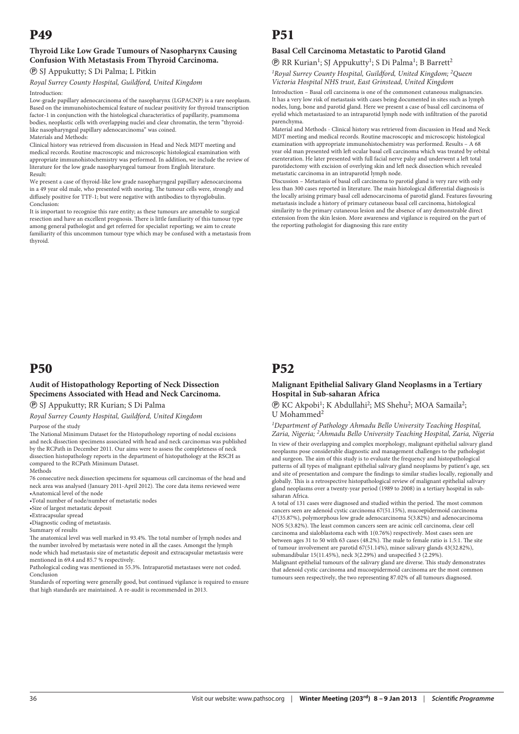# P49

### Thyroid Like Low Grade Tumours of Nasopharynx Causing Confusion With Metastasis From Thyroid Carcinoma.

Ⓟ SJ Appukutty; S Di Palma; L Pitkin

*Royal Surrey County Hospital, Guildford, United Kingdom*

Introduction:

Low-grade papillary adenocarcinoma of the nasopharynx (LGPACNP) is a rare neoplasm. Based on the immunohistochemical feature of nuclear positivity for thyroid transcription factor-1 in conjunction with the histological characteristics of papillarity, psammoma bodies, neoplastic cells with overlapping nuclei and clear chromatin, the term "thyroid-like nasopharyngeal papillary adenocarcinoma" was coined.

Materials and Methods:

Clinical history was retrieved from discussion in Head and Neck MDT meeting and medical records. Routine macroscopic and microscopic histological examination with appropriate immunohistochemistry was performed. In addition, we include the review of literature for the low grade nasopharyngeal tumour from English literature.

Result:

We present a case of thyroid-like low grade nasopharyngeal papillary adenocarcinoma in a 49 year old male, who presented with snoring. The tumour cells were, strongly and diffusely positive for TTF-1; but were negative with antibodies to thyroglobulin.

Conclusion:

It is important to recognise this rare entity; as these tumours are amenable to surgical resection and have an excellent prognosis. There is little familiarity of this tumour type among general pathologist and get referred for specialist reporting; we aim to create familiarity of this uncommon tumour type which may be confused with a metastasis from thyroid.

# P50

### Audit of Histopathology Reporting of Neck Dissection Specimens Associated with Head and Neck Carcinoma.

Ⓟ SJ Appukutty; RR Kurian; S Di Palma

*Royal Surrey County Hospital, Guildford, United Kingdom*

Purpose of the study

The National Minimum Dataset for the Histopathology reporting of nodal excisions and neck dissection specimens associated with head and neck carcinomas was published by the RCPath in December 2011. Our aims were to assess the completeness of neck dissection histopathology reports in the department of histopathology at the RSCH as compared to the RCPath Minimum Dataset.

Methods

76 consecutive neck dissection specimens for squamous cell carcinomas of the head and neck area was analysed (January 2011-April 2012). The core data items reviewed were

- Anatomical level of the node
- Total number of node/number of metastatic nodes
- Size of largest metastatic deposit
- Extracapsular spread
- Diagnostic coding of metastasis.

Summary of results

The anatomical level was well marked in 93.4%. The total number of lymph nodes and the number involved by metastasis were noted in all the cases. Amongst the lymph node which had metastasis size of metastatic deposit and extracapsular metastasis were mentioned in 69.4 and 85.7 % respectively.

Pathological coding was mentioned in 55.3%. Intraparotid metastases were not coded.

Conclusion

Standards of reporting were generally good, but continued vigilance is required to ensure that high standards are maintained. A re-audit is recommended in 2013.

# P51

### Basal Cell Carcinoma Metastatic to Parotid Gland

Ⓟ RR Kurian[1]; SJ Appukutty[1]; S Di Palma[1]; B Barrett[2]

*[1]Royal Surrey County Hospital, Guildford, United Kingdom; [2]Queen Victoria Hospital NHS trust, East Grinstead, United Kingdom*

Introduction – Basal cell carcinoma is one of the commonest cutaneous malignancies. It has a very low risk of metastasis with cases being documented in sites such as lymph nodes, lung, bone and parotid gland. Here we present a case of basal cell carcinoma of eyelid which metastasized to an intraparotid lymph node with infiltration of the parotid parenchyma.

Material and Methods - Clinical history was retrieved from discussion in Head and Neck MDT meeting and medical records. Routine macroscopic and microscopic histological examination with appropriate immunohistochemistry was performed. Results – A 68 year old man presented with left ocular basal cell carcinoma which was treated by orbital exenteration. He later presented with full facial nerve palsy and underwent a left total parotidectomy with excision of overlying skin and left neck dissection which revealed metastatic carcinoma in an intraparotid lymph node.

Discussion – Metastasis of basal cell carcinoma to parotid gland is very rare with only less than 300 cases reported in literature. The main histological differential diagnosis is the locally arising primary basal cell adenocarcinoma of parotid gland. Features favouring metastasis include a history of primary cutaneous basal cell carcinoma, histological similarity to the primary cutaneous lesion and the absence of any demonstrable direct extension from the skin lesion. More awareness and vigilance is required on the part of the reporting pathologist for diagnosing this rare entity

# P52

### Malignant Epithelial Salivary Gland Neoplasms in a Tertiary Hospital in Sub-saharan Africa

Ⓟ KC Akpobi[1]; K Abdullahi[2]; MS Shehu[2]; MOA Samaila[2]; U Mohammed[2]

*[1]Department of Pathology Ahmadu Bello University Teaching Hospital, Zaria, Nigeria; [2]Ahmadu Bello University Teaching Hospital, Zaria, Nigeria*

In view of their overlapping and complex morphology, malignant epithelial salivary gland neoplasms pose considerable diagnostic and management challenges to the pathologist and surgeon. The aim of this study is to evaluate the frequency and histopathological patterns of all types of malignant epithelial salivary gland neoplasms by patient's age, sex and site of presentation and compare the findings to similar studies locally, regionally and globally. This is a retrospective histopathological review of malignant epithelial salivary gland neoplasms over a twenty-year period (1989 to 2008) in a tertiary hospital in sub-saharan Africa.

A total of 131 cases were diagnosed and studied within the period. The most common cancers seen are adenoid cystic carcinoma 67(51.15%), mucoepidermoid carcinoma 47(35.87%), polymorphous low grade adenocarcinoma 5(3.82%) and adenocarcinoma NOS 5(3.82%). The least common cancers seen are acinic cell carcinoma, clear cell carcinoma and sialoblastoma each with 1(0.76%) respectively. Most cases seen are between ages 31 to 50 with 63 cases (48.2%). The male to female ratio is 1.5:1. The site of tumour involvement are parotid 67(51.14%), minor salivary glands 43(32.82%), submandibular 15(11.45%), neck 3(2.29%) and unspecified 3 (2.29%).

Malignant epithelial tumours of the salivary gland are diverse. This study demonstrates that adenoid cystic carcinoma and mucoepidermoid carcinoma are the most common tumours seen respectively, the two representing 87.02% of all tumours diagnosed.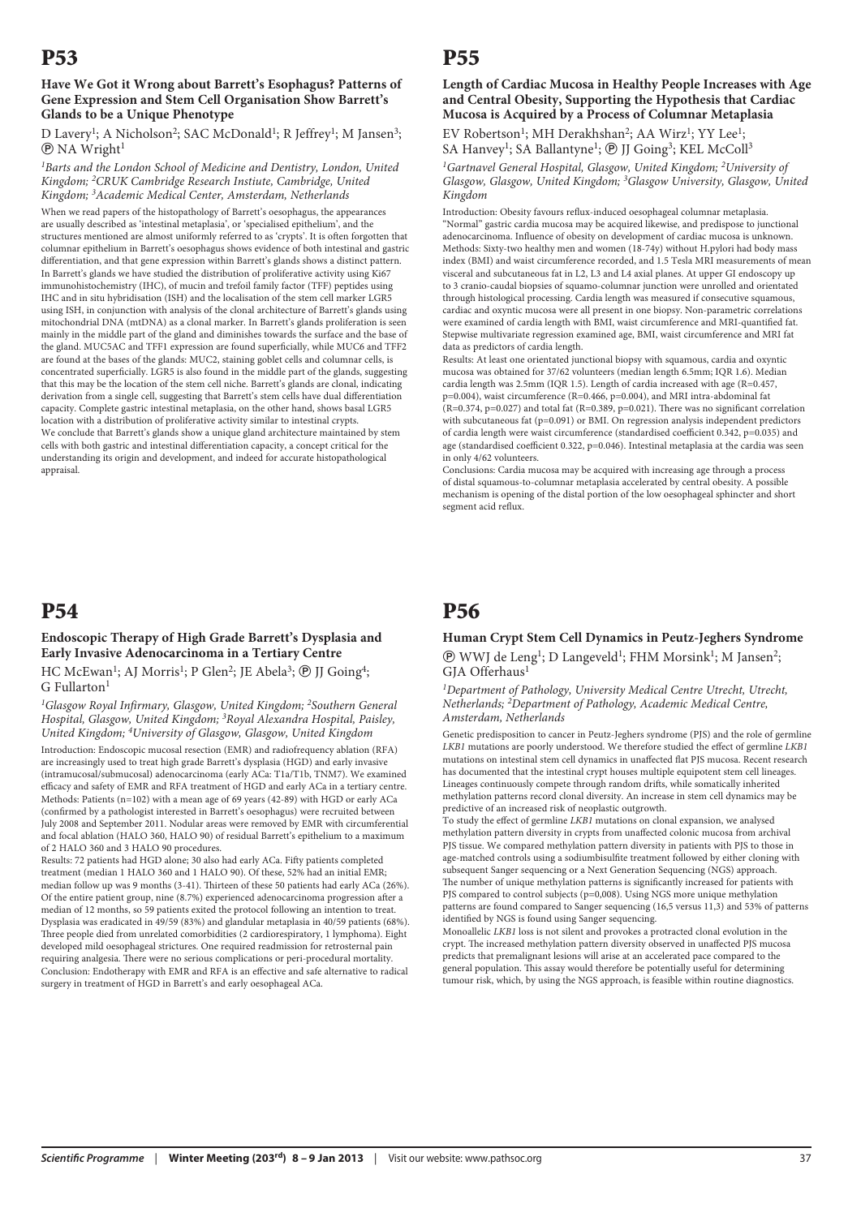# P53

### Have We Got it Wrong about Barrett's Esophagus? Patterns of Gene Expression and Stem Cell Organisation Show Barrett's Glands to be a Unique Phenotype

D Lavery[1]; A Nicholson[2]; SAC McDonald[1]; R Jeffrey[1]; M Jansen[3]; Ⓟ NA Wright[1]

*[1]Barts and the London School of Medicine and Dentistry, London, United Kingdom; [2]CRUK Cambridge Research Instiute, Cambridge, United Kingdom; [3]Academic Medical Center, Amsterdam, Netherlands*

When we read papers of the histopathology of Barrett's oesophagus, the appearances are usually described as 'intestinal metaplasia', or 'specialised epithelium', and the structures mentioned are almost uniformly referred to as 'crypts'. It is often forgotten that columnar epithelium in Barrett's oesophagus shows evidence of both intestinal and gastric differentiation, and that gene expression within Barrett's glands shows a distinct pattern. In Barrett's glands we have studied the distribution of proliferative activity using Ki67 immunohistochemistry (IHC), of mucin and trefoil family factor (TFF) peptides using IHC and in situ hybridisation (ISH) and the localisation of the stem cell marker LGR5 using ISH, in conjunction with analysis of the clonal architecture of Barrett's glands using mitochondrial DNA (mtDNA) as a clonal marker. In Barrett's glands proliferation is seen mainly in the middle part of the gland and diminishes towards the surface and the base of the gland. MUC5AC and TFF1 expression are found superficially, while MUC6 and TFF2 are found at the bases of the glands: MUC2, staining goblet cells and columnar cells, is concentrated superficially. LGR5 is also found in the middle part of the glands, suggesting that this may be the location of the stem cell niche. Barrett's glands are clonal, indicating derivation from a single cell, suggesting that Barrett's stem cells have dual differentiation capacity. Complete gastric intestinal metaplasia, on the other hand, shows basal LGR5 location with a distribution of proliferative activity similar to intestinal crypts.

We conclude that Barrett's glands show a unique gland architecture maintained by stem cells with both gastric and intestinal differentiation capacity, a concept critical for the understanding its origin and development, and indeed for accurate histopathological appraisal.

# P54

### Endoscopic Therapy of High Grade Barrett's Dysplasia and Early Invasive Adenocarcinoma in a Tertiary Centre

HC McEwan[1]; AJ Morris[1]; P Glen[2]; JE Abela[3]; Ⓟ JJ Going[4]; G Fullarton[1]

*[1]Glasgow Royal Infirmary, Glasgow, United Kingdom; [2]Southern General Hospital, Glasgow, United Kingdom; [3]Royal Alexandra Hospital, Paisley, United Kingdom; [4]University of Glasgow, Glasgow, United Kingdom*

Introduction: Endoscopic mucosal resection (EMR) and radiofrequency ablation (RFA) are increasingly used to treat high grade Barrett's dysplasia (HGD) and early invasive (intramucosal/submucosal) adenocarcinoma (early ACa: T1a/T1b, TNM7). We examined efficacy and safety of EMR and RFA treatment of HGD and early ACa in a tertiary centre.

Methods: Patients (n=102) with a mean age of 69 years (42-89) with HGD or early ACa (confirmed by a pathologist interested in Barrett's oesophagus) were recruited between July 2008 and September 2011. Nodular areas were removed by EMR with circumferential and focal ablation (HALO 360, HALO 90) of residual Barrett's epithelium to a maximum of 2 HALO 360 and 3 HALO 90 procedures.

Results: 72 patients had HGD alone; 30 also had early ACa. Fifty patients completed treatment (median 1 HALO 360 and 1 HALO 90). Of these, 52% had an initial EMR; median follow up was 9 months (3-41). Thirteen of these 50 patients had early ACa (26%). Of the entire patient group, nine (8.7%) experienced adenocarcinoma progression after a median of 12 months, so 59 patients exited the protocol following an intention to treat. Dysplasia was eradicated in 49/59 (83%) and glandular metaplasia in 40/59 patients (68%). Three people died from unrelated comorbidities (2 cardiorespiratory, 1 lymphoma). Eight developed mild oesophageal strictures. One required readmission for retrosternal pain requiring analgesia. There were no serious complications or peri-procedural mortality.

Conclusion: Endotherapy with EMR and RFA is an effective and safe alternative to radical surgery in treatment of HGD in Barrett's and early oesophageal ACa.

# P55

### Length of Cardiac Mucosa in Healthy People Increases with Age and Central Obesity, Supporting the Hypothesis that Cardiac Mucosa is Acquired by a Process of Columnar Metaplasia

EV Robertson[1]; MH Derakhshan[2]; AA Wirz[1]; YY Lee[1]; SA Hanvey[1]; SA Ballantyne[1]; Ⓟ JJ Going[3]; KEL McColl[3]

*[1]Gartnavel General Hospital, Glasgow, United Kingdom; [2]University of Glasgow, Glasgow, United Kingdom; [3]Glasgow University, Glasgow, United Kingdom*

Introduction: Obesity favours reflux-induced oesophageal columnar metaplasia. "Normal" gastric cardia mucosa may be acquired likewise, and predispose to junctional adenocarcinoma. Influence of obesity on development of cardiac mucosa is unknown.

Methods: Sixty-two healthy men and women (18-74y) without H.pylori had body mass index (BMI) and waist circumference recorded, and 1.5 Tesla MRI measurements of mean visceral and subcutaneous fat in L2, L3 and L4 axial planes. At upper GI endoscopy up to 3 cranio-caudal biopsies of squamo-columnar junction were unrolled and orientated through histological processing. Cardia length was measured if consecutive squamous, cardiac and oxyntic mucosa were all present in one biopsy. Non-parametric correlations were examined of cardia length with BMI, waist circumference and MRI-quantified fat. Stepwise multivariate regression examined age, BMI, waist circumference and MRI fat data as predictors of cardia length.

Results: At least one orientated junctional biopsy with squamous, cardia and oxyntic mucosa was obtained for 37/62 volunteers (median length 6.5mm; IQR 1.6). Median cardia length was 2.5mm (IQR 1.5). Length of cardia increased with age (R=0.457, p=0.004), waist circumference (R=0.466, p=0.004), and MRI intra-abdominal fat (R=0.374, p=0.027) and total fat (R=0.389, p=0.021). There was no significant correlation with subcutaneous fat (p=0.091) or BMI. On regression analysis independent predictors of cardia length were waist circumference (standardised coefficient 0.342, p=0.035) and age (standardised coefficient 0.322, p=0.046). Intestinal metaplasia at the cardia was seen in only 4/62 volunteers.

Conclusions: Cardia mucosa may be acquired with increasing age through a process of distal squamous-to-columnar metaplasia accelerated by central obesity. A possible mechanism is opening of the distal portion of the low oesophageal sphincter and short segment acid reflux.

# P56

### Human Crypt Stem Cell Dynamics in Peutz-Jeghers Syndrome

Ⓟ WWJ de Leng[1]; D Langeveld[1]; FHM Morsink[1]; M Jansen[2]; GJA Offerhaus[1]

*[1]Department of Pathology, University Medical Centre Utrecht, Utrecht, Netherlands; [2]Department of Pathology, Academic Medical Centre, Amsterdam, Netherlands*

Genetic predisposition to cancer in Peutz-Jeghers syndrome (PJS) and the role of germline *LKB1* mutations are poorly understood. We therefore studied the effect of germline *LKB1* mutations on intestinal stem cell dynamics in unaffected flat PJS mucosa. Recent research has documented that the intestinal crypt houses multiple equipotent stem cell lineages. Lineages continuously compete through random drifts, while somatically inherited methylation patterns record clonal diversity. An increase in stem cell dynamics may be predictive of an increased risk of neoplastic outgrowth.

To study the effect of germline *LKB1* mutations on clonal expansion, we analysed methylation pattern diversity in crypts from unaffected colonic mucosa from archival PJS tissue. We compared methylation pattern diversity in patients with PJS to those in age-matched controls using a sodiumbisulfite treatment followed by either cloning with subsequent Sanger sequencing or a Next Generation Sequencing (NGS) approach. The number of unique methylation patterns is significantly increased for patients with PJS compared to control subjects (p=0,008). Using NGS more unique methylation patterns are found compared to Sanger sequencing (16,5 versus 11,3) and 53% of patterns identified by NGS is found using Sanger sequencing.

Monoallelic *LKB1* loss is not silent and provokes a protracted clonal evolution in the crypt. The increased methylation pattern diversity observed in unaffected PJS mucosa predicts that premalignant lesions will arise at an accelerated pace compared to the general population. This assay would therefore be potentially useful for determining tumour risk, which, by using the NGS approach, is feasible within routine diagnostics.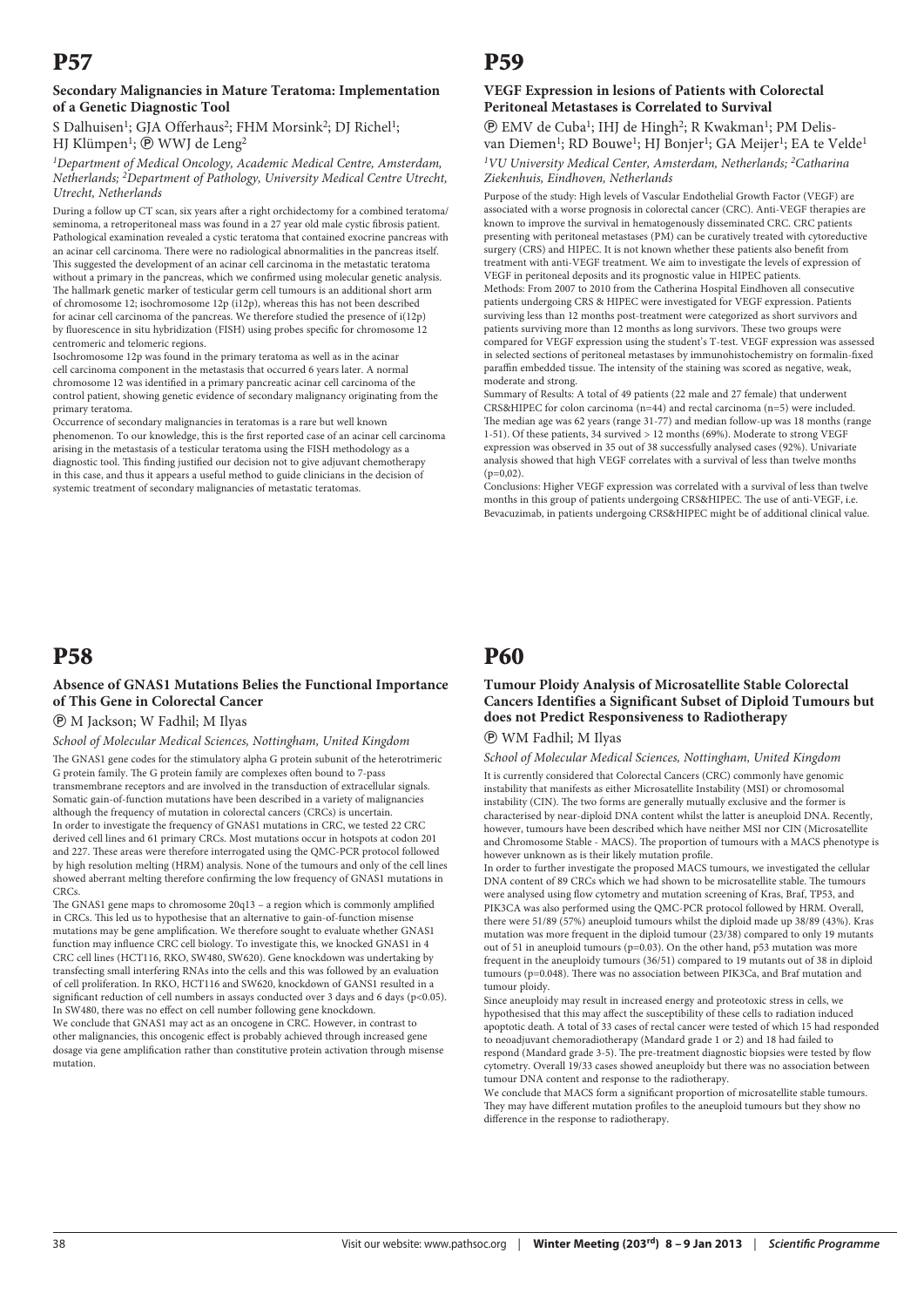# P57

### Secondary Malignancies in Mature Teratoma: Implementation of a Genetic Diagnostic Tool

S Dalhuisen[1]; GJA Offerhaus[2]; FHM Morsink[2]; DJ Richel[1]; HJ Klümpen[1]; Ⓟ WWJ de Leng[2]

*[1]Department of Medical Oncology, Academic Medical Centre, Amsterdam, Netherlands; [2]Department of Pathology, University Medical Centre Utrecht, Utrecht, Netherlands*

During a follow up CT scan, six years after a right orchidectomy for a combined teratoma/seminoma, a retroperitoneal mass was found in a 27 year old male cystic fibrosis patient. Pathological examination revealed a cystic teratoma that contained exocrine pancreas with an acinar cell carcinoma. There were no radiological abnormalities in the pancreas itself. This suggested the development of an acinar cell carcinoma in the metastatic teratoma without a primary in the pancreas, which we confirmed using molecular genetic analysis. The hallmark genetic marker of testicular germ cell tumours is an additional short arm of chromosome 12; isochromosome 12p (i12p), whereas this has not been described for acinar cell carcinoma of the pancreas. We therefore studied the presence of i(12p) by fluorescence in situ hybridization (FISH) using probes specific for chromosome 12 centromeric and telomeric regions.

Isochromosome 12p was found in the primary teratoma as well as in the acinar cell carcinoma component in the metastasis that occurred 6 years later. A normal chromosome 12 was identified in a primary pancreatic acinar cell carcinoma of the control patient, showing genetic evidence of secondary malignancy originating from the primary teratoma.

Occurrence of secondary malignancies in teratomas is a rare but well known phenomenon. To our knowledge, this is the first reported case of an acinar cell carcinoma arising in the metastasis of a testicular teratoma using the FISH methodology as a diagnostic tool. This finding justified our decision not to give adjuvant chemotherapy in this case, and thus it appears a useful method to guide clinicians in the decision of systemic treatment of secondary malignancies of metastatic teratomas.

# P58

### Absence of GNAS1 Mutations Belies the Functional Importance of This Gene in Colorectal Cancer

Ⓟ M Jackson; W Fadhil; M Ilyas

*School of Molecular Medical Sciences, Nottingham, United Kingdom*

The GNAS1 gene codes for the stimulatory alpha G protein subunit of the heterotrimeric G protein family. The G protein family are complexes often bound to 7-pass transmembrane receptors and are involved in the transduction of extracellular signals. Somatic gain-of-function mutations have been described in a variety of malignancies although the frequency of mutation in colorectal cancers (CRCs) is uncertain.

In order to investigate the frequency of GNAS1 mutations in CRC, we tested 22 CRC derived cell lines and 61 primary CRCs. Most mutations occur in hotspots at codon 201 and 227. These areas were therefore interrogated using the QMC-PCR protocol followed by high resolution melting (HRM) analysis. None of the tumours and only of the cell lines showed aberrant melting therefore confirming the low frequency of GNAS1 mutations in CRCs.

The GNAS1 gene maps to chromosome 20q13 – a region which is commonly amplified in CRCs. This led us to hypothesise that an alternative to gain-of-function missense mutations may be gene amplification. We therefore sought to evaluate whether GNAS1 function may influence CRC cell biology. To investigate this, we knocked GNAS1 in 4 CRC cell lines (HCT116, RKO, SW480, SW620). Gene knockdown was undertaking by transfecting small interfering RNAs into the cells and this was followed by an evaluation of cell proliferation. In RKO, HCT116 and SW620, knockdown of GANS1 resulted in a significant reduction of cell numbers in assays conducted over 3 days and 6 days ($p<0.05$). In SW480, there was no effect on cell number following gene knockdown.

We conclude that GNAS1 may act as an oncogene in CRC. However, in contrast to other malignancies, this oncogenic effect is probably achieved through increased gene dosage via gene amplification rather than constitutive protein activation through missense mutation.

# P59

### VEGF Expression in lesions of Patients with Colorectal Peritoneal Metastases is Correlated to Survival

Ⓟ EMV de Cuba[1]; IHJ de Hingh[2]; R Kwakman[1]; PM Delis-van Diemen[1]; RD Bouwe[1]; HJ Bonjer[1]; GA Meijer[1]; EA te Velde[1]

*[1]VU University Medical Center, Amsterdam, Netherlands; [2]Catharina Ziekenhuis, Eindhoven, Netherlands*

Purpose of the study: High levels of Vascular Endothelial Growth Factor (VEGF) are associated with a worse prognosis in colorectal cancer (CRC). Anti-VEGF therapies are known to improve the survival in hematogenously disseminated CRC. CRC patients presenting with peritoneal metastases (PM) can be curatively treated with cytoreductive surgery (CRS) and HIPEC. It is not known whether these patients also benefit from treatment with anti-VEGF treatment. We aim to investigate the levels of expression of VEGF in peritoneal deposits and its prognostic value in HIPEC patients.

Methods: From 2007 to 2010 from the Catherina Hospital Eindhoven all consecutive patients undergoing CRS & HIPEC were investigated for VEGF expression. Patients surviving less than 12 months post-treatment were categorized as short survivors and patients surviving more than 12 months as long survivors. These two groups were compared for VEGF expression using the student's T-test. VEGF expression was assessed in selected sections of peritoneal metastases by immunohistochemistry on formalin-fixed paraffin embedded tissue. The intensity of the staining was scored as negative, weak, moderate and strong.

Summary of Results: A total of 49 patients (22 male and 27 female) that underwent CRS&HIPEC for colon carcinoma (n=44) and rectal carcinoma (n=5) were included. The median age was 62 years (range 31-77) and median follow-up was 18 months (range 1-51). Of these patients, 34 survived > 12 months (69%). Moderate to strong VEGF expression was observed in 35 out of 38 successfully analysed cases (92%). Univariate analysis showed that high VEGF correlates with a survival of less than twelve months ($p=0{,}02$).

Conclusions: Higher VEGF expression was correlated with a survival of less than twelve months in this group of patients undergoing CRS&HIPEC. The use of anti-VEGF, i.e. Bevacuzimab, in patients undergoing CRS&HIPEC might be of additional clinical value.

# P60

### Tumour Ploidy Analysis of Microsatellite Stable Colorectal Cancers Identifies a Significant Subset of Diploid Tumours but does not Predict Responsiveness to Radiotherapy

Ⓟ WM Fadhil; M Ilyas

*School of Molecular Medical Sciences, Nottingham, United Kingdom*

It is currently considered that Colorectal Cancers (CRC) commonly have genomic instability that manifests as either Microsatellite Instability (MSI) or chromosomal instability (CIN). The two forms are generally mutually exclusive and the former is characterised by near-diploid DNA content whilst the latter is aneuploid DNA. Recently, however, tumours have been described which have neither MSI nor CIN (Microsatellite and Chromosome Stable - MACS). The proportion of tumours with a MACS phenotype is however unknown as is their likely mutation profile.

In order to further investigate the proposed MACS tumours, we investigated the cellular DNA content of 89 CRCs which we had shown to be microsatellite stable. The tumours were analysed using flow cytometry and mutation screening of Kras, Braf, TP53, and PIK3CA was also performed using the QMC-PCR protocol followed by HRM. Overall, there were 51/89 (57%) aneuploid tumours whilst the diploid made up 38/89 (43%). Kras mutation was more frequent in the diploid tumour (23/38) compared to only 19 mutants out of 51 in aneuploid tumours ($p=0.03$). On the other hand, p53 mutation was more frequent in the aneuploidy tumours (36/51) compared to 19 mutants out of 38 in diploid tumours ($p=0.048$). There was no association between PIK3Ca, and Braf mutation and tumour ploidy.

Since aneuploidy may result in increased energy and proteotoxic stress in cells, we hypothesised that this may affect the susceptibility of these cells to radiation induced apoptotic death. A total of 33 cases of rectal cancer were tested of which 15 had responded to neoadjuvant chemoradiotherapy (Mandard grade 1 or 2) and 18 had failed to respond (Mandard grade 3-5). The pre-treatment diagnostic biopsies were tested by flow cytometry. Overall 19/33 cases showed aneuploidy but there was no association between tumour DNA content and response to the radiotherapy.

We conclude that MACS form a significant proportion of microsatellite stable tumours. They may have different mutation profiles to the aneuploid tumours but they show no difference in the response to radiotherapy.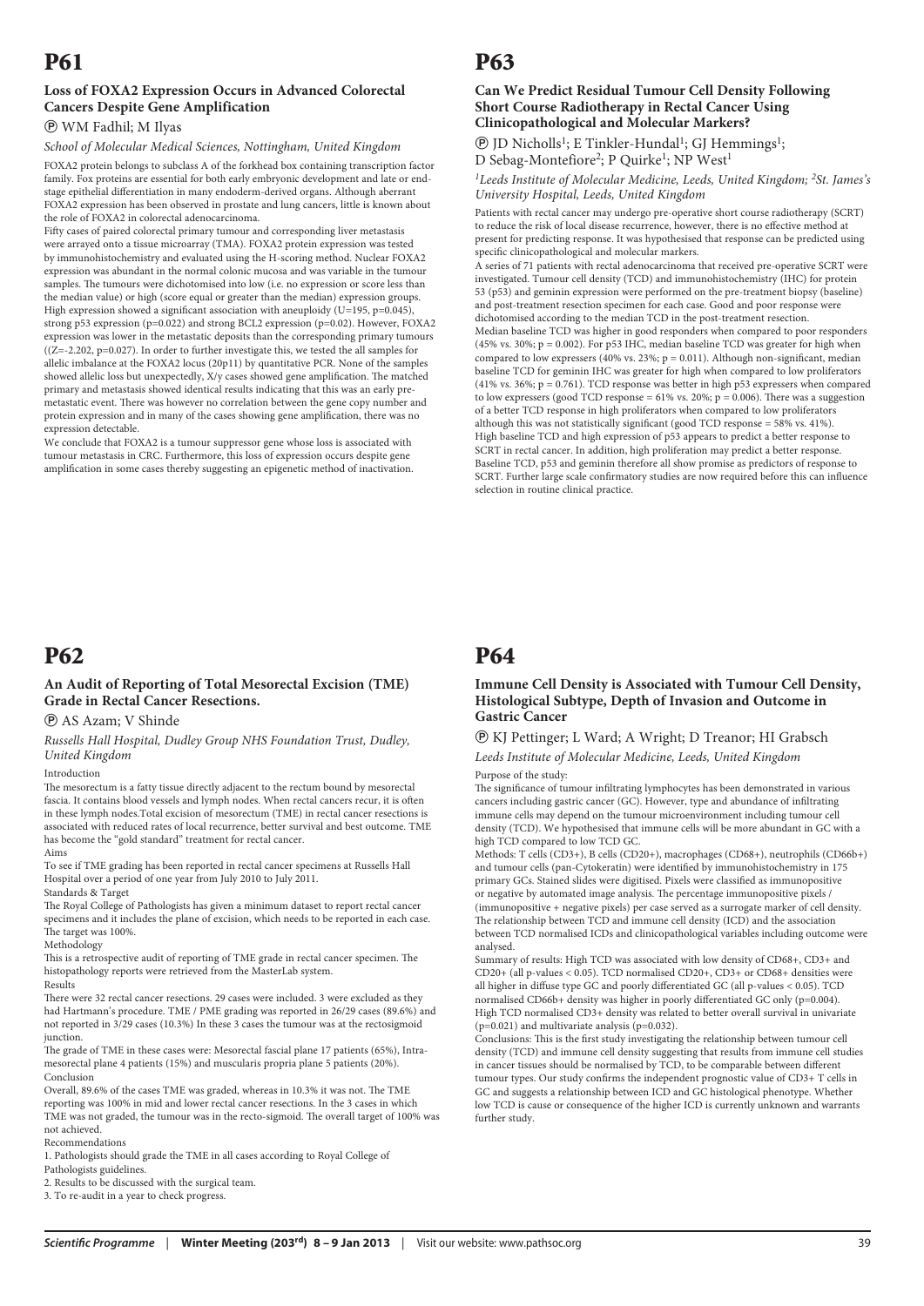# P61

### Loss of FOXA2 Expression Occurs in Advanced Colorectal Cancers Despite Gene Amplification

Ⓟ WM Fadhil; M Ilyas

*School of Molecular Medical Sciences, Nottingham, United Kingdom*

FOXA2 protein belongs to subclass A of the forkhead box containing transcription factor family. Fox proteins are essential for both early embryonic development and late or end-stage epithelial differentiation in many endoderm-derived organs. Although aberrant FOXA2 expression has been observed in prostate and lung cancers, little is known about the role of FOXA2 in colorectal adenocarcinoma.

Fifty cases of paired colorectal primary tumour and corresponding liver metastasis were arrayed onto a tissue microarray (TMA). FOXA2 protein expression was tested by immunohistochemistry and evaluated using the H-scoring method. Nuclear FOXA2 expression was abundant in the normal colonic mucosa and was variable in the tumour samples. The tumours were dichotomised into low (i.e. no expression or score less than the median value) or high (score equal or greater than the median) expression groups. High expression showed a significant association with aneuploidy (U=195, p=0.045), strong p53 expression (p=0.022) and strong BCL2 expression (p=0.02). However, FOXA2 expression was lower in the metastatic deposits than the corresponding primary tumours ((Z=-2.202, p=0.027). In order to further investigate this, we tested the all samples for allelic imbalance at the FOXA2 locus (20p11) by quantitative PCR. None of the samples showed allelic loss but unexpectedly, X/y cases showed gene amplification. The matched primary and metastasis showed identical results indicating that this was an early pre-metastatic event. There was however no correlation between the gene copy number and protein expression and in many of the cases showing gene amplification, there was no expression detectable.

We conclude that FOXA2 is a tumour suppressor gene whose loss is associated with tumour metastasis in CRC. Furthermore, this loss of expression occurs despite gene amplification in some cases thereby suggesting an epigenetic method of inactivation.

# P63

### Can We Predict Residual Tumour Cell Density Following Short Course Radiotherapy in Rectal Cancer Using Clinicopathological and Molecular Markers?

Ⓟ JD Nicholls[1]; E Tinkler-Hundal[1]; GJ Hemmings[1]; D Sebag-Montefiore[2]; P Quirke[1]; NP West[1]

*[1]Leeds Institute of Molecular Medicine, Leeds, United Kingdom; [2]St. James's University Hospital, Leeds, United Kingdom*

Patients with rectal cancer may undergo pre-operative short course radiotherapy (SCRT) to reduce the risk of local disease recurrence, however, there is no effective method at present for predicting response. It was hypothesised that response can be predicted using specific clinicopathological and molecular markers.

A series of 71 patients with rectal adenocarcinoma that received pre-operative SCRT were investigated. Tumour cell density (TCD) and immunohistochemistry (IHC) for protein 53 (p53) and geminin expression were performed on the pre-treatment biopsy (baseline) and post-treatment resection specimen for each case. Good and poor response were dichotomised according to the median TCD in the post-treatment resection.

Median baseline TCD was higher in good responders when compared to poor responders (45% vs. 30%; p = 0.002). For p53 IHC, median baseline TCD was greater for high when compared to low expressers (40% vs. 23%; p = 0.011). Although non-significant, median baseline TCD for geminin IHC was greater for high when compared to low proliferators (41% vs. 36%; p = 0.761). TCD response was better in high p53 expressers when compared to low expressers (good TCD response = 61% vs. 20%; p = 0.006). There was a suggestion of a better TCD response in high proliferators when compared to low proliferators although this was not statistically significant (good TCD response = 58% vs. 41%).

High baseline TCD and high expression of p53 appears to predict a better response to SCRT in rectal cancer. In addition, high proliferation may predict a better response. Baseline TCD, p53 and geminin therefore all show promise as predictors of response to SCRT. Further large scale confirmatory studies are now required before this can influence selection in routine clinical practice.

# P62

### An Audit of Reporting of Total Mesorectal Excision (TME) Grade in Rectal Cancer Resections.

Ⓟ AS Azam; V Shinde

*Russells Hall Hospital, Dudley Group NHS Foundation Trust, Dudley, United Kingdom*

Introduction

The mesorectum is a fatty tissue directly adjacent to the rectum bound by mesorectal fascia. It contains blood vessels and lymph nodes. When rectal cancers recur, it is often in these lymph nodes.Total excision of mesorectum (TME) in rectal cancer resections is associated with reduced rates of local recurrence, better survival and best outcome. TME has become the "gold standard" treatment for rectal cancer.

Aims

To see if TME grading has been reported in rectal cancer specimens at Russells Hall Hospital over a period of one year from July 2010 to July 2011.

Standards & Target

The Royal College of Pathologists has given a minimum dataset to report rectal cancer specimens and it includes the plane of excision, which needs to be reported in each case. The target was 100%.

Methodology

This is a retrospective audit of reporting of TME grade in rectal cancer specimen. The histopathology reports were retrieved from the MasterLab system.

Results

There were 32 rectal cancer resections. 29 cases were included. 3 were excluded as they had Hartmann's procedure. TME / PME grading was reported in 26/29 cases (89.6%) and not reported in 3/29 cases (10.3%) In these 3 cases the tumour was at the rectosigmoid junction.

The grade of TME in these cases were: Mesorectal fascial plane 17 patients (65%), Intra-mesorectal plane 4 patients (15%) and muscularis propria plane 5 patients (20%).

Conclusion

Overall, 89.6% of the cases TME was graded, whereas in 10.3% it was not. The TME reporting was 100% in mid and lower rectal cancer resections. In the 3 cases in which TME was not graded, the tumour was in the recto-sigmoid. The overall target of 100% was not achieved.

Recommendations

1. Pathologists should grade the TME in all cases according to Royal College of Pathologists guidelines.
2. Results to be discussed with the surgical team.
3. To re-audit in a year to check progress.

# P64

### Immune Cell Density is Associated with Tumour Cell Density, Histological Subtype, Depth of Invasion and Outcome in Gastric Cancer

Ⓟ KJ Pettinger; L Ward; A Wright; D Treanor; HI Grabsch

*Leeds Institute of Molecular Medicine, Leeds, United Kingdom*

Purpose of the study:

The significance of tumour infiltrating lymphocytes has been demonstrated in various cancers including gastric cancer (GC). However, type and abundance of infiltrating immune cells may depend on the tumour microenvironment including tumour cell density (TCD). We hypothesised that immune cells will be more abundant in GC with a high TCD compared to low TCD GC.

Methods: T cells (CD3+), B cells (CD20+), macrophages (CD68+), neutrophils (CD66b+) and tumour cells (pan-Cytokeratin) were identified by immunohistochemistry in 175 primary GCs. Stained slides were digitised. Pixels were classified as immunopositive or negative by automated image analysis. The percentage immunopositive pixels / (immunopositive + negative pixels) per case served as a surrogate marker of cell density. The relationship between TCD and immune cell density (ICD) and the association between TCD normalised ICDs and clinicopathological variables including outcome were analysed.

Summary of results: High TCD was associated with low density of CD68+, CD3+ and CD20+ (all p-values < 0.05). TCD normalised CD20+, CD3+ or CD68+ densities were all higher in diffuse type GC and poorly differentiated GC (all p-values < 0.05). TCD normalised CD66b+ density was higher in poorly differentiated GC only (p=0.004). High TCD normalised CD3+ density was related to better overall survival in univariate (p=0.021) and multivariate analysis (p=0.032).

Conclusions: This is the first study investigating the relationship between tumour cell density (TCD) and immune cell density suggesting that results from immune cell studies in cancer tissues should be normalised by TCD, to be comparable between different tumour types. Our study confirms the independent prognostic value of CD3+ T cells in GC and suggests a relationship between ICD and GC histological phenotype. Whether low TCD is cause or consequence of the higher ICD is currently unknown and warrants further study.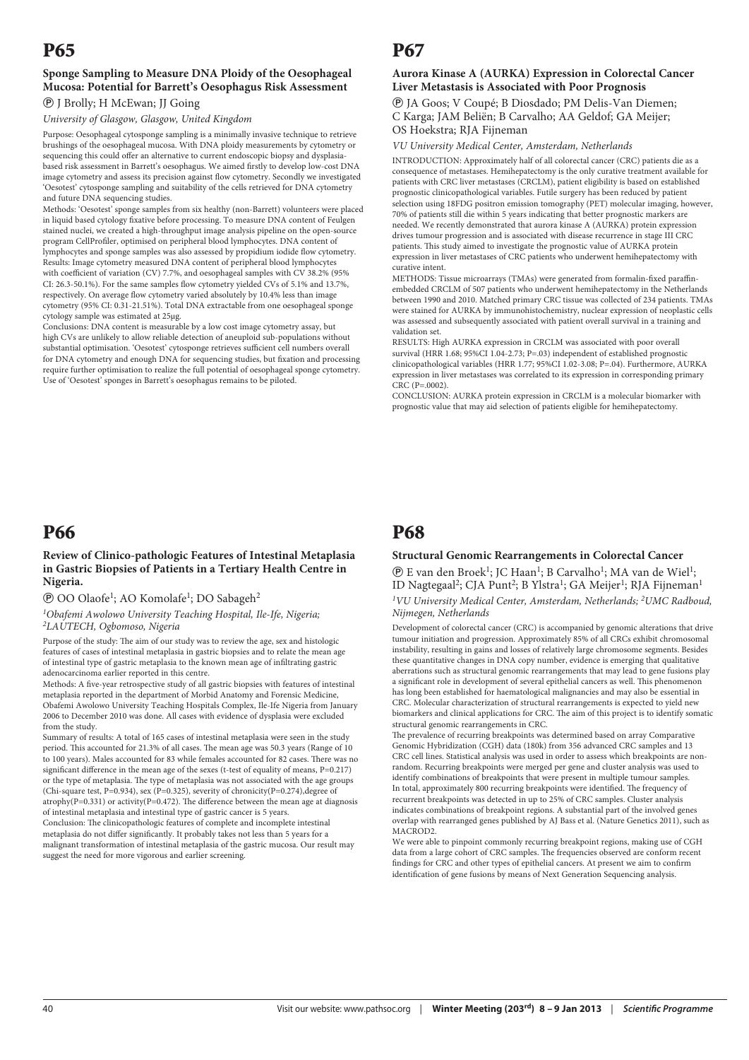# P65

### Sponge Sampling to Measure DNA Ploidy of the Oesophageal Mucosa: Potential for Barrett's Oesophagus Risk Assessment

Ⓟ J Brolly; H McEwan; JJ Going

*University of Glasgow, Glasgow, United Kingdom*

Purpose: Oesophageal cytosponge sampling is a minimally invasive technique to retrieve brushings of the oesophageal mucosa. With DNA ploidy measurements by cytometry or sequencing this could offer an alternative to current endoscopic biopsy and dysplasia-based risk assessment in Barrett's oesophagus. We aimed firstly to develop low-cost DNA image cytometry and assess its precision against flow cytometry. Secondly we investigated 'Oesotest' cytosponge sampling and suitability of the cells retrieved for DNA cytometry and future DNA sequencing studies.

Methods: 'Oesotest' sponge samples from six healthy (non-Barrett) volunteers were placed in liquid based cytology fixative before processing. To measure DNA content of Feulgen stained nuclei, we created a high-throughput image analysis pipeline on the open-source program CellProfiler, optimised on peripheral blood lymphocytes. DNA content of lymphocytes and sponge samples was also assessed by propidium iodide flow cytometry.

Results: Image cytometry measured DNA content of peripheral blood lymphocytes with coefficient of variation (CV) 7.7%, and oesophageal samples with CV 38.2% (95% CI: 26.3-50.1%). For the same samples flow cytometry yielded CVs of 5.1% and 13.7%, respectively. On average flow cytometry varied absolutely by 10.4% less than image cytometry (95% CI: 0.31-21.51%). Total DNA extractable from one oesophageal sponge cytology sample was estimated at 25µg.

Conclusions: DNA content is measurable by a low cost image cytometry assay, but high CVs are unlikely to allow reliable detection of aneuploid sub-populations without substantial optimisation. 'Oesotest' cytosponge retrieves sufficient cell numbers overall for DNA cytometry and enough DNA for sequencing studies, but fixation and processing require further optimisation to realize the full potential of oesophageal sponge cytometry. Use of 'Oesotest' sponges in Barrett's oesophagus remains to be piloted.

# P66

### Review of Clinico-pathologic Features of Intestinal Metaplasia in Gastric Biopsies of Patients in a Tertiary Health Centre in Nigeria.

Ⓟ OO Olaofe[1]; AO Komolafe[1]; DO Sabageh[2]

*[1]Obafemi Awolowo University Teaching Hospital, Ile-Ife, Nigeria; [2]LAUTECH, Ogbomoso, Nigeria*

Purpose of the study: The aim of our study was to review the age, sex and histologic features of cases of intestinal metaplasia in gastric biopsies and to relate the mean age of intestinal type of gastric metaplasia to the known mean age of infiltrating gastric adenocarcinoma earlier reported in this centre.

Methods: A five-year retrospective study of all gastric biopsies with features of intestinal metaplasia reported in the department of Morbid Anatomy and Forensic Medicine, Obafemi Awolowo University Teaching Hospitals Complex, Ile-Ife Nigeria from January 2006 to December 2010 was done. All cases with evidence of dysplasia were excluded from the study.

Summary of results: A total of 165 cases of intestinal metaplasia were seen in the study period. This accounted for 21.3% of all cases. The mean age was 50.3 years (Range of 10 to 100 years). Males accounted for 83 while females accounted for 82 cases. There was no significant difference in the mean age of the sexes (t-test of equality of means, P=0.217) or the type of metaplasia. The type of metaplasia was not associated with the age groups (Chi-square test, P=0.934), sex (P=0.325), severity of chronicity(P=0.274),degree of atrophy(P=0.331) or activity(P=0.472). The difference between the mean age at diagnosis of intestinal metaplasia and intestinal type of gastric cancer is 5 years.

Conclusion: The clinicopathologic features of complete and incomplete intestinal metaplasia do not differ significantly. It probably takes not less than 5 years for a malignant transformation of intestinal metaplasia of the gastric mucosa. Our result may suggest the need for more vigorous and earlier screening.

# P67

### Aurora Kinase A (AURKA) Expression in Colorectal Cancer Liver Metastasis is Associated with Poor Prognosis

Ⓟ JA Goos; V Coupé; B Diosdado; PM Delis-Van Diemen; C Karga; JAM Beliën; B Carvalho; AA Geldof; GA Meijer; OS Hoekstra; RJA Fijneman

*VU University Medical Center, Amsterdam, Netherlands*

INTRODUCTION: Approximately half of all colorectal cancer (CRC) patients die as a consequence of metastases. Hemihepatectomy is the only curative treatment available for patients with CRC liver metastases (CRCLM), patient eligibility is based on established prognostic clinicopathological variables. Futile surgery has been reduced by patient selection using 18FDG positron emission tomography (PET) molecular imaging, however, 70% of patients still die within 5 years indicating that better prognostic markers are needed. We recently demonstrated that aurora kinase A (AURKA) protein expression drives tumour progression and is associated with disease recurrence in stage III CRC patients. This study aimed to investigate the prognostic value of AURKA protein expression in liver metastases of CRC patients who underwent hemihepatectomy with curative intent.

METHODS: Tissue microarrays (TMAs) were generated from formalin-fixed paraffin-embedded CRCLM of 507 patients who underwent hemihepatectomy in the Netherlands between 1990 and 2010. Matched primary CRC tissue was collected of 234 patients. TMAs were stained for AURKA by immunohistochemistry, nuclear expression of neoplastic cells was assessed and subsequently associated with patient overall survival in a training and validation set.

RESULTS: High AURKA expression in CRCLM was associated with poor overall survival (HRR 1.68; 95%CI 1.04-2.73; P=.03) independent of established prognostic clinicopathological variables (HRR 1.77; 95%CI 1.02-3.08; P=.04). Furthermore, AURKA expression in liver metastases was correlated to its expression in corresponding primary CRC (P=.0002).

CONCLUSION: AURKA protein expression in CRCLM is a molecular biomarker with prognostic value that may aid selection of patients eligible for hemihepatectomy.

# P68

### Structural Genomic Rearrangements in Colorectal Cancer

Ⓟ E van den Broek[1]; JC Haan[1]; B Carvalho[1]; MA van de Wiel[1]; ID Nagtegaal[2]; CJA Punt[2]; B Ylstra[1]; GA Meijer[1]; RJA Fijneman[1]

*[1]VU University Medical Center, Amsterdam, Netherlands; [2]UMC Radboud, Nijmegen, Netherlands*

Development of colorectal cancer (CRC) is accompanied by genomic alterations that drive tumour initiation and progression. Approximately 85% of all CRCs exhibit chromosomal instability, resulting in gains and losses of relatively large chromosome segments. Besides these quantitative changes in DNA copy number, evidence is emerging that qualitative aberrations such as structural genomic rearrangements that may lead to gene fusions play a significant role in development of several epithelial cancers as well. This phenomenon has long been established for haematological malignancies and may also be essential in CRC. Molecular characterization of structural rearrangements is expected to yield new biomarkers and clinical applications for CRC. The aim of this project is to identify somatic structural genomic rearrangements in CRC.

The prevalence of recurring breakpoints was determined based on array Comparative Genomic Hybridization (CGH) data (180k) from 356 advanced CRC samples and 13 CRC cell lines. Statistical analysis was used in order to assess which breakpoints are non-random. Recurring breakpoints were merged per gene and cluster analysis was used to identify combinations of breakpoints that were present in multiple tumour samples. In total, approximately 800 recurring breakpoints were identified. The frequency of recurrent breakpoints was detected in up to 25% of CRC samples. Cluster analysis indicates combinations of breakpoint regions. A substantial part of the involved genes overlap with rearranged genes published by AJ Bass et al. (Nature Genetics 2011), such as MACROD2.

We were able to pinpoint commonly recurring breakpoint regions, making use of CGH data from a large cohort of CRC samples. The frequencies observed are conform recent findings for CRC and other types of epithelial cancers. At present we aim to confirm identification of gene fusions by means of Next Generation Sequencing analysis.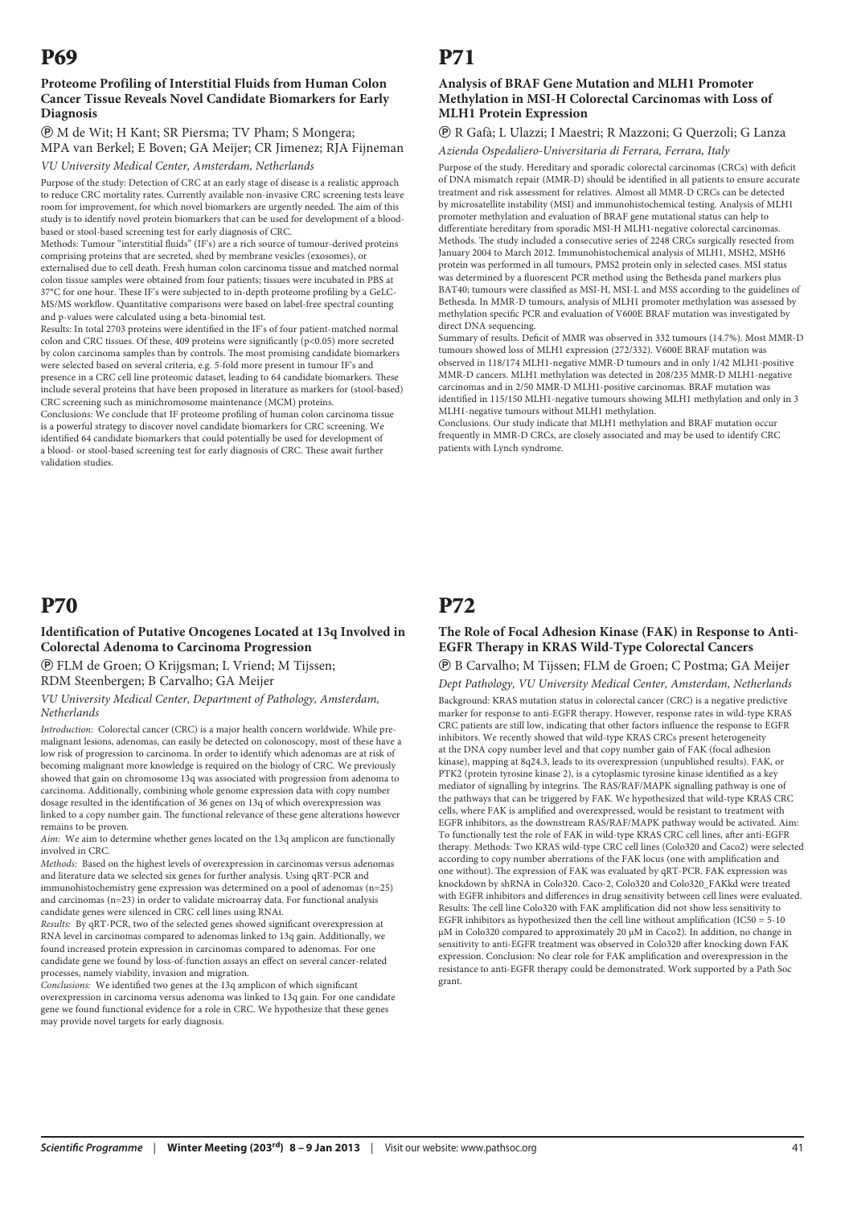# P69

### Proteome Profiling of Interstitial Fluids from Human Colon Cancer Tissue Reveals Novel Candidate Biomarkers for Early Diagnosis

Ⓟ M de Wit; H Kant; SR Piersma; TV Pham; S Mongera; MPA van Berkel; E Boven; GA Meijer; CR Jimenez; RJA Fijneman

*VU University Medical Center, Amsterdam, Netherlands*

Purpose of the study: Detection of CRC at an early stage of disease is a realistic approach to reduce CRC mortality rates. Currently available non-invasive CRC screening tests leave room for improvement, for which novel biomarkers are urgently needed. The aim of this study is to identify novel protein biomarkers that can be used for development of a blood-based or stool-based screening test for early diagnosis of CRC.

Methods: Tumour "interstitial fluids" (IF's) are a rich source of tumour-derived proteins comprising proteins that are secreted, shed by membrane vesicles (exosomes), or externalised due to cell death. Fresh human colon carcinoma tissue and matched normal colon tissue samples were obtained from four patients; tissues were incubated in PBS at 37°C for one hour. These IF's were subjected to in-depth proteome profiling by a GeLC-MS/MS workflow. Quantitative comparisons were based on label-free spectral counting and p-values were calculated using a beta-binomial test.

Results: In total 2703 proteins were identified in the IF's of four patient-matched normal colon and CRC tissues. Of these, 409 proteins were significantly ($p<0.05$) more secreted by colon carcinoma samples than by controls. The most promising candidate biomarkers were selected based on several criteria, e.g. 5-fold more present in tumour IF's and presence in a CRC cell line proteomic dataset, leading to 64 candidate biomarkers. These include several proteins that have been proposed in literature as markers for (stool-based) CRC screening such as minichromosome maintenance (MCM) proteins.

Conclusions: We conclude that IF proteome profiling of human colon carcinoma tissue is a powerful strategy to discover novel candidate biomarkers for CRC screening. We identified 64 candidate biomarkers that could potentially be used for development of a blood- or stool-based screening test for early diagnosis of CRC. These await further validation studies.

# P70

### Identification of Putative Oncogenes Located at 13q Involved in Colorectal Adenoma to Carcinoma Progression

Ⓟ FLM de Groen; O Krijgsman; L Vriend; M Tijssen; RDM Steenbergen; B Carvalho; GA Meijer

*VU University Medical Center, Department of Pathology, Amsterdam, Netherlands*

*Introduction:* Colorectal cancer (CRC) is a major health concern worldwide. While pre-malignant lesions, adenomas, can easily be detected on colonoscopy, most of these have a low risk of progression to carcinoma. In order to identify which adenomas are at risk of becoming malignant more knowledge is required on the biology of CRC. We previously showed that gain on chromosome 13q was associated with progression from adenoma to carcinoma. Additionally, combining whole genome expression data with copy number dosage resulted in the identification of 36 genes on 13q of which overexpression was linked to a copy number gain. The functional relevance of these gene alterations however remains to be proven.

*Aim:* We aim to determine whether genes located on the 13q amplicon are functionally involved in CRC.

*Methods:* Based on the highest levels of overexpression in carcinomas versus adenomas and literature data we selected six genes for further analysis. Using qRT-PCR and immunohistochemistry gene expression was determined on a pool of adenomas (n=25) and carcinomas (n=23) in order to validate microarray data. For functional analysis candidate genes were silenced in CRC cell lines using RNAi.

*Results:* By qRT-PCR, two of the selected genes showed significant overexpression at RNA level in carcinomas compared to adenomas linked to 13q gain. Additionally, we found increased protein expression in carcinomas compared to adenomas. For one candidate gene we found by loss-of-function assays an effect on several cancer-related processes, namely viability, invasion and migration.

*Conclusions:* We identified two genes at the 13q amplicon of which significant overexpression in carcinoma versus adenoma was linked to 13q gain. For one candidate gene we found functional evidence for a role in CRC. We hypothesize that these genes may provide novel targets for early diagnosis.

# P71

### Analysis of BRAF Gene Mutation and MLH1 Promoter Methylation in MSI-H Colorectal Carcinomas with Loss of MLH1 Protein Expression

Ⓟ R Gafà; L Ulazzi; I Maestri; R Mazzoni; G Querzoli; G Lanza

*Azienda Ospedaliero-Universitaria di Ferrara, Ferrara, Italy*

Purpose of the study. Hereditary and sporadic colorectal carcinomas (CRCs) with deficit of DNA mismatch repair (MMR-D) should be identified in all patients to ensure accurate treatment and risk assessment for relatives. Almost all MMR-D CRCs can be detected by microsatellite instability (MSI) and immunohistochemical testing. Analysis of MLH1 promoter methylation and evaluation of BRAF gene mutational status can help to differentiate hereditary from sporadic MSI-H MLH1-negative colorectal carcinomas.

Methods. The study included a consecutive series of 2248 CRCs surgically resected from January 2004 to March 2012. Immunohistochemical analysis of MLH1, MSH2, MSH6 protein was performed in all tumours, PMS2 protein only in selected cases. MSI status was determined by a fluorescent PCR method using the Bethesda panel markers plus BAT40; tumours were classified as MSI-H, MSI-L and MSS according to the guidelines of Bethesda. In MMR-D tumours, analysis of MLH1 promoter methylation was assessed by methylation specific PCR and evaluation of V600E BRAF mutation was investigated by direct DNA sequencing.

Summary of results. Deficit of MMR was observed in 332 tumours (14.7%). Most MMR-D tumours showed loss of MLH1 expression (272/332). V600E BRAF mutation was observed in 118/174 MLH1-negative MMR-D tumours and in only 1/42 MLH1-positive MMR-D cancers. MLH1 methylation was detected in 208/235 MMR-D MLH1-negative carcinomas and in 2/50 MMR-D MLH1-positive carcinomas. BRAF mutation was identified in 115/150 MLH1-negative tumours showing MLH1 methylation and only in 3 MLH1-negative tumours without MLH1 methylation.

Conclusions. Our study indicate that MLH1 methylation and BRAF mutation occur frequently in MMR-D CRCs, are closely associated and may be used to identify CRC patients with Lynch syndrome.

# P72

### The Role of Focal Adhesion Kinase (FAK) in Response to Anti-EGFR Therapy in KRAS Wild-Type Colorectal Cancers

Ⓟ B Carvalho; M Tijssen; FLM de Groen; C Postma; GA Meijer

*Dept Pathology, VU University Medical Center, Amsterdam, Netherlands*

Background: KRAS mutation status in colorectal cancer (CRC) is a negative predictive marker for response to anti-EGFR therapy. However, response rates in wild-type KRAS CRC patients are still low, indicating that other factors influence the response to EGFR inhibitors. We recently showed that wild-type KRAS CRCs present heterogeneity at the DNA copy number level and that copy number gain of FAK (focal adhesion kinase), mapping at 8q24.3, leads to its overexpression (unpublished results). FAK, or PTK2 (protein tyrosine kinase 2), is a cytoplasmic tyrosine kinase identified as a key mediator of signalling by integrins. The RAS/RAF/MAPK signalling pathway is one of the pathways that can be triggered by FAK. We hypothesized that wild-type KRAS CRC cells, where FAK is amplified and overexpressed, would be resistant to treatment with EGFR inhibitors, as the downstream RAS/RAF/MAPK pathway would be activated. Aim: To functionally test the role of FAK in wild-type KRAS CRC cell lines, after anti-EGFR therapy. Methods: Two KRAS wild-type CRC cell lines (Colo320 and Caco2) were selected according to copy number aberrations of the FAK locus (one with amplification and one without). The expression of FAK was evaluated by qRT-PCR. FAK expression was knockdown by shRNA in Colo320. Caco-2, Colo320 and Colo320_FAKkd were treated with EGFR inhibitors and differences in drug sensitivity between cell lines were evaluated. Results: The cell line Colo320 with FAK amplification did not show less sensitivity to EGFR inhibitors as hypothesized then the cell line without amplification ($IC50 = 5$-$10$ µM in Colo320 compared to approximately 20 µM in Caco2). In addition, no change in sensitivity to anti-EGFR treatment was observed in Colo320 after knocking down FAK expression. Conclusion: No clear role for FAK amplification and overexpression in the resistance to anti-EGFR therapy could be demonstrated. Work supported by a Path Soc grant.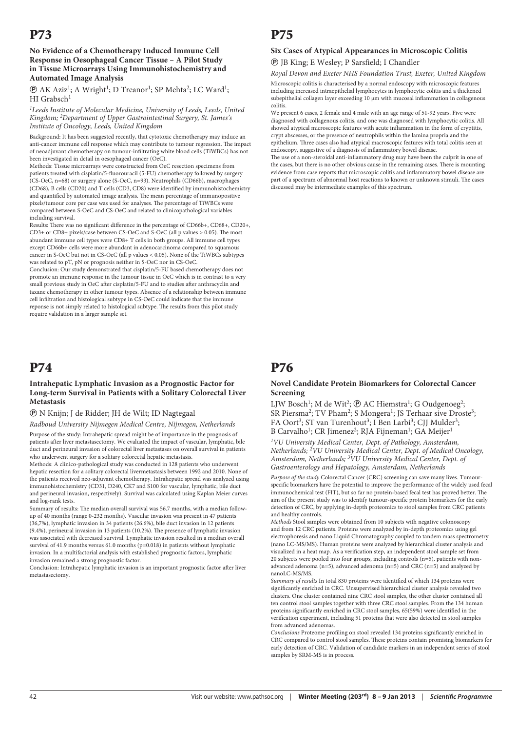# P73

### No Evidence of a Chemotherapy Induced Immune Cell Response in Oesophageal Cancer Tissue – A Pilot Study in Tissue Microarrays Using Immunohistochemistry and Automated Image Analysis

Ⓟ AK Aziz[1]; A Wright[1]; D Treanor[1]; SP Mehta[2]; LC Ward[1]; HI Grabsch[1]

*[1]Leeds Institute of Molecular Medicine, University of Leeds, Leeds, United Kingdom; [2]Department of Upper Gastrointestinal Surgery, St. James's Institute of Oncology, Leeds, United Kingdom*

Background: It has been suggested recently, that cytotoxic chemotherapy may induce an anti-cancer immune cell response which may contribute to tumour regression. The impact of neoadjuvant chemotherapy on tumour-infiltrating white blood cells (TiWBCs) has not been investigated in detail in oesophageal cancer (OeC).

Methods: Tissue microarrays were constructed from OeC resection specimens from patients treated with cisplatin/5-fluorouracil (5-FU) chemotherapy followed by surgery (CS-OeC, n=68) or surgery alone (S-OeC, n=93). Neutrophils (CD66b), macrophages (CD68), B cells (CD20) and T cells (CD3, CD8) were identified by immunohistochemistry and quantified by automated image analysis. The mean percentage of immunopositive pixels/tumour core per case was used for analyses. The percentage of TiWBCs were compared between S-OeC and CS-OeC and related to clinicopathological variables including survival.

Results: There was no significant difference in the percentage of CD66b+, CD68+, CD20+, CD3+ or CD8+ pixels/case between CS-OeC and S-OeC (all p values > 0.05). The most abundant immune cell types were CD8+ T cells in both groups. All immune cell types except CD66b+ cells were more abundant in adenocarcinoma compared to squamous cancer in S-OeC but not in CS-OeC (all p values < 0.05). None of the TiWBCs subtypes was related to pT, pN or prognosis neither in S-OeC nor in CS-OeC.

Conclusion: Our study demonstrated that cisplatin/5-FU based chemotherapy does not promote an immune response in the tumour tissue in OeC which is in contrast to a very small previous study in OeC after cisplatin/5-FU and to studies after anthracyclin and taxane chemotherapy in other tumour types. Absence of a relationship between immune cell infiltration and histological subtype in CS-OeC could indicate that the immune reponse is not simply related to histological subtype. The results from this pilot study require validation in a larger sample set.

# P74

### Intrahepatic Lymphatic Invasion as a Prognostic Factor for Long-term Survival in Patients with a Solitary Colorectal Liver Metastasis

Ⓟ N Knijn; J de Ridder; JH de Wilt; ID Nagtegaal

*Radboud University Nijmegen Medical Centre, Nijmegen, Netherlands*

Purpose of the study: Intrahepatic spread might be of importance in the prognosis of patients after liver metastasectomy. We evaluated the impact of vascular, lymphatic, bile duct and perineural invasion of colorectal liver metastases on overall survival in patients who underwent surgery for a solitary colorectal hepatic metastasis.

Methods: A clinico-pathological study was conducted in 128 patients who underwent hepatic resection for a solitary colorectal livermetastasis between 1992 and 2010. None of the patients received neo-adjuvant chemotherapy. Intrahepatic spread was analyzed using immunohistochemistry (CD31, D240, CK7 and S100 for vascular, lymphatic, bile duct and perineural invasion, respectively). Survival was calculated using Kaplan Meier curves and log-rank tests.

Summary of results: The median overall survival was 56.7 months, with a median follow-up of 40 months (range 0-232 months). Vascular invasion was present in 47 patients (36,7%), lymphatic invasion in 34 patients (26.6%), bile duct invasion in 12 patients (9.4%), perineural invasion in 13 patients (10.2%). The presence of lymphatic invasion was associated with decreased survival. Lymphatic invasion resulted in a median overall survival of 41.9 months versus 61.0 months (p=0.018) in patients without lymphatic invasion. In a multifactorial analysis with established prognostic factors, lymphatic invasion remained a strong prognostic factor.

Conclusion: Intrahepatic lymphatic invasion is an important prognostic factor after liver metastasectomy.

# P75

### Six Cases of Atypical Appearances in Microscopic Colitis

Ⓟ JB King; E Wesley; P Sarsfield; I Chandler

*Royal Devon and Exeter NHS Foundation Trust, Exeter, United Kingdom*

Microscopic colitis is characterised by a normal endoscopy with microscopic features including increased intraepithelial lymphocytes in lymphocytic colitis and a thickened subepithelial collagen layer exceeding 10 µm with mucosal inflammation in collagenous colitis.

We present 6 cases, 2 female and 4 male with an age range of 51-92 years. Five were diagnosed with collagenous colitis, and one was diagnosed with lymphocytic colitis. All showed atypical microscopic features with acute inflammation in the form of cryptitis, crypt abscesses, or the presence of neutrophils within the lamina propria and the epithelium. Three cases also had atypical macroscopic features with total colitis seen at endoscopy, suggestive of a diagnosis of inflammatory bowel disease.

The use of a non-steroidal anti-inflammatory drug may have been the culprit in one of the cases, but there is no other obvious cause in the remaining cases. There is mounting evidence from case reports that microscopic colitis and inflammatory bowel disease are part of a spectrum of abnormal host reactions to known or unknown stimuli. The cases discussed may be intermediate examples of this spectrum.

# P76

### Novel Candidate Protein Biomarkers for Colorectal Cancer Screening

LJW Bosch[1]; M de Wit[2]; Ⓟ AC Hiemstra[1]; G Oudgenoeg[2]; SR Piersma[2]; TV Pham[2]; S Mongera[1]; JS Terhaar sive Droste[3]; FA Oort[3]; ST van Turenhout[3]; I Ben Larbi[3]; CJJ Mulder[3]; B Carvalho[1]; CR Jimenez[2]; RJA Fijneman[1]; GA Meijer[1]

*[1]VU University Medical Center, Dept. of Pathology, Amsterdam, Netherlands; [2]VU University Medical Center, Dept. of Medical Oncology, Amsterdam, Netherlands; [3]VU University Medical Center, Dept. of Gastroenterology and Hepatology, Amsterdam, Netherlands*

*Purpose of the study* Colorectal Cancer (CRC) screening can save many lives. Tumour-specific biomarkers have the potential to improve the performance of the widely used fecal immunochemical test (FIT), but so far no protein-based fecal test has proved better. The aim of the present study was to identify tumour-specific protein biomarkers for the early detection of CRC, by applying in-depth proteomics to stool samples from CRC patients and healthy controls.

*Methods* Stool samples were obtained from 10 subjects with negative colonoscopy and from 12 CRC patients. Proteins were analyzed by in-depth proteomics using gel electrophoresis and nano Liquid Chromatography coupled to tandem mass spectrometry (nano LC-MS/MS). Human proteins were analyzed by hierarchical cluster analysis and visualized in a heat map. As a verification step, an independent stool sample set from 20 subjects were pooled into four groups, including controls (n=5), patients with non-advanced adenoma (n=5), advanced adenoma (n=5) and CRC (n=5) and analyzed by nanoLC-MS/MS.

*Summary of results* In total 830 proteins were identified of which 134 proteins were significantly enriched in CRC. Unsupervised hierarchical cluster analysis revealed two clusters. One cluster contained nine CRC stool samples, the other cluster contained all ten control stool samples together with three CRC stool samples. From the 134 human proteins significantly enriched in CRC stool samples, 65(59%) were identified in the verification experiment, including 51 proteins that were also detected in stool samples from advanced adenomas.

*Conclusions* Proteome profiling on stool revealed 134 proteins significantly enriched in CRC compared to control stool samples. These proteins contain promising biomarkers for early detection of CRC. Validation of candidate markers in an independent series of stool samples by SRM-MS is in process.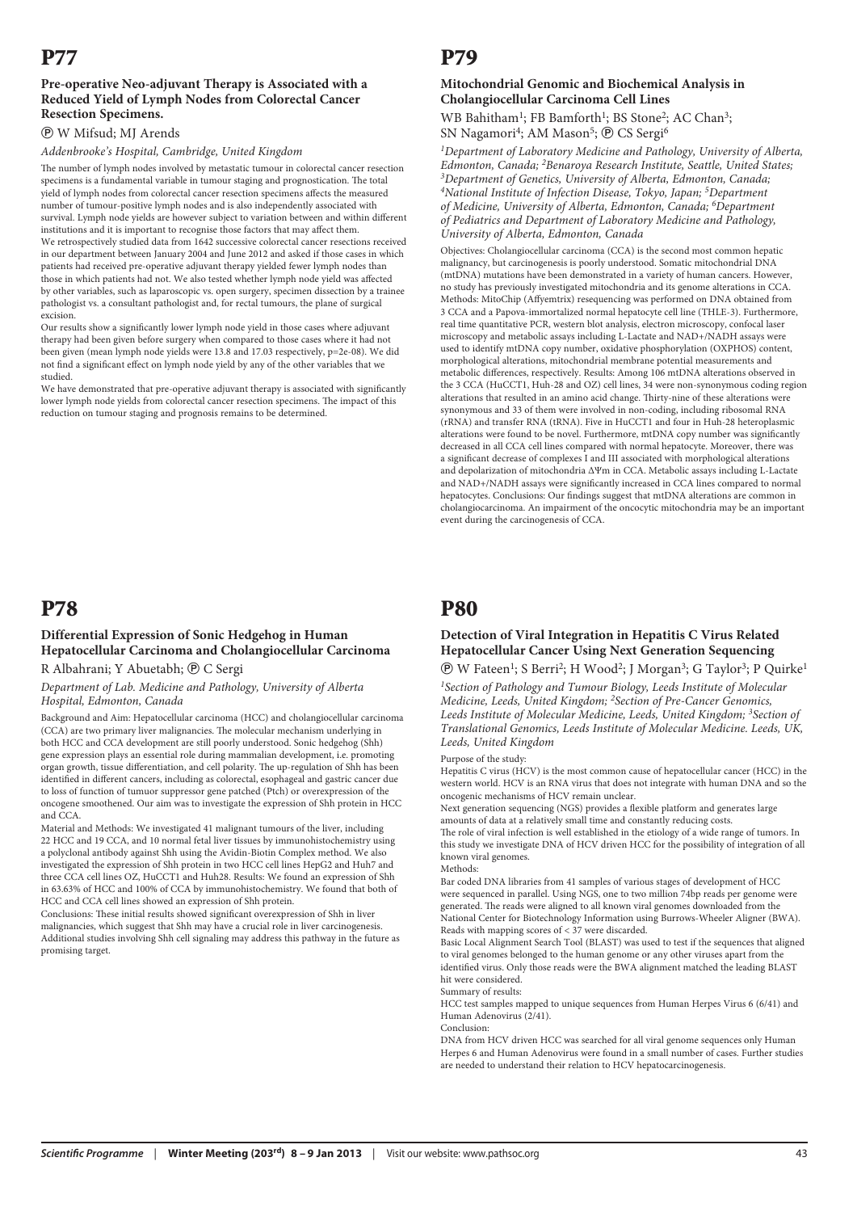# P77

### Pre-operative Neo-adjuvant Therapy is Associated with a Reduced Yield of Lymph Nodes from Colorectal Cancer Resection Specimens.

Ⓟ W Mifsud; MJ Arends

*Addenbrooke's Hospital, Cambridge, United Kingdom*

The number of lymph nodes involved by metastatic tumour in colorectal cancer resection specimens is a fundamental variable in tumour staging and prognostication. The total yield of lymph nodes from colorectal cancer resection specimens affects the measured number of tumour-positive lymph nodes and is also independently associated with survival. Lymph node yields are however subject to variation between and within different institutions and it is important to recognise those factors that may affect them.

We retrospectively studied data from 1642 successive colorectal cancer resections received in our department between January 2004 and June 2012 and asked if those cases in which patients had received pre-operative adjuvant therapy yielded fewer lymph nodes than those in which patients had not. We also tested whether lymph node yield was affected by other variables, such as laparoscopic vs. open surgery, specimen dissection by a trainee pathologist vs. a consultant pathologist and, for rectal tumours, the plane of surgical excision.

Our results show a significantly lower lymph node yield in those cases where adjuvant therapy had been given before surgery when compared to those cases where it had not been given (mean lymph node yields were 13.8 and 17.03 respectively, p=2e-08). We did not find a significant effect on lymph node yield by any of the other variables that we studied.

We have demonstrated that pre-operative adjuvant therapy is associated with significantly lower lymph node yields from colorectal cancer resection specimens. The impact of this reduction on tumour staging and prognosis remains to be determined.

# P78

### Differential Expression of Sonic Hedgehog in Human Hepatocellular Carcinoma and Cholangiocellular Carcinoma

R Albahrani; Y Abuetabh; Ⓟ C Sergi

*Department of Lab. Medicine and Pathology, University of Alberta Hospital, Edmonton, Canada*

Background and Aim: Hepatocellular carcinoma (HCC) and cholangiocellular carcinoma (CCA) are two primary liver malignancies. The molecular mechanism underlying in both HCC and CCA development are still poorly understood. Sonic hedgehog (Shh) gene expression plays an essential role during mammalian development, i.e. promoting organ growth, tissue differentiation, and cell polarity. The up-regulation of Shh has been identified in different cancers, including as colorectal, esophageal and gastric cancer due to loss of function of tumour suppressor gene patched (Ptch) or overexpression of the oncogene smoothened. Our aim was to investigate the expression of Shh protein in HCC and CCA.

Material and Methods: We investigated 41 malignant tumours of the liver, including 22 HCC and 19 CCA, and 10 normal fetal liver tissues by immunohistochemistry using a polyclonal antibody against Shh using the Avidin-Biotin Complex method. We also investigated the expression of Shh protein in two HCC cell lines HepG2 and Huh7 and three CCA cell lines OZ, HuCCT1 and Huh28. Results: We found an expression of Shh in 63.63% of HCC and 100% of CCA by immunohistochemistry. We found that both of HCC and CCA cell lines showed an expression of Shh protein.

Conclusions: These initial results showed significant overexpression of Shh in liver malignancies, which suggest that Shh may have a crucial role in liver carcinogenesis. Additional studies involving Shh cell signaling may address this pathway in the future as promising target.

# P79

### Mitochondrial Genomic and Biochemical Analysis in Cholangiocellular Carcinoma Cell Lines

WB Bahitham[1]; FB Bamforth[1]; BS Stone[2]; AC Chan[3]; SN Nagamori[4]; AM Mason[5]; Ⓟ CS Sergi[6]

*[1]Department of Laboratory Medicine and Pathology, University of Alberta, Edmonton, Canada; [2]Benaroya Research Institute, Seattle, United States; [3]Department of Genetics, University of Alberta, Edmonton, Canada; [4]National Institute of Infection Disease, Tokyo, Japan; [5]Department of Medicine, University of Alberta, Edmonton, Canada; [6]Department of Pediatrics and Department of Laboratory Medicine and Pathology, University of Alberta, Edmonton, Canada*

Objectives: Cholangiocellular carcinoma (CCA) is the second most common hepatic malignancy, but carcinogenesis is poorly understood. Somatic mitochondrial DNA (mtDNA) mutations have been demonstrated in a variety of human cancers. However, no study has previously investigated mitochondria and its genome alterations in CCA. Methods: MitoChip (Affyemtrix) resequencing was performed on DNA obtained from 3 CCA and a Papova-immortalized normal hepatocyte cell line (THLE-3). Furthermore, real time quantitative PCR, western blot analysis, electron microscopy, confocal laser microscopy and metabolic assays including L-Lactate and NAD+/NADH assays were used to identify mtDNA copy number, oxidative phosphorylation (OXPHOS) content, morphological alterations, mitochondrial membrane potential measurements and metabolic differences, respectively. Results: Among 106 mtDNA alterations observed in the 3 CCA (HuCCT1, Huh-28 and OZ) cell lines, 34 were non-synonymous coding region alterations that resulted in an amino acid change. Thirty-nine of these alterations were synonymous and 33 of them were involved in non-coding, including ribosomal RNA (rRNA) and transfer RNA (tRNA). Five in HuCCT1 and four in Huh-28 heteroplasmic alterations were found to be novel. Furthermore, mtDNA copy number was significantly decreased in all CCA cell lines compared with normal hepatocyte. Moreover, there was a significant decrease of complexes I and III associated with morphological alterations and depolarization of mitochondria $\Delta\Psi m$ in CCA. Metabolic assays including L-Lactate and NAD+/NADH assays were significantly increased in CCA lines compared to normal hepatocytes. Conclusions: Our findings suggest that mtDNA alterations are common in cholangiocarcinoma. An impairment of the oncocytic mitochondria may be an important event during the carcinogenesis of CCA.

# P80

### Detection of Viral Integration in Hepatitis C Virus Related Hepatocellular Cancer Using Next Generation Sequencing

Ⓟ W Fateen[1]; S Berri[2]; H Wood[2]; J Morgan[3]; G Taylor[3]; P Quirke[1]

*[1]Section of Pathology and Tumour Biology, Leeds Institute of Molecular Medicine, Leeds, United Kingdom; [2]Section of Pre-Cancer Genomics, Leeds Institute of Molecular Medicine, Leeds, United Kingdom; [3]Section of Translational Genomics, Leeds Institute of Molecular Medicine. Leeds, UK, Leeds, United Kingdom*

Purpose of the study:

Hepatitis C virus (HCV) is the most common cause of hepatocellular cancer (HCC) in the western world. HCV is an RNA virus that does not integrate with human DNA and so the oncogenic mechanisms of HCV remain unclear.

Next generation sequencing (NGS) provides a flexible platform and generates large amounts of data at a relatively small time and constantly reducing costs.

The role of viral infection is well established in the etiology of a wide range of tumors. In this study we investigate DNA of HCV driven HCC for the possibility of integration of all known viral genomes.

Methods:

Bar coded DNA libraries from 41 samples of various stages of development of HCC were sequenced in parallel. Using NGS, one to two million 74bp reads per genome were generated. The reads were aligned to all known viral genomes downloaded from the National Center for Biotechnology Information using Burrows-Wheeler Aligner (BWA). Reads with mapping scores of < 37 were discarded.

Basic Local Alignment Search Tool (BLAST) was used to test if the sequences that aligned to viral genomes belonged to the human genome or any other viruses apart from the identified virus. Only those reads were the BWA alignment matched the leading BLAST hit were considered.

Summary of results:

HCC test samples mapped to unique sequences from Human Herpes Virus 6 (6/41) and Human Adenovirus (2/41).

Conclusion:

DNA from HCV driven HCC was searched for all viral genome sequences only Human Herpes 6 and Human Adenovirus were found in a small number of cases. Further studies are needed to understand their relation to HCV hepatocarcinogenesis.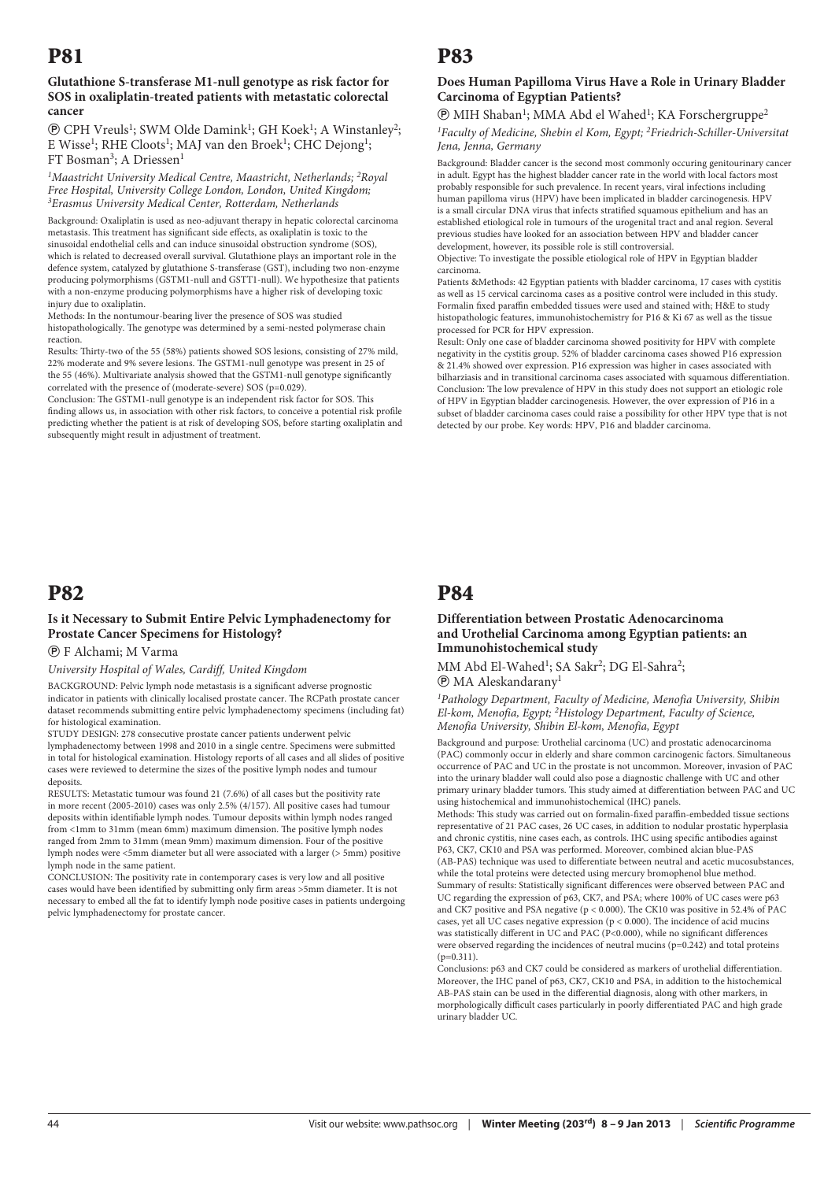# P81

### Glutathione S-transferase M1-null genotype as risk factor for SOS in oxaliplatin-treated patients with metastatic colorectal cancer

Ⓟ CPH Vreuls[1]; SWM Olde Damink[1]; GH Koek[1]; A Winstanley[2]; E Wisse[1]; RHE Cloots[1]; MAJ van den Broek[1]; CHC Dejong[1]; FT Bosman[3]; A Driessen[1]

*[1]Maastricht University Medical Centre, Maastricht, Netherlands; [2]Royal Free Hospital, University College London, London, United Kingdom; [3]Erasmus University Medical Center, Rotterdam, Netherlands*

Background: Oxaliplatin is used as neo-adjuvant therapy in hepatic colorectal carcinoma metastasis. This treatment has significant side effects, as oxaliplatin is toxic to the sinusoidal endothelial cells and can induce sinusoidal obstruction syndrome (SOS), which is related to decreased overall survival. Glutathione plays an important role in the defence system, catalyzed by glutathione S-transferase (GST), including two non-enzyme producing polymorphisms (GSTM1-null and GSTT1-null). We hypothesize that patients with a non-enzyme producing polymorphisms have a higher risk of developing toxic injury due to oxaliplatin.

Methods: In the nontumour-bearing liver the presence of SOS was studied histopathologically. The genotype was determined by a semi-nested polymerase chain reaction.

Results: Thirty-two of the 55 (58%) patients showed SOS lesions, consisting of 27% mild, 22% moderate and 9% severe lesions. The GSTM1-null genotype was present in 25 of the 55 (46%). Multivariate analysis showed that the GSTM1-null genotype significantly correlated with the presence of (moderate-severe) SOS (p=0.029).

Conclusion: The GSTM1-null genotype is an independent risk factor for SOS. This finding allows us, in association with other risk factors, to conceive a potential risk profile predicting whether the patient is at risk of developing SOS, before starting oxaliplatin and subsequently might result in adjustment of treatment.

# P82

### Is it Necessary to Submit Entire Pelvic Lymphadenectomy for Prostate Cancer Specimens for Histology?

Ⓟ F Alchami; M Varma

*University Hospital of Wales, Cardiff, United Kingdom*

BACKGROUND: Pelvic lymph node metastasis is a significant adverse prognostic indicator in patients with clinically localised prostate cancer. The RCPath prostate cancer dataset recommends submitting entire pelvic lymphadenectomy specimens (including fat) for histological examination.

STUDY DESIGN: 278 consecutive prostate cancer patients underwent pelvic lymphadenectomy between 1998 and 2010 in a single centre. Specimens were submitted in total for histological examination. Histology reports of all cases and all slides of positive cases were reviewed to determine the sizes of the positive lymph nodes and tumour deposits.

RESULTS: Metastatic tumour was found 21 (7.6%) of all cases but the positivity rate in more recent (2005-2010) cases was only 2.5% (4/157). All positive cases had tumour deposits within identifiable lymph nodes. Tumour deposits within lymph nodes ranged from <1mm to 31mm (mean 6mm) maximum dimension. The positive lymph nodes ranged from 2mm to 31mm (mean 9mm) maximum dimension. Four of the positive lymph nodes were <5mm diameter but all were associated with a larger (> 5mm) positive lymph node in the same patient.

CONCLUSION: The positivity rate in contemporary cases is very low and all positive cases would have been identified by submitting only firm areas >5mm diameter. It is not necessary to embed all the fat to identify lymph node positive cases in patients undergoing pelvic lymphadenectomy for prostate cancer.

# P83

### Does Human Papilloma Virus Have a Role in Urinary Bladder Carcinoma of Egyptian Patients?

Ⓟ MIH Shaban[1]; MMA Abd el Wahed[1]; KA Forschergruppe[2]

*[1]Faculty of Medicine, Shebin el Kom, Egypt; [2]Friedrich-Schiller-Universitat Jena, Jenna, Germany*

Background: Bladder cancer is the second most commonly occuring genitourinary cancer in adult. Egypt has the highest bladder cancer rate in the world with local factors most probably responsible for such prevalence. In recent years, viral infections including human papilloma virus (HPV) have been implicated in bladder carcinogenesis. HPV is a small circular DNA virus that infects stratified squamous epithelium and has an established etiological role in tumours of the urogenitat tract and anal region. Several previous studies have looked for an association between HPV and bladder cancer development, however, its possible role is still controversial.

Objective: To investigate the possible etiological role of HPV in Egyptian bladder carcinoma.

Patients &Methods: 42 Egyptian patients with bladder carcinoma, 17 cases with cystitis as well as 15 cervical carcinoma cases as a positive control were included in this study. Formalin fixed paraffin embedded tissues were used and stained with; H&E to study histopathologic features, immunohistochemistry for P16 & Ki 67 as well as the tissue processed for PCR for HPV expression.

Result: Only one case of bladder carcinoma showed positivity for HPV with complete negativity in the cystitis group. 52% of bladder carcinoma cases showed P16 expression & 21.4% showed over expression. P16 expression was higher in cases associated with bilharziasis and in transitional carcinoma cases associated with squamous differentiation.

Conclusion: The low prevalence of HPV in this study does not support an etiologic role of HPV in Egyptian bladder carcinogenesis. However, the over expression of P16 in a subset of bladder carcinoma cases could raise a possibility for other HPV type that is not detected by our probe. Key words: HPV, P16 and bladder carcinoma.

# P84

### Differentiation between Prostatic Adenocarcinoma and Urothelial Carcinoma among Egyptian patients: an Immunohistochemical study

MM Abd El-Wahed[1]; SA Sakr[2]; DG El-Sahra[2]; Ⓟ MA Aleskandarany[1]

*[1]Pathology Department, Faculty of Medicine, Menofia University, Shibin El-kom, Menofia, Egypt; [2]Histology Department, Faculty of Science, Menofia University, Shibin El-kom, Menofia, Egypt*

Background and purpose: Urothelial carcinoma (UC) and prostatic adenocarcinoma (PAC) commonly occur in elderly and share common carcinogenic factors. Simultaneous occurrence of PAC and UC in the prostate is not uncommon. Moreover, invasion of PAC into the urinary bladder wall could also pose a diagnostic challenge with UC and other primary urinary bladder tumors. This study aimed at differentiation between PAC and UC using histochemical and immunohistochemical (IHC) panels.

Methods: This study was carried out on formalin-fixed paraffin-embedded tissue sections representative of 21 PAC cases, 26 UC cases, in addition to nodular prostatic hyperplasia and chronic cystitis, nine cases each, as controls. IHC using specific antibodies against P63, CK7, CK10 and PSA was performed. Moreover, combined alcian blue-PAS (AB-PAS) technique was used to differentiate between neutral and acetic mucosubstances, while the total proteins were detected using mercury bromophenol blue method.

Summary of results: Statistically significant differences were observed between PAC and UC regarding the expression of p63, CK7, and PSA; where 100% of UC cases were p63 and CK7 positive and PSA negative (p < 0.000). The CK10 was positive in 52.4% of PAC cases, yet all UC cases negative expression (p < 0.000). The incidence of acid mucins was statistically different in UC and PAC (P<0.000), while no significant differences were observed regarding the incidences of neutral mucins (p=0.242) and total proteins (p=0.311).

Conclusions: p63 and CK7 could be considered as markers of urothelial differentiation. Moreover, the IHC panel of p63, CK7, CK10 and PSA, in addition to the histochemical AB-PAS stain can be used in the differential diagnosis, along with other markers, in morphologically difficult cases particularly in poorly differentiated PAC and high grade urinary bladder UC.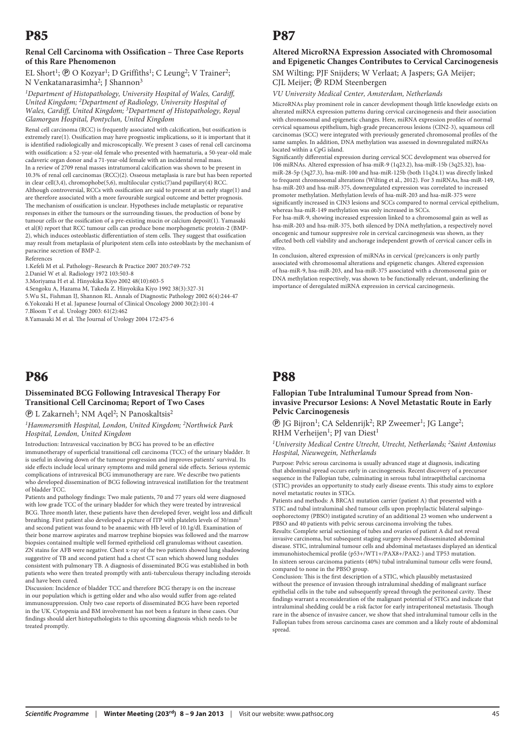# P85

### Renal Cell Carcinoma with Ossification – Three Case Reports of this Rare Phenomenon

EL Short[1]; Ⓟ O Kozyar[1]; D Griffiths[1]; C Leung[2]; V Trainer[2]; N Venkatanarasimha[2]; J Shannon[3]

*[1]Department of Histopathology, University Hospital of Wales, Cardiff, United Kingdom; [2]Department of Radiology, University Hospital of Wales, Cardiff, United Kingdom; [3]Department of Histopathology, Royal Glamorgan Hospital, Pontyclun, United Kingdom*

Renal cell carcinoma (RCC) is frequently associated with calcification, but ossification is extremely rare(1). Ossification may have prognostic implications, so it is important that it is identified radiologically and microscopically. We present 3 cases of renal cell carcinoma with ossification: a 52-year-old female who presented with haematuria, a 50-year-old male cadaveric organ donor and a 71-year-old female with an incidental renal mass.

In a review of 2709 renal masses intratumoral calcification was shown to be present in 10.3% of renal cell carcinomas (RCC)(2). Osseous metaplasia is rare but has been reported in clear cell(3,4), chromophobe(5,6), multilocular cystic(7)and papillary(4) RCC. Although controversial, RCCs with ossification are said to present at an early stage(1) and are therefore associated with a more favourable surgical outcome and better prognosis. The mechanism of ossification is unclear. Hypotheses include metaplastic or reparative responses in either the tumours or the surrounding tissues, the production of bone by tumour cells or the ossification of a pre-existing mucin or calcium deposit(1). Yamasaki et al(8) report that RCC tumour cells can produce bone morphogenetic protein-2 (BMP-2), which induces osteoblastic differentiation of stem cells. They suggest that ossification may result from metaplasia of pluripotent stem cells into osteoblasts by the mechanism of paracrine secretion of BMP-2.

References

1. Kefeli M et al. Pathology–Research & Practice 2007 203:749-752
2. Daniel W et al. Radiology 1972 103:503-8
3. Moriyama H et al. Hinyokika Kiyo 2002 48(10):603-5
4. Sengoku A, Hazama M, Takeda Z. Hinyokika Kiyo 1992 38(3):327-31
5. Wu SL, Fishman IJ, Shannon RL. Annals of Diagnostic Pathology 2002 6(4):244-47
6. Yokozaki H et al. Japanese Journal of Clinical Oncology 2000 30(2):101-4
7. Bloom T et al. Urology 2003: 61(2):462
8. Yamasaki M et al. The Journal of Urology 2004 172:475-6

# P86

### Disseminated BCG Following Intravesical Therapy For Transitional Cell Carcinoma; Report of Two Cases

Ⓟ L Zakarneh[1]; NM Aqel[2]; N Panoskaltsis[2]

*[1]Hammersmith Hospital, London, United Kingdom; [2]Northwick Park Hospital, London, United Kingdom*

Introduction: Intravesical vaccination by BCG has proved to be an effective immunotherapy of superficial transitional cell carcinoma (TCC) of the urinary bladder. It is useful in slowing down of the tumour progression and improves patients' survival. Its side effects include local urinary symptoms and mild general side effects. Serious systemic complications of intravesical BCG immunotherapy are rare. We describe two patients who developed dissemination of BCG following intravesical instillation for the treatment of bladder TCC.

Patients and pathology findings: Two male patients, 70 and 77 years old were diagnosed with low grade TCC of the urinary bladder for which they were treated by intravesical BCG. Three month later, these patients have then developed fever, weight loss and difficult breathing. First patient also developed a picture of ITP with platelets levels of 30/mm$^3$ and second patient was found to be anaemic with Hb level of 10.1g/dl. Examination of their bone marrow aspirates and marrow trephine biopsies was followed and the marrow biopsies contained multiple well formed epithelioid cell granulomas without caseation. ZN stains for AFB were negative. Chest x-ray of the two patients showed lung shadowing suggestive of TB and second patient had a chest CT scan which showed lung nodules consistent with pulmonary TB. A diagnosis of disseminated BCG was established in both patients who were then treated promptly with anti-tuberculous therapy including steroids and have been cured.

Discussion: Incidence of bladder TCC and therefore BCG therapy is on the increase in our population which is getting older and who also would suffer from age-related immunosuppression. Only two case reports of disseminated BCG have been reported in the UK. Cytopenia and BM involvement has not been a feature in these cases. Our findings should alert histopathologists to this upcoming diagnosis which needs to be treated promptly.

# P87

### Altered MicroRNA Expression Associated with Chromosomal and Epigenetic Changes Contributes to Cervical Carcinogenesis

SM Wilting; PJF Snijders; W Verlaat; A Jaspers; GA Meijer; CJL Meijer; Ⓟ RDM Steenbergen

*VU University Medical Center, Amsterdam, Netherlands*

MicroRNAs play prominent role in cancer development though little knowledge exists on altered miRNA expression patterns during cervical carcinogenesis and their association with chromosomal and epigenetic changes. Here, miRNA expression profiles of normal cervical squamous epithelium, high-grade precancerous lesions (CIN2-3), squamous cell carcinomas (SCC) were integrated with previously generated chromosomal profiles of the same samples. In addition, DNA methylation was assessed in downregulated miRNAs located within a CpG island.

Significantly differential expression during cervical SCC development was observed for 106 miRNAs. Altered expression of hsa-miR-9 (1q23.2), hsa-miR-15b (3q25.32), hsa-miR-28-5p (3q27.3), hsa-miR-100 and hsa-miR-125b (both 11q24.1) was directly linked to frequent chromosomal alterations (Wilting et al., 2012). For 3 miRNAs, hsa-miR-149, hsa-miR-203 and hsa-miR-375, downregulated expression was correlated to increased promoter methylation. Methylation levels of hsa-miR-203 and hsa-miR-375 were significantly increased in CIN3 lesions and SCCs compared to normal cervical epithelium, whereas hsa-miR-149 methylation was only increased in SCCs.

For hsa-miR-9, showing increased expression linked to a chromosomal gain as well as hsa-miR-203 and hsa-miR-375, both silenced by DNA methylation, a respectively novel oncogenic and tumour suppressive role in cervical carcinogenesis was shown, as they affected both cell viability and anchorage independent growth of cervical cancer cells in vitro.

In conclusion, altered expression of miRNAs in cervical (pre)cancers is only partly associated with chromosomal alterations and epigenetic changes. Altered expression of hsa-miR-9, hsa-miR-203, and hsa-miR-375 associated with a chromosomal gain or DNA methylation respectively, was shown to be functionally relevant, underlining the importance of deregulated miRNA expression in cervical carcinogenesis.

# P88

### Fallopian Tube Intraluminal Tumour Spread from Non-invasive Precursor Lesions: A Novel Metastatic Route in Early Pelvic Carcinogenesis

Ⓟ JG Bijron[1]; CA Seldenrijk[2]; RP Zweemer[1]; JG Lange[2]; RHM Verheijen[1]; PJ van Diest[1]

*[1]University Medical Centre Utrecht, Utrecht, Netherlands; [2]Saint Antonius Hospital, Nieuwegein, Netherlands*

Purpose: Pelvic serous carcinoma is usually advanced stage at diagnosis, indicating that abdominal spread occurs early in carcinogenesis. Recent discovery of a precursor sequence in the Fallopian tube, culminating in serous tubal intraepithelial carcinoma (STIC) provides an opportunity to study early disease events. This study aims to explore novel metastatic routes in STICs.

Patients and methods: A BRCA1 mutation carrier (patient A) that presented with a STIC and tubal intraluminal shed tumour cells upon prophylactic bilateral salpingo-oophorectomy (PBSO) instigated scrutiny of an additional 23 women who underwent a PBSO and 40 patients with pelvic serous carcinoma involving the tubes.

Results: Complete serial sectioning of tubes and ovaries of patient A did not reveal invasive carcinoma, but subsequent staging surgery showed disseminated abdominal disease. STIC, intraluminal tumour cells and abdominal metastases displayed an identical immunohistochemical profile (p53+/WT1+/PAX8+/PAX2-) and TP53 mutation. In sixteen serous carcinoma patients (40%) tubal intraluminal tumour cells were found, compared to none in the PBSO group.

Conclusion: This is the first description of a STIC, which plausibly metastasized without the presence of invasion through intraluminal shedding of malignant surface epithelial cells in the tube and subsequently spread through the peritoneal cavity. These findings warrant a reconsideration of the malignant potential of STICs and indicate that intraluminal shedding could be a risk factor for early intraperitoneal metastasis. Though rare in the absence of invasive cancer, we show that shed intraluminal tumour cells in the Fallopian tubes from serous carcinoma cases are common and a likely route of abdominal spread.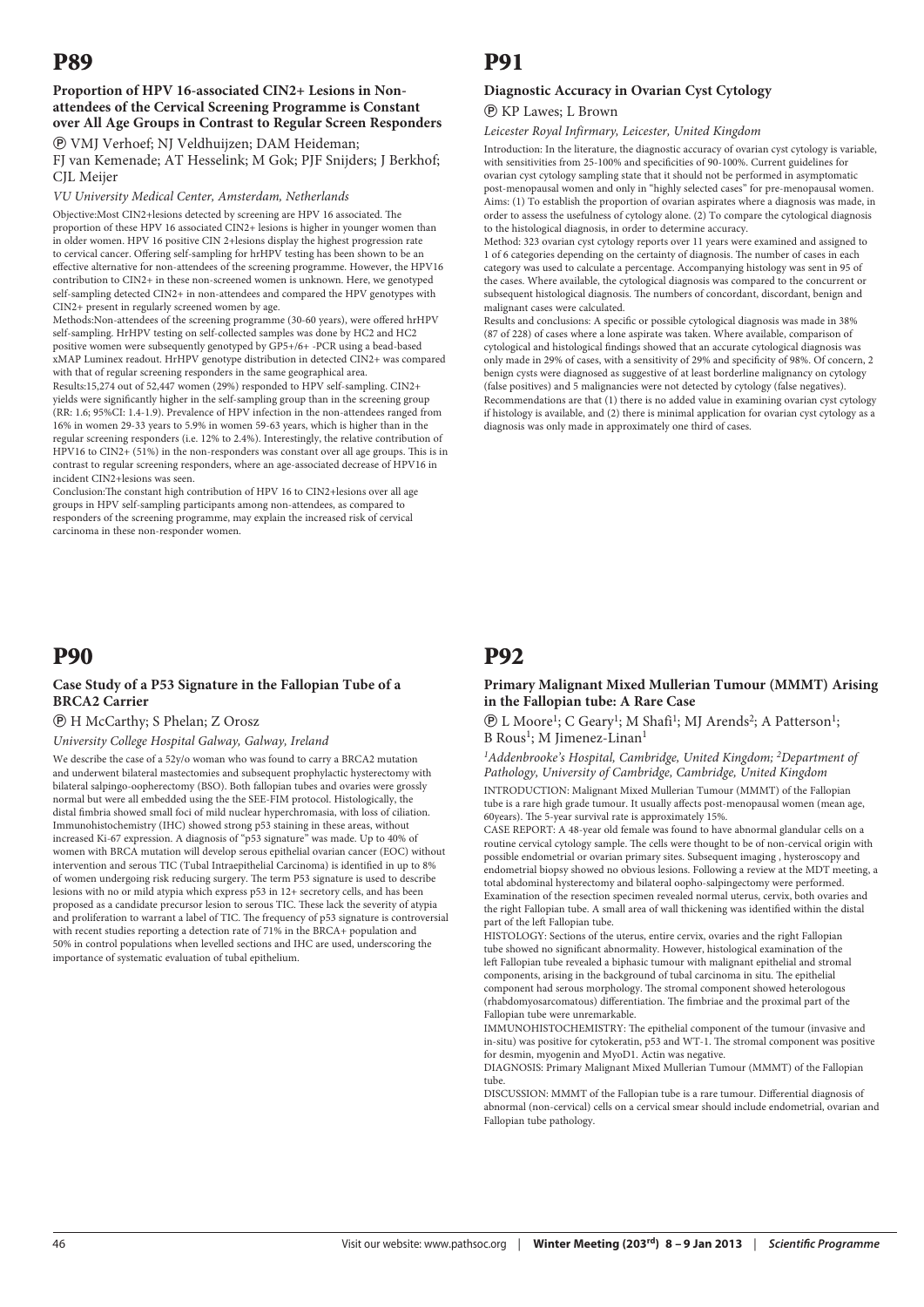# P89

### Proportion of HPV 16-associated CIN2+ Lesions in Non-attendees of the Cervical Screening Programme is Constant over All Age Groups in Contrast to Regular Screen Responders

Ⓟ VMJ Verhoef; NJ Veldhuijzen; DAM Heideman; FJ van Kemenade; AT Hesselink; M Gok; PJF Snijders; J Berkhof; CJL Meijer

*VU University Medical Center, Amsterdam, Netherlands*

Objective:Most CIN2+lesions detected by screening are HPV 16 associated. The proportion of these HPV 16 associated CIN2+ lesions is higher in younger women than in older women. HPV 16 positive CIN 2+lesions display the highest progression rate to cervical cancer. Offering self-sampling for hrHPV testing has been shown to be an effective alternative for non-attendees of the screening programme. However, the HPV16 contribution to CIN2+ in these non-screened women is unknown. Here, we genotyped self-sampling detected CIN2+ in non-attendees and compared the HPV genotypes with CIN2+ present in regularly screened women by age.

Methods:Non-attendees of the screening programme (30-60 years), were offered hrHPV self-sampling. HrHPV testing on self-collected samples was done by HC2 and HC2 positive women were subsequently genotyped by GP5+/6+ -PCR using a bead-based xMAP Luminex readout. HrHPV genotype distribution in detected CIN2+ was compared with that of regular screening responders in the same geographical area.

Results:15,274 out of 52,447 women (29%) responded to HPV self-sampling. CIN2+ yields were significantly higher in the self-sampling group than in the screening group (RR: 1.6; 95%CI: 1.4-1.9). Prevalence of HPV infection in the non-attendees ranged from 16% in women 29-33 years to 5.9% in women 59-63 years, which is higher than in the regular screening responders (i.e. 12% to 2.4%). Interestingly, the relative contribution of HPV16 to CIN2+ (51%) in the non-responders was constant over all age groups. This is in contrast to regular screening responders, where an age-associated decrease of HPV16 in incident CIN2+lesions was seen.

Conclusion:The constant high contribution of HPV 16 to CIN2+lesions over all age groups in HPV self-sampling participants among non-attendees, as compared to responders of the screening programme, may explain the increased risk of cervical carcinoma in these non-responder women.

# P90

### Case Study of a P53 Signature in the Fallopian Tube of a BRCA2 Carrier

Ⓟ H McCarthy; S Phelan; Z Orosz

*University College Hospital Galway, Galway, Ireland*

We describe the case of a 52y/o woman who was found to carry a BRCA2 mutation and underwent bilateral mastectomies and subsequent prophylactic hysterectomy with bilateral salpingo-oopherectomy (BSO). Both fallopian tubes and ovaries were grossly normal but were all embedded using the the SEE-FIM protocol. Histologically, the distal fimbria showed small foci of mild nuclear hyperchromasia, with loss of ciliation. Immunohistochemistry (IHC) showed strong p53 staining in these areas, without increased Ki-67 expression. A diagnosis of "p53 signature" was made. Up to 40% of women with BRCA mutation will develop serous epithelial ovarian cancer (EOC) without intervention and serous TIC (Tubal Intraepithelial Carcinoma) is identified in up to 8% of women undergoing risk reducing surgery. The term P53 signature is used to describe lesions with no or mild atypia which express p53 in 12+ secretory cells, and has been proposed as a candidate precursor lesion to serous TIC. These lack the severity of atypia and proliferation to warrant a label of TIC. The frequency of p53 signature is controversial with recent studies reporting a detection rate of 71% in the BRCA+ population and 50% in control populations when levelled sections and IHC are used, underscoring the importance of systematic evaluation of tubal epithelium.

# P91

### Diagnostic Accuracy in Ovarian Cyst Cytology

Ⓟ KP Lawes; L Brown

*Leicester Royal Infirmary, Leicester, United Kingdom*

Introduction: In the literature, the diagnostic accuracy of ovarian cyst cytology is variable, with sensitivities from 25-100% and specificities of 90-100%. Current guidelines for ovarian cyst cytology sampling state that it should not be performed in asymptomatic post-menopausal women and only in "highly selected cases" for pre-menopausal women. Aims: (1) To establish the proportion of ovarian aspirates where a diagnosis was made, in order to assess the usefulness of cytology alone. (2) To compare the cytological diagnosis to the histological diagnosis, in order to determine accuracy.

Method: 323 ovarian cyst cytology reports over 11 years were examined and assigned to 1 of 6 categories depending on the certainty of diagnosis. The number of cases in each category was used to calculate a percentage. Accompanying histology was sent in 95 of the cases. Where available, the cytological diagnosis was compared to the concurrent or subsequent histological diagnosis. The numbers of concordant, discordant, benign and malignant cases were calculated.

Results and conclusions: A specific or possible cytological diagnosis was made in 38% (87 of 228) of cases where a lone aspirate was taken. Where available, comparison of cytological and histological findings showed that an accurate cytological diagnosis was only made in 29% of cases, with a sensitivity of 29% and specificity of 98%. Of concern, 2 benign cysts were diagnosed as suggestive of at least borderline malignancy on cytology (false positives) and 5 malignancies were not detected by cytology (false negatives). Recommendations are that (1) there is no added value in examining ovarian cyst cytology if histology is available, and (2) there is minimal application for ovarian cyst cytology as a diagnosis was only made in approximately one third of cases.

# P92

### Primary Malignant Mixed Mullerian Tumour (MMMT) Arising in the Fallopian tube: A Rare Case

Ⓟ L Moore[1]; C Geary[1]; M Shafi[1]; MJ Arends[2]; A Patterson[1]; B Rous[1]; M Jimenez-Linan[1]

*[1]Addenbrooke's Hospital, Cambridge, United Kingdom; [2]Department of Pathology, University of Cambridge, Cambridge, United Kingdom*

INTRODUCTION: Malignant Mixed Mullerian Tumour (MMMT) of the Fallopian tube is a rare high grade tumour. It usually affects post-menopausal women (mean age, 60years). The 5-year survival rate is approximately 15%.

CASE REPORT: A 48-year old female was found to have abnormal glandular cells on a routine cervical cytology sample. The cells were thought to be of non-cervical origin with possible endometrial or ovarian primary sites. Subsequent imaging , hysteroscopy and endometrial biopsy showed no obvious lesions. Following a review at the MDT meeting, a total abdominal hysterectomy and bilateral oopho-salpingectomy were performed. Examination of the resection specimen revealed normal uterus, cervix, both ovaries and the right Fallopian tube. A small area of wall thickening was identified within the distal part of the left Fallopian tube.

HISTOLOGY: Sections of the uterus, entire cervix, ovaries and the right Fallopian tube showed no significant abnormality. However, histological examination of the left Fallopian tube revealed a biphasic tumour with malignant epithelial and stromal components, arising in the background of tubal carcinoma in situ. The epithelial component had serous morphology. The stromal component showed heterologous (rhabdomyosarcomatous) differentiation. The fimbriae and the proximal part of the Fallopian tube were unremarkable.

IMMUNOHISTOCHEMISTRY: The epithelial component of the tumour (invasive and in-situ) was positive for cytokeratin, p53 and WT-1. The stromal component was positive for desmin, myogenin and MyoD1. Actin was negative.

DIAGNOSIS: Primary Malignant Mixed Mullerian Tumour (MMMT) of the Fallopian tube.

DISCUSSION: MMMT of the Fallopian tube is a rare tumour. Differential diagnosis of abnormal (non-cervical) cells on a cervical smear should include endometrial, ovarian and Fallopian tube pathology.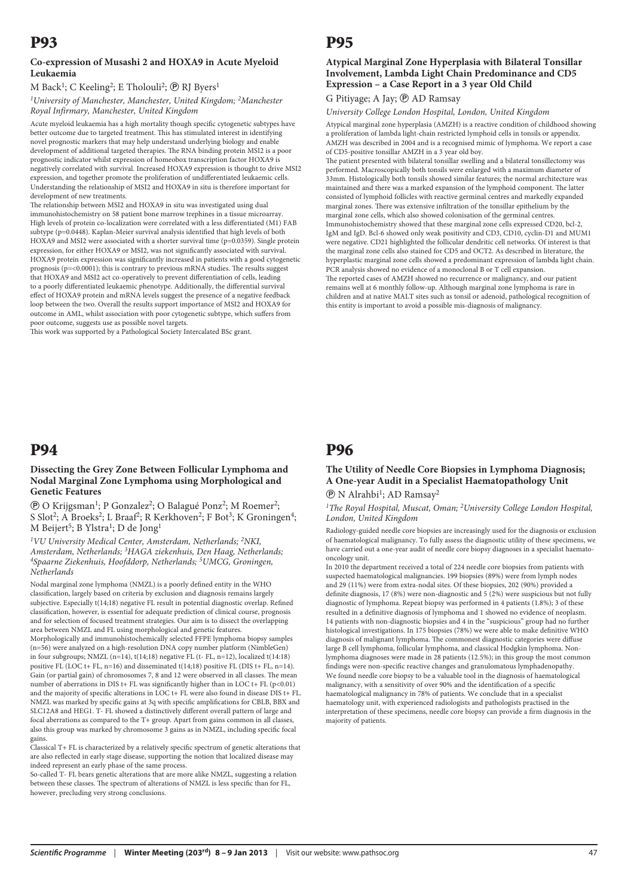# P93

### Co-expression of Musashi 2 and HOXA9 in Acute Myeloid Leukaemia

M Back[1]; C Keeling[2]; E Tholouli[2]; Ⓟ RJ Byers[1]

*[1]University of Manchester, Manchester, United Kingdom; [2]Manchester Royal Infirmary, Manchester, United Kingdom*

Acute myeloid leukaemia has a high mortality though specific cytogenetic subtypes have better outcome due to targeted treatment. This has stimulated interest in identifying novel prognostic markers that may help understand underlying biology and enable development of additional targeted therapies. The RNA binding protein MSI2 is a poor prognostic indicator whilst expression of homeobox transcription factor HOXA9 is negatively correlated with survival. Increased HOXA9 expression is thought to drive MSI2 expression, and together promote the proliferation of undifferentiated leukaemic cells. Understanding the relationship of MSI2 and HOXA9 in situ is therefore important for development of new treatments.

The relationship between MSI2 and HOXA9 in situ was investigated using dual immunohistochemistry on 58 patient bone marrow trephines in a tissue microarray. High levels of protein co-localization were correlated with a less differentiated (M1) FAB subtype (p=0.0448). Kaplan-Meier survival analysis identified that high levels of both HOXA9 and MSI2 were associated with a shorter survival time (p=0.0359). Single protein expression, for either HOXA9 or MSI2, was not significantly associated with survival. HOXA9 protein expression was significantly increased in patients with a good cytogenetic prognosis (p=<0.0001); this is contrary to previous mRNA studies. The results suggest that HOXA9 and MSI2 act co-operatively to prevent differentiation of cells, leading to a poorly differentiated leukaemic phenotype. Additionally, the differential survival effect of HOXA9 protein and mRNA levels suggest the presence of a negative feedback loop between the two. Overall the results support importance of MSI2 and HOXA9 for outcome in AML, whilst association with poor cytogenetic subtype, which suffers from poor outcome, suggests use as possible novel targets.

This work was supported by a Pathological Society Intercalated BSc grant.

# P94

### Dissecting the Grey Zone Between Follicular Lymphoma and Nodal Marginal Zone Lymphoma using Morphological and Genetic Features

Ⓟ O Krijgsman[1]; P Gonzalez[2]; O Balagué Ponz[2]; M Roemer[2]; S Slot[2]; A Broeks[2]; L Braaf[2]; R Kerkhoven[2]; F Bot[3]; K Groningen[4]; M Beijert[5]; B Ylstra[1]; D de Jong[1]

*[1]VU University Medical Center, Amsterdam, Netherlands; [2]NKI, Amsterdam, Netherlands; [3]HAGA ziekenhuis, Den Haag, Netherlands; [4]Spaarne Ziekenhuis, Hoofddorp, Netherlands; [5]UMCG, Groningen, Netherlands*

Nodal marginal zone lymphoma (NMZL) is a poorly defined entity in the WHO classification, largely based on criteria by exclusion and diagnosis remains largely subjective. Especially t(14;18) negative FL result in potential diagnostic overlap. Refined classification, however, is essential for adequate prediction of clinical course, prognosis and for selection of focused treatment strategies. Our aim is to dissect the overlapping area between NMZL and FL using morphological and genetic features.

Morphologically and immunohistochemically selected FFPE lymphoma biopsy samples (n=56) were analyzed on a high-resolution DNA copy number platform (NimbleGen) in four subgroups; NMZL (n=14), t(14;18) negative FL (t- FL, n=12), localized t(14;18) positive FL (LOC t+ FL, n=16) and disseminated t(14;18) positive FL (DIS t+ FL, n=14). Gain (or partial gain) of chromosomes 7, 8 and 12 were observed in all classes. The mean number of aberrations in DIS t+ FL was significantly higher than in LOC t+ FL (p<0.01) and the majority of specific alterations in LOC t+ FL were also found in disease DIS t+ FL. NMZL was marked by specific gains at 3q with specific amplifications for CBLB, BBX and SLC12A8 and HEG1. T- FL showed a distinctively different overall pattern of large and focal aberrations as compared to the T+ group. Apart from gains common in all classes, also this group was marked by chromosome 3 gains as in NMZL, including specific focal gains.

Classical T+ FL is characterized by a relatively specific spectrum of genetic alterations that are also reflected in early stage disease, supporting the notion that localized disease may indeed represent an early phase of the same process.

So-called T- FL bears genetic alterations that are more alike NMZL, suggesting a relation between these classes. The spectrum of alterations of NMZL is less specific than for FL, however, precluding very strong conclusions.

# P95

### Atypical Marginal Zone Hyperplasia with Bilateral Tonsillar Involvement, Lambda Light Chain Predominance and CD5 Expression – a Case Report in a 3 year Old Child

G Pitiyage; A Jay; Ⓟ AD Ramsay

*University College London Hospital, London, United Kingdom*

Atypical marginal zone hyperplasia (AMZH) is a reactive condition of childhood showing a proliferation of lambda light-chain restricted lymphoid cells in tonsils or appendix. AMZH was described in 2004 and is a recognised mimic of lymphoma. We report a case of CD5-positive tonsillar AMZH in a 3 year old boy.

The patient presented with bilateral tonsillar swelling and a bilateral tonsillectomy was performed. Macroscopically both tonsils were enlarged with a maximum diameter of 33mm. Histologically both tonsils showed similar features; the normal architecture was maintained and there was a marked expansion of the lymphoid component. The latter consisted of lymphoid follicles with reactive germinal centres and markedly expanded marginal zones. There was extensive infiltration of the tonsillar epithelium by the marginal zone cells, which also showed colonisation of the germinal centres. Immunohistochemistry showed that these marginal zone cells expressed CD20, bcl-2, IgM and IgD. Bcl-6 showed only weak positivity and CD3, CD10, cyclin-D1 and MUM1 were negative. CD21 highlighted the follicular dendritic cell networks. Of interest is that the marginal zone cells also stained for CD5 and OCT2. As described in literature, the hyperplastic marginal zone cells showed a predominant expression of lambda light chain. PCR analysis showed no evidence of a monoclonal B or T cell expansion.

The reported cases of AMZH showed no recurrence or malignancy, and our patient remains well at 6 monthly follow-up. Although marginal zone lymphoma is rare in children and at native MALT sites such as tonsil or adenoid, pathological recognition of this entity is important to avoid a possible mis-diagnosis of malignancy.

# P96

### The Utility of Needle Core Biopsies in Lymphoma Diagnosis; A One-year Audit in a Specialist Haematopathology Unit

Ⓟ N Alrahbi[1]; AD Ramsay[2]

*[1]The Royal Hospital, Muscat, Oman; [2]University College London Hospital, London, United Kingdom*

Radiology-guided needle core biopsies are increasingly used for the diagnosis or exclusion of haematological malignancy. To fully assess the diagnostic utility of these specimens, we have carried out a one-year audit of needle core biopsy diagnoses in a specialist haemato-oncology unit.

In 2010 the department received a total of 224 needle core biopsies from patients with suspected haematological malignancies. 199 biopsies (89%) were from lymph nodes and 29 (11%) were from extra-nodal sites. Of these biopsies, 202 (90%) provided a definite diagnosis, 17 (8%) were non-diagnostic and 5 (2%) were suspicious but not fully diagnostic of lymphoma. Repeat biopsy was performed in 4 patients (1.8%); 3 of these resulted in a definitive diagnosis of lymphoma and 1 showed no evidence of neoplasm. 14 patients with non-diagnostic biopsies and 4 in the "suspicious" group had no further histological investigations. In 175 biopsies (78%) we were able to make definitive WHO diagnosis of malignant lymphoma. The commonest diagnostic categories were diffuse large B cell lymphoma, follicular lymphoma, and classical Hodgkin lymphoma. Non-lymphoma diagnoses were made in 28 patients (12.5%); in this group the most common findings were non-specific reactive changes and granulomatous lymphadenopathy.

We found needle core biopsy to be a valuable tool in the diagnosis of haematological malignancy, with a sensitivity of over 90% and the identification of a specific haematological malignancy in 78% of patients. We conclude that in a specialist haematology unit, with experienced radiologists and pathologists practised in the interpretation of these specimens, needle core biopsy can provide a firm diagnosis in the majority of patients.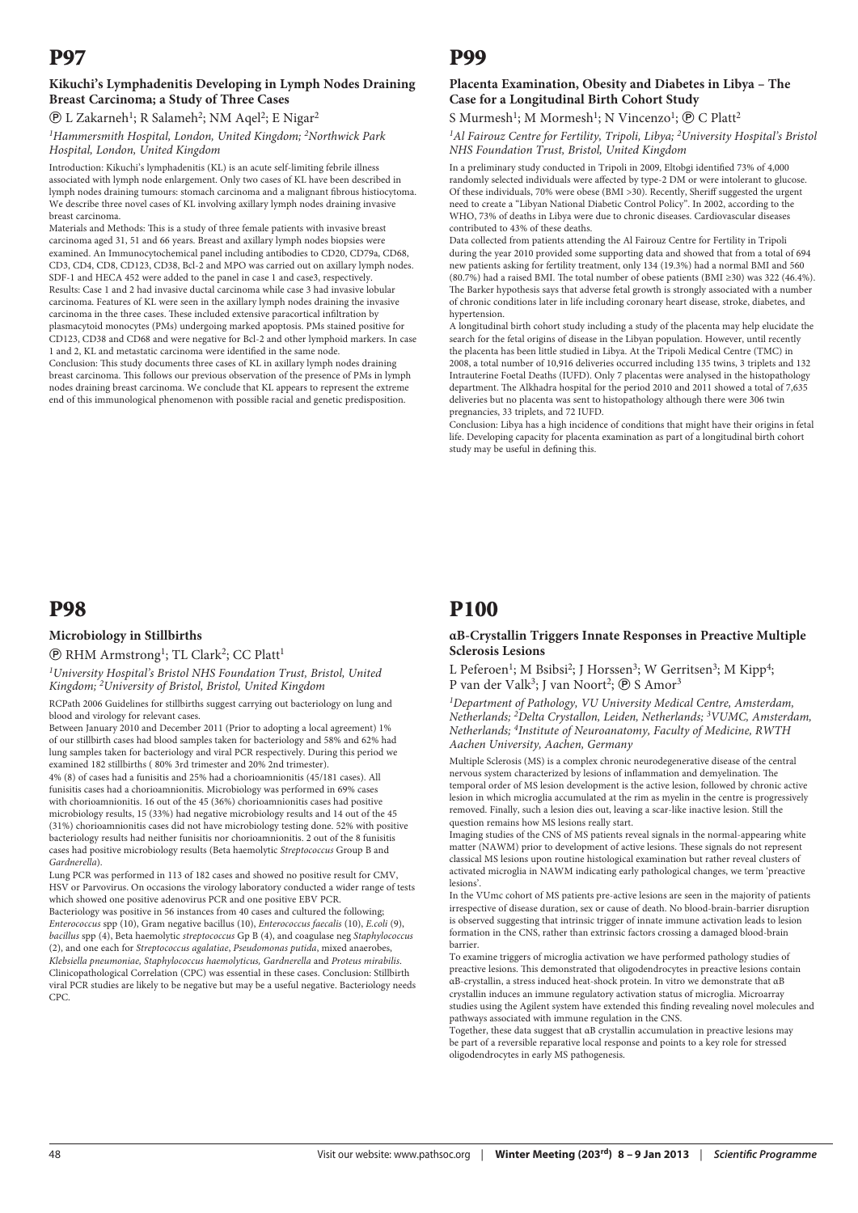# P97

### Kikuchi's Lymphadenitis Developing in Lymph Nodes Draining Breast Carcinoma; a Study of Three Cases

Ⓟ L Zakarneh[1]; R Salameh[2]; NM Aqel[2]; E Nigar[2]

*[1]Hammersmith Hospital, London, United Kingdom; [2]Northwick Park Hospital, London, United Kingdom*

Introduction: Kikuchi's lymphadenitis (KL) is an acute self-limiting febrile illness associated with lymph node enlargement. Only two cases of KL have been described in lymph nodes draining tumours: stomach carcinoma and a malignant fibrous histiocytoma. We describe three novel cases of KL involving axillary lymph nodes draining invasive breast carcinoma.

Materials and Methods: This is a study of three female patients with invasive breast carcinoma aged 31, 51 and 66 years. Breast and axillary lymph nodes biopsies were examined. An Immunocytochemical panel including antibodies to CD20, CD79a, CD68, CD3, CD4, CD8, CD123, CD38, Bcl-2 and MPO was carried out on axillary lymph nodes. SDF-1 and HECA 452 were added to the panel in case 1 and case3, respectively.

Results: Case 1 and 2 had invasive ductal carcinoma while case 3 had invasive lobular carcinoma. Features of KL were seen in the axillary lymph nodes draining the invasive carcinoma in the three cases. These included extensive paracortical infiltration by plasmacytoid monocytes (PMs) undergoing marked apoptosis. PMs stained positive for CD123, CD38 and CD68 and were negative for Bcl-2 and other lymphoid markers. In case 1 and 2, KL and metastatic carcinoma were identified in the same node.

Conclusion: This study documents three cases of KL in axillary lymph nodes draining breast carcinoma. This follows our previous observation of the presence of PMs in lymph nodes draining breast carcinoma. We conclude that KL appears to represent the extreme end of this immunological phenomenon with possible racial and genetic predisposition.

# P98

### Microbiology in Stillbirths

Ⓟ RHM Armstrong[1]; TL Clark[2]; CC Platt[1]

*[1]University Hospital's Bristol NHS Foundation Trust, Bristol, United Kingdom; [2]University of Bristol, Bristol, United Kingdom*

RCPath 2006 Guidelines for stillbirths suggest carrying out bacteriology on lung and blood and virology for relevant cases.

Between January 2010 and December 2011 (Prior to adopting a local agreement) 1% of our stillbirth cases had blood samples taken for bacteriology and 58% and 62% had lung samples taken for bacteriology and viral PCR respectively. During this period we examined 182 stillbirths ( 80% 3rd trimester and 20% 2nd trimester).

4% (8) of cases had a funisitis and 25% had a chorioamnionitis (45/181 cases). All funisitis cases had a chorioamnionitis. Microbiology was performed in 69% cases with chorioamnionitis. 16 out of the 45 (36%) chorioamnionitis cases had positive microbiology results, 15 (33%) had negative microbiology results and 14 out of the 45 (31%) chorioamnionitis cases did not have microbiology testing done. 52% with positive bacteriology results had neither funisitis nor chorioamnionitis. 2 out of the 8 funisitis cases had positive microbiology results (Beta haemolytic *Streptococcus* Group B and *Gardnerella*).

Lung PCR was performed in 113 of 182 cases and showed no positive result for CMV, HSV or Parvovirus. On occasions the virology laboratory conducted a wider range of tests which showed one positive adenovirus PCR and one positive EBV PCR.

Bacteriology was positive in 56 instances from 40 cases and cultured the following; *Enterococcus* spp (10), Gram negative bacillus (10), *Enterococcus faecalis* (10), *E.coli* (9), *bacillus* spp (4), Beta haemolytic *streptococcus* Gp B (4), and coagulase neg *Staphylococcus* (2), and one each for *Streptococcus agalatiae*, *Pseudomonas putida*, mixed anaerobes, *Klebsiella pneumoniae*, *Staphylococcus haemolyticus*, *Gardnerella* and *Proteus mirabilis*.

Clinicopathological Correlation (CPC) was essential in these cases. Conclusion: Stillbirth viral PCR studies are likely to be negative but may be a useful negative. Bacteriology needs CPC.

# P99

### Placenta Examination, Obesity and Diabetes in Libya – The Case for a Longitudinal Birth Cohort Study

S Murmesh[1]; M Mormesh[1]; N Vincenzo[1]; Ⓟ C Platt[2]

*[1]Al Fairouz Centre for Fertility, Tripoli, Libya; [2]University Hospital's Bristol NHS Foundation Trust, Bristol, United Kingdom*

In a preliminary study conducted in Tripoli in 2009, Eltobgi identified 73% of 4,000 randomly selected individuals were affected by type-2 DM or were intolerant to glucose. Of these individuals, 70% were obese (BMI >30). Recently, Sheriff suggested the urgent need to create a "Libyan National Diabetic Control Policy". In 2002, according to the WHO, 73% of deaths in Libya were due to chronic diseases. Cardiovascular diseases contributed to 43% of these deaths.

Data collected from patients attending the Al Fairouz Centre for Fertility in Tripoli during the year 2010 provided some supporting data and showed that from a total of 694 new patients asking for fertility treatment, only 134 (19.3%) had a normal BMI and 560 (80.7%) had a raised BMI. The total number of obese patients (BMI ≥30) was 322 (46.4%). The Barker hypothesis says that adverse fetal growth is strongly associated with a number of chronic conditions later in life including coronary heart disease, stroke, diabetes, and hypertension.

A longitudinal birth cohort study including a study of the placenta may help elucidate the search for the fetal origins of disease in the Libyan population. However, until recently the placenta has been little studied in Libya. At the Tripoli Medical Centre (TMC) in 2008, a total number of 10,916 deliveries occurred including 135 twins, 3 triplets and 132 Intrauterine Foetal Deaths (IUFD). Only 7 placentas were analysed in the histopathology department. The Alkhadra hospital for the period 2010 and 2011 showed a total of 7,635 deliveries but no placenta was sent to histopathology although there were 306 twin pregnancies, 33 triplets, and 72 IUFD.

Conclusion: Libya has a high incidence of conditions that might have their origins in fetal life. Developing capacity for placenta examination as part of a longitudinal birth cohort study may be useful in defining this.

# P100

### αB-Crystallin Triggers Innate Responses in Preactive Multiple Sclerosis Lesions

L Peferoen[1]; M Bsibsi[2]; J Horssen[3]; W Gerritsen[3]; M Kipp[4]; P van der Valk[3]; J van Noort[2]; Ⓟ S Amor[3]

*[1]Department of Pathology, VU University Medical Centre, Amsterdam, Netherlands; [2]Delta Crystallon, Leiden, Netherlands; [3]VUMC, Amsterdam, Netherlands; [4]Institute of Neuroanatomy, Faculty of Medicine, RWTH Aachen University, Aachen, Germany*

Multiple Sclerosis (MS) is a complex chronic neurodegenerative disease of the central nervous system characterized by lesions of inflammation and demyelination. The temporal order of MS lesion development is the active lesion, followed by chronic active lesion in which microglia accumulated at the rim as myelin in the centre is progressively removed. Finally, such a lesion dies out, leaving a scar-like inactive lesion. Still the question remains how MS lesions really start.

Imaging studies of the CNS of MS patients reveal signals in the normal-appearing white matter (NAWM) prior to development of active lesions. These signals do not represent classical MS lesions upon routine histological examination but rather reveal clusters of activated microglia in NAWM indicating early pathological changes, we term 'preactive lesions'.

In the VUmc cohort of MS patients pre-active lesions are seen in the majority of patients irrespective of disease duration, sex or cause of death. No blood-brain-barrier disruption is observed suggesting that intrinsic trigger of innate immune activation leads to lesion formation in the CNS, rather than extrinsic factors crossing a damaged blood-brain barrier.

To examine triggers of microglia activation we have performed pathology studies of preactive lesions. This demonstrated that oligodendrocytes in preactive lesions contain αB-crystallin, a stress induced heat-shock protein. In vitro we demonstrate that αB crystallin induces an immune regulatory activation status of microglia. Microarray studies using the Agilent system have extended this finding revealing novel molecules and pathways associated with immune regulation in the CNS.

Together, these data suggest that αB crystallin accumulation in preactive lesions may be part of a reversible reparative local response and points to a key role for stressed oligodendrocytes in early MS pathogenesis.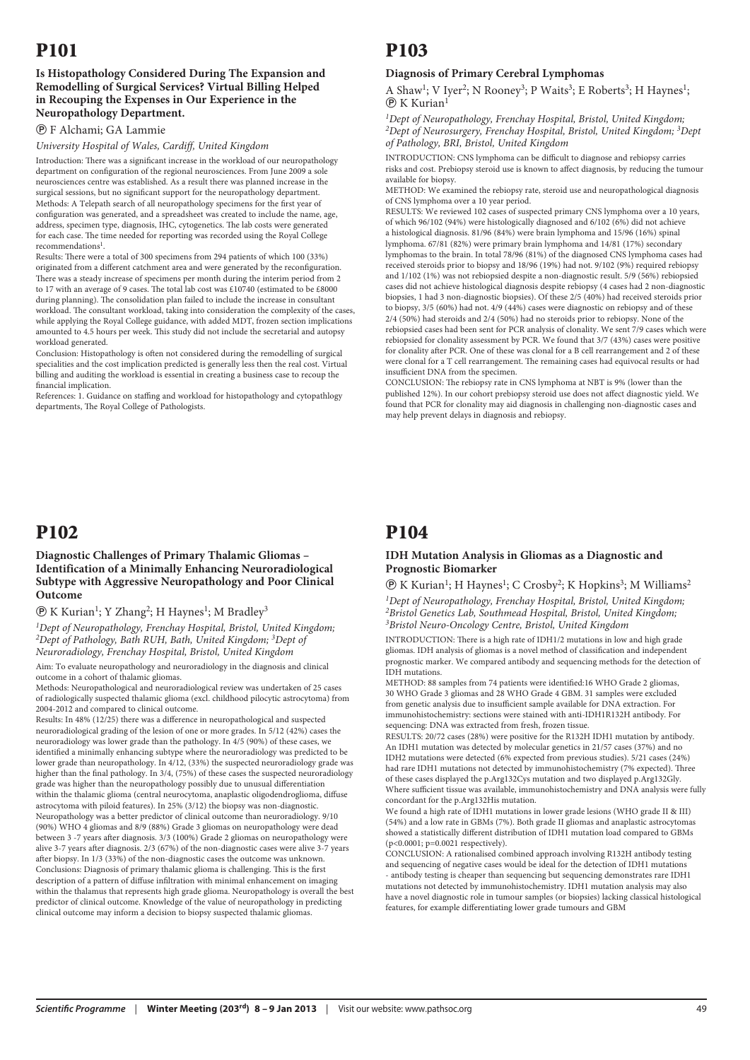# P101

### Is Histopathology Considered During The Expansion and Remodelling of Surgical Services? Virtual Billing Helped in Recouping the Expenses in Our Experience in the Neuropathology Department.

Ⓟ F Alchami; GA Lammie

*University Hospital of Wales, Cardiff, United Kingdom*

Introduction: There was a significant increase in the workload of our neuropathology department on configuration of the regional neurosciences. From June 2009 a sole neurosciences centre was established. As a result there was planned increase in the surgical sessions, but no significant support for the neuropathology department.

Methods: A Telepath search of all neuropathology specimens for the first year of configuration was generated, and a spreadsheet was created to include the name, age, address, specimen type, diagnosis, IHC, cytogenetics. The lab costs were generated for each case. The time needed for reporting was recorded using the Royal College recommendations[1].

Results: There were a total of 300 specimens from 294 patients of which 100 (33%) originated from a different catchment area and were generated by the reconfiguration. There was a steady increase of specimens per month during the interim period from 2 to 17 with an average of 9 cases. The total lab cost was £10740 (estimated to be £8000 during planning). The consolidation plan failed to include the increase in consultant workload. The consultant workload, taking into consideration the complexity of the cases, while applying the Royal College guidance, with added MDT, frozen section implications amounted to 4.5 hours per week. This study did not include the secretarial and autopsy workload generated.

Conclusion: Histopathology is often not considered during the remodelling of surgical specialities and the cost implication predicted is generally less then the real cost. Virtual billing and auditing the workload is essential in creating a business case to recoup the financial implication.

References: 1. Guidance on staffing and workload for histopathology and cytopathlogy departments, The Royal College of Pathologists.

# P102

### Diagnostic Challenges of Primary Thalamic Gliomas – Identification of a Minimally Enhancing Neuroradiological Subtype with Aggressive Neuropathology and Poor Clinical Outcome

Ⓟ K Kurian[1]; Y Zhang[2]; H Haynes[1]; M Bradley[3]

*[1]Dept of Neuropathology, Frenchay Hospital, Bristol, United Kingdom; [2]Dept of Pathology, Bath RUH, Bath, United Kingdom; [3]Dept of Neuroradiology, Frenchay Hospital, Bristol, United Kingdom*

Aim: To evaluate neuropathology and neuroradiology in the diagnosis and clinical outcome in a cohort of thalamic gliomas.

Methods: Neuropathological and neuroradiological review was undertaken of 25 cases of radiologically suspected thalamic glioma (excl. childhood pilocytic astrocytoma) from 2004-2012 and compared to clinical outcome.

Results: In 48% (12/25) there was a difference in neuropathological and suspected neuroradiological grading of the lesion of one or more grades. In 5/12 (42%) cases the neuroradiology was lower grade than the pathology. In 4/5 (90%) of these cases, we identified a minimally enhancing subtype where the neuroradiology was predicted to be lower grade than neuropathology. In 4/12, (33%) the suspected neuroradiology grade was higher than the final pathology. In 3/4, (75%) of these cases the suspected neuroradiology grade was higher than the neuropathology possibly due to unusual differentiation within the thalamic glioma (central neurocytoma, anaplastic oligodendroglioma, diffuse astrocytoma with piloid features). In 25% (3/12) the biopsy was non-diagnostic. Neuropathology was a better predictor of clinical outcome than neuroradiology. 9/10 (90%) WHO 4 gliomas and 8/9 (88%) Grade 3 gliomas on neuropathology were dead between 3 -7 years after diagnosis. 3/3 (100%) Grade 2 gliomas on neuropathology were alive 3-7 years after diagnosis. 2/3 (67%) of the non-diagnostic cases were alive 3-7 years after biopsy. In 1/3 (33%) of the non-diagnostic cases the outcome was unknown.

Conclusions: Diagnosis of primary thalamic glioma is challenging. This is the first description of a pattern of diffuse infiltration with minimal enhancement on imaging within the thalamus that represents high grade glioma. Neuropathology is overall the best predictor of clinical outcome. Knowledge of the value of neuropathology in predicting clinical outcome may inform a decision to biopsy suspected thalamic gliomas.

# P103

### Diagnosis of Primary Cerebral Lymphomas

A Shaw[1]; V Iyer[2]; N Rooney[3]; P Waits[3]; E Roberts[3]; H Haynes[1]; Ⓟ K Kurian[1]

*[1]Dept of Neuropathology, Frenchay Hospital, Bristol, United Kingdom; [2]Dept of Neurosurgery, Frenchay Hospital, Bristol, United Kingdom; [3]Dept of Pathology, BRI, Bristol, United Kingdom*

INTRODUCTION: CNS lymphoma can be difficult to diagnose and rebiopsy carries risks and cost. Prebiopsy steroid use is known to affect diagnosis, by reducing the tumour available for biopsy.

METHOD: We examined the rebiopsy rate, steroid use and neuropathological diagnosis of CNS lymphoma over a 10 year period.

RESULTS: We reviewed 102 cases of suspected primary CNS lymphoma over a 10 years, of which 96/102 (94%) were histologically diagnosed and 6/102 (6%) did not achieve a histological diagnosis. 81/96 (84%) were brain lymphoma and 15/96 (16%) spinal lymphoma. 67/81 (82%) were primary brain lymphoma and 14/81 (17%) secondary lymphomas to the brain. In total 78/96 (81%) of the diagnosed CNS lymphoma cases had received steroids prior to biopsy and 18/96 (19%) had not. 9/102 (9%) required rebiopsy and 1/102 (1%) was not rebiopsied despite a non-diagnostic result. 5/9 (56%) rebiopsied cases did not achieve histological diagnosis despite rebiopsy (4 cases had 2 non-diagnostic biopsies, 1 had 3 non-diagnostic biopsies). Of these 2/5 (40%) had received steroids prior to biopsy, 3/5 (60%) had not. 4/9 (44%) cases were diagnostic on rebiopsy and of these 2/4 (50%) had steroids and 2/4 (50%) had no steroids prior to rebiopsy. None of the rebiopsied cases had been sent for PCR analysis of clonality. We sent 7/9 cases which were rebiopsied for clonality assessment by PCR. We found that 3/7 (43%) cases were positive for clonality after PCR. One of these was clonal for a B cell rearrangement and 2 of these were clonal for a T cell rearrangement. The remaining cases had equivocal results or had insufficient DNA from the specimen.

CONCLUSION: The rebiopsy rate in CNS lymphoma at NBT is 9% (lower than the published 12%). In our cohort prebiopsy steroid use does not affect diagnostic yield. We found that PCR for clonality may aid diagnosis in challenging non-diagnostic cases and may help prevent delays in diagnosis and rebiopsy.

# P104

### IDH Mutation Analysis in Gliomas as a Diagnostic and Prognostic Biomarker

Ⓟ K Kurian[1]; H Haynes[1]; C Crosby[2]; K Hopkins[3]; M Williams[2]

*[1]Dept of Neuropathology, Frenchay Hospital, Bristol, United Kingdom; [2]Bristol Genetics Lab, Southmead Hospital, Bristol, United Kingdom; [3]Bristol Neuro-Oncology Centre, Bristol, United Kingdom*

INTRODUCTION: There is a high rate of IDH1/2 mutations in low and high grade gliomas. IDH analysis of gliomas is a novel method of classification and independent prognostic marker. We compared antibody and sequencing methods for the detection of IDH mutations.

METHOD: 88 samples from 74 patients were identified:16 WHO Grade 2 gliomas, 30 WHO Grade 3 gliomas and 28 WHO Grade 4 GBM. 31 samples were excluded from genetic analysis due to insufficient sample available for DNA extraction. For immunohistochemistry: sections were stained with anti-IDH1R132H antibody. For sequencing: DNA was extracted from fresh, frozen tissue.

RESULTS: 20/72 cases (28%) were positive for the R132H IDH1 mutation by antibody. An IDH1 mutation was detected by molecular genetics in 21/57 cases (37%) and no IDH2 mutations were detected (6% expected from previous studies). 5/21 cases (24%) had rare IDH1 mutations not detected by immunohistochemistry (7% expected). Three of these cases displayed the p.Arg132Cys mutation and two displayed p.Arg132Gly. Where sufficient tissue was available, immunohistochemistry and DNA analysis were fully concordant for the p.Arg132His mutation.

We found a high rate of IDH1 mutations in lower grade lesions (WHO grade II & III) (54%) and a low rate in GBMs (7%). Both grade II gliomas and anaplastic astrocytomas showed a statistically different distribution of IDH1 mutation load compared to GBMs ($p<0.0001$; $p=0.0021$ respectively).

CONCLUSION: A rationalised combined approach involving R132H antibody testing and sequencing of negative cases would be ideal for the detection of IDH1 mutations - antibody testing is cheaper than sequencing but sequencing demonstrates rare IDH1 mutations not detected by immunohistochemistry. IDH1 mutation analysis may also have a novel diagnostic role in tumour samples (or biopsies) lacking classical histological features, for example differentiating lower grade tumours and GBM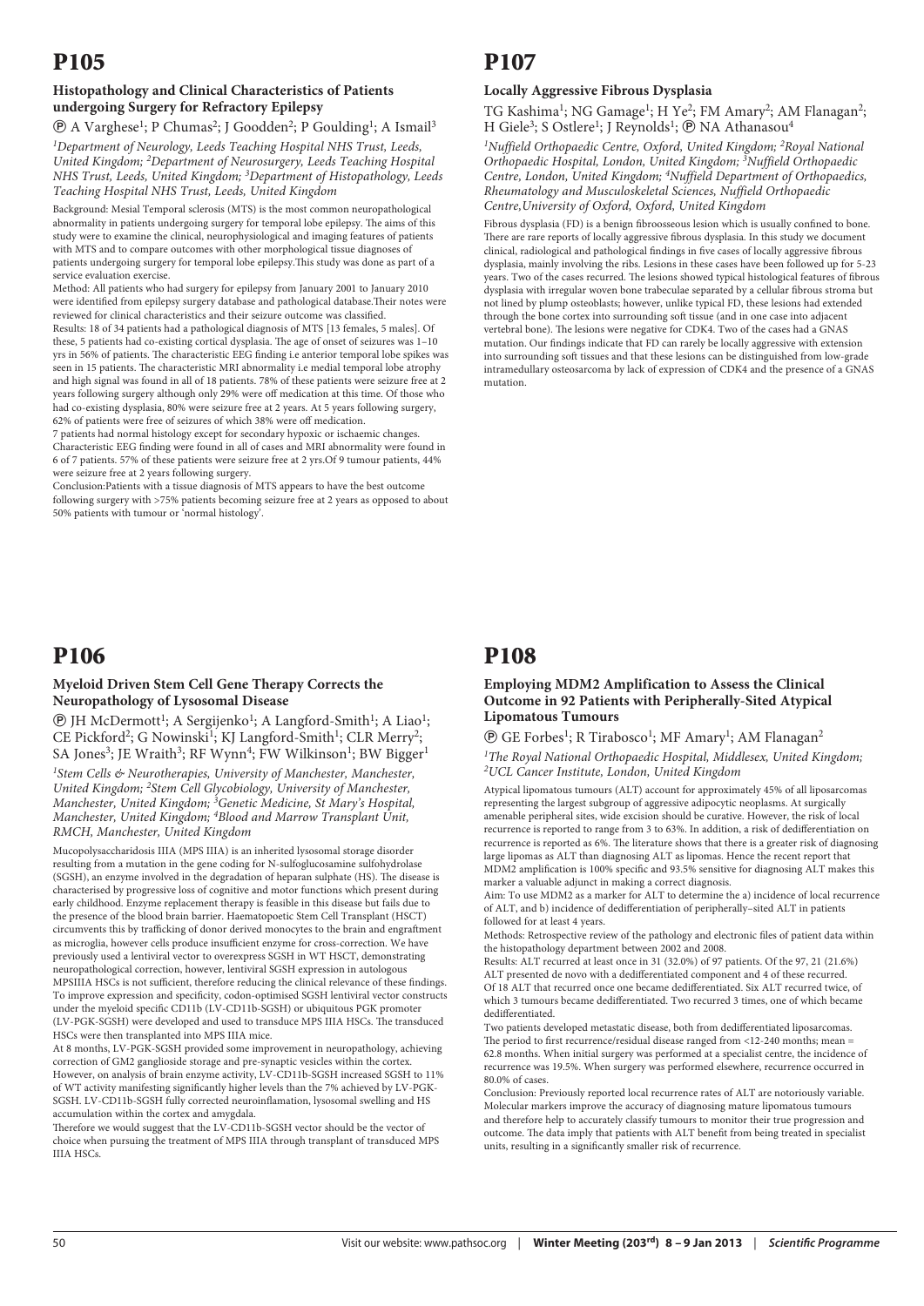# P105

### Histopathology and Clinical Characteristics of Patients undergoing Surgery for Refractory Epilepsy

Ⓟ A Varghese[1]; P Chumas[2]; J Goodden[2]; P Goulding[1]; A Ismail[3]

*[1]Department of Neurology, Leeds Teaching Hospital NHS Trust, Leeds, United Kingdom; [2]Department of Neurosurgery, Leeds Teaching Hospital NHS Trust, Leeds, United Kingdom; [3]Department of Histopathology, Leeds Teaching Hospital NHS Trust, Leeds, United Kingdom*

Background: Mesial Temporal sclerosis (MTS) is the most common neuropathological abnormality in patients undergoing surgery for temporal lobe epilepsy. The aims of this study were to examine the clinical, neurophysiological and imaging features of patients with MTS and to compare outcomes with other morphological tissue diagnoses of patients undergoing surgery for temporal lobe epilepsy.This study was done as part of a service evaluation exercise.

Method: All patients who had surgery for epilepsy from January 2001 to January 2010 were identified from epilepsy surgery database and pathological database.Their notes were reviewed for clinical characteristics and their seizure outcome was classified.

Results: 18 of 34 patients had a pathological diagnosis of MTS [13 females, 5 males]. Of these, 5 patients had co-existing cortical dysplasia. The age of onset of seizures was 1–10 yrs in 56% of patients. The characteristic EEG finding i.e anterior temporal lobe spikes was seen in 15 patients. The characteristic MRI abnormality i.e medial temporal lobe atrophy and high signal was found in all of 18 patients. 78% of these patients were seizure free at 2 years following surgery although only 29% were off medication at this time. Of those who had co-existing dysplasia, 80% were seizure free at 2 years. At 5 years following surgery, 62% of patients were free of seizures of which 38% were off medication.

7 patients had normal histology except for secondary hypoxic or ischaemic changes. Characteristic EEG finding were found in all of cases and MRI abnormality were found in 6 of 7 patients. 57% of these patients were seizure free at 2 yrs.Of 9 tumour patients, 44% were seizure free at 2 years following surgery.

Conclusion:Patients with a tissue diagnosis of MTS appears to have the best outcome following surgery with >75% patients becoming seizure free at 2 years as opposed to about 50% patients with tumour or 'normal histology'.

# P106

### Myeloid Driven Stem Cell Gene Therapy Corrects the Neuropathology of Lysosomal Disease

Ⓟ JH McDermott[1]; A Sergijenko[1]; A Langford-Smith[1]; A Liao[1]; CE Pickford[2]; G Nowinski[1]; KJ Langford-Smith[1]; CLR Merry[2]; SA Jones[3]; JE Wraith[3]; RF Wynn[4]; FW Wilkinson[1]; BW Bigger[1]

*[1]Stem Cells & Neurotherapies, University of Manchester, Manchester, United Kingdom; [2]Stem Cell Glycobiology, University of Manchester, Manchester, United Kingdom; [3]Genetic Medicine, St Mary's Hospital, Manchester, United Kingdom; [4]Blood and Marrow Transplant Unit, RMCH, Manchester, United Kingdom*

Mucopolysaccharidosis IIIA (MPS IIIA) is an inherited lysosomal storage disorder resulting from a mutation in the gene coding for N-sulfoglucosamine sulfohydrolase (SGSH), an enzyme involved in the degradation of heparan sulphate (HS). The disease is characterised by progressive loss of cognitive and motor functions which present during early childhood. Enzyme replacement therapy is feasible in this disease but fails due to the presence of the blood brain barrier. Haematopoetic Stem Cell Transplant (HSCT) circumvents this by trafficking of donor derived monocytes to the brain and engraftment as microglia, however cells produce insufficient enzyme for cross-correction. We have previously used a lentiviral vector to overexpress SGSH in WT HSCT, demonstrating neuropathological correction, however, lentiviral SGSH expression in autologous MPSIIIA HSCs is not sufficient, therefore reducing the clinical relevance of these findings. To improve expression and specificity, codon-optimised SGSH lentiviral vector constructs under the myeloid specific CD11b (LV-CD11b-SGSH) or ubiquitous PGK promoter (LV-PGK-SGSH) were developed and used to transduce MPS IIIA HSCs. The transduced HSCs were then transplanted into MPS IIIA mice.

At 8 months, LV-PGK-SGSH provided some improvement in neuropathology, achieving correction of GM2 ganglioside storage and pre-synaptic vesicles within the cortex. However, on analysis of brain enzyme activity, LV-CD11b-SGSH increased SGSH to 11% of WT activity manifesting significantly higher levels than the 7% achieved by LV-PGK-SGSH. LV-CD11b-SGSH fully corrected neuroinflammation, lysosomal swelling and HS accumulation within the cortex and amygdala.

Therefore we would suggest that the LV-CD11b-SGSH vector should be the vector of choice when pursuing the treatment of MPS IIIA through transplant of transduced MPS IIIA HSCs.

# P107

### Locally Aggressive Fibrous Dysplasia

TG Kashima[1]; NG Gamage[1]; H Ye[2]; FM Amary[2]; AM Flanagan[2]; H Giele[3]; S Ostlere[1]; J Reynolds[1]; Ⓟ NA Athanasou[4]

*[1]Nuffield Orthopaedic Centre, Oxford, United Kingdom; [2]Royal National Orthopaedic Hospital, London, United Kingdom; [3]Nuffield Orthopaedic Centre, London, United Kingdom; [4]Nuffield Department of Orthopaedics, Rheumatology and Musculoskeletal Sciences, Nuffield Orthopaedic Centre,University of Oxford, Oxford, United Kingdom*

Fibrous dysplasia (FD) is a benign fibroosseous lesion which is usually confined to bone. There are rare reports of locally aggressive fibrous dysplasia. In this study we document clinical, radiological and pathological findings in five cases of locally aggressive fibrous dysplasia, mainly involving the ribs. Lesions in these cases have been followed up for 5-23 years. Two of the cases recurred. The lesions showed typical histological features of fibrous dysplasia with irregular woven bone trabeculae separated by a cellular fibrous stroma but not lined by plump osteoblasts; however, unlike typical FD, these lesions had extended through the bone cortex into surrounding soft tissue (and in one case into adjacent vertebral bone). The lesions were negative for CDK4. Two of the cases had a GNAS mutation. Our findings indicate that FD can rarely be locally aggressive with extension into surrounding soft tissues and that these lesions can be distinguished from low-grade intramedullary osteosarcoma by lack of expression of CDK4 and the presence of a GNAS mutation.

# P108

### Employing MDM2 Amplification to Assess the Clinical Outcome in 92 Patients with Peripherally-Sited Atypical Lipomatous Tumours

Ⓟ GE Forbes[1]; R Tirabosco[1]; MF Amary[1]; AM Flanagan[2]

*[1]The Royal National Orthopaedic Hospital, Middlesex, United Kingdom; [2]UCL Cancer Institute, London, United Kingdom*

Atypical lipomatous tumours (ALT) account for approximately 45% of all liposarcomas representing the largest subgroup of aggressive adipocytic neoplasms. At surgically amenable peripheral sites, wide excision should be curative. However, the risk of local recurrence is reported to range from 3 to 63%. In addition, a risk of dedifferentiation on recurrence is reported as 6%. The literature shows that there is a greater risk of diagnosing large lipomas as ALT than diagnosing ALT as lipomas. Hence the recent report that MDM2 amplification is 100% specific and 93.5% sensitive for diagnosing ALT makes this marker a valuable adjunct in making a correct diagnosis.

Aim: To use MDM2 as a marker for ALT to determine the a) incidence of local recurrence of ALT, and b) incidence of dedifferentiation of peripherally–sited ALT in patients followed for at least 4 years.

Methods: Retrospective review of the pathology and electronic files of patient data within the histopathology department between 2002 and 2008.

Results: ALT recurred at least once in 31 (32.0%) of 97 patients. Of the 97, 21 (21.6%) ALT presented de novo with a dedifferentiated component and 4 of these recurred. Of 18 ALT that recurred once one became dedifferentiated. Six ALT recurred twice, of which 3 tumours became dedifferentiated. Two recurred 3 times, one of which became dedifferentiated.

Two patients developed metastatic disease, both from dedifferentiated liposarcomas. The period to first recurrence/residual disease ranged from <12-240 months; mean = 62.8 months. When initial surgery was performed at a specialist centre, the incidence of recurrence was 19.5%. When surgery was performed elsewhere, recurrence occurred in 80.0% of cases.

Conclusion: Previously reported local recurrence rates of ALT are notoriously variable. Molecular markers improve the accuracy of diagnosing mature lipomatous tumours and therefore help to accurately classify tumours to monitor their true progression and outcome. The data imply that patients with ALT benefit from being treated in specialist units, resulting in a significantly smaller risk of recurrence.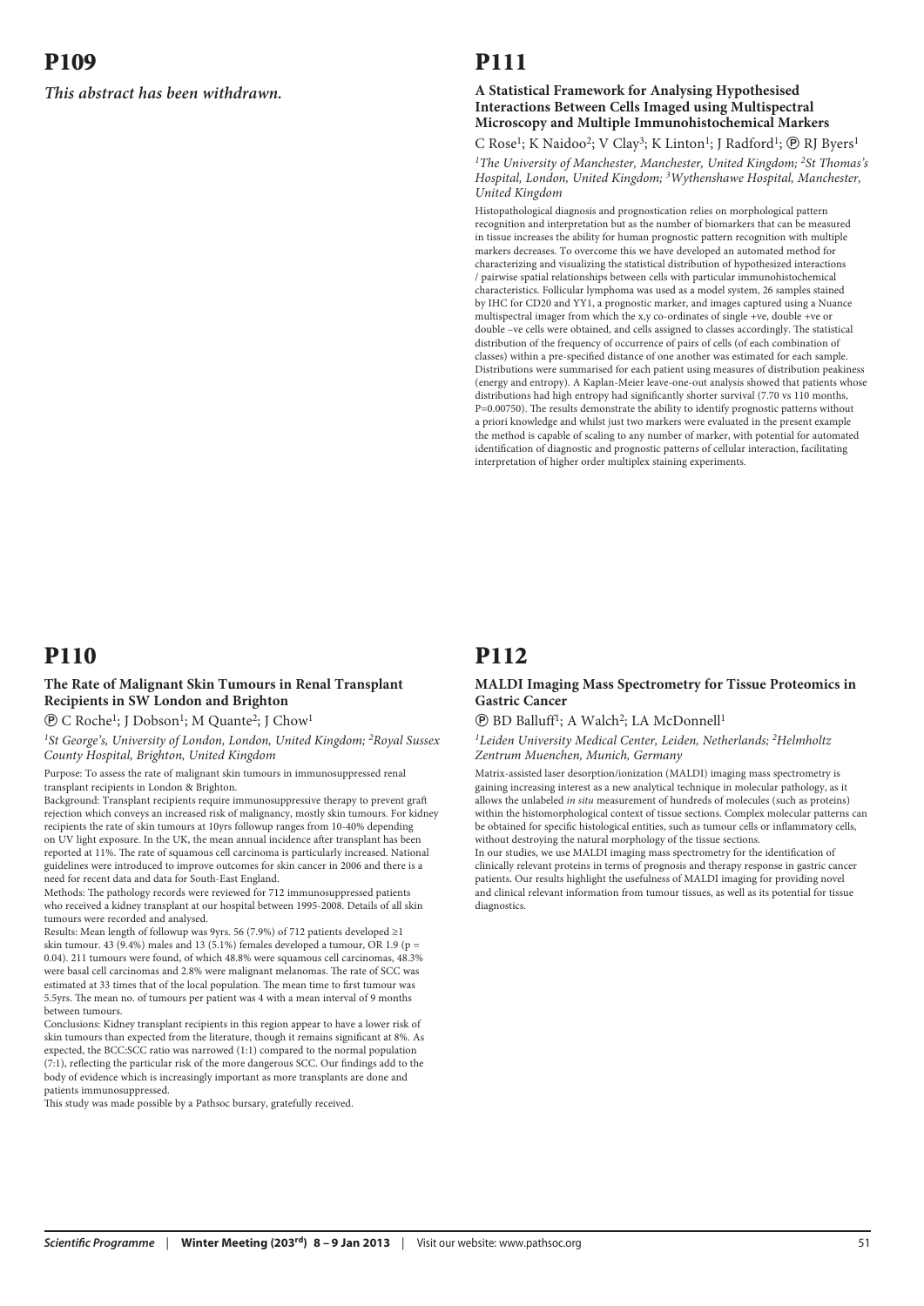# P109

***This abstract has been withdrawn.***

# P110

### The Rate of Malignant Skin Tumours in Renal Transplant Recipients in SW London and Brighton

Ⓟ C Roche[1]; J Dobson[1]; M Quante[2]; J Chow[1]

*[1]St George's, University of London, London, United Kingdom; [2]Royal Sussex County Hospital, Brighton, United Kingdom*

Purpose: To assess the rate of malignant skin tumours in immunosuppressed renal transplant recipients in London & Brighton.

Background: Transplant recipients require immunosuppressive therapy to prevent graft rejection which conveys an increased risk of malignancy, mostly skin tumours. For kidney recipients the rate of skin tumours at 10yrs followup ranges from 10-40% depending on UV light exposure. In the UK, the mean annual incidence after transplant has been reported at 11%. The rate of squamous cell carcinoma is particularly increased. National guidelines were introduced to improve outcomes for skin cancer in 2006 and there is a need for recent data and data for South-East England.

Methods: The pathology records were reviewed for 712 immunosuppressed patients who received a kidney transplant at our hospital between 1995-2008. Details of all skin tumours were recorded and analysed.

Results: Mean length of followup was 9yrs. 56 (7.9%) of 712 patients developed ≥1 skin tumour. 43 (9.4%) males and 13 (5.1%) females developed a tumour, OR 1.9 ($p = 0.04$). 211 tumours were found, of which 48.8% were squamous cell carcinomas, 48.3% were basal cell carcinomas and 2.8% were malignant melanomas. The rate of SCC was estimated at 33 times that of the local population. The mean time to first tumour was 5.5yrs. The mean no. of tumours per patient was 4 with a mean interval of 9 months between tumours.

Conclusions: Kidney transplant recipients in this region appear to have a lower risk of skin tumours than expected from the literature, though it remains significant at 8%. As expected, the BCC:SCC ratio was narrowed (1:1) compared to the normal population (7:1), reflecting the particular risk of the more dangerous SCC. Our findings add to the body of evidence which is increasingly important as more transplants are done and patients immunosuppressed.

This study was made possible by a Pathsoc bursary, gratefully received.

# P111

### A Statistical Framework for Analysing Hypothesised Interactions Between Cells Imaged using Multispectral Microscopy and Multiple Immunohistochemical Markers

C Rose[1]; K Naidoo[2]; V Clay[3]; K Linton[1]; J Radford[1]; Ⓟ RJ Byers[1]

*[1]The University of Manchester, Manchester, United Kingdom; [2]St Thomas's Hospital, London, United Kingdom; [3]Wythenshawe Hospital, Manchester, United Kingdom*

Histopathological diagnosis and prognostication relies on morphological pattern recognition and interpretation but as the number of biomarkers that can be measured in tissue increases the ability for human prognostic pattern recognition with multiple markers decreases. To overcome this we have developed an automated method for characterizing and visualizing the statistical distribution of hypothesized interactions / pairwise spatial relationships between cells with particular immunohistochemical characteristics. Follicular lymphoma was used as a model system, 26 samples stained by IHC for CD20 and YY1, a prognostic marker, and images captured using a Nuance multispectral imager from which the x,y co-ordinates of single +ve, double +ve or double –ve cells were obtained, and cells assigned to classes accordingly. The statistical distribution of the frequency of occurrence of pairs of cells (of each combination of classes) within a pre-specified distance of one another was estimated for each sample. Distributions were summarised for each patient using measures of distribution peakiness (energy and entropy). A Kaplan-Meier leave-one-out analysis showed that patients whose distributions had high entropy had significantly shorter survival (7.70 vs 110 months, $P=0.00750$). The results demonstrate the ability to identify prognostic patterns without a priori knowledge and whilst just two markers were evaluated in the present example the method is capable of scaling to any number of marker, with potential for automated identification of diagnostic and prognostic patterns of cellular interaction, facilitating interpretation of higher order multiplex staining experiments.

# P112

### MALDI Imaging Mass Spectrometry for Tissue Proteomics in Gastric Cancer

Ⓟ BD Balluff[1]; A Walch[2]; LA McDonnell[1]

*[1]Leiden University Medical Center, Leiden, Netherlands; [2]Helmholtz Zentrum Muenchen, Munich, Germany*

Matrix-assisted laser desorption/ionization (MALDI) imaging mass spectrometry is gaining increasing interest as a new analytical technique in molecular pathology, as it allows the unlabeled *in situ* measurement of hundreds of molecules (such as proteins) within the histomorphological context of tissue sections. Complex molecular patterns can be obtained for specific histological entities, such as tumour cells or inflammatory cells, without destroying the natural morphology of the tissue sections.

In our studies, we use MALDI imaging mass spectrometry for the identification of clinically relevant proteins in terms of prognosis and therapy response in gastric cancer patients. Our results highlight the usefulness of MALDI imaging for providing novel and clinical relevant information from tumour tissues, as well as its potential for tissue diagnostics.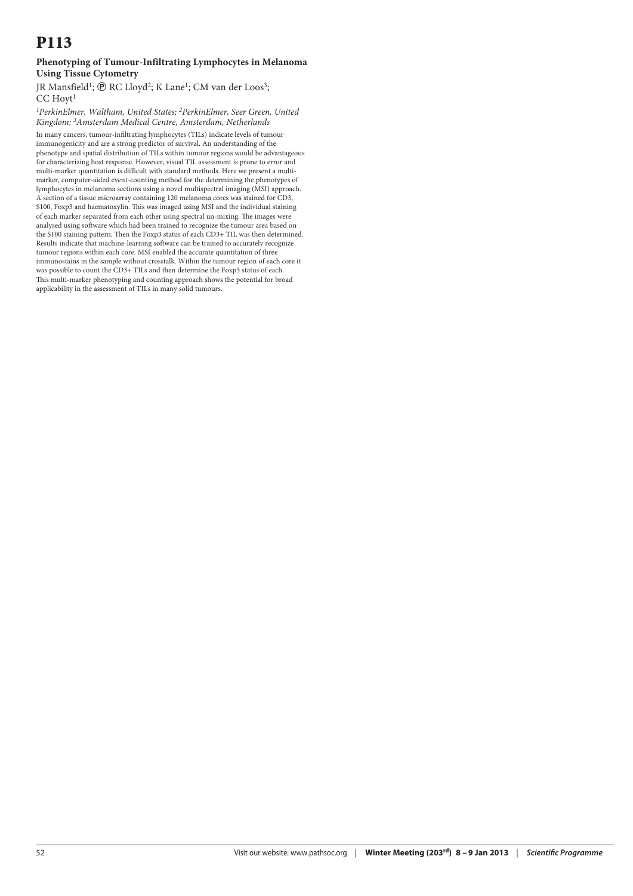# P113

### Phenotyping of Tumour-Infiltrating Lymphocytes in Melanoma Using Tissue Cytometry

JR Mansfield[1]; Ⓟ RC Lloyd[2]; K Lane[1]; CM van der Loos[3]; CC Hoyt[1]

*[1]PerkinElmer, Waltham, United States; [2]PerkinElmer, Seer Green, United Kingdom; [3]Amsterdam Medical Centre, Amsterdam, Netherlands*

In many cancers, tumour-infiltrating lymphocytes (TILs) indicate levels of tumour immunogenicity and are a strong predictor of survival. An understanding of the phenotype and spatial distribution of TILs within tumour regions would be advantageous for characterizing host response. However, visual TIL assessment is prone to error and multi-marker quantitation is difficult with standard methods. Here we present a multi-marker, computer-aided event-counting method for the determining the phenotypes of lymphocytes in melanoma sections using a novel multispectral imaging (MSI) approach. A section of a tissue microarray containing 120 melanoma cores was stained for CD3, S100, Foxp3 and haematoxylin. This was imaged using MSI and the individual staining of each marker separated from each other using spectral un-mixing. The images were analysed using software which had been trained to recognize the tumour area based on the S100 staining pattern. Then the Foxp3 status of each CD3+ TIL was then determined. Results indicate that machine-learning software can be trained to accurately recognize tumour regions within each core. MSI enabled the accurate quantitation of three immunostains in the sample without crosstalk. Within the tumour region of each core it was possible to count the CD3+ TILs and then determine the Foxp3 status of each. This multi-marker phenotyping and counting approach shows the potential for broad applicability in the assessment of TILs in many solid tumours.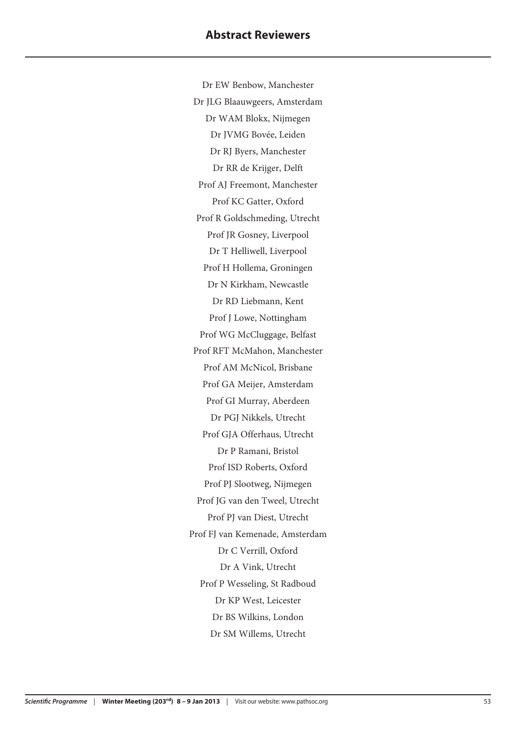## Abstract Reviewers

Dr EW Benbow, Manchester

Dr JLG Blaauwgeers, Amsterdam

Dr WAM Blokx, Nijmegen

Dr JVMG Bovée, Leiden

Dr RJ Byers, Manchester

Dr RR de Krijger, Delft

Prof AJ Freemont, Manchester

Prof KC Gatter, Oxford

Prof R Goldschmeding, Utrecht

Prof JR Gosney, Liverpool

Dr T Helliwell, Liverpool

Prof H Hollema, Groningen

Dr N Kirkham, Newcastle

Dr RD Liebmann, Kent

Prof J Lowe, Nottingham

Prof WG McCluggage, Belfast

Prof RFT McMahon, Manchester

Prof AM McNicol, Brisbane

Prof GA Meijer, Amsterdam

Prof GI Murray, Aberdeen

Dr PGJ Nikkels, Utrecht

Prof GJA Offerhaus, Utrecht

Dr P Ramani, Bristol

Prof ISD Roberts, Oxford

Prof PJ Slootweg, Nijmegen

Prof JG van den Tweel, Utrecht

Prof PJ van Diest, Utrecht

Prof FJ van Kemenade, Amsterdam

Dr C Verrill, Oxford

Dr A Vink, Utrecht

Prof P Wesseling, St Radboud

Dr KP West, Leicester

Dr BS Wilkins, London

Dr SM Willems, Utrecht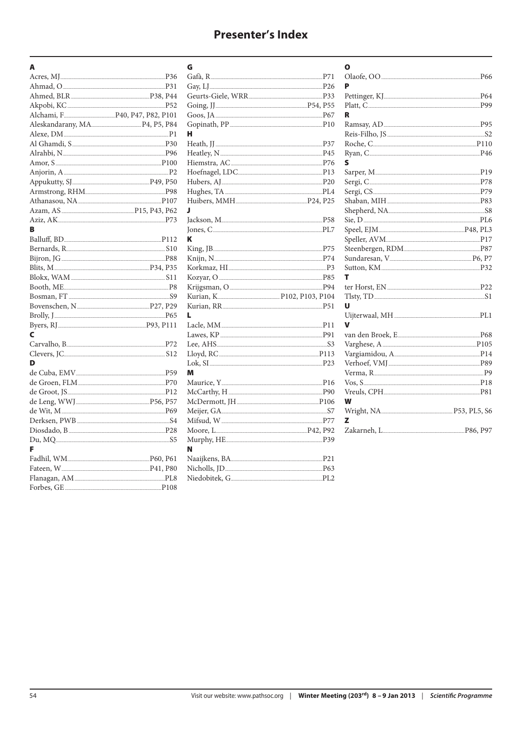# Presenter's Index

**A**

Acres, MJ ... P36
Ahmad, O ... P31
Ahmed, BLR ... P38, P44
Akpobi, KC ... P52
Alchami, F ... P40, P47, P82, P101
Aleskandarany, MA ... P4, P5, P84
Alexe, DM ... P1
Al Ghamdi, S ... P30
Alrahbi, N ... P96
Amor, S ... P100
Anjorin, A ... P2
Appukutty, SJ ... P49, P50
Armstrong, RHM ... P98
Athanasou, NA ... P107
Azam, AS ... P15, P43, P62
Aziz, AK ... P73

**B**

Balluff, BD ... P112
Bernards, R ... S10
Bijron, JG ... P88
Blits, M ... P34, P35
Blokx, WAM ... S11
Booth, ME ... P8
Bosman, FT ... S9
Bovenschen, N ... P27, P29
Brolly, J ... P65
Byers, RJ ... P93, P111

**C**

Carvalho, B ... P72
Clevers, JC ... S12

**D**

de Cuba, EMV ... P59
de Groen, FLM ... P70
de Groot, JS ... P12
de Leng, WWJ ... P56, P57
de Wit, M ... P69
Derksen, PWB ... S4
Diosdado, B ... P28
Du, MQ ... S5

**F**

Fadhil, WM ... P60, P61
Fateen, W ... P41, P80
Flanagan, AM ... PL8
Forbes, GE ... P108

**G**

Gafà, R ... P71
Gay, LJ ... P26
Geurts-Giele, WRR ... P33
Going, JJ ... P54, P55
Goos, JA ... P67
Gopinath, PP ... P10

**H**

Heath, JJ ... P37
Heatley, N ... P45
Hiemstra, AC ... P76
Hoefnagel, LDC ... P13
Hubers, AJ ... P20
Hughes, TA ... PL4
Huibers, MMH ... P24, P25

**J**

Jackson, M ... P58
Jones, C ... PL7

**K**

King, JB ... P75
Knijn, N ... P74
Korkmaz, HI ... P3
Kozyar, O ... P85
Krijgsman, O ... P94
Kurian, K ... P102, P103, P104
Kurian, RR ... P51

**L**

Lacle, MM ... P11
Lawes, KP ... P91
Lee, AHS ... S3
Lloyd, RC ... P113
Lok, SI ... P23

**M**

Maurice, Y ... P16
McCarthy, H ... P90
McDermott, JH ... P106
Meijer, GA ... S7
Mifsud, W ... P77
Moore, L ... P42, P92
Murphy, HE ... P39

**N**

Naaijkens, BA ... P21
Nicholls, JD ... P63
Niedobitek, G ... PL2

**O**

Olaofe, OO ... P66

**P**

Pettinger, KJ ... P64
Platt, C ... P99

**R**

Ramsay, AD ... P95
Reis-Filho, JS ... S2
Roche, C ... P110
Ryan, C ... P46

**S**

Sarper, M ... P19
Sergi, C ... P78
Sergi, CS ... P79
Shaban, MIH ... P83
Shepherd, NA ... S8
Sie, D ... PL6
Speel, EJM ... P48, PL3
Speller, AVM ... P17
Steenbergen, RDM ... P87
Sundaresan, V ... P6, P7
Sutton, KM ... P32

**T**

ter Horst, EN ... P22
Tlsty, TD ... S1

**U**

Uijterwaal, MH ... PL1

**V**

van den Broek, E ... P68
Varghese, A ... P105
Vargiamidou, A ... P14
Verhoef, VMJ ... P89
Verma, R ... P9
Vos, S ... P18
Vreuls, CPH ... P81

**W**

Wright, NA ... P53, PL5, S6

**Z**

Zakarneh, L ... P86, P97